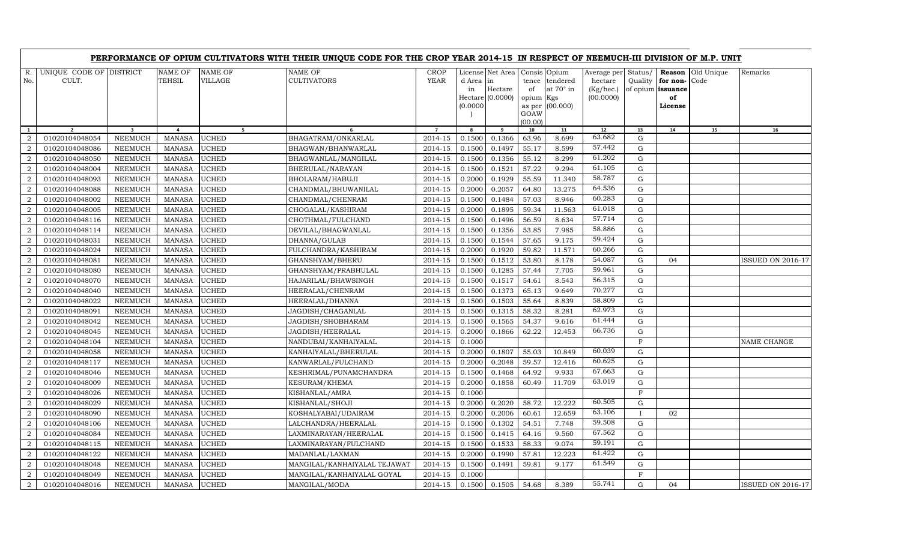## PERFORMANCE OF OPIUM CULTIVATORS WITH THEIR UNIQUE CODE FOR THE CROP YEAR 2014-15 IN RESPECT OF NEEMUCH-III DIVISION OF M.P. UNIT

| R. No. | UNIQUE CODE OF CULT. | DISTRICT | NAME OF TEHSIL | NAME OF VILLAGE | NAME OF CULTIVATORS | CROP YEAR | License d Area in Hectare (0.0000) | Net Area in Hectare (0.0000) | Consis tence of opium as per GOAW (00.00) | Opium tendered at 70° in Kgs (00.000) | Average per hectare (Kg/hec.) (00.0000) | Status/ Quality of opium | Reason for non-issuance of License | Old Unique Code | Remarks |
|---|---|---|---|---|---|---|---|---|---|---|---|---|---|---|---|
| 1 | 2 | 3 | 4 | 5 | 6 | 7 | 8 | 9 | 10 | 11 | 12 | 13 | 14 | 15 | 16 |
| 2 | 01020104048054 | NEEMUCH | MANASA | UCHED | BHAGATRAM/ONKARLAL | 2014-15 | 0.1500 | 0.1366 | 63.96 | 8.699 | 63.682 | G | | | |
| 2 | 01020104048086 | NEEMUCH | MANASA | UCHED | BHAGWAN/BHANWARLAL | 2014-15 | 0.1500 | 0.1497 | 55.17 | 8.599 | 57.442 | G | | | |
| 2 | 01020104048050 | NEEMUCH | MANASA | UCHED | BHAGWANLAL/MANGILAL | 2014-15 | 0.1500 | 0.1356 | 55.12 | 8.299 | 61.202 | G | | | |
| 2 | 01020104048004 | NEEMUCH | MANASA | UCHED | BHERULAL/NARAYAN | 2014-15 | 0.1500 | 0.1521 | 57.22 | 9.294 | 61.105 | G | | | |
| 2 | 01020104048093 | NEEMUCH | MANASA | UCHED | BHOLARAM/HABUJI | 2014-15 | 0.2000 | 0.1929 | 55.59 | 11.340 | 58.787 | G | | | |
| 2 | 01020104048088 | NEEMUCH | MANASA | UCHED | CHANDMAL/BHUWANILAL | 2014-15 | 0.2000 | 0.2057 | 64.80 | 13.275 | 64.536 | G | | | |
| 2 | 01020104048002 | NEEMUCH | MANASA | UCHED | CHANDMAL/CHENRAM | 2014-15 | 0.1500 | 0.1484 | 57.03 | 8.946 | 60.283 | G | | | |
| 2 | 01020104048005 | NEEMUCH | MANASA | UCHED | CHOGALAL/KASHIRAM | 2014-15 | 0.2000 | 0.1895 | 59.34 | 11.563 | 61.018 | G | | | |
| 2 | 01020104048116 | NEEMUCH | MANASA | UCHED | CHOTHMAL/FULCHAND | 2014-15 | 0.1500 | 0.1496 | 56.59 | 8.634 | 57.714 | G | | | |
| 2 | 01020104048114 | NEEMUCH | MANASA | UCHED | DEVILAL/BHAGWANLAL | 2014-15 | 0.1500 | 0.1356 | 53.85 | 7.985 | 58.886 | G | | | |
| 2 | 01020104048031 | NEEMUCH | MANASA | UCHED | DHANNA/GULAB | 2014-15 | 0.1500 | 0.1544 | 57.65 | 9.175 | 59.424 | G | | | |
| 2 | 01020104048024 | NEEMUCH | MANASA | UCHED | FULCHANDRA/KASHIRAM | 2014-15 | 0.2000 | 0.1920 | 59.82 | 11.571 | 60.266 | G | | | |
| 2 | 01020104048081 | NEEMUCH | MANASA | UCHED | GHANSHYAM/BHERU | 2014-15 | 0.1500 | 0.1512 | 53.80 | 8.178 | 54.087 | G | 04 | | ISSUED ON 2016-17 |
| 2 | 01020104048080 | NEEMUCH | MANASA | UCHED | GHANSHYAM/PRABHULAL | 2014-15 | 0.1500 | 0.1285 | 57.44 | 7.705 | 59.961 | G | | | |
| 2 | 01020104048070 | NEEMUCH | MANASA | UCHED | HAJARILAL/BHAWSINGH | 2014-15 | 0.1500 | 0.1517 | 54.61 | 8.543 | 56.315 | G | | | |
| 2 | 01020104048040 | NEEMUCH | MANASA | UCHED | HEERALAL/CHENRAM | 2014-15 | 0.1500 | 0.1373 | 65.13 | 9.649 | 70.277 | G | | | |
| 2 | 01020104048022 | NEEMUCH | MANASA | UCHED | HEERALAL/DHANNA | 2014-15 | 0.1500 | 0.1503 | 55.64 | 8.839 | 58.809 | G | | | |
| 2 | 01020104048091 | NEEMUCH | MANASA | UCHED | JAGDISH/CHAGANLAL | 2014-15 | 0.1500 | 0.1315 | 58.32 | 8.281 | 62.973 | G | | | |
| 2 | 01020104048042 | NEEMUCH | MANASA | UCHED | JAGDISH/SHOBHARAM | 2014-15 | 0.1500 | 0.1565 | 54.37 | 9.616 | 61.444 | G | | | |
| 2 | 01020104048045 | NEEMUCH | MANASA | UCHED | JAGDISH/HEERALAL | 2014-15 | 0.2000 | 0.1866 | 62.22 | 12.453 | 66.736 | G | | | |
| 2 | 01020104048104 | NEEMUCH | MANASA | UCHED | NANDUBAI/KANHAIYALAL | 2014-15 | 0.1000 | | | | | F | | | NAME CHANGE |
| 2 | 01020104048058 | NEEMUCH | MANASA | UCHED | KANHAIYALAL/BHERULAL | 2014-15 | 0.2000 | 0.1807 | 55.03 | 10.849 | 60.039 | G | | | |
| 2 | 01020104048117 | NEEMUCH | MANASA | UCHED | KANWARLAL/FULCHAND | 2014-15 | 0.2000 | 0.2048 | 59.57 | 12.416 | 60.625 | G | | | |
| 2 | 01020104048046 | NEEMUCH | MANASA | UCHED | KESHRIMAL/PUNAMCHANDRA | 2014-15 | 0.1500 | 0.1468 | 64.92 | 9.933 | 67.663 | G | | | |
| 2 | 01020104048009 | NEEMUCH | MANASA | UCHED | KESURAM/KHEMA | 2014-15 | 0.2000 | 0.1858 | 60.49 | 11.709 | 63.019 | G | | | |
| 2 | 01020104048026 | NEEMUCH | MANASA | UCHED | KISHANLAL/AMRA | 2014-15 | 0.1000 | | | | | F | | | |
| 2 | 01020104048029 | NEEMUCH | MANASA | UCHED | KISHANLAL/SHOJI | 2014-15 | 0.2000 | 0.2020 | 58.72 | 12.222 | 60.505 | G | | | |
| 2 | 01020104048090 | NEEMUCH | MANASA | UCHED | KOSHALYABAI/UDAIRAM | 2014-15 | 0.2000 | 0.2006 | 60.61 | 12.659 | 63.106 | I | 02 | | |
| 2 | 01020104048106 | NEEMUCH | MANASA | UCHED | LALCHANDRA/HEERALAL | 2014-15 | 0.1500 | 0.1302 | 54.51 | 7.748 | 59.508 | G | | | |
| 2 | 01020104048084 | NEEMUCH | MANASA | UCHED | LAXMINARAYAN/HEERALAL | 2014-15 | 0.1500 | 0.1415 | 64.16 | 9.560 | 67.562 | G | | | |
| 2 | 01020104048115 | NEEMUCH | MANASA | UCHED | LAXMINARAYAN/FULCHAND | 2014-15 | 0.1500 | 0.1533 | 58.33 | 9.074 | 59.191 | G | | | |
| 2 | 01020104048122 | NEEMUCH | MANASA | UCHED | MADANLAL/LAXMAN | 2014-15 | 0.2000 | 0.1990 | 57.81 | 12.223 | 61.422 | G | | | |
| 2 | 01020104048048 | NEEMUCH | MANASA | UCHED | MANGILAL/KANHAIYALAL TEJAWAT | 2014-15 | 0.1500 | 0.1491 | 59.81 | 9.177 | 61.549 | G | | | |
| 2 | 01020104048049 | NEEMUCH | MANASA | UCHED | MANGILAL/KANHAIYALAL GOYAL | 2014-15 | 0.1000 | | | | | F | | | |
| 2 | 01020104048016 | NEEMUCH | MANASA | UCHED | MANGILAL/MODA | 2014-15 | 0.1500 | 0.1505 | 54.68 | 8.389 | 55.741 | G | 04 | | ISSUED ON 2016-17 |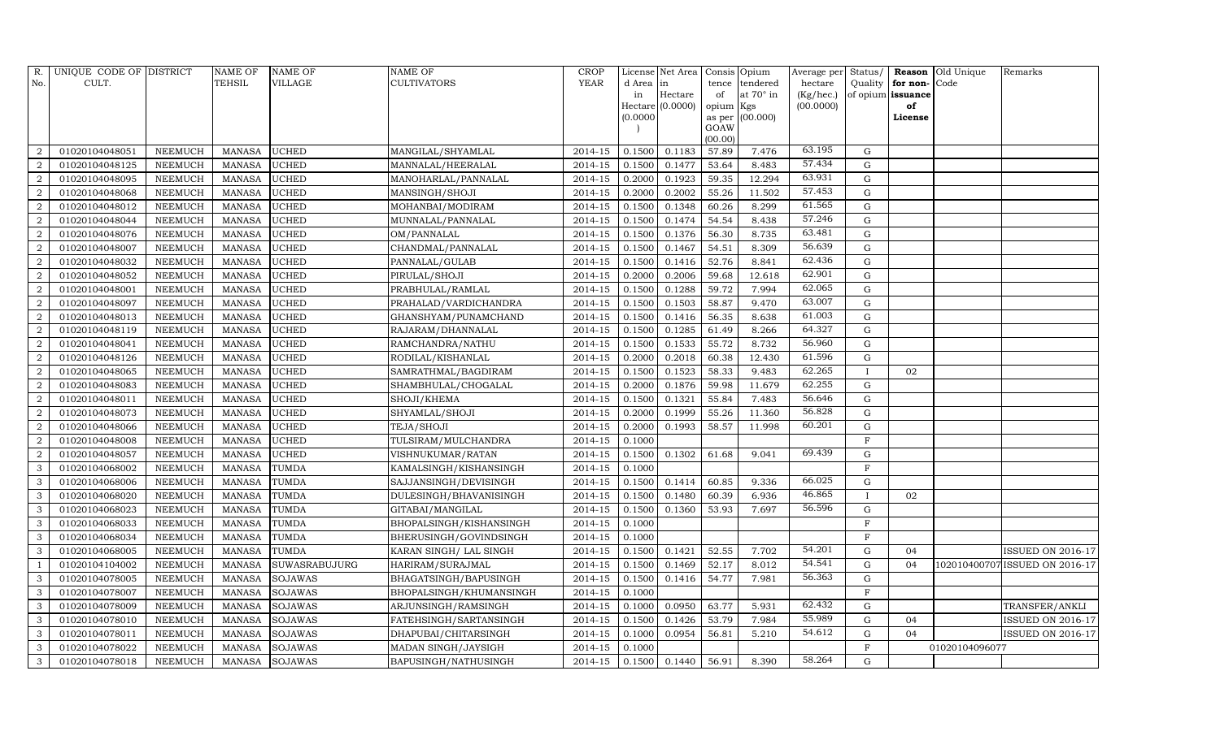| R. No. | UNIQUE CODE OF CULT. | DISTRICT | NAME OF TEHSIL | NAME OF VILLAGE | NAME OF CULTIVATORS | CROP YEAR | License d Area in Hectare (0.0000) | Net Area in Hectare (0.0000) | Consis tence of opium as per GOAW (00.00) | Opium tendered at 70° in Kgs (00.000) | Average per hectare (Kg/hec.) (00.0000) | Status/ Quality of opium | Reason for non-issuance of License | Old Unique Code | Remarks |
|---|---|---|---|---|---|---|---|---|---|---|---|---|---|---|---|
| 2 | 01020104048051 | NEEMUCH | MANASA | UCHED | MANGILAL/SHYAMLAL | 2014-15 | 0.1500 | 0.1183 | 57.89 | 7.476 | 63.195 | G | | | |
| 2 | 01020104048125 | NEEMUCH | MANASA | UCHED | MANNALAL/HEERALAL | 2014-15 | 0.1500 | 0.1477 | 53.64 | 8.483 | 57.434 | G | | | |
| 2 | 01020104048095 | NEEMUCH | MANASA | UCHED | MANOHARLAL/PANNALAL | 2014-15 | 0.2000 | 0.1923 | 59.35 | 12.294 | 63.931 | G | | | |
| 2 | 01020104048068 | NEEMUCH | MANASA | UCHED | MANSINGH/SHOJI | 2014-15 | 0.2000 | 0.2002 | 55.26 | 11.502 | 57.453 | G | | | |
| 2 | 01020104048012 | NEEMUCH | MANASA | UCHED | MOHANBAI/MODIRAM | 2014-15 | 0.1500 | 0.1348 | 60.26 | 8.299 | 61.565 | G | | | |
| 2 | 01020104048044 | NEEMUCH | MANASA | UCHED | MUNNALAL/PANNALAL | 2014-15 | 0.1500 | 0.1474 | 54.54 | 8.438 | 57.246 | G | | | |
| 2 | 01020104048076 | NEEMUCH | MANASA | UCHED | OM/PANNALAL | 2014-15 | 0.1500 | 0.1376 | 56.30 | 8.735 | 63.481 | G | | | |
| 2 | 01020104048007 | NEEMUCH | MANASA | UCHED | CHANDMAL/PANNALAL | 2014-15 | 0.1500 | 0.1467 | 54.51 | 8.309 | 56.639 | G | | | |
| 2 | 01020104048032 | NEEMUCH | MANASA | UCHED | PANNALAL/GULAB | 2014-15 | 0.1500 | 0.1416 | 52.76 | 8.841 | 62.436 | G | | | |
| 2 | 01020104048052 | NEEMUCH | MANASA | UCHED | PIRULAL/SHOJI | 2014-15 | 0.2000 | 0.2006 | 59.68 | 12.618 | 62.901 | G | | | |
| 2 | 01020104048001 | NEEMUCH | MANASA | UCHED | PRABHULAL/RAMLAL | 2014-15 | 0.1500 | 0.1288 | 59.72 | 7.994 | 62.065 | G | | | |
| 2 | 01020104048097 | NEEMUCH | MANASA | UCHED | PRAHALAD/VARDICHANDRA | 2014-15 | 0.1500 | 0.1503 | 58.87 | 9.470 | 63.007 | G | | | |
| 2 | 01020104048013 | NEEMUCH | MANASA | UCHED | GHANSHYAM/PUNAMCHAND | 2014-15 | 0.1500 | 0.1416 | 56.35 | 8.638 | 61.003 | G | | | |
| 2 | 01020104048119 | NEEMUCH | MANASA | UCHED | RAJARAM/DHANNALAL | 2014-15 | 0.1500 | 0.1285 | 61.49 | 8.266 | 64.327 | G | | | |
| 2 | 01020104048041 | NEEMUCH | MANASA | UCHED | RAMCHANDRA/NATHU | 2014-15 | 0.1500 | 0.1533 | 55.72 | 8.732 | 56.960 | G | | | |
| 2 | 01020104048126 | NEEMUCH | MANASA | UCHED | RODILAL/KISHANLAL | 2014-15 | 0.2000 | 0.2018 | 60.38 | 12.430 | 61.596 | G | | | |
| 2 | 01020104048065 | NEEMUCH | MANASA | UCHED | SAMRATHMAL/BAGDIRAM | 2014-15 | 0.1500 | 0.1523 | 58.33 | 9.483 | 62.265 | I | 02 | | |
| 2 | 01020104048083 | NEEMUCH | MANASA | UCHED | SHAMBHULAL/CHOGALAL | 2014-15 | 0.2000 | 0.1876 | 59.98 | 11.679 | 62.255 | G | | | |
| 2 | 01020104048011 | NEEMUCH | MANASA | UCHED | SHOJI/KHEMA | 2014-15 | 0.1500 | 0.1321 | 55.84 | 7.483 | 56.646 | G | | | |
| 2 | 01020104048073 | NEEMUCH | MANASA | UCHED | SHYAMLAL/SHOJI | 2014-15 | 0.2000 | 0.1999 | 55.26 | 11.360 | 56.828 | G | | | |
| 2 | 01020104048066 | NEEMUCH | MANASA | UCHED | TEJA/SHOJI | 2014-15 | 0.2000 | 0.1993 | 58.57 | 11.998 | 60.201 | G | | | |
| 2 | 01020104048008 | NEEMUCH | MANASA | UCHED | TULSIRAM/MULCHANDRA | 2014-15 | 0.1000 | | | | | F | | | |
| 2 | 01020104048057 | NEEMUCH | MANASA | UCHED | VISHNUKUMAR/RATAN | 2014-15 | 0.1500 | 0.1302 | 61.68 | 9.041 | 69.439 | G | | | |
| 3 | 01020104068002 | NEEMUCH | MANASA | TUMDA | KAMALSINGH/KISHANSINGH | 2014-15 | 0.1000 | | | | | F | | | |
| 3 | 01020104068006 | NEEMUCH | MANASA | TUMDA | SAJJANSINGH/DEVISINGH | 2014-15 | 0.1500 | 0.1414 | 60.85 | 9.336 | 66.025 | G | | | |
| 3 | 01020104068020 | NEEMUCH | MANASA | TUMDA | DULESINGH/BHAVANISINGH | 2014-15 | 0.1500 | 0.1480 | 60.39 | 6.936 | 46.865 | I | 02 | | |
| 3 | 01020104068023 | NEEMUCH | MANASA | TUMDA | GITABAI/MANGILAL | 2014-15 | 0.1500 | 0.1360 | 53.93 | 7.697 | 56.596 | G | | | |
| 3 | 01020104068033 | NEEMUCH | MANASA | TUMDA | BHOPALSINGH/KISHANSINGH | 2014-15 | 0.1000 | | | | | F | | | |
| 3 | 01020104068034 | NEEMUCH | MANASA | TUMDA | BHERUSINGH/GOVINDSINGH | 2014-15 | 0.1000 | | | | | F | | | |
| 3 | 01020104068005 | NEEMUCH | MANASA | TUMDA | KARAN SINGH/ LAL SINGH | 2014-15 | 0.1500 | 0.1421 | 52.55 | 7.702 | 54.201 | G | 04 | | ISSUED ON 2016-17 |
| 1 | 01020104104002 | NEEMUCH | MANASA | SUWASRABUJURG | HARIRAM/SURAJMAL | 2014-15 | 0.1500 | 0.1469 | 52.17 | 8.012 | 54.541 | G | 04 | 102010400707 | ISSUED ON 2016-17 |
| 3 | 01020104078005 | NEEMUCH | MANASA | SOJAWAS | BHAGATSINGH/BAPUSINGH | 2014-15 | 0.1500 | 0.1416 | 54.77 | 7.981 | 56.363 | G | | | |
| 3 | 01020104078007 | NEEMUCH | MANASA | SOJAWAS | BHOPALSINGH/KHUMANSINGH | 2014-15 | 0.1000 | | | | | F | | | |
| 3 | 01020104078009 | NEEMUCH | MANASA | SOJAWAS | ARJUNSINGH/RAMSINGH | 2014-15 | 0.1000 | 0.0950 | 63.77 | 5.931 | 62.432 | G | | | TRANSFER/ANKLI |
| 3 | 01020104078010 | NEEMUCH | MANASA | SOJAWAS | FATEHSINGH/SARTANSINGH | 2014-15 | 0.1500 | 0.1426 | 53.79 | 7.984 | 55.989 | G | 04 | | ISSUED ON 2016-17 |
| 3 | 01020104078011 | NEEMUCH | MANASA | SOJAWAS | DHAPUBAI/CHITARSINGH | 2014-15 | 0.1000 | 0.0954 | 56.81 | 5.210 | 54.612 | G | 04 | | ISSUED ON 2016-17 |
| 3 | 01020104078022 | NEEMUCH | MANASA | SOJAWAS | MADAN SINGH/JAYSIGH | 2014-15 | 0.1000 | | | | | F | | 01020104096077 | |
| 3 | 01020104078018 | NEEMUCH | MANASA | SOJAWAS | BAPUSINGH/NATHUSINGH | 2014-15 | 0.1500 | 0.1440 | 56.91 | 8.390 | 58.264 | G | | | |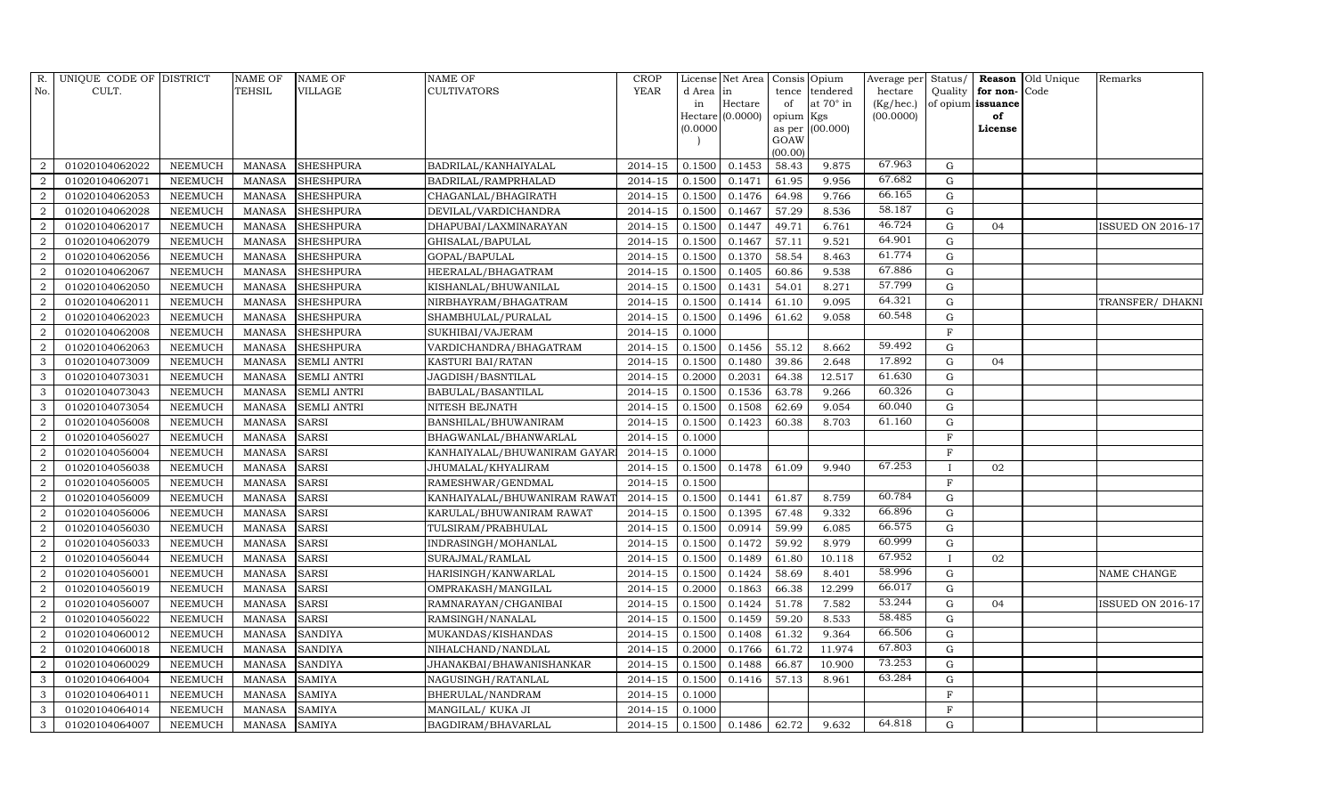| R. No. | UNIQUE CODE OF CULT. | DISTRICT | NAME OF TEHSIL | NAME OF VILLAGE | NAME OF CULTIVATORS | CROP YEAR | License d Area in Hectare (0.0000) | Net Area in Hectare (0.0000) | Consis tence of opium as per GOAW (00.00) | Opium tendered at 70° in Kgs (00.000) | Average per hectare (Kg/hec.) (00.0000) | Status/ Quality of opium | Reason for non-issuance of License | Old Unique Code | Remarks |
|---|---|---|---|---|---|---|---|---|---|---|---|---|---|---|---|
| 2 | 01020104062022 | NEEMUCH | MANASA | SHESHPURA | BADRILAL/KANHAIYALAL | 2014-15 | 0.1500 | 0.1453 | 58.43 | 9.875 | 67.963 | G | | | |
| 2 | 01020104062071 | NEEMUCH | MANASA | SHESHPURA | BADRILAL/RAMPRHALAD | 2014-15 | 0.1500 | 0.1471 | 61.95 | 9.956 | 67.682 | G | | | |
| 2 | 01020104062053 | NEEMUCH | MANASA | SHESHPURA | CHAGANLAL/BHAGIRATH | 2014-15 | 0.1500 | 0.1476 | 64.98 | 9.766 | 66.165 | G | | | |
| 2 | 01020104062028 | NEEMUCH | MANASA | SHESHPURA | DEVILAL/VARDICHANDRA | 2014-15 | 0.1500 | 0.1467 | 57.29 | 8.536 | 58.187 | G | | | |
| 2 | 01020104062017 | NEEMUCH | MANASA | SHESHPURA | DHAPUBAI/LAXMINARAYAN | 2014-15 | 0.1500 | 0.1447 | 49.71 | 6.761 | 46.724 | G | 04 | | ISSUED ON 2016-17 |
| 2 | 01020104062079 | NEEMUCH | MANASA | SHESHPURA | GHISALAL/BAPULAL | 2014-15 | 0.1500 | 0.1467 | 57.11 | 9.521 | 64.901 | G | | | |
| 2 | 01020104062056 | NEEMUCH | MANASA | SHESHPURA | GOPAL/BAPULAL | 2014-15 | 0.1500 | 0.1370 | 58.54 | 8.463 | 61.774 | G | | | |
| 2 | 01020104062067 | NEEMUCH | MANASA | SHESHPURA | HEERALAL/BHAGATRAM | 2014-15 | 0.1500 | 0.1405 | 60.86 | 9.538 | 67.886 | G | | | |
| 2 | 01020104062050 | NEEMUCH | MANASA | SHESHPURA | KISHANLAL/BHUWANILAL | 2014-15 | 0.1500 | 0.1431 | 54.01 | 8.271 | 57.799 | G | | | |
| 2 | 01020104062011 | NEEMUCH | MANASA | SHESHPURA | NIRBHAYRAM/BHAGATRAM | 2014-15 | 0.1500 | 0.1414 | 61.10 | 9.095 | 64.321 | G | | | TRANSFER/ DHAKNI |
| 2 | 01020104062023 | NEEMUCH | MANASA | SHESHPURA | SHAMBHULAL/PURALAL | 2014-15 | 0.1500 | 0.1496 | 61.62 | 9.058 | 60.548 | G | | | |
| 2 | 01020104062008 | NEEMUCH | MANASA | SHESHPURA | SUKHIBAI/VAJERAM | 2014-15 | 0.1000 | | | | | F | | | |
| 2 | 01020104062063 | NEEMUCH | MANASA | SHESHPURA | VARDICHANDRA/BHAGATRAM | 2014-15 | 0.1500 | 0.1456 | 55.12 | 8.662 | 59.492 | G | | | |
| 3 | 01020104073009 | NEEMUCH | MANASA | SEMLI ANTRI | KASTURI BAI/RATAN | 2014-15 | 0.1500 | 0.1480 | 39.86 | 2.648 | 17.892 | G | 04 | | |
| 3 | 01020104073031 | NEEMUCH | MANASA | SEMLI ANTRI | JAGDISH/BASNTILAL | 2014-15 | 0.2000 | 0.2031 | 64.38 | 12.517 | 61.630 | G | | | |
| 3 | 01020104073043 | NEEMUCH | MANASA | SEMLI ANTRI | BABULAL/BASANTILAL | 2014-15 | 0.1500 | 0.1536 | 63.78 | 9.266 | 60.326 | G | | | |
| 3 | 01020104073054 | NEEMUCH | MANASA | SEMLI ANTRI | NITESH BEJNATH | 2014-15 | 0.1500 | 0.1508 | 62.69 | 9.054 | 60.040 | G | | | |
| 2 | 01020104056008 | NEEMUCH | MANASA | SARSI | BANSHILAL/BHUWANIRAM | 2014-15 | 0.1500 | 0.1423 | 60.38 | 8.703 | 61.160 | G | | | |
| 2 | 01020104056027 | NEEMUCH | MANASA | SARSI | BHAGWANLAL/BHANWARLAL | 2014-15 | 0.1000 | | | | | F | | | |
| 2 | 01020104056004 | NEEMUCH | MANASA | SARSI | KANHAIYALAL/BHUWANIRAM GAYARI | 2014-15 | 0.1000 | | | | | F | | | |
| 2 | 01020104056038 | NEEMUCH | MANASA | SARSI | JHUMALAL/KHYALIRAM | 2014-15 | 0.1500 | 0.1478 | 61.09 | 9.940 | 67.253 | I | 02 | | |
| 2 | 01020104056005 | NEEMUCH | MANASA | SARSI | RAMESHWAR/GENDMAL | 2014-15 | 0.1500 | | | | | F | | | |
| 2 | 01020104056009 | NEEMUCH | MANASA | SARSI | KANHAIYALAL/BHUWANIRAM RAWAT | 2014-15 | 0.1500 | 0.1441 | 61.87 | 8.759 | 60.784 | G | | | |
| 2 | 01020104056006 | NEEMUCH | MANASA | SARSI | KARULAL/BHUWANIRAM RAWAT | 2014-15 | 0.1500 | 0.1395 | 67.48 | 9.332 | 66.896 | G | | | |
| 2 | 01020104056030 | NEEMUCH | MANASA | SARSI | TULSIRAM/PRABHULAL | 2014-15 | 0.1500 | 0.0914 | 59.99 | 6.085 | 66.575 | G | | | |
| 2 | 01020104056033 | NEEMUCH | MANASA | SARSI | INDRASINGH/MOHANLAL | 2014-15 | 0.1500 | 0.1472 | 59.92 | 8.979 | 60.999 | G | | | |
| 2 | 01020104056044 | NEEMUCH | MANASA | SARSI | SURAJMAL/RAMLAL | 2014-15 | 0.1500 | 0.1489 | 61.80 | 10.118 | 67.952 | I | 02 | | |
| 2 | 01020104056001 | NEEMUCH | MANASA | SARSI | HARISINGH/KANWARLAL | 2014-15 | 0.1500 | 0.1424 | 58.69 | 8.401 | 58.996 | G | | | NAME CHANGE |
| 2 | 01020104056019 | NEEMUCH | MANASA | SARSI | OMPRAKASH/MANGILAL | 2014-15 | 0.2000 | 0.1863 | 66.38 | 12.299 | 66.017 | G | | | |
| 2 | 01020104056007 | NEEMUCH | MANASA | SARSI | RAMNARAYAN/CHGANIBAI | 2014-15 | 0.1500 | 0.1424 | 51.78 | 7.582 | 53.244 | G | 04 | | ISSUED ON 2016-17 |
| 2 | 01020104056022 | NEEMUCH | MANASA | SARSI | RAMSINGH/NANALAL | 2014-15 | 0.1500 | 0.1459 | 59.20 | 8.533 | 58.485 | G | | | |
| 2 | 01020104060012 | NEEMUCH | MANASA | SANDIYA | MUKANDAS/KISHANDAS | 2014-15 | 0.1500 | 0.1408 | 61.32 | 9.364 | 66.506 | G | | | |
| 2 | 01020104060018 | NEEMUCH | MANASA | SANDIYA | NIHALCHAND/NANDLAL | 2014-15 | 0.2000 | 0.1766 | 61.72 | 11.974 | 67.803 | G | | | |
| 2 | 01020104060029 | NEEMUCH | MANASA | SANDIYA | JHANAKBAI/BHAWANISHANKAR | 2014-15 | 0.1500 | 0.1488 | 66.87 | 10.900 | 73.253 | G | | | |
| 3 | 01020104064004 | NEEMUCH | MANASA | SAMIYA | NAGUSINGH/RATANLAL | 2014-15 | 0.1500 | 0.1416 | 57.13 | 8.961 | 63.284 | G | | | |
| 3 | 01020104064011 | NEEMUCH | MANASA | SAMIYA | BHERULAL/NANDRAM | 2014-15 | 0.1000 | | | | | F | | | |
| 3 | 01020104064014 | NEEMUCH | MANASA | SAMIYA | MANGILAL/ KUKA JI | 2014-15 | 0.1000 | | | | | F | | | |
| 3 | 01020104064007 | NEEMUCH | MANASA | SAMIYA | BAGDIRAM/BHAVARLAL | 2014-15 | 0.1500 | 0.1486 | 62.72 | 9.632 | 64.818 | G | | | |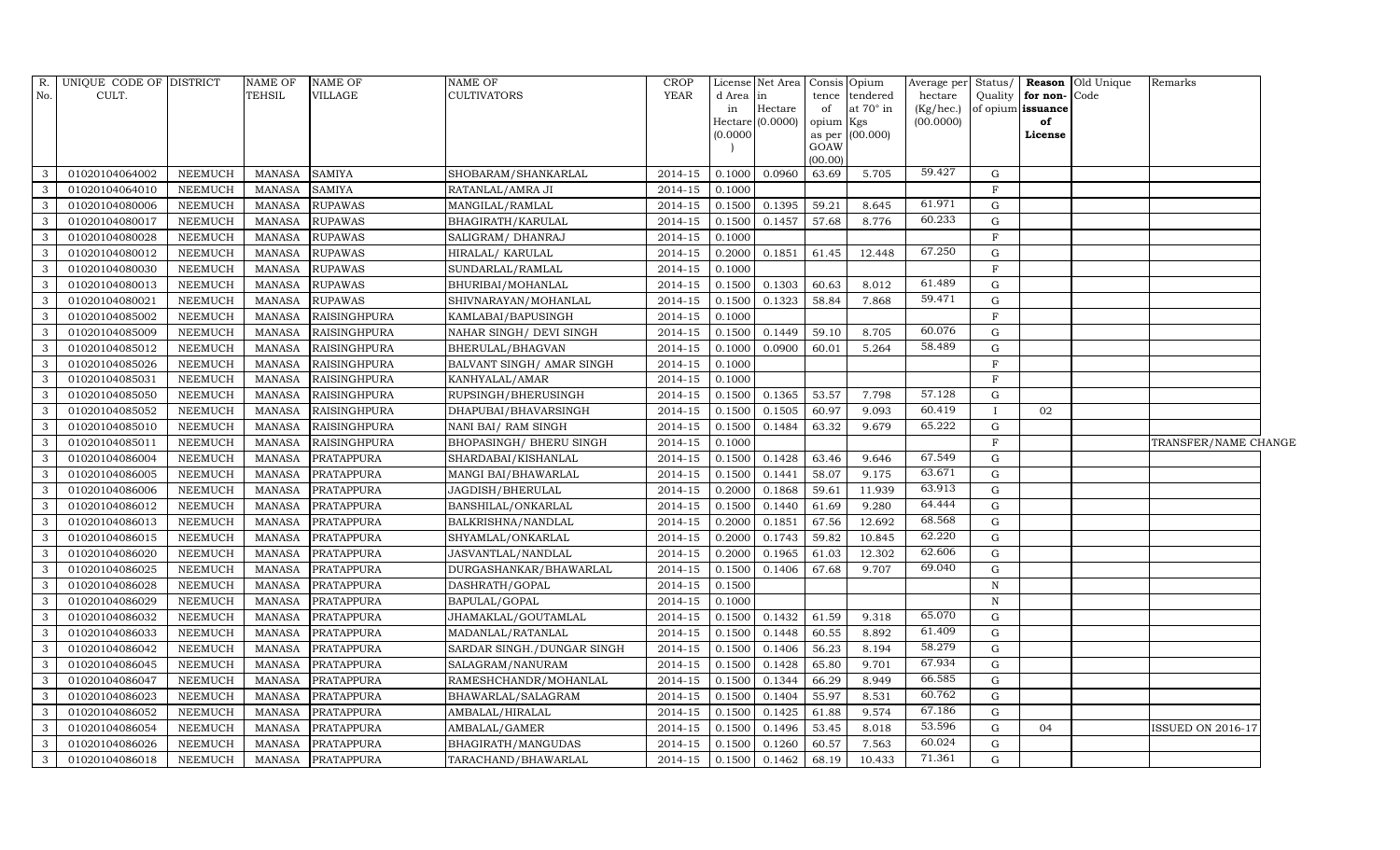| R. No. | UNIQUE CODE OF CULT. | DISTRICT | NAME OF TEHSIL | NAME OF VILLAGE | NAME OF CULTIVATORS | CROP YEAR | License d Area in Hectare (0.0000) | Net Area in Hectare (0.0000) | Consis tence of opium as per GOAW (00.00) | Opium tendered at 70° in Kgs (00.000) | Average per hectare (Kg/hec.) (00.0000) | Status/ Quality of opium | Reason for non-issuance of License | Old Unique Code | Remarks |
|---|---|---|---|---|---|---|---|---|---|---|---|---|---|---|---|
| 3 | 01020104064002 | NEEMUCH | MANASA | SAMIYA | SHOBARAM/SHANKARLAL | 2014-15 | 0.1000 | 0.0960 | 63.69 | 5.705 | 59.427 | G | | | |
| 3 | 01020104064010 | NEEMUCH | MANASA | SAMIYA | RATANLAL/AMRA JI | 2014-15 | 0.1000 | | | | | F | | | |
| 3 | 01020104080006 | NEEMUCH | MANASA | RUPAWAS | MANGILAL/RAMLAL | 2014-15 | 0.1500 | 0.1395 | 59.21 | 8.645 | 61.971 | G | | | |
| 3 | 01020104080017 | NEEMUCH | MANASA | RUPAWAS | BHAGIRATH/KARULAL | 2014-15 | 0.1500 | 0.1457 | 57.68 | 8.776 | 60.233 | G | | | |
| 3 | 01020104080028 | NEEMUCH | MANASA | RUPAWAS | SALIGRAM/ DHANRAJ | 2014-15 | 0.1000 | | | | | F | | | |
| 3 | 01020104080012 | NEEMUCH | MANASA | RUPAWAS | HIRALAL/ KARULAL | 2014-15 | 0.2000 | 0.1851 | 61.45 | 12.448 | 67.250 | G | | | |
| 3 | 01020104080030 | NEEMUCH | MANASA | RUPAWAS | SUNDARLAL/RAMLAL | 2014-15 | 0.1000 | | | | | F | | | |
| 3 | 01020104080013 | NEEMUCH | MANASA | RUPAWAS | BHURIBAI/MOHANLAL | 2014-15 | 0.1500 | 0.1303 | 60.63 | 8.012 | 61.489 | G | | | |
| 3 | 01020104080021 | NEEMUCH | MANASA | RUPAWAS | SHIVNARAYAN/MOHANLAL | 2014-15 | 0.1500 | 0.1323 | 58.84 | 7.868 | 59.471 | G | | | |
| 3 | 01020104085002 | NEEMUCH | MANASA | RAISINGHPURA | KAMLABAI/BAPUSINGH | 2014-15 | 0.1000 | | | | | F | | | |
| 3 | 01020104085009 | NEEMUCH | MANASA | RAISINGHPURA | NAHAR SINGH/ DEVI SINGH | 2014-15 | 0.1500 | 0.1449 | 59.10 | 8.705 | 60.076 | G | | | |
| 3 | 01020104085012 | NEEMUCH | MANASA | RAISINGHPURA | BHERULAL/BHAGVAN | 2014-15 | 0.1000 | 0.0900 | 60.01 | 5.264 | 58.489 | G | | | |
| 3 | 01020104085026 | NEEMUCH | MANASA | RAISINGHPURA | BALVANT SINGH/ AMAR SINGH | 2014-15 | 0.1000 | | | | | F | | | |
| 3 | 01020104085031 | NEEMUCH | MANASA | RAISINGHPURA | KANHYALAL/AMAR | 2014-15 | 0.1000 | | | | | F | | | |
| 3 | 01020104085050 | NEEMUCH | MANASA | RAISINGHPURA | RUPSINGH/BHERUSINGH | 2014-15 | 0.1500 | 0.1365 | 53.57 | 7.798 | 57.128 | G | | | |
| 3 | 01020104085052 | NEEMUCH | MANASA | RAISINGHPURA | DHAPUBAI/BHAVARSINGH | 2014-15 | 0.1500 | 0.1505 | 60.97 | 9.093 | 60.419 | I | 02 | | |
| 3 | 01020104085010 | NEEMUCH | MANASA | RAISINGHPURA | NANI BAI/ RAM SINGH | 2014-15 | 0.1500 | 0.1484 | 63.32 | 9.679 | 65.222 | G | | | |
| 3 | 01020104085011 | NEEMUCH | MANASA | RAISINGHPURA | BHOPASINGH/ BHERU SINGH | 2014-15 | 0.1000 | | | | | F | | | TRANSFER/NAME CHANGE |
| 3 | 01020104086004 | NEEMUCH | MANASA | PRATAPPURA | SHARDABAI/KISHANLAL | 2014-15 | 0.1500 | 0.1428 | 63.46 | 9.646 | 67.549 | G | | | |
| 3 | 01020104086005 | NEEMUCH | MANASA | PRATAPPURA | MANGI BAI/BHAWARLAL | 2014-15 | 0.1500 | 0.1441 | 58.07 | 9.175 | 63.671 | G | | | |
| 3 | 01020104086006 | NEEMUCH | MANASA | PRATAPPURA | JAGDISH/BHERULAL | 2014-15 | 0.2000 | 0.1868 | 59.61 | 11.939 | 63.913 | G | | | |
| 3 | 01020104086012 | NEEMUCH | MANASA | PRATAPPURA | BANSHILAL/ONKARLAL | 2014-15 | 0.1500 | 0.1440 | 61.69 | 9.280 | 64.444 | G | | | |
| 3 | 01020104086013 | NEEMUCH | MANASA | PRATAPPURA | BALKRISHNA/NANDLAL | 2014-15 | 0.2000 | 0.1851 | 67.56 | 12.692 | 68.568 | G | | | |
| 3 | 01020104086015 | NEEMUCH | MANASA | PRATAPPURA | SHYAMLAL/ONKARLAL | 2014-15 | 0.2000 | 0.1743 | 59.82 | 10.845 | 62.220 | G | | | |
| 3 | 01020104086020 | NEEMUCH | MANASA | PRATAPPURA | JASVANTLAL/NANDLAL | 2014-15 | 0.2000 | 0.1965 | 61.03 | 12.302 | 62.606 | G | | | |
| 3 | 01020104086025 | NEEMUCH | MANASA | PRATAPPURA | DURGASHANKAR/BHAWARLAL | 2014-15 | 0.1500 | 0.1406 | 67.68 | 9.707 | 69.040 | G | | | |
| 3 | 01020104086028 | NEEMUCH | MANASA | PRATAPPURA | DASHRATH/GOPAL | 2014-15 | 0.1500 | | | | | N | | | |
| 3 | 01020104086029 | NEEMUCH | MANASA | PRATAPPURA | BAPULAL/GOPAL | 2014-15 | 0.1000 | | | | | N | | | |
| 3 | 01020104086032 | NEEMUCH | MANASA | PRATAPPURA | JHAMAKLAL/GOUTAMLAL | 2014-15 | 0.1500 | 0.1432 | 61.59 | 9.318 | 65.070 | G | | | |
| 3 | 01020104086033 | NEEMUCH | MANASA | PRATAPPURA | MADANLAL/RATANLAL | 2014-15 | 0.1500 | 0.1448 | 60.55 | 8.892 | 61.409 | G | | | |
| 3 | 01020104086042 | NEEMUCH | MANASA | PRATAPPURA | SARDAR SINGH./DUNGAR SINGH | 2014-15 | 0.1500 | 0.1406 | 56.23 | 8.194 | 58.279 | G | | | |
| 3 | 01020104086045 | NEEMUCH | MANASA | PRATAPPURA | SALAGRAM/NANURAM | 2014-15 | 0.1500 | 0.1428 | 65.80 | 9.701 | 67.934 | G | | | |
| 3 | 01020104086047 | NEEMUCH | MANASA | PRATAPPURA | RAMESHCHANDR/MOHANLAL | 2014-15 | 0.1500 | 0.1344 | 66.29 | 8.949 | 66.585 | G | | | |
| 3 | 01020104086023 | NEEMUCH | MANASA | PRATAPPURA | BHAWARLAL/SALAGRAM | 2014-15 | 0.1500 | 0.1404 | 55.97 | 8.531 | 60.762 | G | | | |
| 3 | 01020104086052 | NEEMUCH | MANASA | PRATAPPURA | AMBALAL/HIRALAL | 2014-15 | 0.1500 | 0.1425 | 61.88 | 9.574 | 67.186 | G | | | |
| 3 | 01020104086054 | NEEMUCH | MANASA | PRATAPPURA | AMBALAL/GAMER | 2014-15 | 0.1500 | 0.1496 | 53.45 | 8.018 | 53.596 | G | 04 | | ISSUED ON 2016-17 |
| 3 | 01020104086026 | NEEMUCH | MANASA | PRATAPPURA | BHAGIRATH/MANGUDAS | 2014-15 | 0.1500 | 0.1260 | 60.57 | 7.563 | 60.024 | G | | | |
| 3 | 01020104086018 | NEEMUCH | MANASA | PRATAPPURA | TARACHAND/BHAWARLAL | 2014-15 | 0.1500 | 0.1462 | 68.19 | 10.433 | 71.361 | G | | | |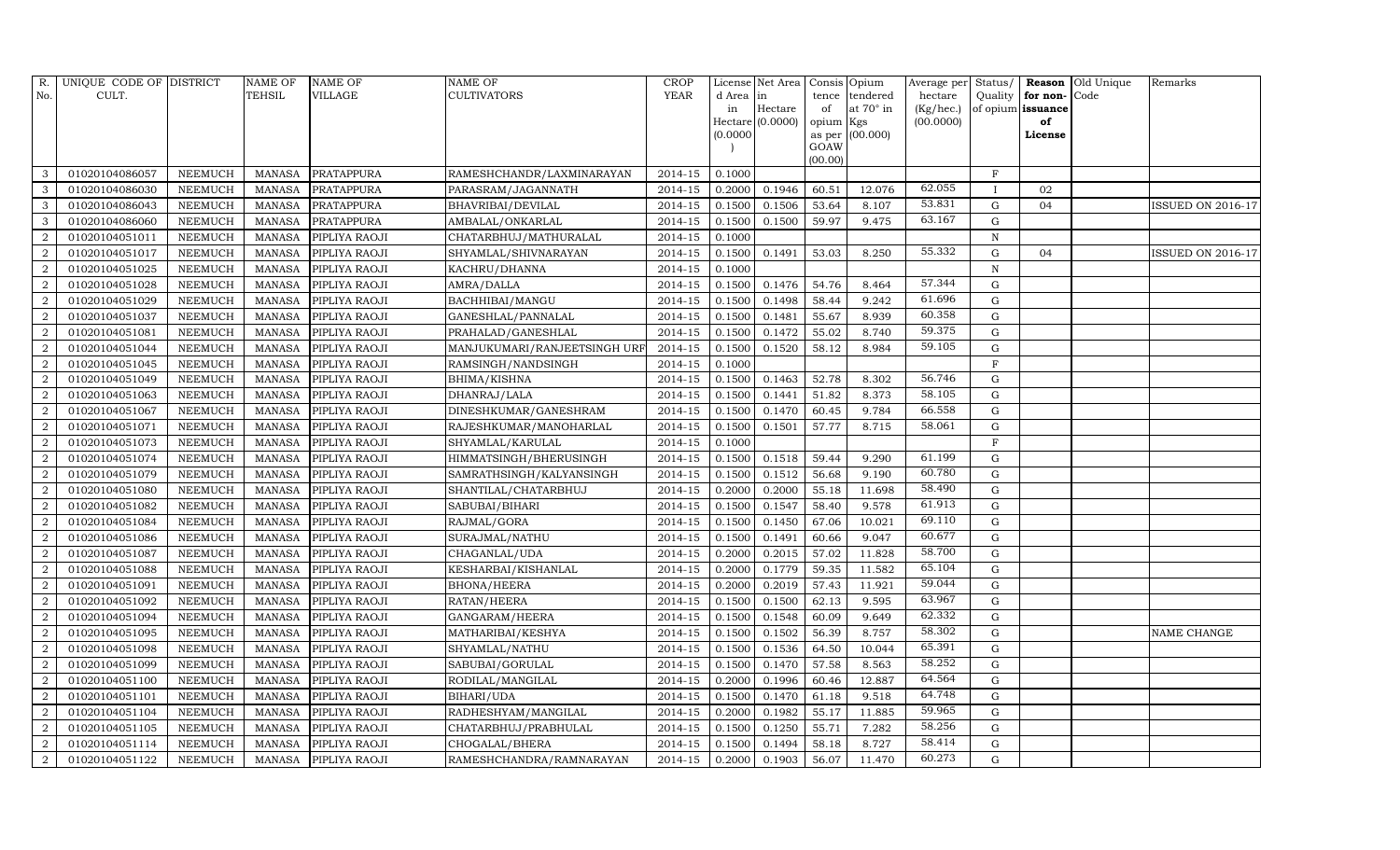| R. No. | UNIQUE CODE OF CULT. | DISTRICT | NAME OF TEHSIL | NAME OF VILLAGE | NAME OF CULTIVATORS | CROP YEAR | License d Area in Hectare (0.0000) | Net Area in Hectare (0.0000) | Consis tence of opium as per GOAW (00.00) | Opium tendered at 70° in Kgs (00.000) | Average per hectare (Kg/hec.) (00.0000) | Status/ Quality of opium | Reason for non-issuance of License | Old Unique Code | Remarks |
|---|---|---|---|---|---|---|---|---|---|---|---|---|---|---|---|
| 3 | 01020104086057 | NEEMUCH | MANASA | PRATAPPURA | RAMESHCHANDR/LAXMINARAYAN | 2014-15 | 0.1000 | | | | | F | | | |
| 3 | 01020104086030 | NEEMUCH | MANASA | PRATAPPURA | PARASRAM/JAGANNATH | 2014-15 | 0.2000 | 0.1946 | 60.51 | 12.076 | 62.055 | I | 02 | | |
| 3 | 01020104086043 | NEEMUCH | MANASA | PRATAPPURA | BHAVRIBAI/DEVILAL | 2014-15 | 0.1500 | 0.1506 | 53.64 | 8.107 | 53.831 | G | 04 | | ISSUED ON 2016-17 |
| 3 | 01020104086060 | NEEMUCH | MANASA | PRATAPPURA | AMBALAL/ONKARLAL | 2014-15 | 0.1500 | 0.1500 | 59.97 | 9.475 | 63.167 | G | | | |
| 2 | 01020104051011 | NEEMUCH | MANASA | PIPLIYA RAOJI | CHATARBHUJ/MATHURALAL | 2014-15 | 0.1000 | | | | | N | | | |
| 2 | 01020104051017 | NEEMUCH | MANASA | PIPLIYA RAOJI | SHYAMLAL/SHIVNARAYAN | 2014-15 | 0.1500 | 0.1491 | 53.03 | 8.250 | 55.332 | G | 04 | | ISSUED ON 2016-17 |
| 2 | 01020104051025 | NEEMUCH | MANASA | PIPLIYA RAOJI | KACHRU/DHANNA | 2014-15 | 0.1000 | | | | | N | | | |
| 2 | 01020104051028 | NEEMUCH | MANASA | PIPLIYA RAOJI | AMRA/DALLA | 2014-15 | 0.1500 | 0.1476 | 54.76 | 8.464 | 57.344 | G | | | |
| 2 | 01020104051029 | NEEMUCH | MANASA | PIPLIYA RAOJI | BACHHIBAI/MANGU | 2014-15 | 0.1500 | 0.1498 | 58.44 | 9.242 | 61.696 | G | | | |
| 2 | 01020104051037 | NEEMUCH | MANASA | PIPLIYA RAOJI | GANESHLAL/PANNALAL | 2014-15 | 0.1500 | 0.1481 | 55.67 | 8.939 | 60.358 | G | | | |
| 2 | 01020104051081 | NEEMUCH | MANASA | PIPLIYA RAOJI | PRAHALAD/GANESHLAL | 2014-15 | 0.1500 | 0.1472 | 55.02 | 8.740 | 59.375 | G | | | |
| 2 | 01020104051044 | NEEMUCH | MANASA | PIPLIYA RAOJI | MANJUKUMARI/RANJEETSINGH URF | 2014-15 | 0.1500 | 0.1520 | 58.12 | 8.984 | 59.105 | G | | | |
| 2 | 01020104051045 | NEEMUCH | MANASA | PIPLIYA RAOJI | RAMSINGH/NANDSINGH | 2014-15 | 0.1000 | | | | | F | | | |
| 2 | 01020104051049 | NEEMUCH | MANASA | PIPLIYA RAOJI | BHIMA/KISHNA | 2014-15 | 0.1500 | 0.1463 | 52.78 | 8.302 | 56.746 | G | | | |
| 2 | 01020104051063 | NEEMUCH | MANASA | PIPLIYA RAOJI | DHANRAJ/LALA | 2014-15 | 0.1500 | 0.1441 | 51.82 | 8.373 | 58.105 | G | | | |
| 2 | 01020104051067 | NEEMUCH | MANASA | PIPLIYA RAOJI | DINESHKUMAR/GANESHRAM | 2014-15 | 0.1500 | 0.1470 | 60.45 | 9.784 | 66.558 | G | | | |
| 2 | 01020104051071 | NEEMUCH | MANASA | PIPLIYA RAOJI | RAJESHKUMAR/MANOHARLAL | 2014-15 | 0.1500 | 0.1501 | 57.77 | 8.715 | 58.061 | G | | | |
| 2 | 01020104051073 | NEEMUCH | MANASA | PIPLIYA RAOJI | SHYAMLAL/KARULAL | 2014-15 | 0.1000 | | | | | F | | | |
| 2 | 01020104051074 | NEEMUCH | MANASA | PIPLIYA RAOJI | HIMMATSINGH/BHERUSINGH | 2014-15 | 0.1500 | 0.1518 | 59.44 | 9.290 | 61.199 | G | | | |
| 2 | 01020104051079 | NEEMUCH | MANASA | PIPLIYA RAOJI | SAMRATHSINGH/KALYANSINGH | 2014-15 | 0.1500 | 0.1512 | 56.68 | 9.190 | 60.780 | G | | | |
| 2 | 01020104051080 | NEEMUCH | MANASA | PIPLIYA RAOJI | SHANTILAL/CHATARBHUJ | 2014-15 | 0.2000 | 0.2000 | 55.18 | 11.698 | 58.490 | G | | | |
| 2 | 01020104051082 | NEEMUCH | MANASA | PIPLIYA RAOJI | SABUBAI/BIHARI | 2014-15 | 0.1500 | 0.1547 | 58.40 | 9.578 | 61.913 | G | | | |
| 2 | 01020104051084 | NEEMUCH | MANASA | PIPLIYA RAOJI | RAJMAL/GORA | 2014-15 | 0.1500 | 0.1450 | 67.06 | 10.021 | 69.110 | G | | | |
| 2 | 01020104051086 | NEEMUCH | MANASA | PIPLIYA RAOJI | SURAJMAL/NATHU | 2014-15 | 0.1500 | 0.1491 | 60.66 | 9.047 | 60.677 | G | | | |
| 2 | 01020104051087 | NEEMUCH | MANASA | PIPLIYA RAOJI | CHAGANLAL/UDA | 2014-15 | 0.2000 | 0.2015 | 57.02 | 11.828 | 58.700 | G | | | |
| 2 | 01020104051088 | NEEMUCH | MANASA | PIPLIYA RAOJI | KESHARBAI/KISHANLAL | 2014-15 | 0.2000 | 0.1779 | 59.35 | 11.582 | 65.104 | G | | | |
| 2 | 01020104051091 | NEEMUCH | MANASA | PIPLIYA RAOJI | BHONA/HEERA | 2014-15 | 0.2000 | 0.2019 | 57.43 | 11.921 | 59.044 | G | | | |
| 2 | 01020104051092 | NEEMUCH | MANASA | PIPLIYA RAOJI | RATAN/HEERA | 2014-15 | 0.1500 | 0.1500 | 62.13 | 9.595 | 63.967 | G | | | |
| 2 | 01020104051094 | NEEMUCH | MANASA | PIPLIYA RAOJI | GANGARAM/HEERA | 2014-15 | 0.1500 | 0.1548 | 60.09 | 9.649 | 62.332 | G | | | |
| 2 | 01020104051095 | NEEMUCH | MANASA | PIPLIYA RAOJI | MATHARIBAI/KESHYA | 2014-15 | 0.1500 | 0.1502 | 56.39 | 8.757 | 58.302 | G | | | NAME CHANGE |
| 2 | 01020104051098 | NEEMUCH | MANASA | PIPLIYA RAOJI | SHYAMLAL/NATHU | 2014-15 | 0.1500 | 0.1536 | 64.50 | 10.044 | 65.391 | G | | | |
| 2 | 01020104051099 | NEEMUCH | MANASA | PIPLIYA RAOJI | SABUBAI/GORULAL | 2014-15 | 0.1500 | 0.1470 | 57.58 | 8.563 | 58.252 | G | | | |
| 2 | 01020104051100 | NEEMUCH | MANASA | PIPLIYA RAOJI | RODILAL/MANGILAL | 2014-15 | 0.2000 | 0.1996 | 60.46 | 12.887 | 64.564 | G | | | |
| 2 | 01020104051101 | NEEMUCH | MANASA | PIPLIYA RAOJI | BIHARI/UDA | 2014-15 | 0.1500 | 0.1470 | 61.18 | 9.518 | 64.748 | G | | | |
| 2 | 01020104051104 | NEEMUCH | MANASA | PIPLIYA RAOJI | RADHESHYAM/MANGILAL | 2014-15 | 0.2000 | 0.1982 | 55.17 | 11.885 | 59.965 | G | | | |
| 2 | 01020104051105 | NEEMUCH | MANASA | PIPLIYA RAOJI | CHATARBHUJ/PRABHULAL | 2014-15 | 0.1500 | 0.1250 | 55.71 | 7.282 | 58.256 | G | | | |
| 2 | 01020104051114 | NEEMUCH | MANASA | PIPLIYA RAOJI | CHOGALAL/BHERA | 2014-15 | 0.1500 | 0.1494 | 58.18 | 8.727 | 58.414 | G | | | |
| 2 | 01020104051122 | NEEMUCH | MANASA | PIPLIYA RAOJI | RAMESHCHANDRA/RAMNARAYAN | 2014-15 | 0.2000 | 0.1903 | 56.07 | 11.470 | 60.273 | G | | | |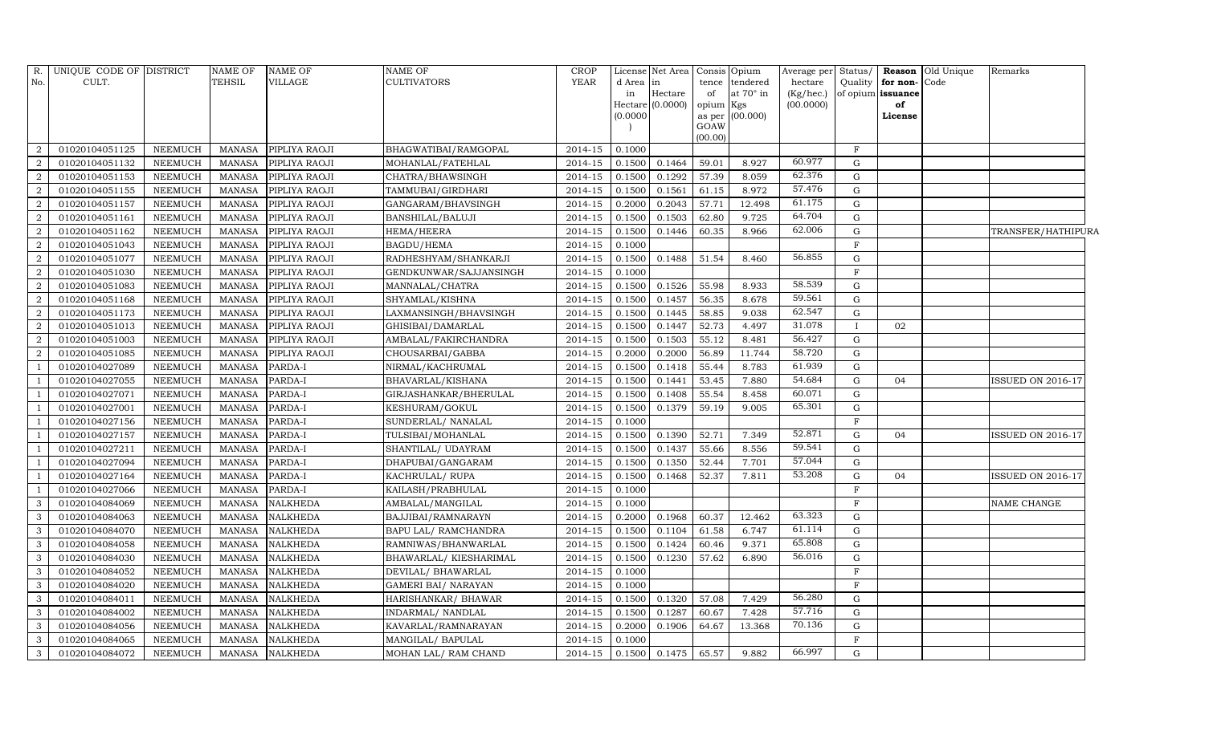| R. No. | UNIQUE CODE OF CULT. | DISTRICT | NAME OF TEHSIL | NAME OF VILLAGE | NAME OF CULTIVATORS | CROP YEAR | License d Area in Hectare (0.0000) | Net Area in Hectare (0.0000) | Consis tence of opium as per GOAW (00.00) | Opium tendered at 70° in Kgs (00.000) | Average per hectare (Kg/hec.) (00.0000) | Status/ Quality of opium | Reason for non-issuance of License | Old Unique Code | Remarks |
|---|---|---|---|---|---|---|---|---|---|---|---|---|---|---|---|
| 2 | 01020104051125 | NEEMUCH | MANASA | PIPLIYA RAOJI | BHAGWATIBAI/RAMGOPAL | 2014-15 | 0.1000 | | | | | F | | | |
| 2 | 01020104051132 | NEEMUCH | MANASA | PIPLIYA RAOJI | MOHANLAL/FATEHLAL | 2014-15 | 0.1500 | 0.1464 | 59.01 | 8.927 | 60.977 | G | | | |
| 2 | 01020104051153 | NEEMUCH | MANASA | PIPLIYA RAOJI | CHATRA/BHAWSINGH | 2014-15 | 0.1500 | 0.1292 | 57.39 | 8.059 | 62.376 | G | | | |
| 2 | 01020104051155 | NEEMUCH | MANASA | PIPLIYA RAOJI | TAMMUBAI/GIRDHARI | 2014-15 | 0.1500 | 0.1561 | 61.15 | 8.972 | 57.476 | G | | | |
| 2 | 01020104051157 | NEEMUCH | MANASA | PIPLIYA RAOJI | GANGARAM/BHAVSINGH | 2014-15 | 0.2000 | 0.2043 | 57.71 | 12.498 | 61.175 | G | | | |
| 2 | 01020104051161 | NEEMUCH | MANASA | PIPLIYA RAOJI | BANSHILAL/BALUJI | 2014-15 | 0.1500 | 0.1503 | 62.80 | 9.725 | 64.704 | G | | | |
| 2 | 01020104051162 | NEEMUCH | MANASA | PIPLIYA RAOJI | HEMA/HEERA | 2014-15 | 0.1500 | 0.1446 | 60.35 | 8.966 | 62.006 | G | | | TRANSFER/HATHIPURA |
| 2 | 01020104051043 | NEEMUCH | MANASA | PIPLIYA RAOJI | BAGDU/HEMA | 2014-15 | 0.1000 | | | | | F | | | |
| 2 | 01020104051077 | NEEMUCH | MANASA | PIPLIYA RAOJI | RADHESHYAM/SHANKARJI | 2014-15 | 0.1500 | 0.1488 | 51.54 | 8.460 | 56.855 | G | | | |
| 2 | 01020104051030 | NEEMUCH | MANASA | PIPLIYA RAOJI | GENDKUNWAR/SAJJANSINGH | 2014-15 | 0.1000 | | | | | F | | | |
| 2 | 01020104051083 | NEEMUCH | MANASA | PIPLIYA RAOJI | MANNALAL/CHATRA | 2014-15 | 0.1500 | 0.1526 | 55.98 | 8.933 | 58.539 | G | | | |
| 2 | 01020104051168 | NEEMUCH | MANASA | PIPLIYA RAOJI | SHYAMLAL/KISHNA | 2014-15 | 0.1500 | 0.1457 | 56.35 | 8.678 | 59.561 | G | | | |
| 2 | 01020104051173 | NEEMUCH | MANASA | PIPLIYA RAOJI | LAXMANSINGH/BHAVSINGH | 2014-15 | 0.1500 | 0.1445 | 58.85 | 9.038 | 62.547 | G | | | |
| 2 | 01020104051013 | NEEMUCH | MANASA | PIPLIYA RAOJI | GHISIBAI/DAMARLAL | 2014-15 | 0.1500 | 0.1447 | 52.73 | 4.497 | 31.078 | I | 02 | | |
| 2 | 01020104051003 | NEEMUCH | MANASA | PIPLIYA RAOJI | AMBALAL/FAKIRCHANDRA | 2014-15 | 0.1500 | 0.1503 | 55.12 | 8.481 | 56.427 | G | | | |
| 2 | 01020104051085 | NEEMUCH | MANASA | PIPLIYA RAOJI | CHOUSARBAI/GABBA | 2014-15 | 0.2000 | 0.2000 | 56.89 | 11.744 | 58.720 | G | | | |
| 1 | 01020104027089 | NEEMUCH | MANASA | PARDA-I | NIRMAL/KACHRUMAL | 2014-15 | 0.1500 | 0.1418 | 55.44 | 8.783 | 61.939 | G | | | |
| 1 | 01020104027055 | NEEMUCH | MANASA | PARDA-I | BHAVARLAL/KISHANA | 2014-15 | 0.1500 | 0.1441 | 53.45 | 7.880 | 54.684 | G | 04 | | ISSUED ON 2016-17 |
| 1 | 01020104027071 | NEEMUCH | MANASA | PARDA-I | GIRJASHANKAR/BHERULAL | 2014-15 | 0.1500 | 0.1408 | 55.54 | 8.458 | 60.071 | G | | | |
| 1 | 01020104027001 | NEEMUCH | MANASA | PARDA-I | KESHURAM/GOKUL | 2014-15 | 0.1500 | 0.1379 | 59.19 | 9.005 | 65.301 | G | | | |
| 1 | 01020104027156 | NEEMUCH | MANASA | PARDA-I | SUNDERLAL/ NANALAL | 2014-15 | 0.1000 | | | | | F | | | |
| 1 | 01020104027157 | NEEMUCH | MANASA | PARDA-I | TULSIBAI/MOHANLAL | 2014-15 | 0.1500 | 0.1390 | 52.71 | 7.349 | 52.871 | G | 04 | | ISSUED ON 2016-17 |
| 1 | 01020104027211 | NEEMUCH | MANASA | PARDA-I | SHANTILAL/ UDAYRAM | 2014-15 | 0.1500 | 0.1437 | 55.66 | 8.556 | 59.541 | G | | | |
| 1 | 01020104027094 | NEEMUCH | MANASA | PARDA-I | DHAPUBAI/GANGARAM | 2014-15 | 0.1500 | 0.1350 | 52.44 | 7.701 | 57.044 | G | | | |
| 1 | 01020104027164 | NEEMUCH | MANASA | PARDA-I | KACHRULAL/ RUPA | 2014-15 | 0.1500 | 0.1468 | 52.37 | 7.811 | 53.208 | G | 04 | | ISSUED ON 2016-17 |
| 1 | 01020104027066 | NEEMUCH | MANASA | PARDA-I | KAILASH/PRABHULAL | 2014-15 | 0.1000 | | | | | F | | | |
| 3 | 01020104084069 | NEEMUCH | MANASA | NALKHEDA | AMBALAL/MANGILAL | 2014-15 | 0.1000 | | | | | F | | | NAME CHANGE |
| 3 | 01020104084063 | NEEMUCH | MANASA | NALKHEDA | BAJJIBAI/RAMNARAYN | 2014-15 | 0.2000 | 0.1968 | 60.37 | 12.462 | 63.323 | G | | | |
| 3 | 01020104084070 | NEEMUCH | MANASA | NALKHEDA | BAPU LAL/ RAMCHANDRA | 2014-15 | 0.1500 | 0.1104 | 61.58 | 6.747 | 61.114 | G | | | |
| 3 | 01020104084058 | NEEMUCH | MANASA | NALKHEDA | RAMNIWAS/BHANWARLAL | 2014-15 | 0.1500 | 0.1424 | 60.46 | 9.371 | 65.808 | G | | | |
| 3 | 01020104084030 | NEEMUCH | MANASA | NALKHEDA | BHAWARLAL/ KIESHARIMAL | 2014-15 | 0.1500 | 0.1230 | 57.62 | 6.890 | 56.016 | G | | | |
| 3 | 01020104084052 | NEEMUCH | MANASA | NALKHEDA | DEVILAL/ BHAWARLAL | 2014-15 | 0.1000 | | | | | F | | | |
| 3 | 01020104084020 | NEEMUCH | MANASA | NALKHEDA | GAMERI BAI/ NARAYAN | 2014-15 | 0.1000 | | | | | F | | | |
| 3 | 01020104084011 | NEEMUCH | MANASA | NALKHEDA | HARISHANKAR/ BHAWAR | 2014-15 | 0.1500 | 0.1320 | 57.08 | 7.429 | 56.280 | G | | | |
| 3 | 01020104084002 | NEEMUCH | MANASA | NALKHEDA | INDARMAL/ NANDLAL | 2014-15 | 0.1500 | 0.1287 | 60.67 | 7.428 | 57.716 | G | | | |
| 3 | 01020104084056 | NEEMUCH | MANASA | NALKHEDA | KAVARLAL/RAMNARAYAN | 2014-15 | 0.2000 | 0.1906 | 64.67 | 13.368 | 70.136 | G | | | |
| 3 | 01020104084065 | NEEMUCH | MANASA | NALKHEDA | MANGILAL/ BAPULAL | 2014-15 | 0.1000 | | | | | F | | | |
| 3 | 01020104084072 | NEEMUCH | MANASA | NALKHEDA | MOHAN LAL/ RAM CHAND | 2014-15 | 0.1500 | 0.1475 | 65.57 | 9.882 | 66.997 | G | | | |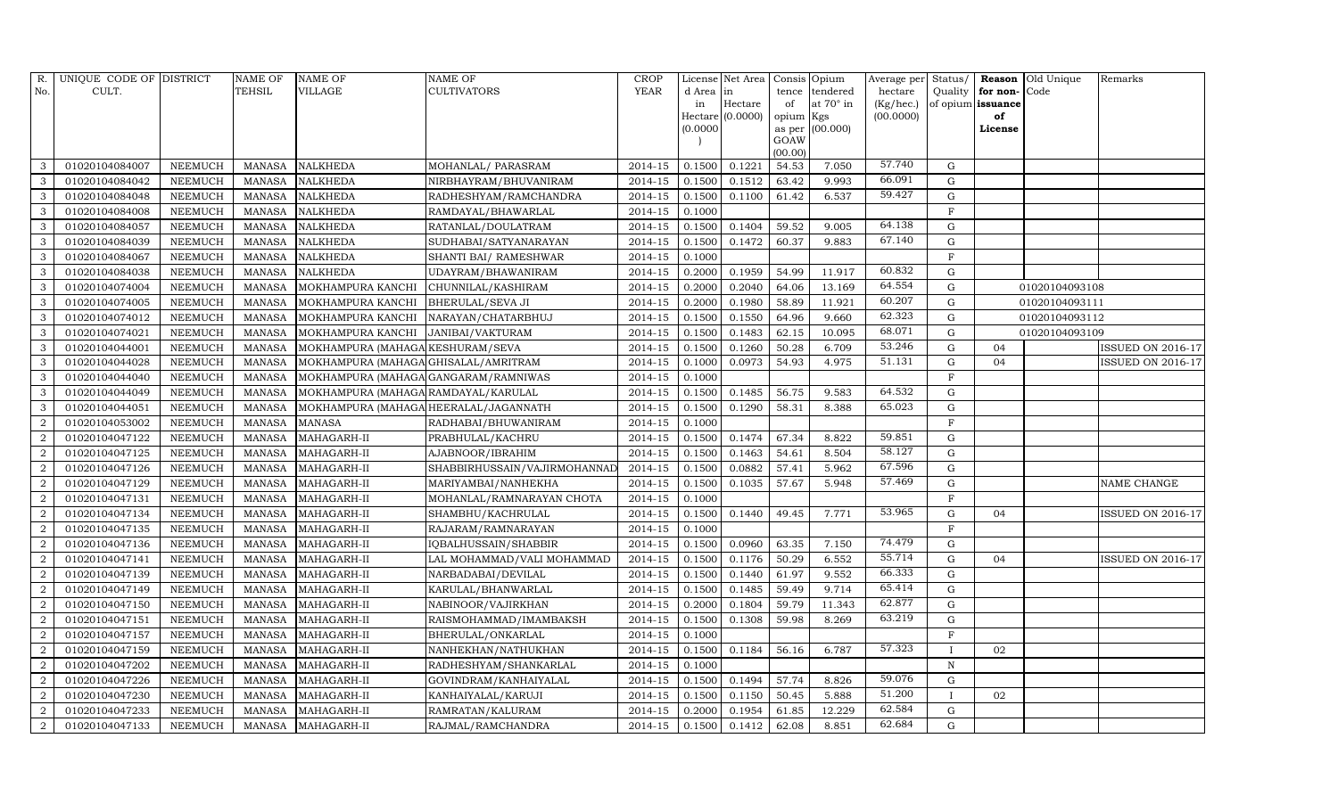| R. No. | UNIQUE CODE OF CULT. | DISTRICT | NAME OF TEHSIL | NAME OF VILLAGE | NAME OF CULTIVATORS | CROP YEAR | License d Area in Hectare (0.0000) | Net Area in Hectare (0.0000) | Consis tence of opium as per GOAW (00.00) | Opium tendered at 70° in Kgs (00.000) | Average per hectare (Kg/hec.) (00.0000) | Status/ Quality of opium | Reason for non-issuance of License | Old Unique Code | Remarks |
|---|---|---|---|---|---|---|---|---|---|---|---|---|---|---|---|
| 3 | 01020104084007 | NEEMUCH | MANASA | NALKHEDA | MOHANLAL/ PARASRAM | 2014-15 | 0.1500 | 0.1221 | 54.53 | 7.050 | 57.740 | G | | | |
| 3 | 01020104084042 | NEEMUCH | MANASA | NALKHEDA | NIRBHAYRAM/BHUVANIRAM | 2014-15 | 0.1500 | 0.1512 | 63.42 | 9.993 | 66.091 | G | | | |
| 3 | 01020104084048 | NEEMUCH | MANASA | NALKHEDA | RADHESHYAM/RAMCHANDRA | 2014-15 | 0.1500 | 0.1100 | 61.42 | 6.537 | 59.427 | G | | | |
| 3 | 01020104084008 | NEEMUCH | MANASA | NALKHEDA | RAMDAYAL/BHAWARLAL | 2014-15 | 0.1000 | | | | | F | | | |
| 3 | 01020104084057 | NEEMUCH | MANASA | NALKHEDA | RATANLAL/DOULATRAM | 2014-15 | 0.1500 | 0.1404 | 59.52 | 9.005 | 64.138 | G | | | |
| 3 | 01020104084039 | NEEMUCH | MANASA | NALKHEDA | SUDHABAI/SATYANARAYAN | 2014-15 | 0.1500 | 0.1472 | 60.37 | 9.883 | 67.140 | G | | | |
| 3 | 01020104084067 | NEEMUCH | MANASA | NALKHEDA | SHANTI BAI/ RAMESHWAR | 2014-15 | 0.1000 | | | | | F | | | |
| 3 | 01020104084038 | NEEMUCH | MANASA | NALKHEDA | UDAYRAM/BHAWANIRAM | 2014-15 | 0.2000 | 0.1959 | 54.99 | 11.917 | 60.832 | G | | | |
| 3 | 01020104074004 | NEEMUCH | MANASA | MOKHAMPURA KANCHI | CHUNNILAL/KASHIRAM | 2014-15 | 0.2000 | 0.2040 | 64.06 | 13.169 | 64.554 | G | | 01020104093108 | |
| 3 | 01020104074005 | NEEMUCH | MANASA | MOKHAMPURA KANCHI | BHERULAL/SEVA JI | 2014-15 | 0.2000 | 0.1980 | 58.89 | 11.921 | 60.207 | G | | 01020104093111 | |
| 3 | 01020104074012 | NEEMUCH | MANASA | MOKHAMPURA KANCHI | NARAYAN/CHATARBHUJ | 2014-15 | 0.1500 | 0.1550 | 64.96 | 9.660 | 62.323 | G | | 01020104093112 | |
| 3 | 01020104074021 | NEEMUCH | MANASA | MOKHAMPURA KANCHI | JANIBAI/VAKTURAM | 2014-15 | 0.1500 | 0.1483 | 62.15 | 10.095 | 68.071 | G | | 01020104093109 | |
| 3 | 01020104044001 | NEEMUCH | MANASA | MOKHAMPURA (MAHAGA | KESHURAM/SEVA | 2014-15 | 0.1500 | 0.1260 | 50.28 | 6.709 | 53.246 | G | 04 | | ISSUED ON 2016-17 |
| 3 | 01020104044028 | NEEMUCH | MANASA | MOKHAMPURA (MAHAGA | GHISALAL/AMRITRAM | 2014-15 | 0.1000 | 0.0973 | 54.93 | 4.975 | 51.131 | G | 04 | | ISSUED ON 2016-17 |
| 3 | 01020104044040 | NEEMUCH | MANASA | MOKHAMPURA (MAHAGA | GANGARAM/RAMNIWAS | 2014-15 | 0.1000 | | | | | F | | | |
| 3 | 01020104044049 | NEEMUCH | MANASA | MOKHAMPURA (MAHAGA | RAMDAYAL/KARULAL | 2014-15 | 0.1500 | 0.1485 | 56.75 | 9.583 | 64.532 | G | | | |
| 3 | 01020104044051 | NEEMUCH | MANASA | MOKHAMPURA (MAHAGA | HEERALAL/JAGANNATH | 2014-15 | 0.1500 | 0.1290 | 58.31 | 8.388 | 65.023 | G | | | |
| 2 | 01020104053002 | NEEMUCH | MANASA | MANASA | RADHABAI/BHUWANIRAM | 2014-15 | 0.1000 | | | | | F | | | |
| 2 | 01020104047122 | NEEMUCH | MANASA | MAHAGARH-II | PRABHULAL/KACHRU | 2014-15 | 0.1500 | 0.1474 | 67.34 | 8.822 | 59.851 | G | | | |
| 2 | 01020104047125 | NEEMUCH | MANASA | MAHAGARH-II | AJABNOOR/IBRAHIM | 2014-15 | 0.1500 | 0.1463 | 54.61 | 8.504 | 58.127 | G | | | |
| 2 | 01020104047126 | NEEMUCH | MANASA | MAHAGARH-II | SHABBIRHUSSAIN/VAJIRMOHANNAD | 2014-15 | 0.1500 | 0.0882 | 57.41 | 5.962 | 67.596 | G | | | |
| 2 | 01020104047129 | NEEMUCH | MANASA | MAHAGARH-II | MARIYAMBAI/NANHEKHA | 2014-15 | 0.1500 | 0.1035 | 57.67 | 5.948 | 57.469 | G | | | NAME CHANGE |
| 2 | 01020104047131 | NEEMUCH | MANASA | MAHAGARH-II | MOHANLAL/RAMNARAYAN CHOTA | 2014-15 | 0.1000 | | | | | F | | | |
| 2 | 01020104047134 | NEEMUCH | MANASA | MAHAGARH-II | SHAMBHU/KACHRULAL | 2014-15 | 0.1500 | 0.1440 | 49.45 | 7.771 | 53.965 | G | 04 | | ISSUED ON 2016-17 |
| 2 | 01020104047135 | NEEMUCH | MANASA | MAHAGARH-II | RAJARAM/RAMNARAYAN | 2014-15 | 0.1000 | | | | | F | | | |
| 2 | 01020104047136 | NEEMUCH | MANASA | MAHAGARH-II | IQBALHUSSAIN/SHABBIR | 2014-15 | 0.1500 | 0.0960 | 63.35 | 7.150 | 74.479 | G | | | |
| 2 | 01020104047141 | NEEMUCH | MANASA | MAHAGARH-II | LAL MOHAMMAD/VALI MOHAMMAD | 2014-15 | 0.1500 | 0.1176 | 50.29 | 6.552 | 55.714 | G | 04 | | ISSUED ON 2016-17 |
| 2 | 01020104047139 | NEEMUCH | MANASA | MAHAGARH-II | NARBADABAI/DEVILAL | 2014-15 | 0.1500 | 0.1440 | 61.97 | 9.552 | 66.333 | G | | | |
| 2 | 01020104047149 | NEEMUCH | MANASA | MAHAGARH-II | KARULAL/BHANWARLAL | 2014-15 | 0.1500 | 0.1485 | 59.49 | 9.714 | 65.414 | G | | | |
| 2 | 01020104047150 | NEEMUCH | MANASA | MAHAGARH-II | NABINOOR/VAJIRKHAN | 2014-15 | 0.2000 | 0.1804 | 59.79 | 11.343 | 62.877 | G | | | |
| 2 | 01020104047151 | NEEMUCH | MANASA | MAHAGARH-II | RAISMOHAMMAD/IMAMBAKSH | 2014-15 | 0.1500 | 0.1308 | 59.98 | 8.269 | 63.219 | G | | | |
| 2 | 01020104047157 | NEEMUCH | MANASA | MAHAGARH-II | BHERULAL/ONKARLAL | 2014-15 | 0.1000 | | | | | F | | | |
| 2 | 01020104047159 | NEEMUCH | MANASA | MAHAGARH-II | NANHEKHAN/NATHUKHAN | 2014-15 | 0.1500 | 0.1184 | 56.16 | 6.787 | 57.323 | I | 02 | | |
| 2 | 01020104047202 | NEEMUCH | MANASA | MAHAGARH-II | RADHESHYAM/SHANKARLAL | 2014-15 | 0.1000 | | | | | N | | | |
| 2 | 01020104047226 | NEEMUCH | MANASA | MAHAGARH-II | GOVINDRAM/KANHAIYALAL | 2014-15 | 0.1500 | 0.1494 | 57.74 | 8.826 | 59.076 | G | | | |
| 2 | 01020104047230 | NEEMUCH | MANASA | MAHAGARH-II | KANHAIYALAL/KARUJI | 2014-15 | 0.1500 | 0.1150 | 50.45 | 5.888 | 51.200 | I | 02 | | |
| 2 | 01020104047233 | NEEMUCH | MANASA | MAHAGARH-II | RAMRATAN/KALURAM | 2014-15 | 0.2000 | 0.1954 | 61.85 | 12.229 | 62.584 | G | | | |
| 2 | 01020104047133 | NEEMUCH | MANASA | MAHAGARH-II | RAJMAL/RAMCHANDRA | 2014-15 | 0.1500 | 0.1412 | 62.08 | 8.851 | 62.684 | G | | | |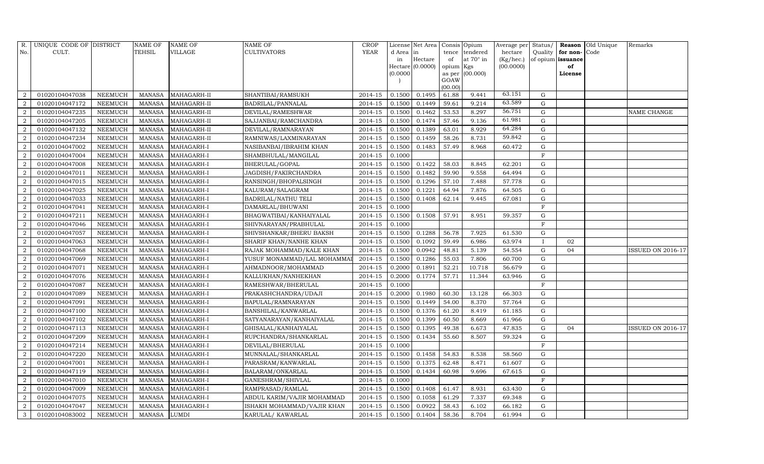| R. No. | UNIQUE CODE OF CULT. | DISTRICT | NAME OF TEHSIL | NAME OF VILLAGE | NAME OF CULTIVATORS | CROP YEAR | License d Area in Hectare (0.0000) | Net Area in Hectare (0.0000) | Consis tence of opium as per GOAW (00.00) | Opium tendered at 70° in Kgs (00.000) | Average per hectare (Kg/hec.) (00.0000) | Status/ Quality of opium | Reason for non-issuance of License | Old Unique Code | Remarks |
|---|---|---|---|---|---|---|---|---|---|---|---|---|---|---|---|
| 2 | 01020104047038 | NEEMUCH | MANASA | MAHAGARH-II | SHANTIBAI/RAMSUKH | 2014-15 | 0.1500 | 0.1495 | 61.88 | 9.441 | 63.151 | G | | | |
| 2 | 01020104047172 | NEEMUCH | MANASA | MAHAGARH-II | BADRILAL/PANNALAL | 2014-15 | 0.1500 | 0.1449 | 59.61 | 9.214 | 63.589 | G | | | |
| 2 | 01020104047235 | NEEMUCH | MANASA | MAHAGARH-II | DEVILAL/RAMESHWAR | 2014-15 | 0.1500 | 0.1462 | 53.53 | 8.297 | 56.751 | G | | | NAME CHANGE |
| 2 | 01020104047205 | NEEMUCH | MANASA | MAHAGARH-II | SAJJANBAI/RAMCHANDRA | 2014-15 | 0.1500 | 0.1474 | 57.46 | 9.136 | 61.981 | G | | | |
| 2 | 01020104047132 | NEEMUCH | MANASA | MAHAGARH-II | DEVILAL/RAMNARAYAN | 2014-15 | 0.1500 | 0.1389 | 63.01 | 8.929 | 64.284 | G | | | |
| 2 | 01020104047234 | NEEMUCH | MANASA | MAHAGARH-II | RAMNIWAS/LAXMINARAYAN | 2014-15 | 0.1500 | 0.1459 | 58.26 | 8.731 | 59.842 | G | | | |
| 2 | 01020104047002 | NEEMUCH | MANASA | MAHAGARH-I | NASIBANBAI/IBRAHIM KHAN | 2014-15 | 0.1500 | 0.1483 | 57.49 | 8.968 | 60.472 | G | | | |
| 2 | 01020104047004 | NEEMUCH | MANASA | MAHAGARH-I | SHAMBHULAL/MANGILAL | 2014-15 | 0.1000 | | | | | F | | | |
| 2 | 01020104047008 | NEEMUCH | MANASA | MAHAGARH-I | BHERULAL/GOPAL | 2014-15 | 0.1500 | 0.1422 | 58.03 | 8.845 | 62.201 | G | | | |
| 2 | 01020104047011 | NEEMUCH | MANASA | MAHAGARH-I | JAGDISH/FAKIRCHANDRA | 2014-15 | 0.1500 | 0.1482 | 59.90 | 9.558 | 64.494 | G | | | |
| 2 | 01020104047015 | NEEMUCH | MANASA | MAHAGARH-I | RANSINGH/BHOPALSINGH | 2014-15 | 0.1500 | 0.1296 | 57.10 | 7.488 | 57.778 | G | | | |
| 2 | 01020104047025 | NEEMUCH | MANASA | MAHAGARH-I | KALURAM/SALAGRAM | 2014-15 | 0.1500 | 0.1221 | 64.94 | 7.876 | 64.505 | G | | | |
| 2 | 01020104047033 | NEEMUCH | MANASA | MAHAGARH-I | BADRILAL/NATHU TELI | 2014-15 | 0.1500 | 0.1408 | 62.14 | 9.445 | 67.081 | G | | | |
| 2 | 01020104047041 | NEEMUCH | MANASA | MAHAGARH-I | DAMARLAL/BHUWANI | 2014-15 | 0.1000 | | | | | F | | | |
| 2 | 01020104047211 | NEEMUCH | MANASA | MAHAGARH-I | BHAGWATIBAI/KANHAIYALAL | 2014-15 | 0.1500 | 0.1508 | 57.91 | 8.951 | 59.357 | G | | | |
| 2 | 01020104047046 | NEEMUCH | MANASA | MAHAGARH-I | SHIVNARAYAN/PRABHULAL | 2014-15 | 0.1000 | | | | | F | | | |
| 2 | 01020104047057 | NEEMUCH | MANASA | MAHAGARH-I | SHIVSHANKAR/BHERU BAKSH | 2014-15 | 0.1500 | 0.1288 | 56.78 | 7.925 | 61.530 | G | | | |
| 2 | 01020104047063 | NEEMUCH | MANASA | MAHAGARH-I | SHARIF KHAN/NANHE KHAN | 2014-15 | 0.1500 | 0.1092 | 59.49 | 6.986 | 63.974 | I | 02 | | |
| 2 | 01020104047068 | NEEMUCH | MANASA | MAHAGARH-I | RAJAK MOHAMMAD/KALE KHAN | 2014-15 | 0.1500 | 0.0942 | 48.81 | 5.139 | 54.554 | G | 04 | | ISSUED ON 2016-17 |
| 2 | 01020104047069 | NEEMUCH | MANASA | MAHAGARH-I | YUSUF MONAMMAD/LAL MOHAMMAD | 2014-15 | 0.1500 | 0.1286 | 55.03 | 7.806 | 60.700 | G | | | |
| 2 | 01020104047071 | NEEMUCH | MANASA | MAHAGARH-I | AHMADNOOR/MOHAMMAD | 2014-15 | 0.2000 | 0.1891 | 52.21 | 10.718 | 56.679 | G | | | |
| 2 | 01020104047076 | NEEMUCH | MANASA | MAHAGARH-I | KALLUKHAN/NANHEKHAN | 2014-15 | 0.2000 | 0.1774 | 57.71 | 11.344 | 63.946 | G | | | |
| 2 | 01020104047087 | NEEMUCH | MANASA | MAHAGARH-I | RAMESHWAR/BHERULAL | 2014-15 | 0.1000 | | | | | F | | | |
| 2 | 01020104047089 | NEEMUCH | MANASA | MAHAGARH-I | PRAKASHCHANDRA/UDAJI | 2014-15 | 0.2000 | 0.1980 | 60.30 | 13.128 | 66.303 | G | | | |
| 2 | 01020104047091 | NEEMUCH | MANASA | MAHAGARH-I | BAPULAL/RAMNARAYAN | 2014-15 | 0.1500 | 0.1449 | 54.00 | 8.370 | 57.764 | G | | | |
| 2 | 01020104047100 | NEEMUCH | MANASA | MAHAGARH-I | BANSHILAL/KANWARLAL | 2014-15 | 0.1500 | 0.1376 | 61.20 | 8.419 | 61.185 | G | | | |
| 2 | 01020104047102 | NEEMUCH | MANASA | MAHAGARH-I | SATYANARAYAN/KANHAIYALAL | 2014-15 | 0.1500 | 0.1399 | 60.50 | 8.669 | 61.966 | G | | | |
| 2 | 01020104047113 | NEEMUCH | MANASA | MAHAGARH-I | GHISALAL/KANHAIYALAL | 2014-15 | 0.1500 | 0.1395 | 49.38 | 6.673 | 47.835 | G | 04 | | ISSUED ON 2016-17 |
| 2 | 01020104047209 | NEEMUCH | MANASA | MAHAGARH-I | RUPCHANDRA/SHANKARLAL | 2014-15 | 0.1500 | 0.1434 | 55.60 | 8.507 | 59.324 | G | | | |
| 2 | 01020104047214 | NEEMUCH | MANASA | MAHAGARH-I | DEVILAL/BHERULAL | 2014-15 | 0.1000 | | | | | F | | | |
| 2 | 01020104047220 | NEEMUCH | MANASA | MAHAGARH-I | MUNNALAL/SHANKARLAL | 2014-15 | 0.1500 | 0.1458 | 54.83 | 8.538 | 58.560 | G | | | |
| 2 | 01020104047001 | NEEMUCH | MANASA | MAHAGARH-I | PARASRAM/KANWARLAL | 2014-15 | 0.1500 | 0.1375 | 62.48 | 8.471 | 61.607 | G | | | |
| 2 | 01020104047119 | NEEMUCH | MANASA | MAHAGARH-I | BALARAM/ONKARLAL | 2014-15 | 0.1500 | 0.1434 | 60.98 | 9.696 | 67.615 | G | | | |
| 2 | 01020104047010 | NEEMUCH | MANASA | MAHAGARH-I | GANESHRAM/SHIVLAL | 2014-15 | 0.1000 | | | | | F | | | |
| 2 | 01020104047009 | NEEMUCH | MANASA | MAHAGARH-I | RAMPRASAD/RAMLAL | 2014-15 | 0.1500 | 0.1408 | 61.47 | 8.931 | 63.430 | G | | | |
| 2 | 01020104047075 | NEEMUCH | MANASA | MAHAGARH-I | ABDUL KARIM/VAJIR MOHAMMAD | 2014-15 | 0.1500 | 0.1058 | 61.29 | 7.337 | 69.348 | G | | | |
| 2 | 01020104047047 | NEEMUCH | MANASA | MAHAGARH-I | ISHAKH MOHAMMAD/VAJIR KHAN | 2014-15 | 0.1500 | 0.0922 | 58.43 | 6.102 | 66.182 | G | | | |
| 3 | 01020104083002 | NEEMUCH | MANASA | LUMDI | KARULAL/ KAWARLAL | 2014-15 | 0.1500 | 0.1404 | 58.36 | 8.704 | 61.994 | G | | | |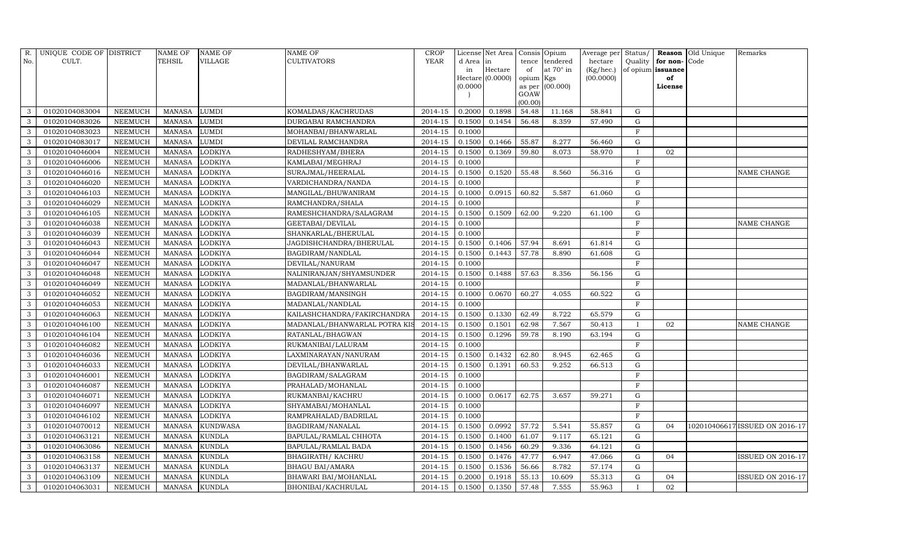| R. No. | UNIQUE CODE OF CULT. | DISTRICT | NAME OF TEHSIL | NAME OF VILLAGE | NAME OF CULTIVATORS | CROP YEAR | License d Area in Hectare (0.0000) | Net Area in Hectare (0.0000) | Consis tence of opium as per GOAW (00.00) | Opium tendered at 70° in Kgs (00.000) | Average per hectare (Kg/hec.) (00.0000) | Status/ Quality of opium | Reason for non-issuance of License | Old Unique Code | Remarks |
|---|---|---|---|---|---|---|---|---|---|---|---|---|---|---|---|
| 3 | 01020104083004 | NEEMUCH | MANASA | LUMDI | KOMALDAS/KACHRUDAS | 2014-15 | 0.2000 | 0.1898 | 54.48 | 11.168 | 58.841 | G | | | |
| 3 | 01020104083026 | NEEMUCH | MANASA | LUMDI | DURGABAI RAMCHANDRA | 2014-15 | 0.1500 | 0.1454 | 56.48 | 8.359 | 57.490 | G | | | |
| 3 | 01020104083023 | NEEMUCH | MANASA | LUMDI | MOHANBAI/BHANWARLAL | 2014-15 | 0.1000 | | | | | F | | | |
| 3 | 01020104083017 | NEEMUCH | MANASA | LUMDI | DEVILAL RAMCHANDRA | 2014-15 | 0.1500 | 0.1466 | 55.87 | 8.277 | 56.460 | G | | | |
| 3 | 01020104046004 | NEEMUCH | MANASA | LODKIYA | RADHESHYAM/BHERA | 2014-15 | 0.1500 | 0.1369 | 59.80 | 8.073 | 58.970 | I | 02 | | |
| 3 | 01020104046006 | NEEMUCH | MANASA | LODKIYA | KAMLABAI/MEGHRAJ | 2014-15 | 0.1000 | | | | | F | | | |
| 3 | 01020104046016 | NEEMUCH | MANASA | LODKIYA | SURAJMAL/HEERALAL | 2014-15 | 0.1500 | 0.1520 | 55.48 | 8.560 | 56.316 | G | | | NAME CHANGE |
| 3 | 01020104046020 | NEEMUCH | MANASA | LODKIYA | VARDICHANDRA/NANDA | 2014-15 | 0.1000 | | | | | F | | | |
| 3 | 01020104046103 | NEEMUCH | MANASA | LODKIYA | MANGILAL/BHUWANIRAM | 2014-15 | 0.1000 | 0.0915 | 60.82 | 5.587 | 61.060 | G | | | |
| 3 | 01020104046029 | NEEMUCH | MANASA | LODKIYA | RAMCHANDRA/SHALA | 2014-15 | 0.1000 | | | | | F | | | |
| 3 | 01020104046105 | NEEMUCH | MANASA | LODKIYA | RAMESHCHANDRA/SALAGRAM | 2014-15 | 0.1500 | 0.1509 | 62.00 | 9.220 | 61.100 | G | | | |
| 3 | 01020104046038 | NEEMUCH | MANASA | LODKIYA | GEETABAI/DEVILAL | 2014-15 | 0.1000 | | | | | F | | | NAME CHANGE |
| 3 | 01020104046039 | NEEMUCH | MANASA | LODKIYA | SHANKARLAL/BHERULAL | 2014-15 | 0.1000 | | | | | F | | | |
| 3 | 01020104046043 | NEEMUCH | MANASA | LODKIYA | JAGDISHCHANDRA/BHERULAL | 2014-15 | 0.1500 | 0.1406 | 57.94 | 8.691 | 61.814 | G | | | |
| 3 | 01020104046044 | NEEMUCH | MANASA | LODKIYA | BAGDIRAM/NANDLAL | 2014-15 | 0.1500 | 0.1443 | 57.78 | 8.890 | 61.608 | G | | | |
| 3 | 01020104046047 | NEEMUCH | MANASA | LODKIYA | DEVILAL/NANURAM | 2014-15 | 0.1000 | | | | | F | | | |
| 3 | 01020104046048 | NEEMUCH | MANASA | LODKIYA | NALINIRANJAN/SHYAMSUNDER | 2014-15 | 0.1500 | 0.1488 | 57.63 | 8.356 | 56.156 | G | | | |
| 3 | 01020104046049 | NEEMUCH | MANASA | LODKIYA | MADANLAL/BHANWARLAL | 2014-15 | 0.1000 | | | | | F | | | |
| 3 | 01020104046052 | NEEMUCH | MANASA | LODKIYA | BAGDIRAM/MANSINGH | 2014-15 | 0.1000 | 0.0670 | 60.27 | 4.055 | 60.522 | G | | | |
| 3 | 01020104046053 | NEEMUCH | MANASA | LODKIYA | MADANLAL/NANDLAL | 2014-15 | 0.1000 | | | | | F | | | |
| 3 | 01020104046063 | NEEMUCH | MANASA | LODKIYA | KAILASHCHANDRA/FAKIRCHANDRA | 2014-15 | 0.1500 | 0.1330 | 62.49 | 8.722 | 65.579 | G | | | |
| 3 | 01020104046100 | NEEMUCH | MANASA | LODKIYA | MADANLAL/BHANWARLAL POTRA KIS | 2014-15 | 0.1500 | 0.1501 | 62.98 | 7.567 | 50.413 | I | 02 | | NAME CHANGE |
| 3 | 01020104046104 | NEEMUCH | MANASA | LODKIYA | RATANLAL/BHAGWAN | 2014-15 | 0.1500 | 0.1296 | 59.78 | 8.190 | 63.194 | G | | | |
| 3 | 01020104046082 | NEEMUCH | MANASA | LODKIYA | RUKMANIBAI/LALURAM | 2014-15 | 0.1000 | | | | | F | | | |
| 3 | 01020104046036 | NEEMUCH | MANASA | LODKIYA | LAXMINARAYAN/NANURAM | 2014-15 | 0.1500 | 0.1432 | 62.80 | 8.945 | 62.465 | G | | | |
| 3 | 01020104046033 | NEEMUCH | MANASA | LODKIYA | DEVILAL/BHANWARLAL | 2014-15 | 0.1500 | 0.1391 | 60.53 | 9.252 | 66.513 | G | | | |
| 3 | 01020104046001 | NEEMUCH | MANASA | LODKIYA | BAGDIRAM/SALAGRAM | 2014-15 | 0.1000 | | | | | F | | | |
| 3 | 01020104046087 | NEEMUCH | MANASA | LODKIYA | PRAHALAD/MOHANLAL | 2014-15 | 0.1000 | | | | | F | | | |
| 3 | 01020104046071 | NEEMUCH | MANASA | LODKIYA | RUKMANBAI/KACHRU | 2014-15 | 0.1000 | 0.0617 | 62.75 | 3.657 | 59.271 | G | | | |
| 3 | 01020104046097 | NEEMUCH | MANASA | LODKIYA | SHYAMABAI/MOHANLAL | 2014-15 | 0.1000 | | | | | F | | | |
| 3 | 01020104046102 | NEEMUCH | MANASA | LODKIYA | RAMPRAHALAD/BADRILAL | 2014-15 | 0.1000 | | | | | F | | | |
| 3 | 01020104070012 | NEEMUCH | MANASA | KUNDWASA | BAGDIRAM/NANALAL | 2014-15 | 0.1500 | 0.0992 | 57.72 | 5.541 | 55.857 | G | 04 | 102010406617 | ISSUED ON 2016-17 |
| 3 | 01020104063121 | NEEMUCH | MANASA | KUNDLA | BAPULAL/RAMLAL CHHOTA | 2014-15 | 0.1500 | 0.1400 | 61.07 | 9.117 | 65.121 | G | | | |
| 3 | 01020104063086 | NEEMUCH | MANASA | KUNDLA | BAPULAL/RAMLAL BADA | 2014-15 | 0.1500 | 0.1456 | 60.29 | 9.336 | 64.121 | G | | | |
| 3 | 01020104063158 | NEEMUCH | MANASA | KUNDLA | BHAGIRATH/ KACHRU | 2014-15 | 0.1500 | 0.1476 | 47.77 | 6.947 | 47.066 | G | 04 | | ISSUED ON 2016-17 |
| 3 | 01020104063137 | NEEMUCH | MANASA | KUNDLA | BHAGU BAI/AMARA | 2014-15 | 0.1500 | 0.1536 | 56.66 | 8.782 | 57.174 | G | | | |
| 3 | 01020104063109 | NEEMUCH | MANASA | KUNDLA | BHAWARI BAI/MOHANLAL | 2014-15 | 0.2000 | 0.1918 | 55.13 | 10.609 | 55.313 | G | 04 | | ISSUED ON 2016-17 |
| 3 | 01020104063031 | NEEMUCH | MANASA | KUNDLA | BHONIBAI/KACHRULAL | 2014-15 | 0.1500 | 0.1350 | 57.48 | 7.555 | 55.963 | I | 02 | | |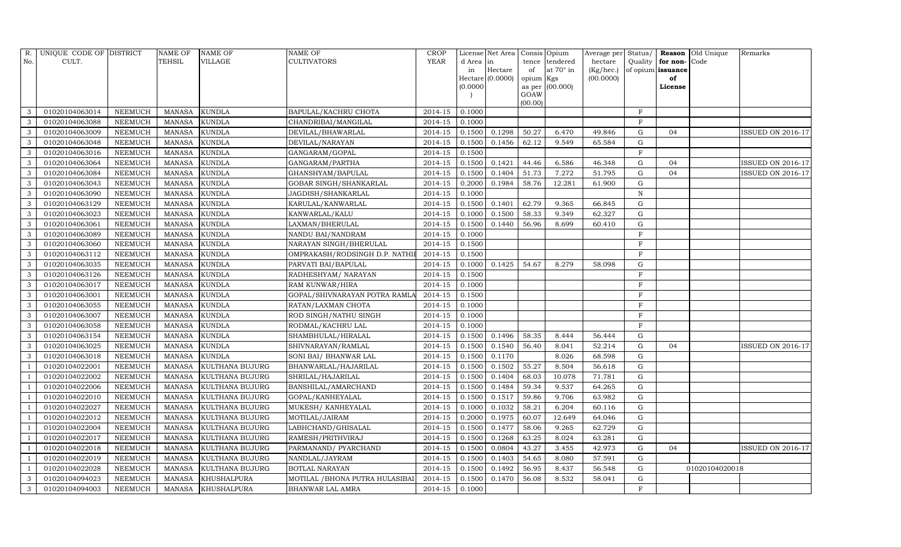| R. No. | UNIQUE CODE OF CULT. | DISTRICT | NAME OF TEHSIL | NAME OF VILLAGE | NAME OF CULTIVATORS | CROP YEAR | License d Area in Hectare (0.0000) | Net Area in Hectare (0.0000) | Consis tence of opium as per GOAW (00.00) | Opium tendered at 70° in Kgs (00.000) | Average per hectare (Kg/hec.) (00.0000) | Status/ Quality of opium | Reason for non-issuance of License | Old Unique Code | Remarks |
|---|---|---|---|---|---|---|---|---|---|---|---|---|---|---|---|
| 3 | 01020104063014 | NEEMUCH | MANASA | KUNDLA | BAPULAL/KACHRU CHOTA | 2014-15 | 0.1000 | | | | | F | | | |
| 3 | 01020104063088 | NEEMUCH | MANASA | KUNDLA | CHANDRIBAI/MANGILAL | 2014-15 | 0.1000 | | | | | F | | | |
| 3 | 01020104063009 | NEEMUCH | MANASA | KUNDLA | DEVILAL/BHAWARLAL | 2014-15 | 0.1500 | 0.1298 | 50.27 | 6.470 | 49.846 | G | 04 | | ISSUED ON 2016-17 |
| 3 | 01020104063048 | NEEMUCH | MANASA | KUNDLA | DEVILAL/NARAYAN | 2014-15 | 0.1500 | 0.1456 | 62.12 | 9.549 | 65.584 | G | | | |
| 3 | 01020104063016 | NEEMUCH | MANASA | KUNDLA | GANGARAM/GOPAL | 2014-15 | 0.1500 | | | | | F | | | |
| 3 | 01020104063064 | NEEMUCH | MANASA | KUNDLA | GANGARAM/PARTHA | 2014-15 | 0.1500 | 0.1421 | 44.46 | 6.586 | 46.348 | G | 04 | | ISSUED ON 2016-17 |
| 3 | 01020104063084 | NEEMUCH | MANASA | KUNDLA | GHANSHYAM/BAPULAL | 2014-15 | 0.1500 | 0.1404 | 51.73 | 7.272 | 51.795 | G | 04 | | ISSUED ON 2016-17 |
| 3 | 01020104063043 | NEEMUCH | MANASA | KUNDLA | GOBAR SINGH/SHANKARLAL | 2014-15 | 0.2000 | 0.1984 | 58.76 | 12.281 | 61.900 | G | | | |
| 3 | 01020104063090 | NEEMUCH | MANASA | KUNDLA | JAGDISH/SHANKARLAL | 2014-15 | 0.1000 | | | | | N | | | |
| 3 | 01020104063129 | NEEMUCH | MANASA | KUNDLA | KARULAL/KANWARLAL | 2014-15 | 0.1500 | 0.1401 | 62.79 | 9.365 | 66.845 | G | | | |
| 3 | 01020104063023 | NEEMUCH | MANASA | KUNDLA | KANWARLAL/KALU | 2014-15 | 0.1000 | 0.1500 | 58.33 | 9.349 | 62.327 | G | | | |
| 3 | 01020104063061 | NEEMUCH | MANASA | KUNDLA | LAXMAN/BHERULAL | 2014-15 | 0.1500 | 0.1440 | 56.96 | 8.699 | 60.410 | G | | | |
| 3 | 01020104063089 | NEEMUCH | MANASA | KUNDLA | NANDU BAI/NANDRAM | 2014-15 | 0.1000 | | | | | F | | | |
| 3 | 01020104063060 | NEEMUCH | MANASA | KUNDLA | NARAYAN SINGH/BHERULAL | 2014-15 | 0.1500 | | | | | F | | | |
| 3 | 01020104063112 | NEEMUCH | MANASA | KUNDLA | OMPRAKASH/RODSINGH D.P. NATHI | 2014-15 | 0.1500 | | | | | F | | | |
| 3 | 01020104063035 | NEEMUCH | MANASA | KUNDLA | PARVATI BAI/BAPULAL | 2014-15 | 0.1000 | 0.1425 | 54.67 | 8.279 | 58.098 | G | | | |
| 3 | 01020104063126 | NEEMUCH | MANASA | KUNDLA | RADHESHYAM/ NARAYAN | 2014-15 | 0.1500 | | | | | F | | | |
| 3 | 01020104063017 | NEEMUCH | MANASA | KUNDLA | RAM KUNWAR/HIRA | 2014-15 | 0.1000 | | | | | F | | | |
| 3 | 01020104063001 | NEEMUCH | MANASA | KUNDLA | GOPAL/SHIVNARAYAN POTRA RAMLA | 2014-15 | 0.1500 | | | | | F | | | |
| 3 | 01020104063055 | NEEMUCH | MANASA | KUNDLA | RATAN/LAXMAN CHOTA | 2014-15 | 0.1000 | | | | | F | | | |
| 3 | 01020104063007 | NEEMUCH | MANASA | KUNDLA | ROD SINGH/NATHU SINGH | 2014-15 | 0.1000 | | | | | F | | | |
| 3 | 01020104063058 | NEEMUCH | MANASA | KUNDLA | RODMAL/KACHRU LAL | 2014-15 | 0.1000 | | | | | F | | | |
| 3 | 01020104063154 | NEEMUCH | MANASA | KUNDLA | SHAMBHULAL/HIRALAL | 2014-15 | 0.1500 | 0.1496 | 58.35 | 8.444 | 56.444 | G | | | |
| 3 | 01020104063025 | NEEMUCH | MANASA | KUNDLA | SHIVNARAYAN/RAMLAL | 2014-15 | 0.1500 | 0.1540 | 56.40 | 8.041 | 52.214 | G | 04 | | ISSUED ON 2016-17 |
| 3 | 01020104063018 | NEEMUCH | MANASA | KUNDLA | SONI BAI/ BHANWAR LAL | 2014-15 | 0.1500 | 0.1170 | | 8.026 | 68.598 | G | | | |
| 1 | 01020104022001 | NEEMUCH | MANASA | KULTHANA BUJURG | BHANWARLAL/HAJARILAL | 2014-15 | 0.1500 | 0.1502 | 55.27 | 8.504 | 56.618 | G | | | |
| 1 | 01020104022002 | NEEMUCH | MANASA | KULTHANA BUJURG | SHRILAL/HAJARILAL | 2014-15 | 0.1500 | 0.1404 | 68.03 | 10.078 | 71.781 | G | | | |
| 1 | 01020104022006 | NEEMUCH | MANASA | KULTHANA BUJURG | BANSHILAL/AMARCHAND | 2014-15 | 0.1500 | 0.1484 | 59.34 | 9.537 | 64.265 | G | | | |
| 1 | 01020104022010 | NEEMUCH | MANASA | KULTHANA BUJURG | GOPAL/KANHEYALAL | 2014-15 | 0.1500 | 0.1517 | 59.86 | 9.706 | 63.982 | G | | | |
| 1 | 01020104022027 | NEEMUCH | MANASA | KULTHANA BUJURG | MUKESH/ KANHEYALAL | 2014-15 | 0.1000 | 0.1032 | 58.21 | 6.204 | 60.116 | G | | | |
| 1 | 01020104022012 | NEEMUCH | MANASA | KULTHANA BUJURG | MOTILAL/JAIRAM | 2014-15 | 0.2000 | 0.1975 | 60.07 | 12.649 | 64.046 | G | | | |
| 1 | 01020104022004 | NEEMUCH | MANASA | KULTHANA BUJURG | LABHCHAND/GHISALAL | 2014-15 | 0.1500 | 0.1477 | 58.06 | 9.265 | 62.729 | G | | | |
| 1 | 01020104022017 | NEEMUCH | MANASA | KULTHANA BUJURG | RAMESH/PRITHVIRAJ | 2014-15 | 0.1500 | 0.1268 | 63.25 | 8.024 | 63.281 | G | | | |
| 1 | 01020104022018 | NEEMUCH | MANASA | KULTHANA BUJURG | PARMANAND/ PYARCHAND | 2014-15 | 0.1500 | 0.0804 | 43.27 | 3.455 | 42.973 | G | 04 | | ISSUED ON 2016-17 |
| 1 | 01020104022019 | NEEMUCH | MANASA | KULTHANA BUJURG | NANDLAL/JAYRAM | 2014-15 | 0.1500 | 0.1403 | 54.65 | 8.080 | 57.591 | G | | | |
| 1 | 01020104022028 | NEEMUCH | MANASA | KULTHANA BUJURG | BOTLAL NARAYAN | 2014-15 | 0.1500 | 0.1492 | 56.95 | 8.437 | 56.548 | G | | 01020104020018 | |
| 3 | 01020104094023 | NEEMUCH | MANASA | KHUSHALPURA | MOTILAL /BHONA PUTRA HULASIBAI | 2014-15 | 0.1500 | 0.1470 | 56.08 | 8.532 | 58.041 | G | | | |
| 3 | 01020104094003 | NEEMUCH | MANASA | KHUSHALPURA | BHANWAR LAL AMRA | 2014-15 | 0.1000 | | | | | F | | | |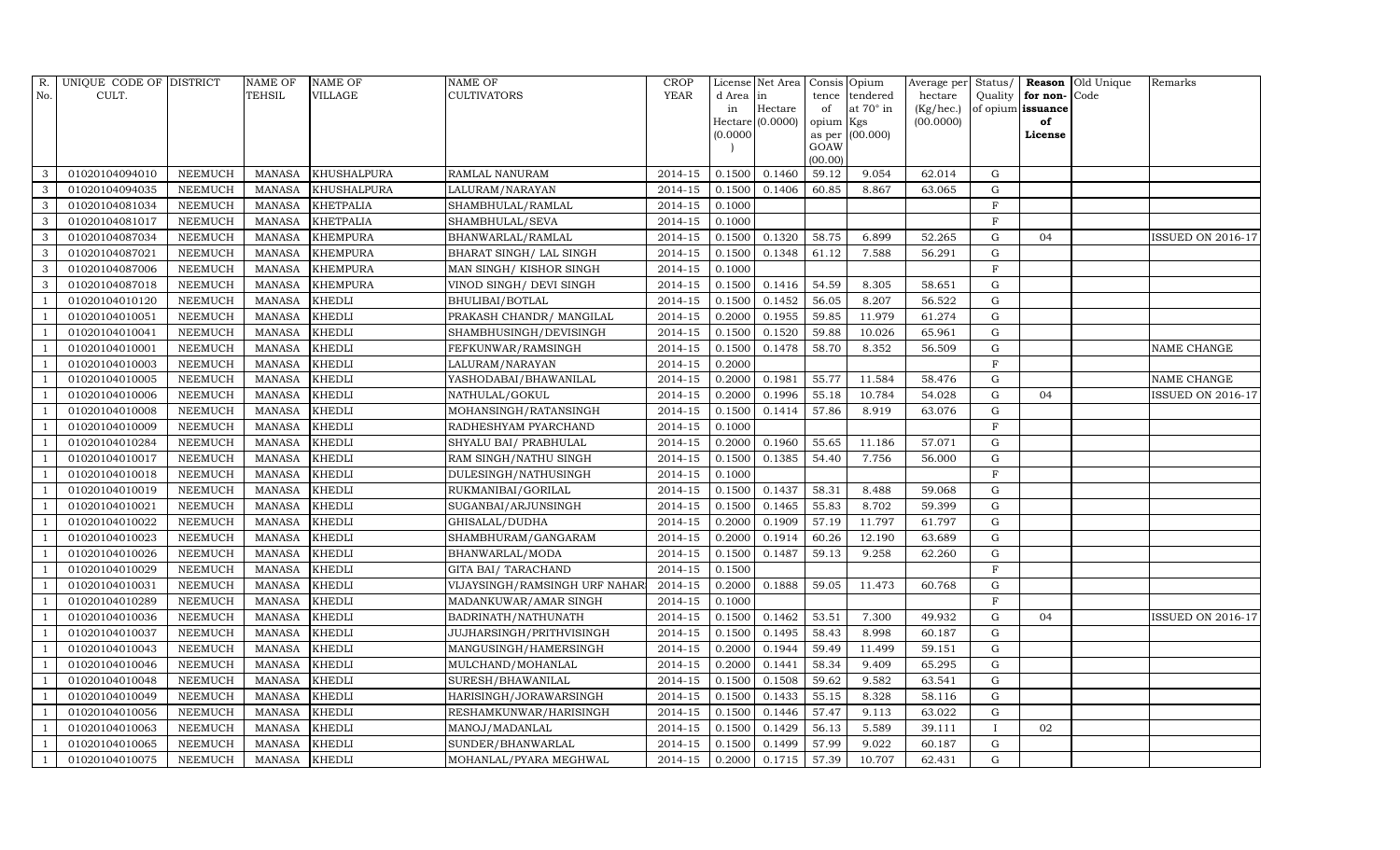| R. No. | UNIQUE CODE OF CULT. | DISTRICT | NAME OF TEHSIL | NAME OF VILLAGE | NAME OF CULTIVATORS | CROP YEAR | License d Area in Hectare (0.0000) | Net Area in Hectare (0.0000) | Consis tence of opium as per GOAW (00.00) | Opium tendered at 70° in Kgs (00.000) | Average per hectare (Kg/hec.) (00.0000) | Status/ Quality of opium | Reason for non-issuance of License | Old Unique Code | Remarks |
|---|---|---|---|---|---|---|---|---|---|---|---|---|---|---|---|
| 3 | 01020104094010 | NEEMUCH | MANASA | KHUSHALPURA | RAMLAL NANURAM | 2014-15 | 0.1500 | 0.1460 | 59.12 | 9.054 | 62.014 | G | | | |
| 3 | 01020104094035 | NEEMUCH | MANASA | KHUSHALPURA | LALURAM/NARAYAN | 2014-15 | 0.1500 | 0.1406 | 60.85 | 8.867 | 63.065 | G | | | |
| 3 | 01020104081034 | NEEMUCH | MANASA | KHETPALIA | SHAMBHULAL/RAMLAL | 2014-15 | 0.1000 | | | | | F | | | |
| 3 | 01020104081017 | NEEMUCH | MANASA | KHETPALIA | SHAMBHULAL/SEVA | 2014-15 | 0.1000 | | | | | F | | | |
| 3 | 01020104087034 | NEEMUCH | MANASA | KHEMPURA | BHANWARLAL/RAMLAL | 2014-15 | 0.1500 | 0.1320 | 58.75 | 6.899 | 52.265 | G | 04 | | ISSUED ON 2016-17 |
| 3 | 01020104087021 | NEEMUCH | MANASA | KHEMPURA | BHARAT SINGH/ LAL SINGH | 2014-15 | 0.1500 | 0.1348 | 61.12 | 7.588 | 56.291 | G | | | |
| 3 | 01020104087006 | NEEMUCH | MANASA | KHEMPURA | MAN SINGH/ KISHOR SINGH | 2014-15 | 0.1000 | | | | | F | | | |
| 3 | 01020104087018 | NEEMUCH | MANASA | KHEMPURA | VINOD SINGH/ DEVI SINGH | 2014-15 | 0.1500 | 0.1416 | 54.59 | 8.305 | 58.651 | G | | | |
| 1 | 01020104010120 | NEEMUCH | MANASA | KHEDLI | BHULIBAI/BOTLAL | 2014-15 | 0.1500 | 0.1452 | 56.05 | 8.207 | 56.522 | G | | | |
| 1 | 01020104010051 | NEEMUCH | MANASA | KHEDLI | PRAKASH CHANDR/ MANGILAL | 2014-15 | 0.2000 | 0.1955 | 59.85 | 11.979 | 61.274 | G | | | |
| 1 | 01020104010041 | NEEMUCH | MANASA | KHEDLI | SHAMBHUSINGH/DEVISINGH | 2014-15 | 0.1500 | 0.1520 | 59.88 | 10.026 | 65.961 | G | | | |
| 1 | 01020104010001 | NEEMUCH | MANASA | KHEDLI | FEFKUNWAR/RAMSINGH | 2014-15 | 0.1500 | 0.1478 | 58.70 | 8.352 | 56.509 | G | | | NAME CHANGE |
| 1 | 01020104010003 | NEEMUCH | MANASA | KHEDLI | LALURAM/NARAYAN | 2014-15 | 0.2000 | | | | | F | | | |
| 1 | 01020104010005 | NEEMUCH | MANASA | KHEDLI | YASHODABAI/BHAWANILAL | 2014-15 | 0.2000 | 0.1981 | 55.77 | 11.584 | 58.476 | G | | | NAME CHANGE |
| 1 | 01020104010006 | NEEMUCH | MANASA | KHEDLI | NATHULAL/GOKUL | 2014-15 | 0.2000 | 0.1996 | 55.18 | 10.784 | 54.028 | G | 04 | | ISSUED ON 2016-17 |
| 1 | 01020104010008 | NEEMUCH | MANASA | KHEDLI | MOHANSINGH/RATANSINGH | 2014-15 | 0.1500 | 0.1414 | 57.86 | 8.919 | 63.076 | G | | | |
| 1 | 01020104010009 | NEEMUCH | MANASA | KHEDLI | RADHESHYAM PYARCHAND | 2014-15 | 0.1000 | | | | | F | | | |
| 1 | 01020104010284 | NEEMUCH | MANASA | KHEDLI | SHYALU BAI/ PRABHULAL | 2014-15 | 0.2000 | 0.1960 | 55.65 | 11.186 | 57.071 | G | | | |
| 1 | 01020104010017 | NEEMUCH | MANASA | KHEDLI | RAM SINGH/NATHU SINGH | 2014-15 | 0.1500 | 0.1385 | 54.40 | 7.756 | 56.000 | G | | | |
| 1 | 01020104010018 | NEEMUCH | MANASA | KHEDLI | DULESINGH/NATHUSINGH | 2014-15 | 0.1000 | | | | | F | | | |
| 1 | 01020104010019 | NEEMUCH | MANASA | KHEDLI | RUKMANIBAI/GORILAL | 2014-15 | 0.1500 | 0.1437 | 58.31 | 8.488 | 59.068 | G | | | |
| 1 | 01020104010021 | NEEMUCH | MANASA | KHEDLI | SUGANBAI/ARJUNSINGH | 2014-15 | 0.1500 | 0.1465 | 55.83 | 8.702 | 59.399 | G | | | |
| 1 | 01020104010022 | NEEMUCH | MANASA | KHEDLI | GHISALAL/DUDHA | 2014-15 | 0.2000 | 0.1909 | 57.19 | 11.797 | 61.797 | G | | | |
| 1 | 01020104010023 | NEEMUCH | MANASA | KHEDLI | SHAMBHURAM/GANGARAM | 2014-15 | 0.2000 | 0.1914 | 60.26 | 12.190 | 63.689 | G | | | |
| 1 | 01020104010026 | NEEMUCH | MANASA | KHEDLI | BHANWARLAL/MODA | 2014-15 | 0.1500 | 0.1487 | 59.13 | 9.258 | 62.260 | G | | | |
| 1 | 01020104010029 | NEEMUCH | MANASA | KHEDLI | GITA BAI/ TARACHAND | 2014-15 | 0.1500 | | | | | F | | | |
| 1 | 01020104010031 | NEEMUCH | MANASA | KHEDLI | VIJAYSINGH/RAMSINGH URF NAHAR | 2014-15 | 0.2000 | 0.1888 | 59.05 | 11.473 | 60.768 | G | | | |
| 1 | 01020104010289 | NEEMUCH | MANASA | KHEDLI | MADANKUWAR/AMAR SINGH | 2014-15 | 0.1000 | | | | | F | | | |
| 1 | 01020104010036 | NEEMUCH | MANASA | KHEDLI | BADRINATH/NATHUNATH | 2014-15 | 0.1500 | 0.1462 | 53.51 | 7.300 | 49.932 | G | 04 | | ISSUED ON 2016-17 |
| 1 | 01020104010037 | NEEMUCH | MANASA | KHEDLI | JUJHARSINGH/PRITHVISINGH | 2014-15 | 0.1500 | 0.1495 | 58.43 | 8.998 | 60.187 | G | | | |
| 1 | 01020104010043 | NEEMUCH | MANASA | KHEDLI | MANGUSINGH/HAMERSINGH | 2014-15 | 0.2000 | 0.1944 | 59.49 | 11.499 | 59.151 | G | | | |
| 1 | 01020104010046 | NEEMUCH | MANASA | KHEDLI | MULCHAND/MOHANLAL | 2014-15 | 0.2000 | 0.1441 | 58.34 | 9.409 | 65.295 | G | | | |
| 1 | 01020104010048 | NEEMUCH | MANASA | KHEDLI | SURESH/BHAWANILAL | 2014-15 | 0.1500 | 0.1508 | 59.62 | 9.582 | 63.541 | G | | | |
| 1 | 01020104010049 | NEEMUCH | MANASA | KHEDLI | HARISINGH/JORAWARSINGH | 2014-15 | 0.1500 | 0.1433 | 55.15 | 8.328 | 58.116 | G | | | |
| 1 | 01020104010056 | NEEMUCH | MANASA | KHEDLI | RESHAMKUNWAR/HARISINGH | 2014-15 | 0.1500 | 0.1446 | 57.47 | 9.113 | 63.022 | G | | | |
| 1 | 01020104010063 | NEEMUCH | MANASA | KHEDLI | MANOJ/MADANLAL | 2014-15 | 0.1500 | 0.1429 | 56.13 | 5.589 | 39.111 | I | 02 | | |
| 1 | 01020104010065 | NEEMUCH | MANASA | KHEDLI | SUNDER/BHANWARLAL | 2014-15 | 0.1500 | 0.1499 | 57.99 | 9.022 | 60.187 | G | | | |
| 1 | 01020104010075 | NEEMUCH | MANASA | KHEDLI | MOHANLAL/PYARA MEGHWAL | 2014-15 | 0.2000 | 0.1715 | 57.39 | 10.707 | 62.431 | G | | | |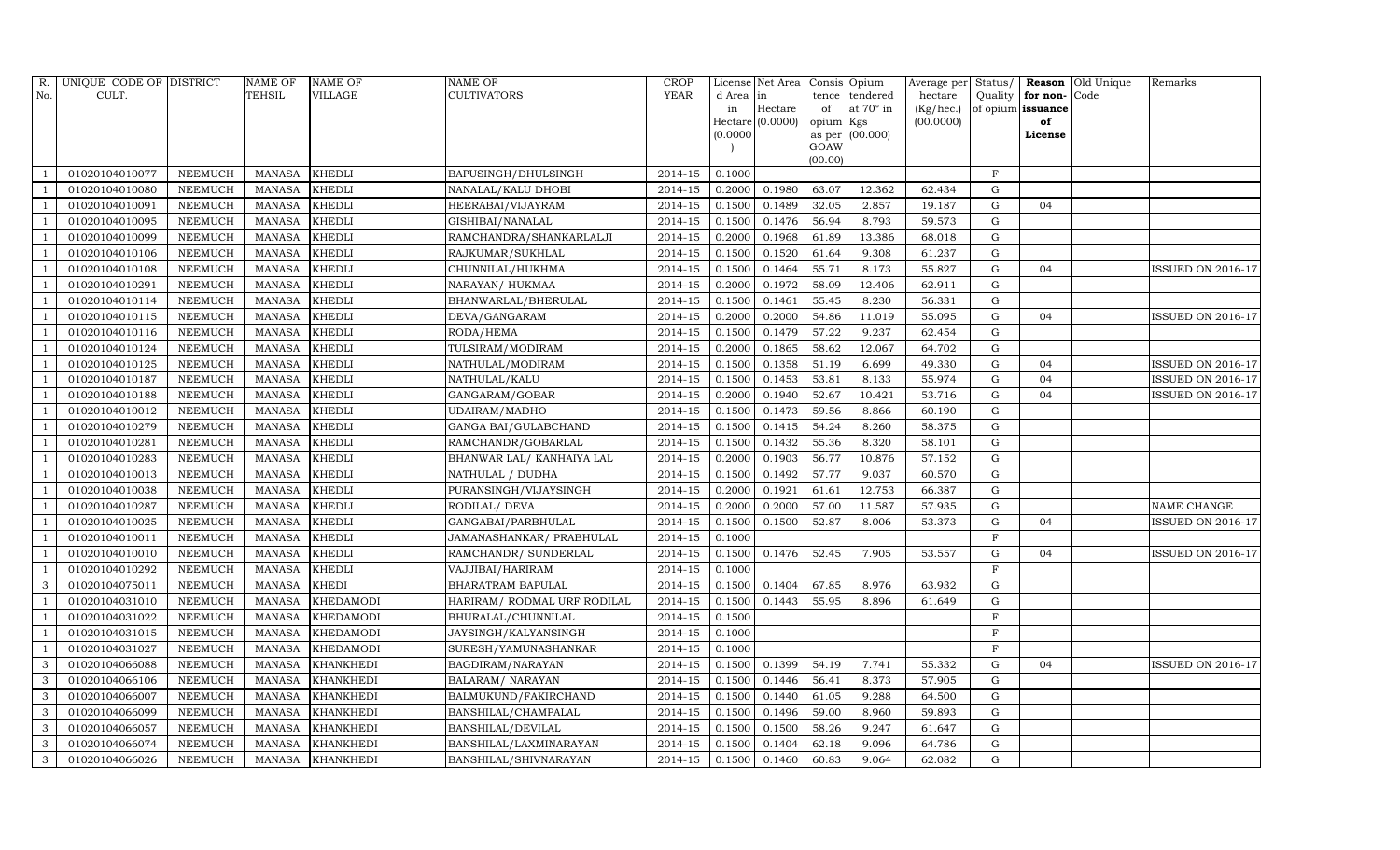| R. No. | UNIQUE CODE OF CULT. | DISTRICT | NAME OF TEHSIL | NAME OF VILLAGE | NAME OF CULTIVATORS | CROP YEAR | License d Area in Hectare (0.0000) | Net Area in Hectare (0.0000) | Consis tence of opium as per GOAW (00.00) | Opium tendered at 70° in Kgs (00.000) | Average per hectare (Kg/hec.) (00.0000) | Status/ Quality of opium | Reason for non-issuance of License | Old Unique Code | Remarks |
|---|---|---|---|---|---|---|---|---|---|---|---|---|---|---|---|
| 1 | 01020104010077 | NEEMUCH | MANASA | KHEDLI | BAPUSINGH/DHULSINGH | 2014-15 | 0.1000 | | | | | F | | | |
| 1 | 01020104010080 | NEEMUCH | MANASA | KHEDLI | NANALAL/KALU DHOBI | 2014-15 | 0.2000 | 0.1980 | 63.07 | 12.362 | 62.434 | G | | | |
| 1 | 01020104010091 | NEEMUCH | MANASA | KHEDLI | HEERABAI/VIJAYRAM | 2014-15 | 0.1500 | 0.1489 | 32.05 | 2.857 | 19.187 | G | 04 | | |
| 1 | 01020104010095 | NEEMUCH | MANASA | KHEDLI | GISHIBAI/NANALAL | 2014-15 | 0.1500 | 0.1476 | 56.94 | 8.793 | 59.573 | G | | | |
| 1 | 01020104010099 | NEEMUCH | MANASA | KHEDLI | RAMCHANDRA/SHANKARLALJI | 2014-15 | 0.2000 | 0.1968 | 61.89 | 13.386 | 68.018 | G | | | |
| 1 | 01020104010106 | NEEMUCH | MANASA | KHEDLI | RAJKUMAR/SUKHLAL | 2014-15 | 0.1500 | 0.1520 | 61.64 | 9.308 | 61.237 | G | | | |
| 1 | 01020104010108 | NEEMUCH | MANASA | KHEDLI | CHUNNILAL/HUKHMA | 2014-15 | 0.1500 | 0.1464 | 55.71 | 8.173 | 55.827 | G | 04 | | ISSUED ON 2016-17 |
| 1 | 01020104010291 | NEEMUCH | MANASA | KHEDLI | NARAYAN/ HUKMAA | 2014-15 | 0.2000 | 0.1972 | 58.09 | 12.406 | 62.911 | G | | | |
| 1 | 01020104010114 | NEEMUCH | MANASA | KHEDLI | BHANWARLAL/BHERULAL | 2014-15 | 0.1500 | 0.1461 | 55.45 | 8.230 | 56.331 | G | | | |
| 1 | 01020104010115 | NEEMUCH | MANASA | KHEDLI | DEVA/GANGARAM | 2014-15 | 0.2000 | 0.2000 | 54.86 | 11.019 | 55.095 | G | 04 | | ISSUED ON 2016-17 |
| 1 | 01020104010116 | NEEMUCH | MANASA | KHEDLI | RODA/HEMA | 2014-15 | 0.1500 | 0.1479 | 57.22 | 9.237 | 62.454 | G | | | |
| 1 | 01020104010124 | NEEMUCH | MANASA | KHEDLI | TULSIRAM/MODIRAM | 2014-15 | 0.2000 | 0.1865 | 58.62 | 12.067 | 64.702 | G | | | |
| 1 | 01020104010125 | NEEMUCH | MANASA | KHEDLI | NATHULAL/MODIRAM | 2014-15 | 0.1500 | 0.1358 | 51.19 | 6.699 | 49.330 | G | 04 | | ISSUED ON 2016-17 |
| 1 | 01020104010187 | NEEMUCH | MANASA | KHEDLI | NATHULAL/KALU | 2014-15 | 0.1500 | 0.1453 | 53.81 | 8.133 | 55.974 | G | 04 | | ISSUED ON 2016-17 |
| 1 | 01020104010188 | NEEMUCH | MANASA | KHEDLI | GANGARAM/GOBAR | 2014-15 | 0.2000 | 0.1940 | 52.67 | 10.421 | 53.716 | G | 04 | | ISSUED ON 2016-17 |
| 1 | 01020104010012 | NEEMUCH | MANASA | KHEDLI | UDAIRAM/MADHO | 2014-15 | 0.1500 | 0.1473 | 59.56 | 8.866 | 60.190 | G | | | |
| 1 | 01020104010279 | NEEMUCH | MANASA | KHEDLI | GANGA BAI/GULABCHAND | 2014-15 | 0.1500 | 0.1415 | 54.24 | 8.260 | 58.375 | G | | | |
| 1 | 01020104010281 | NEEMUCH | MANASA | KHEDLI | RAMCHANDR/GOBARLAL | 2014-15 | 0.1500 | 0.1432 | 55.36 | 8.320 | 58.101 | G | | | |
| 1 | 01020104010283 | NEEMUCH | MANASA | KHEDLI | BHANWAR LAL/ KANHAIYA LAL | 2014-15 | 0.2000 | 0.1903 | 56.77 | 10.876 | 57.152 | G | | | |
| 1 | 01020104010013 | NEEMUCH | MANASA | KHEDLI | NATHULAL / DUDHA | 2014-15 | 0.1500 | 0.1492 | 57.77 | 9.037 | 60.570 | G | | | |
| 1 | 01020104010038 | NEEMUCH | MANASA | KHEDLI | PURANSINGH/VIJAYSINGH | 2014-15 | 0.2000 | 0.1921 | 61.61 | 12.753 | 66.387 | G | | | |
| 1 | 01020104010287 | NEEMUCH | MANASA | KHEDLI | RODILAL/ DEVA | 2014-15 | 0.2000 | 0.2000 | 57.00 | 11.587 | 57.935 | G | | | NAME CHANGE |
| 1 | 01020104010025 | NEEMUCH | MANASA | KHEDLI | GANGABAI/PARBHULAL | 2014-15 | 0.1500 | 0.1500 | 52.87 | 8.006 | 53.373 | G | 04 | | ISSUED ON 2016-17 |
| 1 | 01020104010011 | NEEMUCH | MANASA | KHEDLI | JAMANASHANKAR/ PRABHULAL | 2014-15 | 0.1000 | | | | | F | | | |
| 1 | 01020104010010 | NEEMUCH | MANASA | KHEDLI | RAMCHANDR/ SUNDERLAL | 2014-15 | 0.1500 | 0.1476 | 52.45 | 7.905 | 53.557 | G | 04 | | ISSUED ON 2016-17 |
| 1 | 01020104010292 | NEEMUCH | MANASA | KHEDLI | VAJJIBAI/HARIRAM | 2014-15 | 0.1000 | | | | | F | | | |
| 3 | 01020104075011 | NEEMUCH | MANASA | KHEDI | BHARATRAM BAPULAL | 2014-15 | 0.1500 | 0.1404 | 67.85 | 8.976 | 63.932 | G | | | |
| 1 | 01020104031010 | NEEMUCH | MANASA | KHEDAMODI | HARIRAM/ RODMAL URF RODILAL | 2014-15 | 0.1500 | 0.1443 | 55.95 | 8.896 | 61.649 | G | | | |
| 1 | 01020104031022 | NEEMUCH | MANASA | KHEDAMODI | BHURALAL/CHUNNILAL | 2014-15 | 0.1500 | | | | | F | | | |
| 1 | 01020104031015 | NEEMUCH | MANASA | KHEDAMODI | JAYSINGH/KALYANSINGH | 2014-15 | 0.1000 | | | | | F | | | |
| 1 | 01020104031027 | NEEMUCH | MANASA | KHEDAMODI | SURESH/YAMUNASHANKAR | 2014-15 | 0.1000 | | | | | F | | | |
| 3 | 01020104066088 | NEEMUCH | MANASA | KHANKHEDI | BAGDIRAM/NARAYAN | 2014-15 | 0.1500 | 0.1399 | 54.19 | 7.741 | 55.332 | G | 04 | | ISSUED ON 2016-17 |
| 3 | 01020104066106 | NEEMUCH | MANASA | KHANKHEDI | BALARAM/ NARAYAN | 2014-15 | 0.1500 | 0.1446 | 56.41 | 8.373 | 57.905 | G | | | |
| 3 | 01020104066007 | NEEMUCH | MANASA | KHANKHEDI | BALMUKUND/FAKIRCHAND | 2014-15 | 0.1500 | 0.1440 | 61.05 | 9.288 | 64.500 | G | | | |
| 3 | 01020104066099 | NEEMUCH | MANASA | KHANKHEDI | BANSHILAL/CHAMPALAL | 2014-15 | 0.1500 | 0.1496 | 59.00 | 8.960 | 59.893 | G | | | |
| 3 | 01020104066057 | NEEMUCH | MANASA | KHANKHEDI | BANSHILAL/DEVILAL | 2014-15 | 0.1500 | 0.1500 | 58.26 | 9.247 | 61.647 | G | | | |
| 3 | 01020104066074 | NEEMUCH | MANASA | KHANKHEDI | BANSHILAL/LAXMINARAYAN | 2014-15 | 0.1500 | 0.1404 | 62.18 | 9.096 | 64.786 | G | | | |
| 3 | 01020104066026 | NEEMUCH | MANASA | KHANKHEDI | BANSHILAL/SHIVNARAYAN | 2014-15 | 0.1500 | 0.1460 | 60.83 | 9.064 | 62.082 | G | | | |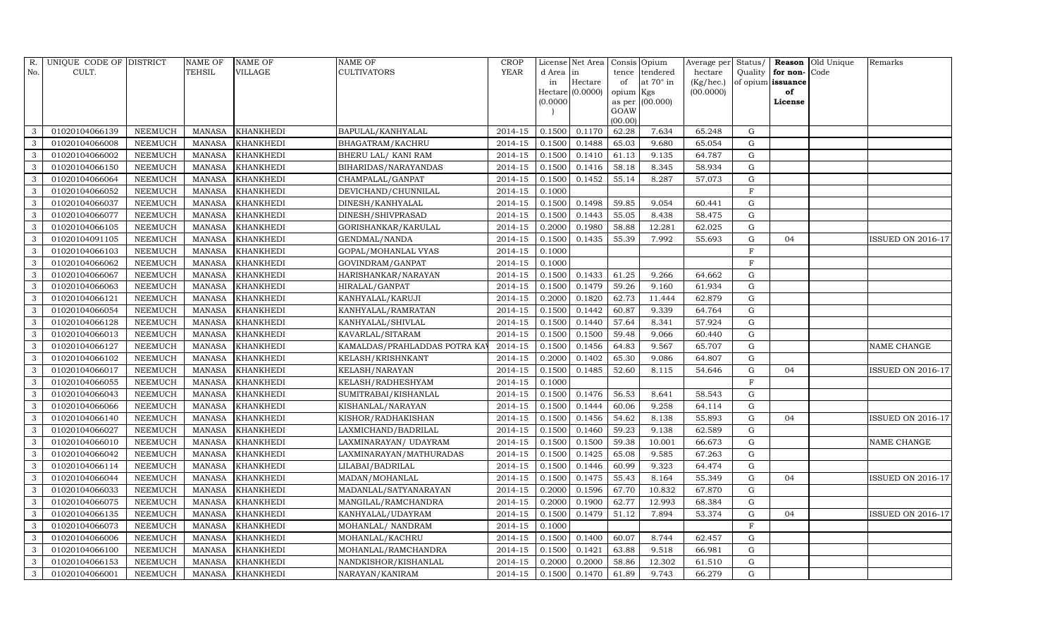| R. No. | UNIQUE CODE OF CULT. | DISTRICT | NAME OF TEHSIL | NAME OF VILLAGE | NAME OF CULTIVATORS | CROP YEAR | License d Area in Hectare (0.0000) | Net Area in Hectare (0.0000) | Consis tence of opium as per GOAW (00.00) | Opium tendered at 70° in Kgs (00.000) | Average per hectare (Kg/hec.) (00.0000) | Status/ Quality of opium | Reason for non-issuance of License | Old Unique Code | Remarks |
|---|---|---|---|---|---|---|---|---|---|---|---|---|---|---|---|
| 3 | 01020104066139 | NEEMUCH | MANASA | KHANKHEDI | BAPULAL/KANHYALAL | 2014-15 | 0.1500 | 0.1170 | 62.28 | 7.634 | 65.248 | G | | | |
| 3 | 01020104066008 | NEEMUCH | MANASA | KHANKHEDI | BHAGATRAM/KACHRU | 2014-15 | 0.1500 | 0.1488 | 65.03 | 9.680 | 65.054 | G | | | |
| 3 | 01020104066002 | NEEMUCH | MANASA | KHANKHEDI | BHERU LAL/ KANI RAM | 2014-15 | 0.1500 | 0.1410 | 61.13 | 9.135 | 64.787 | G | | | |
| 3 | 01020104066150 | NEEMUCH | MANASA | KHANKHEDI | BIHARIDAS/NARAYANDAS | 2014-15 | 0.1500 | 0.1416 | 58.18 | 8.345 | 58.934 | G | | | |
| 3 | 01020104066064 | NEEMUCH | MANASA | KHANKHEDI | CHAMPALAL/GANPAT | 2014-15 | 0.1500 | 0.1452 | 55.14 | 8.287 | 57.073 | G | | | |
| 3 | 01020104066052 | NEEMUCH | MANASA | KHANKHEDI | DEVICHAND/CHUNNILAL | 2014-15 | 0.1000 | | | | | F | | | |
| 3 | 01020104066037 | NEEMUCH | MANASA | KHANKHEDI | DINESH/KANHYALAL | 2014-15 | 0.1500 | 0.1498 | 59.85 | 9.054 | 60.441 | G | | | |
| 3 | 01020104066077 | NEEMUCH | MANASA | KHANKHEDI | DINESH/SHIVPRASAD | 2014-15 | 0.1500 | 0.1443 | 55.05 | 8.438 | 58.475 | G | | | |
| 3 | 01020104066105 | NEEMUCH | MANASA | KHANKHEDI | GORISHANKAR/KARULAL | 2014-15 | 0.2000 | 0.1980 | 58.88 | 12.281 | 62.025 | G | | | |
| 3 | 01020104091105 | NEEMUCH | MANASA | KHANKHEDI | GENDMAL/NANDA | 2014-15 | 0.1500 | 0.1435 | 55.39 | 7.992 | 55.693 | G | 04 | | ISSUED ON 2016-17 |
| 3 | 01020104066103 | NEEMUCH | MANASA | KHANKHEDI | GOPAL/MOHANLAL VYAS | 2014-15 | 0.1000 | | | | | F | | | |
| 3 | 01020104066062 | NEEMUCH | MANASA | KHANKHEDI | GOVINDRAM/GANPAT | 2014-15 | 0.1000 | | | | | F | | | |
| 3 | 01020104066067 | NEEMUCH | MANASA | KHANKHEDI | HARISHANKAR/NARAYAN | 2014-15 | 0.1500 | 0.1433 | 61.25 | 9.266 | 64.662 | G | | | |
| 3 | 01020104066063 | NEEMUCH | MANASA | KHANKHEDI | HIRALAL/GANPAT | 2014-15 | 0.1500 | 0.1479 | 59.26 | 9.160 | 61.934 | G | | | |
| 3 | 01020104066121 | NEEMUCH | MANASA | KHANKHEDI | KANHYALAL/KARUJI | 2014-15 | 0.2000 | 0.1820 | 62.73 | 11.444 | 62.879 | G | | | |
| 3 | 01020104066054 | NEEMUCH | MANASA | KHANKHEDI | KANHYALAL/RAMRATAN | 2014-15 | 0.1500 | 0.1442 | 60.87 | 9.339 | 64.764 | G | | | |
| 3 | 01020104066128 | NEEMUCH | MANASA | KHANKHEDI | KANHYALAL/SHIVLAL | 2014-15 | 0.1500 | 0.1440 | 57.64 | 8.341 | 57.924 | G | | | |
| 3 | 01020104066013 | NEEMUCH | MANASA | KHANKHEDI | KAVARLAL/SITARAM | 2014-15 | 0.1500 | 0.1500 | 59.48 | 9.066 | 60.440 | G | | | |
| 3 | 01020104066127 | NEEMUCH | MANASA | KHANKHEDI | KAMALDAS/PRAHLADDAS POTRA KAV | 2014-15 | 0.1500 | 0.1456 | 64.83 | 9.567 | 65.707 | G | | | NAME CHANGE |
| 3 | 01020104066102 | NEEMUCH | MANASA | KHANKHEDI | KELASH/KRISHNKANT | 2014-15 | 0.2000 | 0.1402 | 65.30 | 9.086 | 64.807 | G | | | |
| 3 | 01020104066017 | NEEMUCH | MANASA | KHANKHEDI | KELASH/NARAYAN | 2014-15 | 0.1500 | 0.1485 | 52.60 | 8.115 | 54.646 | G | 04 | | ISSUED ON 2016-17 |
| 3 | 01020104066055 | NEEMUCH | MANASA | KHANKHEDI | KELASH/RADHESHYAM | 2014-15 | 0.1000 | | | | | F | | | |
| 3 | 01020104066043 | NEEMUCH | MANASA | KHANKHEDI | SUMITRABAI/KISHANLAL | 2014-15 | 0.1500 | 0.1476 | 56.53 | 8.641 | 58.543 | G | | | |
| 3 | 01020104066066 | NEEMUCH | MANASA | KHANKHEDI | KISHANLAL/NARAYAN | 2014-15 | 0.1500 | 0.1444 | 60.06 | 9.258 | 64.114 | G | | | |
| 3 | 01020104066140 | NEEMUCH | MANASA | KHANKHEDI | KISHOR/RADHAKISHAN | 2014-15 | 0.1500 | 0.1456 | 54.62 | 8.138 | 55.893 | G | 04 | | ISSUED ON 2016-17 |
| 3 | 01020104066027 | NEEMUCH | MANASA | KHANKHEDI | LAXMICHAND/BADRILAL | 2014-15 | 0.1500 | 0.1460 | 59.23 | 9.138 | 62.589 | G | | | |
| 3 | 01020104066010 | NEEMUCH | MANASA | KHANKHEDI | LAXMINARAYAN/ UDAYRAM | 2014-15 | 0.1500 | 0.1500 | 59.38 | 10.001 | 66.673 | G | | | NAME CHANGE |
| 3 | 01020104066042 | NEEMUCH | MANASA | KHANKHEDI | LAXMINARAYAN/MATHURADAS | 2014-15 | 0.1500 | 0.1425 | 65.08 | 9.585 | 67.263 | G | | | |
| 3 | 01020104066114 | NEEMUCH | MANASA | KHANKHEDI | LILABAI/BADRILAL | 2014-15 | 0.1500 | 0.1446 | 60.99 | 9.323 | 64.474 | G | | | |
| 3 | 01020104066044 | NEEMUCH | MANASA | KHANKHEDI | MADAN/MOHANLAL | 2014-15 | 0.1500 | 0.1475 | 55.43 | 8.164 | 55.349 | G | 04 | | ISSUED ON 2016-17 |
| 3 | 01020104066033 | NEEMUCH | MANASA | KHANKHEDI | MADANLAL/SATYANARAYAN | 2014-15 | 0.2000 | 0.1596 | 67.70 | 10.832 | 67.870 | G | | | |
| 3 | 01020104066075 | NEEMUCH | MANASA | KHANKHEDI | MANGILAL/RAMCHANDRA | 2014-15 | 0.2000 | 0.1900 | 62.77 | 12.993 | 68.384 | G | | | |
| 3 | 01020104066135 | NEEMUCH | MANASA | KHANKHEDI | KANHYALAL/UDAYRAM | 2014-15 | 0.1500 | 0.1479 | 51.12 | 7.894 | 53.374 | G | 04 | | ISSUED ON 2016-17 |
| 3 | 01020104066073 | NEEMUCH | MANASA | KHANKHEDI | MOHANLAL/ NANDRAM | 2014-15 | 0.1000 | | | | | F | | | |
| 3 | 01020104066006 | NEEMUCH | MANASA | KHANKHEDI | MOHANLAL/KACHRU | 2014-15 | 0.1500 | 0.1400 | 60.07 | 8.744 | 62.457 | G | | | |
| 3 | 01020104066100 | NEEMUCH | MANASA | KHANKHEDI | MOHANLAL/RAMCHANDRA | 2014-15 | 0.1500 | 0.1421 | 63.88 | 9.518 | 66.981 | G | | | |
| 3 | 01020104066153 | NEEMUCH | MANASA | KHANKHEDI | NANDKISHOR/KISHANLAL | 2014-15 | 0.2000 | 0.2000 | 58.86 | 12.302 | 61.510 | G | | | |
| 3 | 01020104066001 | NEEMUCH | MANASA | KHANKHEDI | NARAYAN/KANIRAM | 2014-15 | 0.1500 | 0.1470 | 61.89 | 9.743 | 66.279 | G | | | |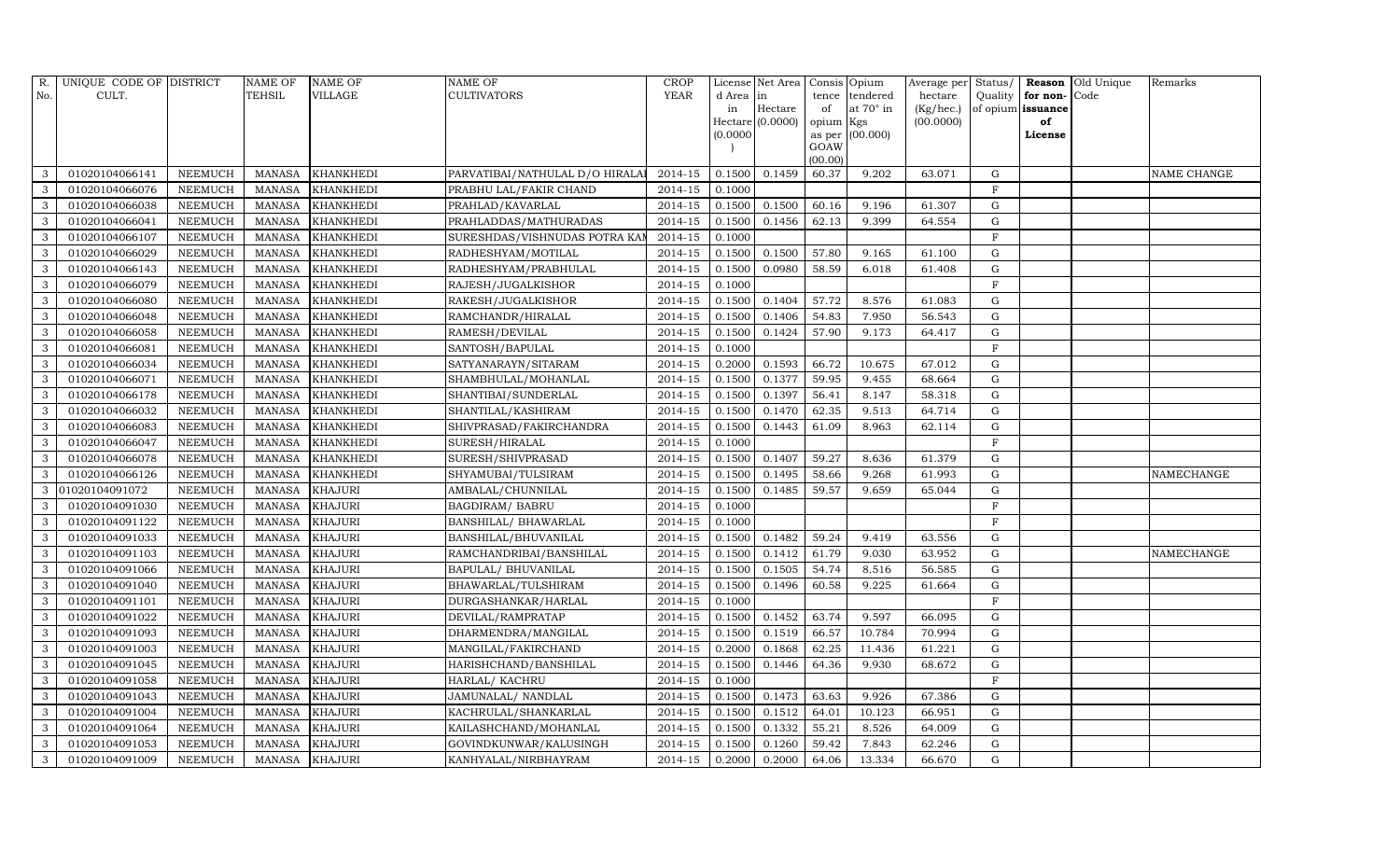| R. No. | UNIQUE CODE OF CULT. | DISTRICT | NAME OF TEHSIL | NAME OF VILLAGE | NAME OF CULTIVATORS | CROP YEAR | License d Area in Hectare (0.0000) | Net Area in Hectare (0.0000) | Consis tence of opium as per GOAW (00.00) | Opium tendered at 70° in Kgs (00.000) | Average per hectare (Kg/hec.) (00.0000) | Status/ Quality of opium | Reason for non-issuance of License | Old Unique Code | Remarks |
|---|---|---|---|---|---|---|---|---|---|---|---|---|---|---|---|
| 3 | 01020104066141 | NEEMUCH | MANASA | KHANKHEDI | PARVATIBAI/NATHULAL D/O HIRALAI | 2014-15 | 0.1500 | 0.1459 | 60.37 | 9.202 | 63.071 | G | | | NAME CHANGE |
| 3 | 01020104066076 | NEEMUCH | MANASA | KHANKHEDI | PRABHU LAL/FAKIR CHAND | 2014-15 | 0.1000 | | | | | F | | | |
| 3 | 01020104066038 | NEEMUCH | MANASA | KHANKHEDI | PRAHLAD/KAVARLAL | 2014-15 | 0.1500 | 0.1500 | 60.16 | 9.196 | 61.307 | G | | | |
| 3 | 01020104066041 | NEEMUCH | MANASA | KHANKHEDI | PRAHLADDAS/MATHURADAS | 2014-15 | 0.1500 | 0.1456 | 62.13 | 9.399 | 64.554 | G | | | |
| 3 | 01020104066107 | NEEMUCH | MANASA | KHANKHEDI | SURESHDAS/VISHNUDAS POTRA KAN | 2014-15 | 0.1000 | | | | | F | | | |
| 3 | 01020104066029 | NEEMUCH | MANASA | KHANKHEDI | RADHESHYAM/MOTILAL | 2014-15 | 0.1500 | 0.1500 | 57.80 | 9.165 | 61.100 | G | | | |
| 3 | 01020104066143 | NEEMUCH | MANASA | KHANKHEDI | RADHESHYAM/PRABHULAL | 2014-15 | 0.1500 | 0.0980 | 58.59 | 6.018 | 61.408 | G | | | |
| 3 | 01020104066079 | NEEMUCH | MANASA | KHANKHEDI | RAJESH/JUGALKISHOR | 2014-15 | 0.1000 | | | | | F | | | |
| 3 | 01020104066080 | NEEMUCH | MANASA | KHANKHEDI | RAKESH/JUGALKISHOR | 2014-15 | 0.1500 | 0.1404 | 57.72 | 8.576 | 61.083 | G | | | |
| 3 | 01020104066048 | NEEMUCH | MANASA | KHANKHEDI | RAMCHANDR/HIRALAL | 2014-15 | 0.1500 | 0.1406 | 54.83 | 7.950 | 56.543 | G | | | |
| 3 | 01020104066058 | NEEMUCH | MANASA | KHANKHEDI | RAMESH/DEVILAL | 2014-15 | 0.1500 | 0.1424 | 57.90 | 9.173 | 64.417 | G | | | |
| 3 | 01020104066081 | NEEMUCH | MANASA | KHANKHEDI | SANTOSH/BAPULAL | 2014-15 | 0.1000 | | | | | F | | | |
| 3 | 01020104066034 | NEEMUCH | MANASA | KHANKHEDI | SATYANARAYN/SITARAM | 2014-15 | 0.2000 | 0.1593 | 66.72 | 10.675 | 67.012 | G | | | |
| 3 | 01020104066071 | NEEMUCH | MANASA | KHANKHEDI | SHAMBHULAL/MOHANLAL | 2014-15 | 0.1500 | 0.1377 | 59.95 | 9.455 | 68.664 | G | | | |
| 3 | 01020104066178 | NEEMUCH | MANASA | KHANKHEDI | SHANTIBAI/SUNDERLAL | 2014-15 | 0.1500 | 0.1397 | 56.41 | 8.147 | 58.318 | G | | | |
| 3 | 01020104066032 | NEEMUCH | MANASA | KHANKHEDI | SHANTILAL/KASHIRAM | 2014-15 | 0.1500 | 0.1470 | 62.35 | 9.513 | 64.714 | G | | | |
| 3 | 01020104066083 | NEEMUCH | MANASA | KHANKHEDI | SHIVPRASAD/FAKIRCHANDRA | 2014-15 | 0.1500 | 0.1443 | 61.09 | 8.963 | 62.114 | G | | | |
| 3 | 01020104066047 | NEEMUCH | MANASA | KHANKHEDI | SURESH/HIRALAL | 2014-15 | 0.1000 | | | | | F | | | |
| 3 | 01020104066078 | NEEMUCH | MANASA | KHANKHEDI | SURESH/SHIVPRASAD | 2014-15 | 0.1500 | 0.1407 | 59.27 | 8.636 | 61.379 | G | | | |
| 3 | 01020104066126 | NEEMUCH | MANASA | KHANKHEDI | SHYAMUBAI/TULSIRAM | 2014-15 | 0.1500 | 0.1495 | 58.66 | 9.268 | 61.993 | G | | | NAMECHANGE |
| 3 | 01020104091072 | NEEMUCH | MANASA | KHAJURI | AMBALAL/CHUNNILAL | 2014-15 | 0.1500 | 0.1485 | 59.57 | 9.659 | 65.044 | G | | | |
| 3 | 01020104091030 | NEEMUCH | MANASA | KHAJURI | BAGDIRAM/ BABRU | 2014-15 | 0.1000 | | | | | F | | | |
| 3 | 01020104091122 | NEEMUCH | MANASA | KHAJURI | BANSHILAL/ BHAWARLAL | 2014-15 | 0.1000 | | | | | F | | | |
| 3 | 01020104091033 | NEEMUCH | MANASA | KHAJURI | BANSHILAL/BHUVANILAL | 2014-15 | 0.1500 | 0.1482 | 59.24 | 9.419 | 63.556 | G | | | |
| 3 | 01020104091103 | NEEMUCH | MANASA | KHAJURI | RAMCHANDRIBAI/BANSHILAL | 2014-15 | 0.1500 | 0.1412 | 61.79 | 9.030 | 63.952 | G | | | NAMECHANGE |
| 3 | 01020104091066 | NEEMUCH | MANASA | KHAJURI | BAPULAL/ BHUVANILAL | 2014-15 | 0.1500 | 0.1505 | 54.74 | 8.516 | 56.585 | G | | | |
| 3 | 01020104091040 | NEEMUCH | MANASA | KHAJURI | BHAWARLAL/TULSHIRAM | 2014-15 | 0.1500 | 0.1496 | 60.58 | 9.225 | 61.664 | G | | | |
| 3 | 01020104091101 | NEEMUCH | MANASA | KHAJURI | DURGASHANKAR/HARLAL | 2014-15 | 0.1000 | | | | | F | | | |
| 3 | 01020104091022 | NEEMUCH | MANASA | KHAJURI | DEVILAL/RAMPRATAP | 2014-15 | 0.1500 | 0.1452 | 63.74 | 9.597 | 66.095 | G | | | |
| 3 | 01020104091093 | NEEMUCH | MANASA | KHAJURI | DHARMENDRA/MANGILAL | 2014-15 | 0.1500 | 0.1519 | 66.57 | 10.784 | 70.994 | G | | | |
| 3 | 01020104091003 | NEEMUCH | MANASA | KHAJURI | MANGILAL/FAKIRCHAND | 2014-15 | 0.2000 | 0.1868 | 62.25 | 11.436 | 61.221 | G | | | |
| 3 | 01020104091045 | NEEMUCH | MANASA | KHAJURI | HARISHCHAND/BANSHILAL | 2014-15 | 0.1500 | 0.1446 | 64.36 | 9.930 | 68.672 | G | | | |
| 3 | 01020104091058 | NEEMUCH | MANASA | KHAJURI | HARLAL/ KACHRU | 2014-15 | 0.1000 | | | | | F | | | |
| 3 | 01020104091043 | NEEMUCH | MANASA | KHAJURI | JAMUNALAL/ NANDLAL | 2014-15 | 0.1500 | 0.1473 | 63.63 | 9.926 | 67.386 | G | | | |
| 3 | 01020104091004 | NEEMUCH | MANASA | KHAJURI | KACHRULAL/SHANKARLAL | 2014-15 | 0.1500 | 0.1512 | 64.01 | 10.123 | 66.951 | G | | | |
| 3 | 01020104091064 | NEEMUCH | MANASA | KHAJURI | KAILASHCHAND/MOHANLAL | 2014-15 | 0.1500 | 0.1332 | 55.21 | 8.526 | 64.009 | G | | | |
| 3 | 01020104091053 | NEEMUCH | MANASA | KHAJURI | GOVINDKUNWAR/KALUSINGH | 2014-15 | 0.1500 | 0.1260 | 59.42 | 7.843 | 62.246 | G | | | |
| 3 | 01020104091009 | NEEMUCH | MANASA | KHAJURI | KANHYALAL/NIRBHAYRAM | 2014-15 | 0.2000 | 0.2000 | 64.06 | 13.334 | 66.670 | G | | | |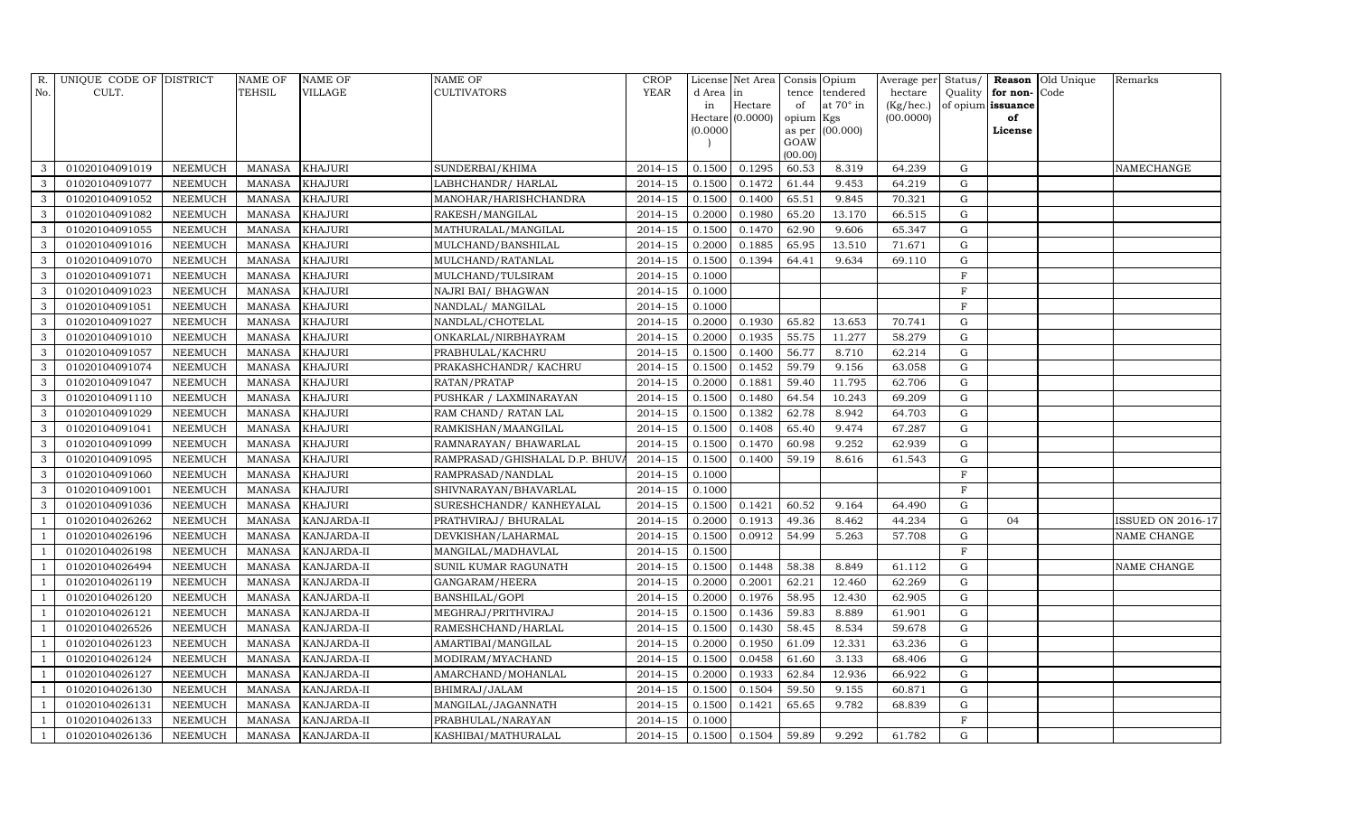| R. No. | UNIQUE CODE OF CULT. | DISTRICT | NAME OF TEHSIL | NAME OF VILLAGE | NAME OF CULTIVATORS | CROP YEAR | License d Area in Hectare (0.0000) | Net Area in Hectare (0.0000) | Consis tence of opium as per GOAW (00.00) | Opium tendered at 70° in Kgs (00.000) | Average per hectare (Kg/hec.) (00.0000) | Status/ Quality of opium | Reason for non-issuance of License | Old Unique Code | Remarks |
|---|---|---|---|---|---|---|---|---|---|---|---|---|---|---|---|
| 3 | 01020104091019 | NEEMUCH | MANASA | KHAJURI | SUNDERBAI/KHIMA | 2014-15 | 0.1500 | 0.1295 | 60.53 | 8.319 | 64.239 | G | | | NAMECHANGE |
| 3 | 01020104091077 | NEEMUCH | MANASA | KHAJURI | LABHCHANDR/ HARLAL | 2014-15 | 0.1500 | 0.1472 | 61.44 | 9.453 | 64.219 | G | | | |
| 3 | 01020104091052 | NEEMUCH | MANASA | KHAJURI | MANOHAR/HARISHCHANDRA | 2014-15 | 0.1500 | 0.1400 | 65.51 | 9.845 | 70.321 | G | | | |
| 3 | 01020104091082 | NEEMUCH | MANASA | KHAJURI | RAKESH/MANGILAL | 2014-15 | 0.2000 | 0.1980 | 65.20 | 13.170 | 66.515 | G | | | |
| 3 | 01020104091055 | NEEMUCH | MANASA | KHAJURI | MATHURALAL/MANGILAL | 2014-15 | 0.1500 | 0.1470 | 62.90 | 9.606 | 65.347 | G | | | |
| 3 | 01020104091016 | NEEMUCH | MANASA | KHAJURI | MULCHAND/BANSHILAL | 2014-15 | 0.2000 | 0.1885 | 65.95 | 13.510 | 71.671 | G | | | |
| 3 | 01020104091070 | NEEMUCH | MANASA | KHAJURI | MULCHAND/RATANLAL | 2014-15 | 0.1500 | 0.1394 | 64.41 | 9.634 | 69.110 | G | | | |
| 3 | 01020104091071 | NEEMUCH | MANASA | KHAJURI | MULCHAND/TULSIRAM | 2014-15 | 0.1000 | | | | | F | | | |
| 3 | 01020104091023 | NEEMUCH | MANASA | KHAJURI | NAJRI BAI/ BHAGWAN | 2014-15 | 0.1000 | | | | | F | | | |
| 3 | 01020104091051 | NEEMUCH | MANASA | KHAJURI | NANDLAL/ MANGILAL | 2014-15 | 0.1000 | | | | | F | | | |
| 3 | 01020104091027 | NEEMUCH | MANASA | KHAJURI | NANDLAL/CHOTELAL | 2014-15 | 0.2000 | 0.1930 | 65.82 | 13.653 | 70.741 | G | | | |
| 3 | 01020104091010 | NEEMUCH | MANASA | KHAJURI | ONKARLAL/NIRBHAYRAM | 2014-15 | 0.2000 | 0.1935 | 55.75 | 11.277 | 58.279 | G | | | |
| 3 | 01020104091057 | NEEMUCH | MANASA | KHAJURI | PRABHULAL/KACHRU | 2014-15 | 0.1500 | 0.1400 | 56.77 | 8.710 | 62.214 | G | | | |
| 3 | 01020104091074 | NEEMUCH | MANASA | KHAJURI | PRAKASHCHANDR/ KACHRU | 2014-15 | 0.1500 | 0.1452 | 59.79 | 9.156 | 63.058 | G | | | |
| 3 | 01020104091047 | NEEMUCH | MANASA | KHAJURI | RATAN/PRATAP | 2014-15 | 0.2000 | 0.1881 | 59.40 | 11.795 | 62.706 | G | | | |
| 3 | 01020104091110 | NEEMUCH | MANASA | KHAJURI | PUSHKAR / LAXMINARAYAN | 2014-15 | 0.1500 | 0.1480 | 64.54 | 10.243 | 69.209 | G | | | |
| 3 | 01020104091029 | NEEMUCH | MANASA | KHAJURI | RAM CHAND/ RATAN LAL | 2014-15 | 0.1500 | 0.1382 | 62.78 | 8.942 | 64.703 | G | | | |
| 3 | 01020104091041 | NEEMUCH | MANASA | KHAJURI | RAMKISHAN/MAANGILAL | 2014-15 | 0.1500 | 0.1408 | 65.40 | 9.474 | 67.287 | G | | | |
| 3 | 01020104091099 | NEEMUCH | MANASA | KHAJURI | RAMNARAYAN/ BHAWARLAL | 2014-15 | 0.1500 | 0.1470 | 60.98 | 9.252 | 62.939 | G | | | |
| 3 | 01020104091095 | NEEMUCH | MANASA | KHAJURI | RAMPRASAD/GHISHALAL D.P. BHUVA | 2014-15 | 0.1500 | 0.1400 | 59.19 | 8.616 | 61.543 | G | | | |
| 3 | 01020104091060 | NEEMUCH | MANASA | KHAJURI | RAMPRASAD/NANDLAL | 2014-15 | 0.1000 | | | | | F | | | |
| 3 | 01020104091001 | NEEMUCH | MANASA | KHAJURI | SHIVNARAYAN/BHAVARLAL | 2014-15 | 0.1000 | | | | | F | | | |
| 3 | 01020104091036 | NEEMUCH | MANASA | KHAJURI | SURESHCHANDR/ KANHEYALAL | 2014-15 | 0.1500 | 0.1421 | 60.52 | 9.164 | 64.490 | G | | | |
| 1 | 01020104026262 | NEEMUCH | MANASA | KANJARDA-II | PRATHVIRAJ/ BHURALAL | 2014-15 | 0.2000 | 0.1913 | 49.36 | 8.462 | 44.234 | G | 04 | | ISSUED ON 2016-17 |
| 1 | 01020104026196 | NEEMUCH | MANASA | KANJARDA-II | DEVKISHAN/LAHARMAL | 2014-15 | 0.1500 | 0.0912 | 54.99 | 5.263 | 57.708 | G | | | NAME CHANGE |
| 1 | 01020104026198 | NEEMUCH | MANASA | KANJARDA-II | MANGILAL/MADHAVLAL | 2014-15 | 0.1500 | | | | | F | | | |
| 1 | 01020104026494 | NEEMUCH | MANASA | KANJARDA-II | SUNIL KUMAR RAGUNATH | 2014-15 | 0.1500 | 0.1448 | 58.38 | 8.849 | 61.112 | G | | | NAME CHANGE |
| 1 | 01020104026119 | NEEMUCH | MANASA | KANJARDA-II | GANGARAM/HEERA | 2014-15 | 0.2000 | 0.2001 | 62.21 | 12.460 | 62.269 | G | | | |
| 1 | 01020104026120 | NEEMUCH | MANASA | KANJARDA-II | BANSHILAL/GOPI | 2014-15 | 0.2000 | 0.1976 | 58.95 | 12.430 | 62.905 | G | | | |
| 1 | 01020104026121 | NEEMUCH | MANASA | KANJARDA-II | MEGHRAJ/PRITHVIRAJ | 2014-15 | 0.1500 | 0.1436 | 59.83 | 8.889 | 61.901 | G | | | |
| 1 | 01020104026526 | NEEMUCH | MANASA | KANJARDA-II | RAMESHCHAND/HARLAL | 2014-15 | 0.1500 | 0.1430 | 58.45 | 8.534 | 59.678 | G | | | |
| 1 | 01020104026123 | NEEMUCH | MANASA | KANJARDA-II | AMARTIBAI/MANGILAL | 2014-15 | 0.2000 | 0.1950 | 61.09 | 12.331 | 63.236 | G | | | |
| 1 | 01020104026124 | NEEMUCH | MANASA | KANJARDA-II | MODIRAM/MYACHAND | 2014-15 | 0.1500 | 0.0458 | 61.60 | 3.133 | 68.406 | G | | | |
| 1 | 01020104026127 | NEEMUCH | MANASA | KANJARDA-II | AMARCHAND/MOHANLAL | 2014-15 | 0.2000 | 0.1933 | 62.84 | 12.936 | 66.922 | G | | | |
| 1 | 01020104026130 | NEEMUCH | MANASA | KANJARDA-II | BHIMRAJ/JALAM | 2014-15 | 0.1500 | 0.1504 | 59.50 | 9.155 | 60.871 | G | | | |
| 1 | 01020104026131 | NEEMUCH | MANASA | KANJARDA-II | MANGILAL/JAGANNATH | 2014-15 | 0.1500 | 0.1421 | 65.65 | 9.782 | 68.839 | G | | | |
| 1 | 01020104026133 | NEEMUCH | MANASA | KANJARDA-II | PRABHULAL/NARAYAN | 2014-15 | 0.1000 | | | | | F | | | |
| 1 | 01020104026136 | NEEMUCH | MANASA | KANJARDA-II | KASHIBAI/MATHURALAL | 2014-15 | 0.1500 | 0.1504 | 59.89 | 9.292 | 61.782 | G | | | |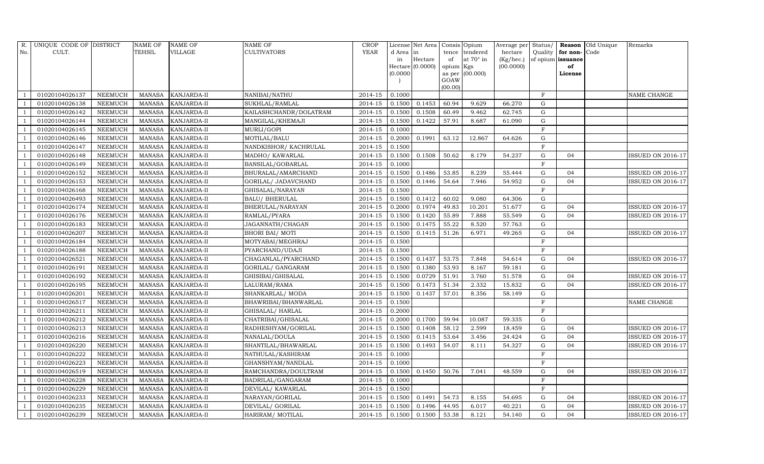| R. No. | UNIQUE CODE OF CULT. | DISTRICT | NAME OF TEHSIL | NAME OF VILLAGE | NAME OF CULTIVATORS | CROP YEAR | License d Area in Hectare (0.0000) | Net Area in Hectare (0.0000) | Consis tence of opium as per GOAW (00.00) | Opium tendered at 70° in Kgs (00.000) | Average per hectare (Kg/hec.) (00.0000) | Status/ Quality of opium | Reason for non-issuance of License | Old Unique Code | Remarks |
|---|---|---|---|---|---|---|---|---|---|---|---|---|---|---|---|
| 1 | 01020104026137 | NEEMUCH | MANASA | KANJARDA-II | NANIBAI/NATHU | 2014-15 | 0.1000 | | | | | F | | | NAME CHANGE |
| 1 | 01020104026138 | NEEMUCH | MANASA | KANJARDA-II | SUKHLAL/RAMLAL | 2014-15 | 0.1500 | 0.1453 | 60.94 | 9.629 | 66.270 | G | | | |
| 1 | 01020104026142 | NEEMUCH | MANASA | KANJARDA-II | KAILASHCHANDR/DOLATRAM | 2014-15 | 0.1500 | 0.1508 | 60.49 | 9.462 | 62.745 | G | | | |
| 1 | 01020104026144 | NEEMUCH | MANASA | KANJARDA-II | MANGILAL/KHEMAJI | 2014-15 | 0.1500 | 0.1422 | 57.91 | 8.687 | 61.090 | G | | | |
| 1 | 01020104026145 | NEEMUCH | MANASA | KANJARDA-II | MURLI/GOPI | 2014-15 | 0.1000 | | | | | F | | | |
| 1 | 01020104026146 | NEEMUCH | MANASA | KANJARDA-II | MOTILAL/BALU | 2014-15 | 0.2000 | 0.1991 | 63.12 | 12.867 | 64.626 | G | | | |
| 1 | 01020104026147 | NEEMUCH | MANASA | KANJARDA-II | NANDKISHOR/ KACHRULAL | 2014-15 | 0.1500 | | | | | F | | | |
| 1 | 01020104026148 | NEEMUCH | MANASA | KANJARDA-II | MADHO/ KAWARLAL | 2014-15 | 0.1500 | 0.1508 | 50.62 | 8.179 | 54.237 | G | 04 | | ISSUED ON 2016-17 |
| 1 | 01020104026149 | NEEMUCH | MANASA | KANJARDA-II | BANSILAL/GOBARLAL | 2014-15 | 0.1000 | | | | | F | | | |
| 1 | 01020104026152 | NEEMUCH | MANASA | KANJARDA-II | BHURALAL/AMARCHAND | 2014-15 | 0.1500 | 0.1486 | 53.85 | 8.239 | 55.444 | G | 04 | | ISSUED ON 2016-17 |
| 1 | 01020104026153 | NEEMUCH | MANASA | KANJARDA-II | GORILAL/ JADAVCHAND | 2014-15 | 0.1500 | 0.1446 | 54.64 | 7.946 | 54.952 | G | 04 | | ISSUED ON 2016-17 |
| 1 | 01020104026168 | NEEMUCH | MANASA | KANJARDA-II | GHISALAL/NARAYAN | 2014-15 | 0.1500 | | | | | F | | | |
| 1 | 01020104026493 | NEEMUCH | MANASA | KANJARDA-II | BALU/ BHERULAL | 2014-15 | 0.1500 | 0.1412 | 60.02 | 9.080 | 64.306 | G | | | |
| 1 | 01020104026174 | NEEMUCH | MANASA | KANJARDA-II | BHERULAL/NARAYAN | 2014-15 | 0.2000 | 0.1974 | 49.83 | 10.201 | 51.677 | G | 04 | | ISSUED ON 2016-17 |
| 1 | 01020104026176 | NEEMUCH | MANASA | KANJARDA-II | RAMLAL/PYARA | 2014-15 | 0.1500 | 0.1420 | 55.89 | 7.888 | 55.549 | G | 04 | | ISSUED ON 2016-17 |
| 1 | 01020104026183 | NEEMUCH | MANASA | KANJARDA-II | JAGANNATH/CHAGAN | 2014-15 | 0.1500 | 0.1475 | 55.22 | 8.520 | 57.763 | G | | | |
| 1 | 01020104026207 | NEEMUCH | MANASA | KANJARDA-II | BHORI BAI/ MOTI | 2014-15 | 0.1500 | 0.1415 | 51.26 | 6.971 | 49.265 | G | 04 | | ISSUED ON 2016-17 |
| 1 | 01020104026184 | NEEMUCH | MANASA | KANJARDA-II | MOTYABAI/MEGHRAJ | 2014-15 | 0.1500 | | | | | F | | | |
| 1 | 01020104026188 | NEEMUCH | MANASA | KANJARDA-II | PYARCHAND/UDAJI | 2014-15 | 0.1500 | | | | | F | | | |
| 1 | 01020104026521 | NEEMUCH | MANASA | KANJARDA-II | CHAGANLAL/PYARCHAND | 2014-15 | 0.1500 | 0.1437 | 53.75 | 7.848 | 54.614 | G | 04 | | ISSUED ON 2016-17 |
| 1 | 01020104026191 | NEEMUCH | MANASA | KANJARDA-II | GORILAL/ GANGARAM | 2014-15 | 0.1500 | 0.1380 | 53.93 | 8.167 | 59.181 | G | | | |
| 1 | 01020104026192 | NEEMUCH | MANASA | KANJARDA-II | GHISIBAI/GHISALAL | 2014-15 | 0.1500 | 0.0729 | 51.91 | 3.760 | 51.578 | G | 04 | | ISSUED ON 2016-17 |
| 1 | 01020104026195 | NEEMUCH | MANASA | KANJARDA-II | LALURAM/RAMA | 2014-15 | 0.1500 | 0.1473 | 51.34 | 2.332 | 15.832 | G | 04 | | ISSUED ON 2016-17 |
| 1 | 01020104026201 | NEEMUCH | MANASA | KANJARDA-II | SHANKARLAL/ MODA | 2014-15 | 0.1500 | 0.1437 | 57.01 | 8.356 | 58.149 | G | | | |
| 1 | 01020104026517 | NEEMUCH | MANASA | KANJARDA-II | BHAWRIBAI/BHANWARLAL | 2014-15 | 0.1500 | | | | | F | | | NAME CHANGE |
| 1 | 01020104026211 | NEEMUCH | MANASA | KANJARDA-II | GHISALAL/ HARLAL | 2014-15 | 0.2000 | | | | | F | | | |
| 1 | 01020104026212 | NEEMUCH | MANASA | KANJARDA-II | CHATRIBAI/GHISALAL | 2014-15 | 0.2000 | 0.1700 | 59.94 | 10.087 | 59.335 | G | | | |
| 1 | 01020104026213 | NEEMUCH | MANASA | KANJARDA-II | RADHESHYAM/GORILAL | 2014-15 | 0.1500 | 0.1408 | 58.12 | 2.599 | 18.459 | G | 04 | | ISSUED ON 2016-17 |
| 1 | 01020104026216 | NEEMUCH | MANASA | KANJARDA-II | NANALAL/DOULA | 2014-15 | 0.1500 | 0.1415 | 53.64 | 3.456 | 24.424 | G | 04 | | ISSUED ON 2016-17 |
| 1 | 01020104026220 | NEEMUCH | MANASA | KANJARDA-II | SHANTILAL/BHAWARLAL | 2014-15 | 0.1500 | 0.1493 | 54.07 | 8.111 | 54.327 | G | 04 | | ISSUED ON 2016-17 |
| 1 | 01020104026222 | NEEMUCH | MANASA | KANJARDA-II | NATHULAL/KASHIRAM | 2014-15 | 0.1000 | | | | | F | | | |
| 1 | 01020104026223 | NEEMUCH | MANASA | KANJARDA-II | GHANSHYAM/NANDLAL | 2014-15 | 0.1000 | | | | | F | | | |
| 1 | 01020104026519 | NEEMUCH | MANASA | KANJARDA-II | RAMCHANDRA/DOULTRAM | 2014-15 | 0.1500 | 0.1450 | 50.76 | 7.041 | 48.559 | G | 04 | | ISSUED ON 2016-17 |
| 1 | 01020104026228 | NEEMUCH | MANASA | KANJARDA-II | BADRILAL/GANGARAM | 2014-15 | 0.1000 | | | | | F | | | |
| 1 | 01020104026229 | NEEMUCH | MANASA | KANJARDA-II | DEVILAL/ KAWARLAL | 2014-15 | 0.1500 | | | | | F | | | |
| 1 | 01020104026233 | NEEMUCH | MANASA | KANJARDA-II | NARAYAN/GORILAL | 2014-15 | 0.1500 | 0.1491 | 54.73 | 8.155 | 54.695 | G | 04 | | ISSUED ON 2016-17 |
| 1 | 01020104026235 | NEEMUCH | MANASA | KANJARDA-II | DEVILAL/ GORILAL | 2014-15 | 0.1500 | 0.1496 | 44.95 | 6.017 | 40.221 | G | 04 | | ISSUED ON 2016-17 |
| 1 | 01020104026239 | NEEMUCH | MANASA | KANJARDA-II | HARIRAM/ MOTILAL | 2014-15 | 0.1500 | 0.1500 | 53.38 | 8.121 | 54.140 | G | 04 | | ISSUED ON 2016-17 |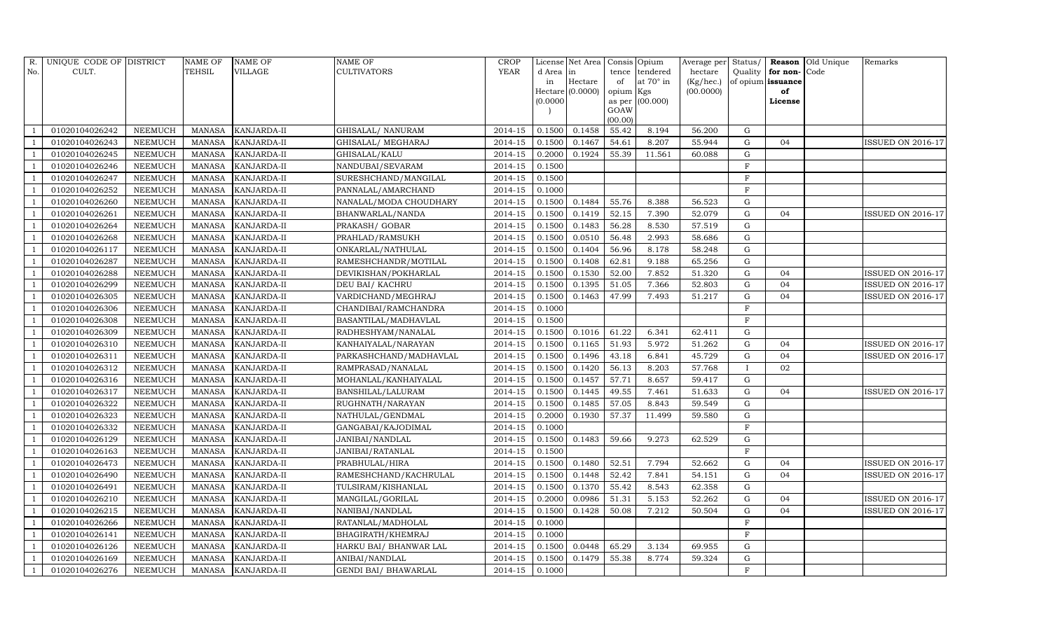| R. No. | UNIQUE CODE OF CULT. | DISTRICT | NAME OF TEHSIL | NAME OF VILLAGE | NAME OF CULTIVATORS | CROP YEAR | License d Area in Hectare (0.0000) | Net Area in Hectare (0.0000) | Consis tence of opium as per GOAW (00.00) | Opium tendered at 70° in Kgs (00.000) | Average per hectare (Kg/hec.) (00.0000) | Status/ Quality of opium | Reason for non-issuance of License | Old Unique Code | Remarks |
|---|---|---|---|---|---|---|---|---|---|---|---|---|---|---|---|
| 1 | 01020104026242 | NEEMUCH | MANASA | KANJARDA-II | GHISALAL/ NANURAM | 2014-15 | 0.1500 | 0.1458 | 55.42 | 8.194 | 56.200 | G | | | |
| 1 | 01020104026243 | NEEMUCH | MANASA | KANJARDA-II | GHISALAL/ MEGHARAJ | 2014-15 | 0.1500 | 0.1467 | 54.61 | 8.207 | 55.944 | G | 04 | | ISSUED ON 2016-17 |
| 1 | 01020104026245 | NEEMUCH | MANASA | KANJARDA-II | GHISALAL/KALU | 2014-15 | 0.2000 | 0.1924 | 55.39 | 11.561 | 60.088 | G | | | |
| 1 | 01020104026246 | NEEMUCH | MANASA | KANJARDA-II | NANDUBAI/SEVARAM | 2014-15 | 0.1500 | | | | | F | | | |
| 1 | 01020104026247 | NEEMUCH | MANASA | KANJARDA-II | SURESHCHAND/MANGILAL | 2014-15 | 0.1500 | | | | | F | | | |
| 1 | 01020104026252 | NEEMUCH | MANASA | KANJARDA-II | PANNALAL/AMARCHAND | 2014-15 | 0.1000 | | | | | F | | | |
| 1 | 01020104026260 | NEEMUCH | MANASA | KANJARDA-II | NANALAL/MODA CHOUDHARY | 2014-15 | 0.1500 | 0.1484 | 55.76 | 8.388 | 56.523 | G | | | |
| 1 | 01020104026261 | NEEMUCH | MANASA | KANJARDA-II | BHANWARLAL/NANDA | 2014-15 | 0.1500 | 0.1419 | 52.15 | 7.390 | 52.079 | G | 04 | | ISSUED ON 2016-17 |
| 1 | 01020104026264 | NEEMUCH | MANASA | KANJARDA-II | PRAKASH/ GOBAR | 2014-15 | 0.1500 | 0.1483 | 56.28 | 8.530 | 57.519 | G | | | |
| 1 | 01020104026268 | NEEMUCH | MANASA | KANJARDA-II | PRAHLAD/RAMSUKH | 2014-15 | 0.1500 | 0.0510 | 56.48 | 2.993 | 58.686 | G | | | |
| 1 | 01020104026117 | NEEMUCH | MANASA | KANJARDA-II | ONKARLAL/NATHULAL | 2014-15 | 0.1500 | 0.1404 | 56.96 | 8.178 | 58.248 | G | | | |
| 1 | 01020104026287 | NEEMUCH | MANASA | KANJARDA-II | RAMESHCHANDR/MOTILAL | 2014-15 | 0.1500 | 0.1408 | 62.81 | 9.188 | 65.256 | G | | | |
| 1 | 01020104026288 | NEEMUCH | MANASA | KANJARDA-II | DEVIKISHAN/POKHARLAL | 2014-15 | 0.1500 | 0.1530 | 52.00 | 7.852 | 51.320 | G | 04 | | ISSUED ON 2016-17 |
| 1 | 01020104026299 | NEEMUCH | MANASA | KANJARDA-II | DEU BAI/ KACHRU | 2014-15 | 0.1500 | 0.1395 | 51.05 | 7.366 | 52.803 | G | 04 | | ISSUED ON 2016-17 |
| 1 | 01020104026305 | NEEMUCH | MANASA | KANJARDA-II | VARDICHAND/MEGHRAJ | 2014-15 | 0.1500 | 0.1463 | 47.99 | 7.493 | 51.217 | G | 04 | | ISSUED ON 2016-17 |
| 1 | 01020104026306 | NEEMUCH | MANASA | KANJARDA-II | CHANDIBAI/RAMCHANDRA | 2014-15 | 0.1000 | | | | | F | | | |
| 1 | 01020104026308 | NEEMUCH | MANASA | KANJARDA-II | BASANTILAL/MADHAVLAL | 2014-15 | 0.1500 | | | | | F | | | |
| 1 | 01020104026309 | NEEMUCH | MANASA | KANJARDA-II | RADHESHYAM/NANALAL | 2014-15 | 0.1500 | 0.1016 | 61.22 | 6.341 | 62.411 | G | | | |
| 1 | 01020104026310 | NEEMUCH | MANASA | KANJARDA-II | KANHAIYALAL/NARAYAN | 2014-15 | 0.1500 | 0.1165 | 51.93 | 5.972 | 51.262 | G | 04 | | ISSUED ON 2016-17 |
| 1 | 01020104026311 | NEEMUCH | MANASA | KANJARDA-II | PARKASHCHAND/MADHAVLAL | 2014-15 | 0.1500 | 0.1496 | 43.18 | 6.841 | 45.729 | G | 04 | | ISSUED ON 2016-17 |
| 1 | 01020104026312 | NEEMUCH | MANASA | KANJARDA-II | RAMPRASAD/NANALAL | 2014-15 | 0.1500 | 0.1420 | 56.13 | 8.203 | 57.768 | I | 02 | | |
| 1 | 01020104026316 | NEEMUCH | MANASA | KANJARDA-II | MOHANLAL/KANHAIYALAL | 2014-15 | 0.1500 | 0.1457 | 57.71 | 8.657 | 59.417 | G | | | |
| 1 | 01020104026317 | NEEMUCH | MANASA | KANJARDA-II | BANSHILAL/LALURAM | 2014-15 | 0.1500 | 0.1445 | 49.55 | 7.461 | 51.633 | G | 04 | | ISSUED ON 2016-17 |
| 1 | 01020104026322 | NEEMUCH | MANASA | KANJARDA-II | RUGHNATH/NARAYAN | 2014-15 | 0.1500 | 0.1485 | 57.05 | 8.843 | 59.549 | G | | | |
| 1 | 01020104026323 | NEEMUCH | MANASA | KANJARDA-II | NATHULAL/GENDMAL | 2014-15 | 0.2000 | 0.1930 | 57.37 | 11.499 | 59.580 | G | | | |
| 1 | 01020104026332 | NEEMUCH | MANASA | KANJARDA-II | GANGABAI/KAJODIMAL | 2014-15 | 0.1000 | | | | | F | | | |
| 1 | 01020104026129 | NEEMUCH | MANASA | KANJARDA-II | JANIBAI/NANDLAL | 2014-15 | 0.1500 | 0.1483 | 59.66 | 9.273 | 62.529 | G | | | |
| 1 | 01020104026163 | NEEMUCH | MANASA | KANJARDA-II | JANIBAI/RATANLAL | 2014-15 | 0.1500 | | | | | F | | | |
| 1 | 01020104026473 | NEEMUCH | MANASA | KANJARDA-II | PRABHULAL/HIRA | 2014-15 | 0.1500 | 0.1480 | 52.51 | 7.794 | 52.662 | G | 04 | | ISSUED ON 2016-17 |
| 1 | 01020104026490 | NEEMUCH | MANASA | KANJARDA-II | RAMESHCHAND/KACHRULAL | 2014-15 | 0.1500 | 0.1448 | 52.42 | 7.841 | 54.151 | G | 04 | | ISSUED ON 2016-17 |
| 1 | 01020104026491 | NEEMUCH | MANASA | KANJARDA-II | TULSIRAM/KISHANLAL | 2014-15 | 0.1500 | 0.1370 | 55.42 | 8.543 | 62.358 | G | | | |
| 1 | 01020104026210 | NEEMUCH | MANASA | KANJARDA-II | MANGILAL/GORILAL | 2014-15 | 0.2000 | 0.0986 | 51.31 | 5.153 | 52.262 | G | 04 | | ISSUED ON 2016-17 |
| 1 | 01020104026215 | NEEMUCH | MANASA | KANJARDA-II | NANIBAI/NANDLAL | 2014-15 | 0.1500 | 0.1428 | 50.08 | 7.212 | 50.504 | G | 04 | | ISSUED ON 2016-17 |
| 1 | 01020104026266 | NEEMUCH | MANASA | KANJARDA-II | RATANLAL/MADHOLAL | 2014-15 | 0.1000 | | | | | F | | | |
| 1 | 01020104026141 | NEEMUCH | MANASA | KANJARDA-II | BHAGIRATH/KHEMRAJ | 2014-15 | 0.1000 | | | | | F | | | |
| 1 | 01020104026126 | NEEMUCH | MANASA | KANJARDA-II | HARKU BAI/ BHANWAR LAL | 2014-15 | 0.1500 | 0.0448 | 65.29 | 3.134 | 69.955 | G | | | |
| 1 | 01020104026169 | NEEMUCH | MANASA | KANJARDA-II | ANIBAI/NANDLAL | 2014-15 | 0.1500 | 0.1479 | 55.38 | 8.774 | 59.324 | G | | | |
| 1 | 01020104026276 | NEEMUCH | MANASA | KANJARDA-II | GENDI BAI/ BHAWARLAL | 2014-15 | 0.1000 | | | | | F | | | |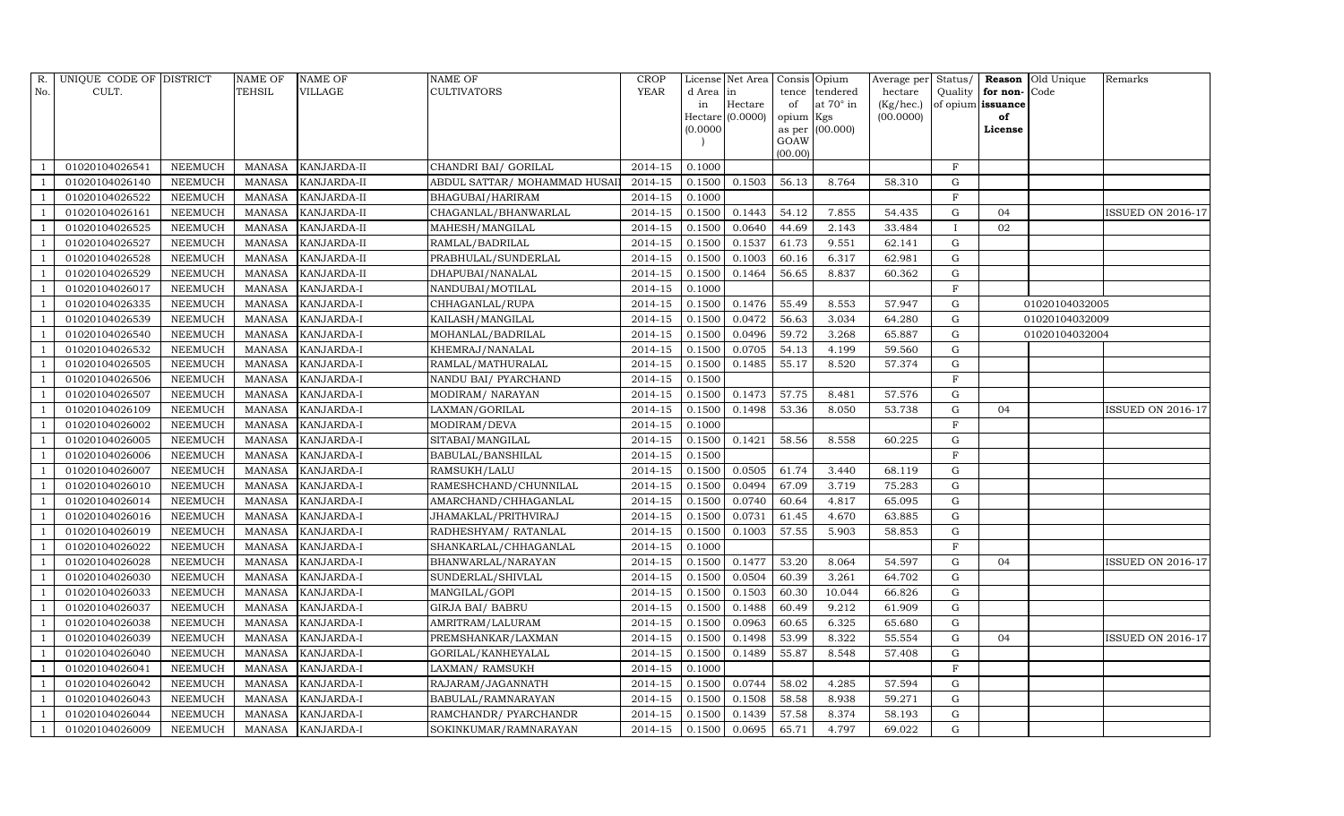| R. No. | UNIQUE CODE OF CULT. | DISTRICT | NAME OF TEHSIL | NAME OF VILLAGE | NAME OF CULTIVATORS | CROP YEAR | License d Area in Hectare (0.0000) | Net Area in Hectare (0.0000) | Consis tence of opium as per GOAW (00.00) | Opium tendered at 70° in Kgs (00.000) | Average per hectare (Kg/hec.) (00.0000) | Status/ Quality of opium | Reason for non-issuance of License | Old Unique Code | Remarks |
|---|---|---|---|---|---|---|---|---|---|---|---|---|---|---|---|
| 1 | 01020104026541 | NEEMUCH | MANASA | KANJARDA-II | CHANDRI BAI/ GORILAL | 2014-15 | 0.1000 | | | | | F | | | |
| 1 | 01020104026140 | NEEMUCH | MANASA | KANJARDA-II | ABDUL SATTAR/ MOHAMMAD HUSAI | 2014-15 | 0.1500 | 0.1503 | 56.13 | 8.764 | 58.310 | G | | | |
| 1 | 01020104026522 | NEEMUCH | MANASA | KANJARDA-II | BHAGUBAI/HARIRAM | 2014-15 | 0.1000 | | | | | F | | | |
| 1 | 01020104026161 | NEEMUCH | MANASA | KANJARDA-II | CHAGANLAL/BHANWARLAL | 2014-15 | 0.1500 | 0.1443 | 54.12 | 7.855 | 54.435 | G | 04 | | ISSUED ON 2016-17 |
| 1 | 01020104026525 | NEEMUCH | MANASA | KANJARDA-II | MAHESH/MANGILAL | 2014-15 | 0.1500 | 0.0640 | 44.69 | 2.143 | 33.484 | I | 02 | | |
| 1 | 01020104026527 | NEEMUCH | MANASA | KANJARDA-II | RAMLAL/BADRILAL | 2014-15 | 0.1500 | 0.1537 | 61.73 | 9.551 | 62.141 | G | | | |
| 1 | 01020104026528 | NEEMUCH | MANASA | KANJARDA-II | PRABHULAL/SUNDERLAL | 2014-15 | 0.1500 | 0.1003 | 60.16 | 6.317 | 62.981 | G | | | |
| 1 | 01020104026529 | NEEMUCH | MANASA | KANJARDA-II | DHAPUBAI/NANALAL | 2014-15 | 0.1500 | 0.1464 | 56.65 | 8.837 | 60.362 | G | | | |
| 1 | 01020104026017 | NEEMUCH | MANASA | KANJARDA-I | NANDUBAI/MOTILAL | 2014-15 | 0.1000 | | | | | F | | | |
| 1 | 01020104026335 | NEEMUCH | MANASA | KANJARDA-I | CHHAGANLAL/RUPA | 2014-15 | 0.1500 | 0.1476 | 55.49 | 8.553 | 57.947 | G | | 01020104032005 | |
| 1 | 01020104026539 | NEEMUCH | MANASA | KANJARDA-I | KAILASH/MANGILAL | 2014-15 | 0.1500 | 0.0472 | 56.63 | 3.034 | 64.280 | G | | 01020104032009 | |
| 1 | 01020104026540 | NEEMUCH | MANASA | KANJARDA-I | MOHANLAL/BADRILAL | 2014-15 | 0.1500 | 0.0496 | 59.72 | 3.268 | 65.887 | G | | 01020104032004 | |
| 1 | 01020104026532 | NEEMUCH | MANASA | KANJARDA-I | KHEMRAJ/NANALAL | 2014-15 | 0.1500 | 0.0705 | 54.13 | 4.199 | 59.560 | G | | | |
| 1 | 01020104026505 | NEEMUCH | MANASA | KANJARDA-I | RAMLAL/MATHURALAL | 2014-15 | 0.1500 | 0.1485 | 55.17 | 8.520 | 57.374 | G | | | |
| 1 | 01020104026506 | NEEMUCH | MANASA | KANJARDA-I | NANDU BAI/ PYARCHAND | 2014-15 | 0.1500 | | | | | F | | | |
| 1 | 01020104026507 | NEEMUCH | MANASA | KANJARDA-I | MODIRAM/ NARAYAN | 2014-15 | 0.1500 | 0.1473 | 57.75 | 8.481 | 57.576 | G | | | |
| 1 | 01020104026109 | NEEMUCH | MANASA | KANJARDA-I | LAXMAN/GORILAL | 2014-15 | 0.1500 | 0.1498 | 53.36 | 8.050 | 53.738 | G | 04 | | ISSUED ON 2016-17 |
| 1 | 01020104026002 | NEEMUCH | MANASA | KANJARDA-I | MODIRAM/DEVA | 2014-15 | 0.1000 | | | | | F | | | |
| 1 | 01020104026005 | NEEMUCH | MANASA | KANJARDA-I | SITABAI/MANGILAL | 2014-15 | 0.1500 | 0.1421 | 58.56 | 8.558 | 60.225 | G | | | |
| 1 | 01020104026006 | NEEMUCH | MANASA | KANJARDA-I | BABULAL/BANSHILAL | 2014-15 | 0.1500 | | | | | F | | | |
| 1 | 01020104026007 | NEEMUCH | MANASA | KANJARDA-I | RAMSUKH/LALU | 2014-15 | 0.1500 | 0.0505 | 61.74 | 3.440 | 68.119 | G | | | |
| 1 | 01020104026010 | NEEMUCH | MANASA | KANJARDA-I | RAMESHCHAND/CHUNNILAL | 2014-15 | 0.1500 | 0.0494 | 67.09 | 3.719 | 75.283 | G | | | |
| 1 | 01020104026014 | NEEMUCH | MANASA | KANJARDA-I | AMARCHAND/CHHAGANLAL | 2014-15 | 0.1500 | 0.0740 | 60.64 | 4.817 | 65.095 | G | | | |
| 1 | 01020104026016 | NEEMUCH | MANASA | KANJARDA-I | JHAMAKLAL/PRITHVIRAJ | 2014-15 | 0.1500 | 0.0731 | 61.45 | 4.670 | 63.885 | G | | | |
| 1 | 01020104026019 | NEEMUCH | MANASA | KANJARDA-I | RADHESHYAM/ RATANLAL | 2014-15 | 0.1500 | 0.1003 | 57.55 | 5.903 | 58.853 | G | | | |
| 1 | 01020104026022 | NEEMUCH | MANASA | KANJARDA-I | SHANKARLAL/CHHAGANLAL | 2014-15 | 0.1000 | | | | | F | | | |
| 1 | 01020104026028 | NEEMUCH | MANASA | KANJARDA-I | BHANWARLAL/NARAYAN | 2014-15 | 0.1500 | 0.1477 | 53.20 | 8.064 | 54.597 | G | 04 | | ISSUED ON 2016-17 |
| 1 | 01020104026030 | NEEMUCH | MANASA | KANJARDA-I | SUNDERLAL/SHIVLAL | 2014-15 | 0.1500 | 0.0504 | 60.39 | 3.261 | 64.702 | G | | | |
| 1 | 01020104026033 | NEEMUCH | MANASA | KANJARDA-I | MANGILAL/GOPI | 2014-15 | 0.1500 | 0.1503 | 60.30 | 10.044 | 66.826 | G | | | |
| 1 | 01020104026037 | NEEMUCH | MANASA | KANJARDA-I | GIRJA BAI/ BABRU | 2014-15 | 0.1500 | 0.1488 | 60.49 | 9.212 | 61.909 | G | | | |
| 1 | 01020104026038 | NEEMUCH | MANASA | KANJARDA-I | AMRITRAM/LALURAM | 2014-15 | 0.1500 | 0.0963 | 60.65 | 6.325 | 65.680 | G | | | |
| 1 | 01020104026039 | NEEMUCH | MANASA | KANJARDA-I | PREMSHANKAR/LAXMAN | 2014-15 | 0.1500 | 0.1498 | 53.99 | 8.322 | 55.554 | G | 04 | | ISSUED ON 2016-17 |
| 1 | 01020104026040 | NEEMUCH | MANASA | KANJARDA-I | GORILAL/KANHEYALAL | 2014-15 | 0.1500 | 0.1489 | 55.87 | 8.548 | 57.408 | G | | | |
| 1 | 01020104026041 | NEEMUCH | MANASA | KANJARDA-I | LAXMAN/ RAMSUKH | 2014-15 | 0.1000 | | | | | F | | | |
| 1 | 01020104026042 | NEEMUCH | MANASA | KANJARDA-I | RAJARAM/JAGANNATH | 2014-15 | 0.1500 | 0.0744 | 58.02 | 4.285 | 57.594 | G | | | |
| 1 | 01020104026043 | NEEMUCH | MANASA | KANJARDA-I | BABULAL/RAMNARAYAN | 2014-15 | 0.1500 | 0.1508 | 58.58 | 8.938 | 59.271 | G | | | |
| 1 | 01020104026044 | NEEMUCH | MANASA | KANJARDA-I | RAMCHANDR/ PYARCHANDR | 2014-15 | 0.1500 | 0.1439 | 57.58 | 8.374 | 58.193 | G | | | |
| 1 | 01020104026009 | NEEMUCH | MANASA | KANJARDA-I | SOKINKUMAR/RAMNARAYAN | 2014-15 | 0.1500 | 0.0695 | 65.71 | 4.797 | 69.022 | G | | | |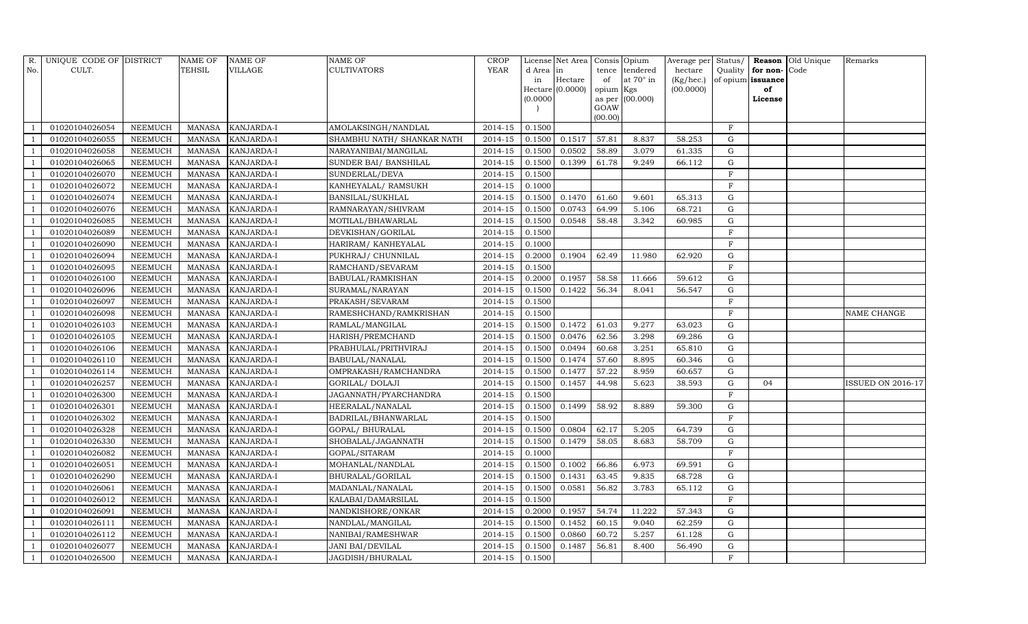| R. No. | UNIQUE CODE OF CULT. | DISTRICT | NAME OF TEHSIL | NAME OF VILLAGE | NAME OF CULTIVATORS | CROP YEAR | License d Area in Hectare (0.0000) | Net Area in Hectare (0.0000) | Consis tence of opium as per GOAW (00.00) | Opium tendered at 70° in Kgs (00.000) | Average per hectare (Kg/hec.) (00.0000) | Status/ Quality of opium | Reason for non-issuance of License | Old Unique Code | Remarks |
|---|---|---|---|---|---|---|---|---|---|---|---|---|---|---|---|
| 1 | 01020104026054 | NEEMUCH | MANASA | KANJARDA-I | AMOLAKSINGH/NANDLAL | 2014-15 | 0.1500 | | | | | F | | | |
| 1 | 01020104026055 | NEEMUCH | MANASA | KANJARDA-I | SHAMBHU NATH/ SHANKAR NATH | 2014-15 | 0.1500 | 0.1517 | 57.81 | 8.837 | 58.253 | G | | | |
| 1 | 01020104026058 | NEEMUCH | MANASA | KANJARDA-I | NARAYANIBAI/MANGILAL | 2014-15 | 0.1500 | 0.0502 | 58.89 | 3.079 | 61.335 | G | | | |
| 1 | 01020104026065 | NEEMUCH | MANASA | KANJARDA-I | SUNDER BAI/ BANSHILAL | 2014-15 | 0.1500 | 0.1399 | 61.78 | 9.249 | 66.112 | G | | | |
| 1 | 01020104026070 | NEEMUCH | MANASA | KANJARDA-I | SUNDERLAL/DEVA | 2014-15 | 0.1500 | | | | | F | | | |
| 1 | 01020104026072 | NEEMUCH | MANASA | KANJARDA-I | KANHEYALAL/ RAMSUKH | 2014-15 | 0.1000 | | | | | F | | | |
| 1 | 01020104026074 | NEEMUCH | MANASA | KANJARDA-I | BANSILAL/SUKHLAL | 2014-15 | 0.1500 | 0.1470 | 61.60 | 9.601 | 65.313 | G | | | |
| 1 | 01020104026076 | NEEMUCH | MANASA | KANJARDA-I | RAMNARAYAN/SHIVRAM | 2014-15 | 0.1500 | 0.0743 | 64.99 | 5.106 | 68.721 | G | | | |
| 1 | 01020104026085 | NEEMUCH | MANASA | KANJARDA-I | MOTILAL/BHAWARLAL | 2014-15 | 0.1500 | 0.0548 | 58.48 | 3.342 | 60.985 | G | | | |
| 1 | 01020104026089 | NEEMUCH | MANASA | KANJARDA-I | DEVKISHAN/GORILAL | 2014-15 | 0.1500 | | | | | F | | | |
| 1 | 01020104026090 | NEEMUCH | MANASA | KANJARDA-I | HARIRAM/ KANHEYALAL | 2014-15 | 0.1000 | | | | | F | | | |
| 1 | 01020104026094 | NEEMUCH | MANASA | KANJARDA-I | PUKHRAJ/ CHUNNILAL | 2014-15 | 0.2000 | 0.1904 | 62.49 | 11.980 | 62.920 | G | | | |
| 1 | 01020104026095 | NEEMUCH | MANASA | KANJARDA-I | RAMCHAND/SEVARAM | 2014-15 | 0.1500 | | | | | F | | | |
| 1 | 01020104026100 | NEEMUCH | MANASA | KANJARDA-I | BABULAL/RAMKISHAN | 2014-15 | 0.2000 | 0.1957 | 58.58 | 11.666 | 59.612 | G | | | |
| 1 | 01020104026096 | NEEMUCH | MANASA | KANJARDA-I | SURAMAL/NARAYAN | 2014-15 | 0.1500 | 0.1422 | 56.34 | 8.041 | 56.547 | G | | | |
| 1 | 01020104026097 | NEEMUCH | MANASA | KANJARDA-I | PRAKASH/SEVARAM | 2014-15 | 0.1500 | | | | | F | | | |
| 1 | 01020104026098 | NEEMUCH | MANASA | KANJARDA-I | RAMESHCHAND/RAMKRISHAN | 2014-15 | 0.1500 | | | | | F | | | NAME CHANGE |
| 1 | 01020104026103 | NEEMUCH | MANASA | KANJARDA-I | RAMLAL/MANGILAL | 2014-15 | 0.1500 | 0.1472 | 61.03 | 9.277 | 63.023 | G | | | |
| 1 | 01020104026105 | NEEMUCH | MANASA | KANJARDA-I | HARISH/PREMCHAND | 2014-15 | 0.1500 | 0.0476 | 62.56 | 3.298 | 69.286 | G | | | |
| 1 | 01020104026106 | NEEMUCH | MANASA | KANJARDA-I | PRABHULAL/PRITHVIRAJ | 2014-15 | 0.1500 | 0.0494 | 60.68 | 3.251 | 65.810 | G | | | |
| 1 | 01020104026110 | NEEMUCH | MANASA | KANJARDA-I | BABULAL/NANALAL | 2014-15 | 0.1500 | 0.1474 | 57.60 | 8.895 | 60.346 | G | | | |
| 1 | 01020104026114 | NEEMUCH | MANASA | KANJARDA-I | OMPRAKASH/RAMCHANDRA | 2014-15 | 0.1500 | 0.1477 | 57.22 | 8.959 | 60.657 | G | | | |
| 1 | 01020104026257 | NEEMUCH | MANASA | KANJARDA-I | GORILAL/ DOLAJI | 2014-15 | 0.1500 | 0.1457 | 44.98 | 5.623 | 38.593 | G | 04 | | ISSUED ON 2016-17 |
| 1 | 01020104026300 | NEEMUCH | MANASA | KANJARDA-I | JAGANNATH/PYARCHANDRA | 2014-15 | 0.1500 | | | | | F | | | |
| 1 | 01020104026301 | NEEMUCH | MANASA | KANJARDA-I | HEERALAL/NANALAL | 2014-15 | 0.1500 | 0.1499 | 58.92 | 8.889 | 59.300 | G | | | |
| 1 | 01020104026302 | NEEMUCH | MANASA | KANJARDA-I | BADRILAL/BHANWARLAL | 2014-15 | 0.1500 | | | | | F | | | |
| 1 | 01020104026328 | NEEMUCH | MANASA | KANJARDA-I | GOPAL/ BHURALAL | 2014-15 | 0.1500 | 0.0804 | 62.17 | 5.205 | 64.739 | G | | | |
| 1 | 01020104026330 | NEEMUCH | MANASA | KANJARDA-I | SHOBALAL/JAGANNATH | 2014-15 | 0.1500 | 0.1479 | 58.05 | 8.683 | 58.709 | G | | | |
| 1 | 01020104026082 | NEEMUCH | MANASA | KANJARDA-I | GOPAL/SITARAM | 2014-15 | 0.1000 | | | | | F | | | |
| 1 | 01020104026051 | NEEMUCH | MANASA | KANJARDA-I | MOHANLAL/NANDLAL | 2014-15 | 0.1500 | 0.1002 | 66.86 | 6.973 | 69.591 | G | | | |
| 1 | 01020104026290 | NEEMUCH | MANASA | KANJARDA-I | BHURALAL/GORILAL | 2014-15 | 0.1500 | 0.1431 | 63.45 | 9.835 | 68.728 | G | | | |
| 1 | 01020104026061 | NEEMUCH | MANASA | KANJARDA-I | MADANLAL/NANALAL | 2014-15 | 0.1500 | 0.0581 | 56.82 | 3.783 | 65.112 | G | | | |
| 1 | 01020104026012 | NEEMUCH | MANASA | KANJARDA-I | KALABAI/DAMARSILAL | 2014-15 | 0.1500 | | | | | F | | | |
| 1 | 01020104026091 | NEEMUCH | MANASA | KANJARDA-I | NANDKISHORE/ONKAR | 2014-15 | 0.2000 | 0.1957 | 54.74 | 11.222 | 57.343 | G | | | |
| 1 | 01020104026111 | NEEMUCH | MANASA | KANJARDA-I | NANDLAL/MANGILAL | 2014-15 | 0.1500 | 0.1452 | 60.15 | 9.040 | 62.259 | G | | | |
| 1 | 01020104026112 | NEEMUCH | MANASA | KANJARDA-I | NANIBAI/RAMESHWAR | 2014-15 | 0.1500 | 0.0860 | 60.72 | 5.257 | 61.128 | G | | | |
| 1 | 01020104026077 | NEEMUCH | MANASA | KANJARDA-I | JANI BAI/DEVILAL | 2014-15 | 0.1500 | 0.1487 | 56.81 | 8.400 | 56.490 | G | | | |
| 1 | 01020104026500 | NEEMUCH | MANASA | KANJARDA-I | JAGDISH/BHURALAL | 2014-15 | 0.1500 | | | | | F | | | |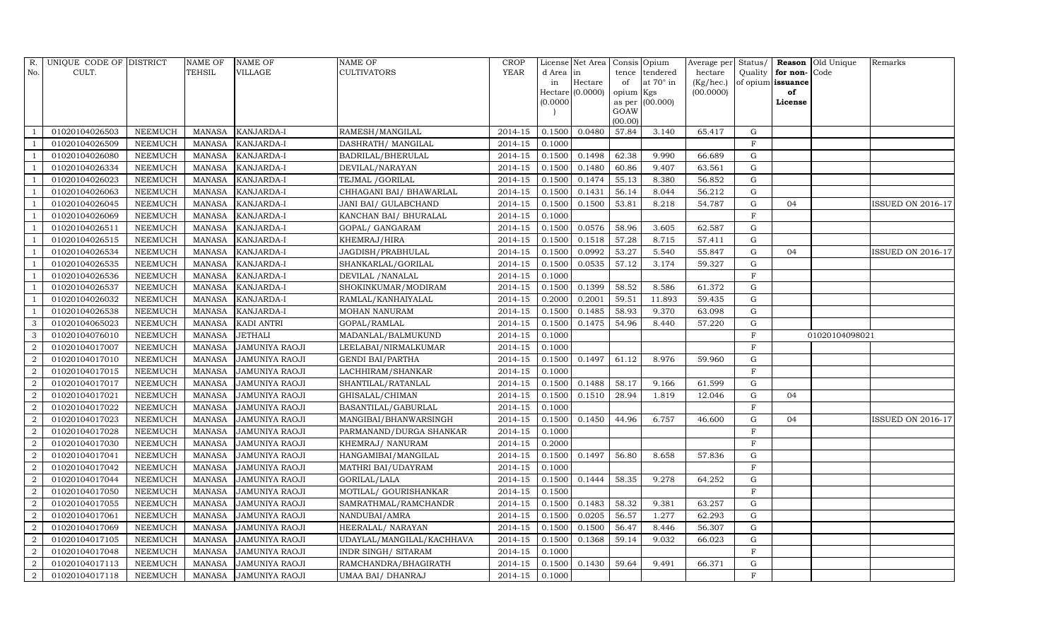| R. No. | UNIQUE CODE OF CULT. | DISTRICT | NAME OF TEHSIL | NAME OF VILLAGE | NAME OF CULTIVATORS | CROP YEAR | License d Area in Hectare (0.0000) | Net Area in Hectare (0.0000) | Consis tence of opium as per GOAW (00.00) | Opium tendered at 70° in Kgs (00.000) | Average per hectare (Kg/hec.) (00.0000) | Status/ Quality of opium | Reason for non-issuance of License | Old Unique Code | Remarks |
|---|---|---|---|---|---|---|---|---|---|---|---|---|---|---|---|
| 1 | 01020104026503 | NEEMUCH | MANASA | KANJARDA-I | RAMESH/MANGILAL | 2014-15 | 0.1500 | 0.0480 | 57.84 | 3.140 | 65.417 | G | | | |
| 1 | 01020104026509 | NEEMUCH | MANASA | KANJARDA-I | DASHRATH/ MANGILAL | 2014-15 | 0.1000 | | | | | F | | | |
| 1 | 01020104026080 | NEEMUCH | MANASA | KANJARDA-I | BADRILAL/BHERULAL | 2014-15 | 0.1500 | 0.1498 | 62.38 | 9.990 | 66.689 | G | | | |
| 1 | 01020104026334 | NEEMUCH | MANASA | KANJARDA-I | DEVILAL/NARAYAN | 2014-15 | 0.1500 | 0.1480 | 60.86 | 9.407 | 63.561 | G | | | |
| 1 | 01020104026023 | NEEMUCH | MANASA | KANJARDA-I | TEJMAL /GORILAL | 2014-15 | 0.1500 | 0.1474 | 55.13 | 8.380 | 56.852 | G | | | |
| 1 | 01020104026063 | NEEMUCH | MANASA | KANJARDA-I | CHHAGANI BAI/ BHAWARLAL | 2014-15 | 0.1500 | 0.1431 | 56.14 | 8.044 | 56.212 | G | | | |
| 1 | 01020104026045 | NEEMUCH | MANASA | KANJARDA-I | JANI BAI/ GULABCHAND | 2014-15 | 0.1500 | 0.1500 | 53.81 | 8.218 | 54.787 | G | 04 | | ISSUED ON 2016-17 |
| 1 | 01020104026069 | NEEMUCH | MANASA | KANJARDA-I | KANCHAN BAI/ BHURALAL | 2014-15 | 0.1000 | | | | | F | | | |
| 1 | 01020104026511 | NEEMUCH | MANASA | KANJARDA-I | GOPAL/ GANGARAM | 2014-15 | 0.1500 | 0.0576 | 58.96 | 3.605 | 62.587 | G | | | |
| 1 | 01020104026515 | NEEMUCH | MANASA | KANJARDA-I | KHEMRAJ/HIRA | 2014-15 | 0.1500 | 0.1518 | 57.28 | 8.715 | 57.411 | G | | | |
| 1 | 01020104026534 | NEEMUCH | MANASA | KANJARDA-I | JAGDISH/PRABHULAL | 2014-15 | 0.1500 | 0.0992 | 53.27 | 5.540 | 55.847 | G | 04 | | ISSUED ON 2016-17 |
| 1 | 01020104026535 | NEEMUCH | MANASA | KANJARDA-I | SHANKARLAL/GORILAL | 2014-15 | 0.1500 | 0.0535 | 57.12 | 3.174 | 59.327 | G | | | |
| 1 | 01020104026536 | NEEMUCH | MANASA | KANJARDA-I | DEVILAL /NANALAL | 2014-15 | 0.1000 | | | | | F | | | |
| 1 | 01020104026537 | NEEMUCH | MANASA | KANJARDA-I | SHOKINKUMAR/MODIRAM | 2014-15 | 0.1500 | 0.1399 | 58.52 | 8.586 | 61.372 | G | | | |
| 1 | 01020104026032 | NEEMUCH | MANASA | KANJARDA-I | RAMLAL/KANHAIYALAL | 2014-15 | 0.2000 | 0.2001 | 59.51 | 11.893 | 59.435 | G | | | |
| 1 | 01020104026538 | NEEMUCH | MANASA | KANJARDA-I | MOHAN NANURAM | 2014-15 | 0.1500 | 0.1485 | 58.93 | 9.370 | 63.098 | G | | | |
| 3 | 01020104065023 | NEEMUCH | MANASA | KADI ANTRI | GOPAL/RAMLAL | 2014-15 | 0.1500 | 0.1475 | 54.96 | 8.440 | 57.220 | G | | | |
| 3 | 01020104076010 | NEEMUCH | MANASA | JETHALI | MADANLAL/BALMUKUND | 2014-15 | 0.1000 | | | | | F | | 01020104098021 | |
| 2 | 01020104017007 | NEEMUCH | MANASA | JAMUNIYA RAOJI | LEELABAI/NIRMALKUMAR | 2014-15 | 0.1000 | | | | | F | | | |
| 2 | 01020104017010 | NEEMUCH | MANASA | JAMUNIYA RAOJI | GENDI BAI/PARTHA | 2014-15 | 0.1500 | 0.1497 | 61.12 | 8.976 | 59.960 | G | | | |
| 2 | 01020104017015 | NEEMUCH | MANASA | JAMUNIYA RAOJI | LACHHIRAM/SHANKAR | 2014-15 | 0.1000 | | | | | F | | | |
| 2 | 01020104017017 | NEEMUCH | MANASA | JAMUNIYA RAOJI | SHANTILAL/RATANLAL | 2014-15 | 0.1500 | 0.1488 | 58.17 | 9.166 | 61.599 | G | | | |
| 2 | 01020104017021 | NEEMUCH | MANASA | JAMUNIYA RAOJI | GHISALAL/CHIMAN | 2014-15 | 0.1500 | 0.1510 | 28.94 | 1.819 | 12.046 | G | 04 | | |
| 2 | 01020104017022 | NEEMUCH | MANASA | JAMUNIYA RAOJI | BASANTILAL/GABURLAL | 2014-15 | 0.1000 | | | | | F | | | |
| 2 | 01020104017023 | NEEMUCH | MANASA | JAMUNIYA RAOJI | MANGIBAI/BHANWARSINGH | 2014-15 | 0.1500 | 0.1450 | 44.96 | 6.757 | 46.600 | G | 04 | | ISSUED ON 2016-17 |
| 2 | 01020104017028 | NEEMUCH | MANASA | JAMUNIYA RAOJI | PARMANAND/DURGA SHANKAR | 2014-15 | 0.1000 | | | | | F | | | |
| 2 | 01020104017030 | NEEMUCH | MANASA | JAMUNIYA RAOJI | KHEMRAJ/ NANURAM | 2014-15 | 0.2000 | | | | | F | | | |
| 2 | 01020104017041 | NEEMUCH | MANASA | JAMUNIYA RAOJI | HANGAMIBAI/MANGILAL | 2014-15 | 0.1500 | 0.1497 | 56.80 | 8.658 | 57.836 | G | | | |
| 2 | 01020104017042 | NEEMUCH | MANASA | JAMUNIYA RAOJI | MATHRI BAI/UDAYRAM | 2014-15 | 0.1000 | | | | | F | | | |
| 2 | 01020104017044 | NEEMUCH | MANASA | JAMUNIYA RAOJI | GORILAL/LALA | 2014-15 | 0.1500 | 0.1444 | 58.35 | 9.278 | 64.252 | G | | | |
| 2 | 01020104017050 | NEEMUCH | MANASA | JAMUNIYA RAOJI | MOTILAL/ GOURISHANKAR | 2014-15 | 0.1500 | | | | | F | | | |
| 2 | 01020104017055 | NEEMUCH | MANASA | JAMUNIYA RAOJI | SAMRATHMAL/RAMCHANDR | 2014-15 | 0.1500 | 0.1483 | 58.32 | 9.381 | 63.257 | G | | | |
| 2 | 01020104017061 | NEEMUCH | MANASA | JAMUNIYA RAOJI | NANDUBAI/AMRA | 2014-15 | 0.1500 | 0.0205 | 56.57 | 1.277 | 62.293 | G | | | |
| 2 | 01020104017069 | NEEMUCH | MANASA | JAMUNIYA RAOJI | HEERALAL/ NARAYAN | 2014-15 | 0.1500 | 0.1500 | 56.47 | 8.446 | 56.307 | G | | | |
| 2 | 01020104017105 | NEEMUCH | MANASA | JAMUNIYA RAOJI | UDAYLAL/MANGILAL/KACHHAVA | 2014-15 | 0.1500 | 0.1368 | 59.14 | 9.032 | 66.023 | G | | | |
| 2 | 01020104017048 | NEEMUCH | MANASA | JAMUNIYA RAOJI | INDR SINGH/ SITARAM | 2014-15 | 0.1000 | | | | | F | | | |
| 2 | 01020104017113 | NEEMUCH | MANASA | JAMUNIYA RAOJI | RAMCHANDRA/BHAGIRATH | 2014-15 | 0.1500 | 0.1430 | 59.64 | 9.491 | 66.371 | G | | | |
| 2 | 01020104017118 | NEEMUCH | MANASA | JAMUNIYA RAOJI | UMAA BAI/ DHANRAJ | 2014-15 | 0.1000 | | | | | F | | | |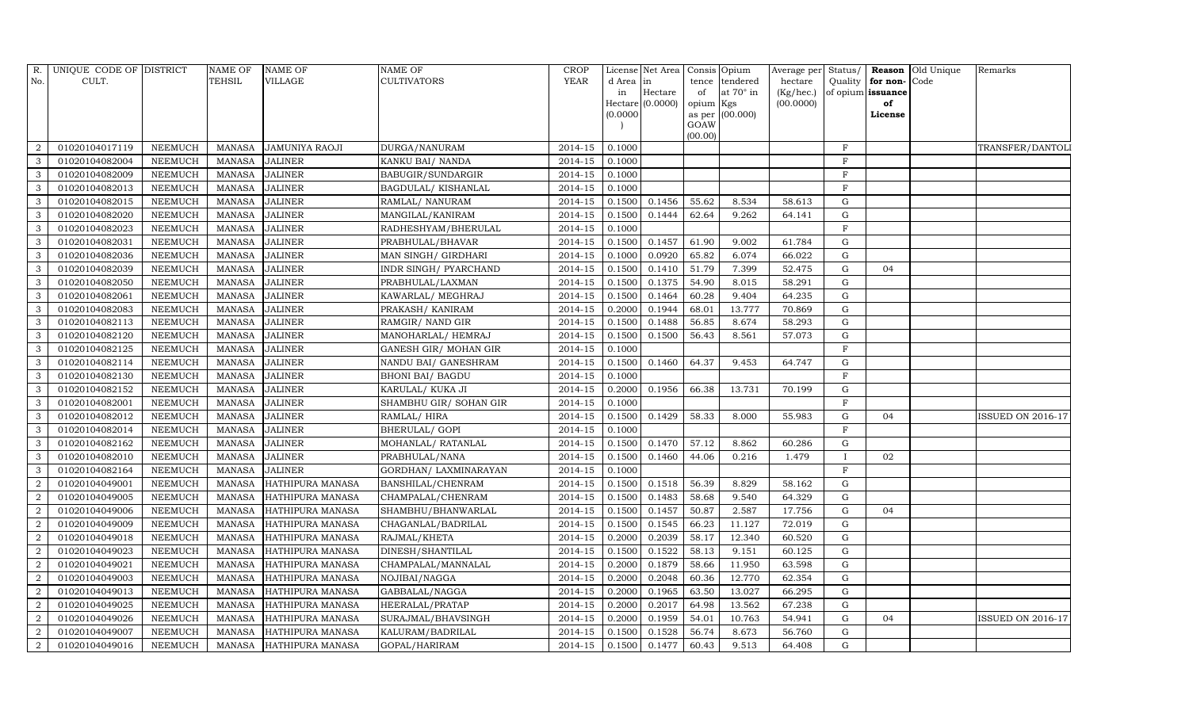| R. No. | UNIQUE CODE OF CULT. | DISTRICT | NAME OF TEHSIL | NAME OF VILLAGE | NAME OF CULTIVATORS | CROP YEAR | License d Area in Hectare (0.0000) | Net Area in Hectare (0.0000) | Consis tence of opium as per GOAW (00.00) | Opium tendered at 70° in Kgs (00.000) | Average per hectare (Kg/hec.) (00.0000) | Status/ Quality of opium | Reason for non-issuance of License | Old Unique Code | Remarks |
|---|---|---|---|---|---|---|---|---|---|---|---|---|---|---|---|
| 2 | 01020104017119 | NEEMUCH | MANASA | JAMUNIYA RAOJI | DURGA/NANURAM | 2014-15 | 0.1000 | | | | | F | | | TRANSFER/DANTOLI |
| 3 | 01020104082004 | NEEMUCH | MANASA | JALINER | KANKU BAI/ NANDA | 2014-15 | 0.1000 | | | | | F | | | |
| 3 | 01020104082009 | NEEMUCH | MANASA | JALINER | BABUGIR/SUNDARGIR | 2014-15 | 0.1000 | | | | | F | | | |
| 3 | 01020104082013 | NEEMUCH | MANASA | JALINER | BAGDULAL/ KISHANLAL | 2014-15 | 0.1000 | | | | | F | | | |
| 3 | 01020104082015 | NEEMUCH | MANASA | JALINER | RAMLAL/ NANURAM | 2014-15 | 0.1500 | 0.1456 | 55.62 | 8.534 | 58.613 | G | | | |
| 3 | 01020104082020 | NEEMUCH | MANASA | JALINER | MANGILAL/KANIRAM | 2014-15 | 0.1500 | 0.1444 | 62.64 | 9.262 | 64.141 | G | | | |
| 3 | 01020104082023 | NEEMUCH | MANASA | JALINER | RADHESHYAM/BHERULAL | 2014-15 | 0.1000 | | | | | F | | | |
| 3 | 01020104082031 | NEEMUCH | MANASA | JALINER | PRABHULAL/BHAVAR | 2014-15 | 0.1500 | 0.1457 | 61.90 | 9.002 | 61.784 | G | | | |
| 3 | 01020104082036 | NEEMUCH | MANASA | JALINER | MAN SINGH/ GIRDHARI | 2014-15 | 0.1000 | 0.0920 | 65.82 | 6.074 | 66.022 | G | | | |
| 3 | 01020104082039 | NEEMUCH | MANASA | JALINER | INDR SINGH/ PYARCHAND | 2014-15 | 0.1500 | 0.1410 | 51.79 | 7.399 | 52.475 | G | 04 | | |
| 3 | 01020104082050 | NEEMUCH | MANASA | JALINER | PRABHULAL/LAXMAN | 2014-15 | 0.1500 | 0.1375 | 54.90 | 8.015 | 58.291 | G | | | |
| 3 | 01020104082061 | NEEMUCH | MANASA | JALINER | KAWARLAL/ MEGHRAJ | 2014-15 | 0.1500 | 0.1464 | 60.28 | 9.404 | 64.235 | G | | | |
| 3 | 01020104082083 | NEEMUCH | MANASA | JALINER | PRAKASH/ KANIRAM | 2014-15 | 0.2000 | 0.1944 | 68.01 | 13.777 | 70.869 | G | | | |
| 3 | 01020104082113 | NEEMUCH | MANASA | JALINER | RAMGIR/ NAND GIR | 2014-15 | 0.1500 | 0.1488 | 56.85 | 8.674 | 58.293 | G | | | |
| 3 | 01020104082120 | NEEMUCH | MANASA | JALINER | MANOHARLAL/ HEMRAJ | 2014-15 | 0.1500 | 0.1500 | 56.43 | 8.561 | 57.073 | G | | | |
| 3 | 01020104082125 | NEEMUCH | MANASA | JALINER | GANESH GIR/ MOHAN GIR | 2014-15 | 0.1000 | | | | | F | | | |
| 3 | 01020104082114 | NEEMUCH | MANASA | JALINER | NANDU BAI/ GANESHRAM | 2014-15 | 0.1500 | 0.1460 | 64.37 | 9.453 | 64.747 | G | | | |
| 3 | 01020104082130 | NEEMUCH | MANASA | JALINER | BHONI BAI/ BAGDU | 2014-15 | 0.1000 | | | | | F | | | |
| 3 | 01020104082152 | NEEMUCH | MANASA | JALINER | KARULAL/ KUKA JI | 2014-15 | 0.2000 | 0.1956 | 66.38 | 13.731 | 70.199 | G | | | |
| 3 | 01020104082001 | NEEMUCH | MANASA | JALINER | SHAMBHU GIR/ SOHAN GIR | 2014-15 | 0.1000 | | | | | F | | | |
| 3 | 01020104082012 | NEEMUCH | MANASA | JALINER | RAMLAL/ HIRA | 2014-15 | 0.1500 | 0.1429 | 58.33 | 8.000 | 55.983 | G | 04 | | ISSUED ON 2016-17 |
| 3 | 01020104082014 | NEEMUCH | MANASA | JALINER | BHERULAL/ GOPI | 2014-15 | 0.1000 | | | | | F | | | |
| 3 | 01020104082162 | NEEMUCH | MANASA | JALINER | MOHANLAL/ RATANLAL | 2014-15 | 0.1500 | 0.1470 | 57.12 | 8.862 | 60.286 | G | | | |
| 3 | 01020104082010 | NEEMUCH | MANASA | JALINER | PRABHULAL/NANA | 2014-15 | 0.1500 | 0.1460 | 44.06 | 0.216 | 1.479 | I | 02 | | |
| 3 | 01020104082164 | NEEMUCH | MANASA | JALINER | GORDHAN/ LAXMINARAYAN | 2014-15 | 0.1000 | | | | | F | | | |
| 2 | 01020104049001 | NEEMUCH | MANASA | HATHIPURA MANASA | BANSHILAL/CHENRAM | 2014-15 | 0.1500 | 0.1518 | 56.39 | 8.829 | 58.162 | G | | | |
| 2 | 01020104049005 | NEEMUCH | MANASA | HATHIPURA MANASA | CHAMPALAL/CHENRAM | 2014-15 | 0.1500 | 0.1483 | 58.68 | 9.540 | 64.329 | G | | | |
| 2 | 01020104049006 | NEEMUCH | MANASA | HATHIPURA MANASA | SHAMBHU/BHANWARLAL | 2014-15 | 0.1500 | 0.1457 | 50.87 | 2.587 | 17.756 | G | 04 | | |
| 2 | 01020104049009 | NEEMUCH | MANASA | HATHIPURA MANASA | CHAGANLAL/BADRILAL | 2014-15 | 0.1500 | 0.1545 | 66.23 | 11.127 | 72.019 | G | | | |
| 2 | 01020104049018 | NEEMUCH | MANASA | HATHIPURA MANASA | RAJMAL/KHETA | 2014-15 | 0.2000 | 0.2039 | 58.17 | 12.340 | 60.520 | G | | | |
| 2 | 01020104049023 | NEEMUCH | MANASA | HATHIPURA MANASA | DINESH/SHANTILAL | 2014-15 | 0.1500 | 0.1522 | 58.13 | 9.151 | 60.125 | G | | | |
| 2 | 01020104049021 | NEEMUCH | MANASA | HATHIPURA MANASA | CHAMPALAL/MANNALAL | 2014-15 | 0.2000 | 0.1879 | 58.66 | 11.950 | 63.598 | G | | | |
| 2 | 01020104049003 | NEEMUCH | MANASA | HATHIPURA MANASA | NOJIBAI/NAGGA | 2014-15 | 0.2000 | 0.2048 | 60.36 | 12.770 | 62.354 | G | | | |
| 2 | 01020104049013 | NEEMUCH | MANASA | HATHIPURA MANASA | GABBALAL/NAGGA | 2014-15 | 0.2000 | 0.1965 | 63.50 | 13.027 | 66.295 | G | | | |
| 2 | 01020104049025 | NEEMUCH | MANASA | HATHIPURA MANASA | HEERALAL/PRATAP | 2014-15 | 0.2000 | 0.2017 | 64.98 | 13.562 | 67.238 | G | | | |
| 2 | 01020104049026 | NEEMUCH | MANASA | HATHIPURA MANASA | SURAJMAL/BHAVSINGH | 2014-15 | 0.2000 | 0.1959 | 54.01 | 10.763 | 54.941 | G | 04 | | ISSUED ON 2016-17 |
| 2 | 01020104049007 | NEEMUCH | MANASA | HATHIPURA MANASA | KALURAM/BADRILAL | 2014-15 | 0.1500 | 0.1528 | 56.74 | 8.673 | 56.760 | G | | | |
| 2 | 01020104049016 | NEEMUCH | MANASA | HATHIPURA MANASA | GOPAL/HARIRAM | 2014-15 | 0.1500 | 0.1477 | 60.43 | 9.513 | 64.408 | G | | | |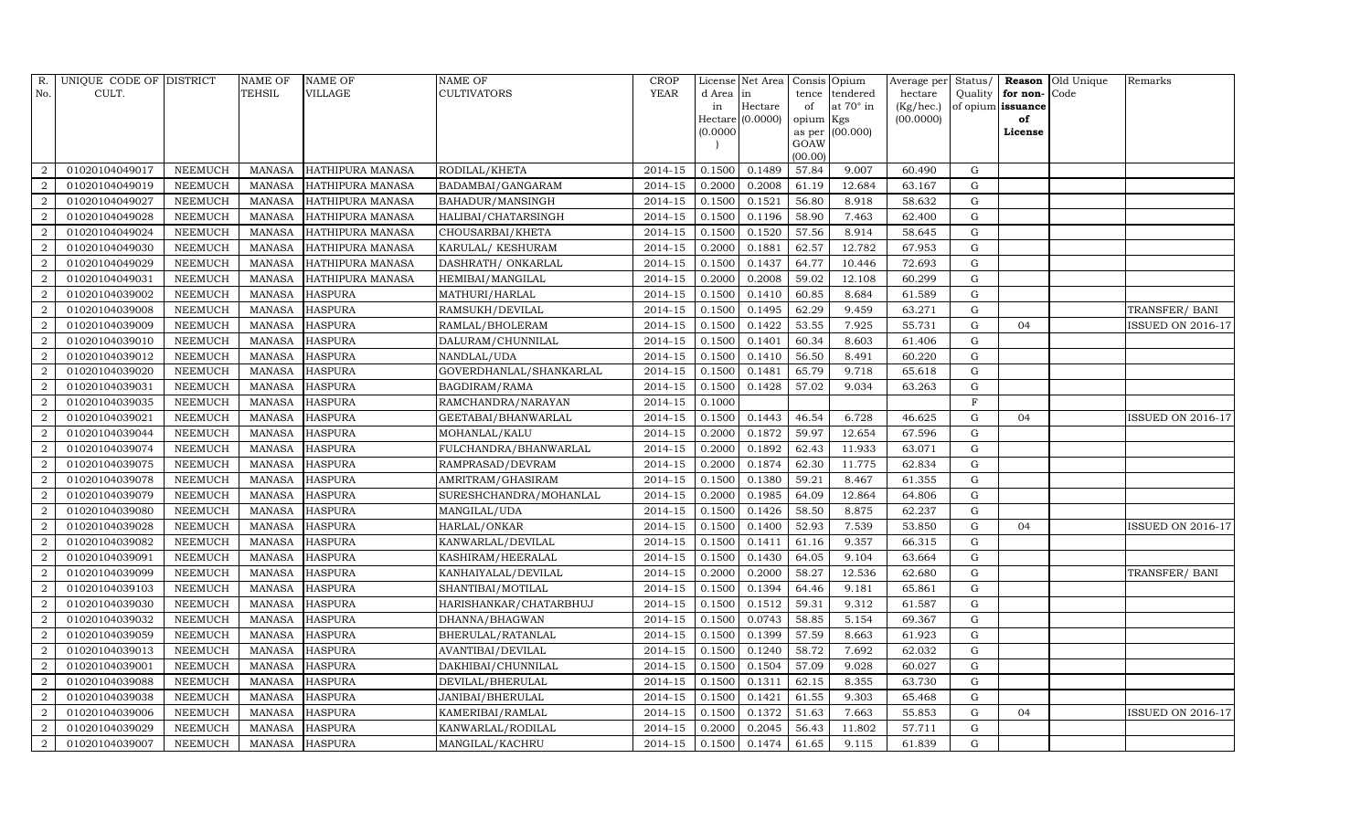| R. No. | UNIQUE CODE OF CULT. | DISTRICT | NAME OF TEHSIL | NAME OF VILLAGE | NAME OF CULTIVATORS | CROP YEAR | License d Area in Hectare (0.0000) | Net Area in Hectare (0.0000) | Consis tence of opium as per GOAW (00.00) | Opium tendered at 70° in Kgs (00.000) | Average per hectare (Kg/hec.) (00.0000) | Status/ Quality of opium | Reason for non-issuance of License | Old Unique Code | Remarks |
|---|---|---|---|---|---|---|---|---|---|---|---|---|---|---|---|
| 2 | 01020104049017 | NEEMUCH | MANASA | HATHIPURA MANASA | RODILAL/KHETA | 2014-15 | 0.1500 | 0.1489 | 57.84 | 9.007 | 60.490 | G | | | |
| 2 | 01020104049019 | NEEMUCH | MANASA | HATHIPURA MANASA | BADAMBAI/GANGARAM | 2014-15 | 0.2000 | 0.2008 | 61.19 | 12.684 | 63.167 | G | | | |
| 2 | 01020104049027 | NEEMUCH | MANASA | HATHIPURA MANASA | BAHADUR/MANSINGH | 2014-15 | 0.1500 | 0.1521 | 56.80 | 8.918 | 58.632 | G | | | |
| 2 | 01020104049028 | NEEMUCH | MANASA | HATHIPURA MANASA | HALIBAI/CHATARSINGH | 2014-15 | 0.1500 | 0.1196 | 58.90 | 7.463 | 62.400 | G | | | |
| 2 | 01020104049024 | NEEMUCH | MANASA | HATHIPURA MANASA | CHOUSARBAI/KHETA | 2014-15 | 0.1500 | 0.1520 | 57.56 | 8.914 | 58.645 | G | | | |
| 2 | 01020104049030 | NEEMUCH | MANASA | HATHIPURA MANASA | KARULAL/ KESHURAM | 2014-15 | 0.2000 | 0.1881 | 62.57 | 12.782 | 67.953 | G | | | |
| 2 | 01020104049029 | NEEMUCH | MANASA | HATHIPURA MANASA | DASHRATH/ ONKARLAL | 2014-15 | 0.1500 | 0.1437 | 64.77 | 10.446 | 72.693 | G | | | |
| 2 | 01020104049031 | NEEMUCH | MANASA | HATHIPURA MANASA | HEMIBAI/MANGILAL | 2014-15 | 0.2000 | 0.2008 | 59.02 | 12.108 | 60.299 | G | | | |
| 2 | 01020104039002 | NEEMUCH | MANASA | HASPURA | MATHURI/HARLAL | 2014-15 | 0.1500 | 0.1410 | 60.85 | 8.684 | 61.589 | G | | | |
| 2 | 01020104039008 | NEEMUCH | MANASA | HASPURA | RAMSUKH/DEVILAL | 2014-15 | 0.1500 | 0.1495 | 62.29 | 9.459 | 63.271 | G | | | TRANSFER/ BANI |
| 2 | 01020104039009 | NEEMUCH | MANASA | HASPURA | RAMLAL/BHOLERAM | 2014-15 | 0.1500 | 0.1422 | 53.55 | 7.925 | 55.731 | G | 04 | | ISSUED ON 2016-17 |
| 2 | 01020104039010 | NEEMUCH | MANASA | HASPURA | DALURAM/CHUNNILAL | 2014-15 | 0.1500 | 0.1401 | 60.34 | 8.603 | 61.406 | G | | | |
| 2 | 01020104039012 | NEEMUCH | MANASA | HASPURA | NANDLAL/UDA | 2014-15 | 0.1500 | 0.1410 | 56.50 | 8.491 | 60.220 | G | | | |
| 2 | 01020104039020 | NEEMUCH | MANASA | HASPURA | GOVERDHANLAL/SHANKARLAL | 2014-15 | 0.1500 | 0.1481 | 65.79 | 9.718 | 65.618 | G | | | |
| 2 | 01020104039031 | NEEMUCH | MANASA | HASPURA | BAGDIRAM/RAMA | 2014-15 | 0.1500 | 0.1428 | 57.02 | 9.034 | 63.263 | G | | | |
| 2 | 01020104039035 | NEEMUCH | MANASA | HASPURA | RAMCHANDRA/NARAYAN | 2014-15 | 0.1000 | | | | | F | | | |
| 2 | 01020104039021 | NEEMUCH | MANASA | HASPURA | GEETABAI/BHANWARLAL | 2014-15 | 0.1500 | 0.1443 | 46.54 | 6.728 | 46.625 | G | 04 | | ISSUED ON 2016-17 |
| 2 | 01020104039044 | NEEMUCH | MANASA | HASPURA | MOHANLAL/KALU | 2014-15 | 0.2000 | 0.1872 | 59.97 | 12.654 | 67.596 | G | | | |
| 2 | 01020104039074 | NEEMUCH | MANASA | HASPURA | FULCHANDRA/BHANWARLAL | 2014-15 | 0.2000 | 0.1892 | 62.43 | 11.933 | 63.071 | G | | | |
| 2 | 01020104039075 | NEEMUCH | MANASA | HASPURA | RAMPRASAD/DEVRAM | 2014-15 | 0.2000 | 0.1874 | 62.30 | 11.775 | 62.834 | G | | | |
| 2 | 01020104039078 | NEEMUCH | MANASA | HASPURA | AMRITRAM/GHASIRAM | 2014-15 | 0.1500 | 0.1380 | 59.21 | 8.467 | 61.355 | G | | | |
| 2 | 01020104039079 | NEEMUCH | MANASA | HASPURA | SURESHCHANDRA/MOHANLAL | 2014-15 | 0.2000 | 0.1985 | 64.09 | 12.864 | 64.806 | G | | | |
| 2 | 01020104039080 | NEEMUCH | MANASA | HASPURA | MANGILAL/UDA | 2014-15 | 0.1500 | 0.1426 | 58.50 | 8.875 | 62.237 | G | | | |
| 2 | 01020104039028 | NEEMUCH | MANASA | HASPURA | HARLAL/ONKAR | 2014-15 | 0.1500 | 0.1400 | 52.93 | 7.539 | 53.850 | G | 04 | | ISSUED ON 2016-17 |
| 2 | 01020104039082 | NEEMUCH | MANASA | HASPURA | KANWARLAL/DEVILAL | 2014-15 | 0.1500 | 0.1411 | 61.16 | 9.357 | 66.315 | G | | | |
| 2 | 01020104039091 | NEEMUCH | MANASA | HASPURA | KASHIRAM/HEERALAL | 2014-15 | 0.1500 | 0.1430 | 64.05 | 9.104 | 63.664 | G | | | |
| 2 | 01020104039099 | NEEMUCH | MANASA | HASPURA | KANHAIYALAL/DEVILAL | 2014-15 | 0.2000 | 0.2000 | 58.27 | 12.536 | 62.680 | G | | | TRANSFER/ BANI |
| 2 | 01020104039103 | NEEMUCH | MANASA | HASPURA | SHANTIBAI/MOTILAL | 2014-15 | 0.1500 | 0.1394 | 64.46 | 9.181 | 65.861 | G | | | |
| 2 | 01020104039030 | NEEMUCH | MANASA | HASPURA | HARISHANKAR/CHATARBHUJ | 2014-15 | 0.1500 | 0.1512 | 59.31 | 9.312 | 61.587 | G | | | |
| 2 | 01020104039032 | NEEMUCH | MANASA | HASPURA | DHANNA/BHAGWAN | 2014-15 | 0.1500 | 0.0743 | 58.85 | 5.154 | 69.367 | G | | | |
| 2 | 01020104039059 | NEEMUCH | MANASA | HASPURA | BHERULAL/RATANLAL | 2014-15 | 0.1500 | 0.1399 | 57.59 | 8.663 | 61.923 | G | | | |
| 2 | 01020104039013 | NEEMUCH | MANASA | HASPURA | AVANTIBAI/DEVILAL | 2014-15 | 0.1500 | 0.1240 | 58.72 | 7.692 | 62.032 | G | | | |
| 2 | 01020104039001 | NEEMUCH | MANASA | HASPURA | DAKHIBAI/CHUNNILAL | 2014-15 | 0.1500 | 0.1504 | 57.09 | 9.028 | 60.027 | G | | | |
| 2 | 01020104039088 | NEEMUCH | MANASA | HASPURA | DEVILAL/BHERULAL | 2014-15 | 0.1500 | 0.1311 | 62.15 | 8.355 | 63.730 | G | | | |
| 2 | 01020104039038 | NEEMUCH | MANASA | HASPURA | JANIBAI/BHERULAL | 2014-15 | 0.1500 | 0.1421 | 61.55 | 9.303 | 65.468 | G | | | |
| 2 | 01020104039006 | NEEMUCH | MANASA | HASPURA | KAMERIBAI/RAMLAL | 2014-15 | 0.1500 | 0.1372 | 51.63 | 7.663 | 55.853 | G | 04 | | ISSUED ON 2016-17 |
| 2 | 01020104039029 | NEEMUCH | MANASA | HASPURA | KANWARLAL/RODILAL | 2014-15 | 0.2000 | 0.2045 | 56.43 | 11.802 | 57.711 | G | | | |
| 2 | 01020104039007 | NEEMUCH | MANASA | HASPURA | MANGILAL/KACHRU | 2014-15 | 0.1500 | 0.1474 | 61.65 | 9.115 | 61.839 | G | | | |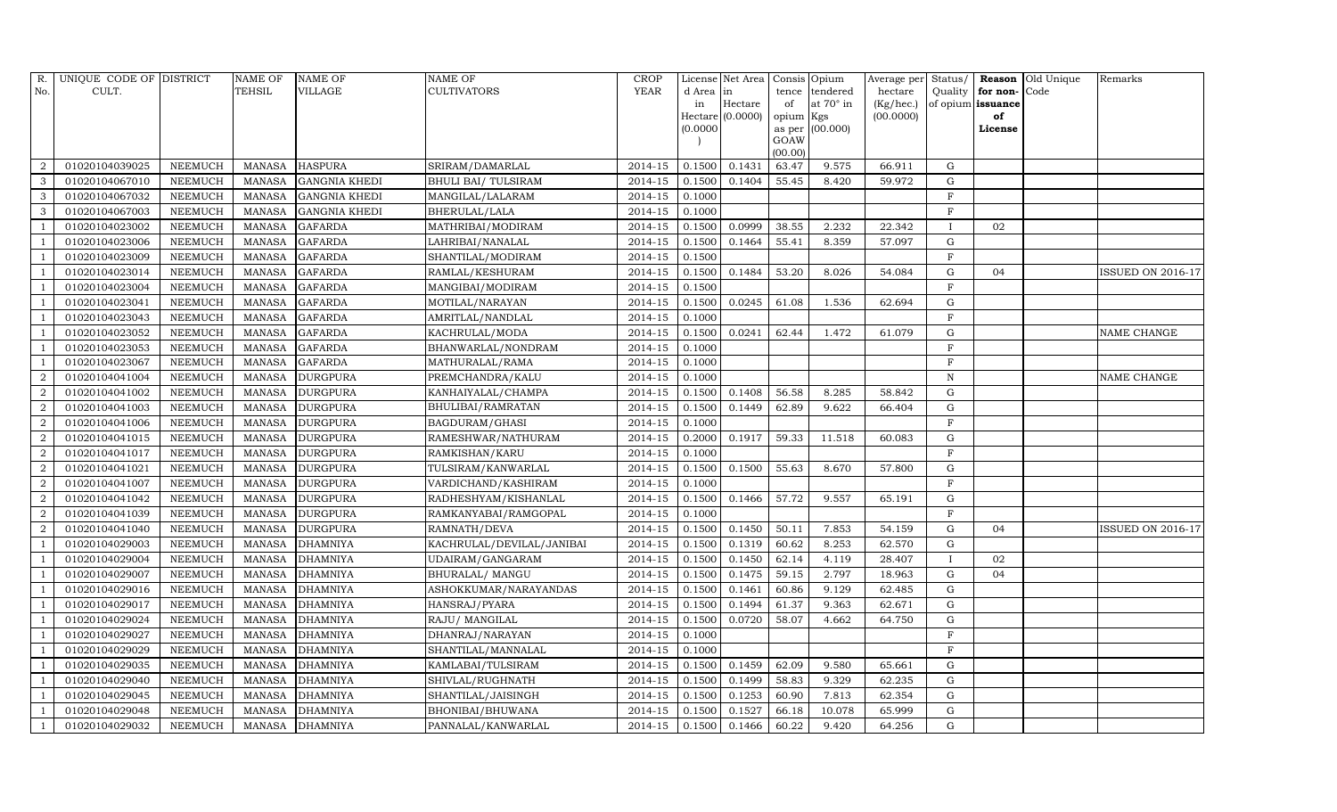| R. No. | UNIQUE CODE OF CULT. | DISTRICT | NAME OF TEHSIL | NAME OF VILLAGE | NAME OF CULTIVATORS | CROP YEAR | License d Area in Hectare (0.0000) | Net Area in Hectare (0.0000) | Consis tence of opium as per GOAW (00.00) | Opium tendered at 70° in Kgs (00.000) | Average per hectare (Kg/hec.) (00.0000) | Status/ Quality of opium | Reason for non-issuance of License | Old Unique Code | Remarks |
|---|---|---|---|---|---|---|---|---|---|---|---|---|---|---|---|
| 2 | 01020104039025 | NEEMUCH | MANASA | HASPURA | SRIRAM/DAMARLAL | 2014-15 | 0.1500 | 0.1431 | 63.47 | 9.575 | 66.911 | G | | | |
| 3 | 01020104067010 | NEEMUCH | MANASA | GANGNIA KHEDI | BHULI BAI/ TULSIRAM | 2014-15 | 0.1500 | 0.1404 | 55.45 | 8.420 | 59.972 | G | | | |
| 3 | 01020104067032 | NEEMUCH | MANASA | GANGNIA KHEDI | MANGILAL/LALARAM | 2014-15 | 0.1000 | | | | | F | | | |
| 3 | 01020104067003 | NEEMUCH | MANASA | GANGNIA KHEDI | BHERULAL/LALA | 2014-15 | 0.1000 | | | | | F | | | |
| 1 | 01020104023002 | NEEMUCH | MANASA | GAFARDA | MATHRIBAI/MODIRAM | 2014-15 | 0.1500 | 0.0999 | 38.55 | 2.232 | 22.342 | I | 02 | | |
| 1 | 01020104023006 | NEEMUCH | MANASA | GAFARDA | LAHRIBAI/NANALAL | 2014-15 | 0.1500 | 0.1464 | 55.41 | 8.359 | 57.097 | G | | | |
| 1 | 01020104023009 | NEEMUCH | MANASA | GAFARDA | SHANTILAL/MODIRAM | 2014-15 | 0.1500 | | | | | F | | | |
| 1 | 01020104023014 | NEEMUCH | MANASA | GAFARDA | RAMLAL/KESHURAM | 2014-15 | 0.1500 | 0.1484 | 53.20 | 8.026 | 54.084 | G | 04 | | ISSUED ON 2016-17 |
| 1 | 01020104023004 | NEEMUCH | MANASA | GAFARDA | MANGIBAI/MODIRAM | 2014-15 | 0.1500 | | | | | F | | | |
| 1 | 01020104023041 | NEEMUCH | MANASA | GAFARDA | MOTILAL/NARAYAN | 2014-15 | 0.1500 | 0.0245 | 61.08 | 1.536 | 62.694 | G | | | |
| 1 | 01020104023043 | NEEMUCH | MANASA | GAFARDA | AMRITLAL/NANDLAL | 2014-15 | 0.1000 | | | | | F | | | |
| 1 | 01020104023052 | NEEMUCH | MANASA | GAFARDA | KACHRULAL/MODA | 2014-15 | 0.1500 | 0.0241 | 62.44 | 1.472 | 61.079 | G | | | NAME CHANGE |
| 1 | 01020104023053 | NEEMUCH | MANASA | GAFARDA | BHANWARLAL/NONDRAM | 2014-15 | 0.1000 | | | | | F | | | |
| 1 | 01020104023067 | NEEMUCH | MANASA | GAFARDA | MATHURALAL/RAMA | 2014-15 | 0.1000 | | | | | F | | | |
| 2 | 01020104041004 | NEEMUCH | MANASA | DURGPURA | PREMCHANDRA/KALU | 2014-15 | 0.1000 | | | | | N | | | NAME CHANGE |
| 2 | 01020104041002 | NEEMUCH | MANASA | DURGPURA | KANHAIYALAL/CHAMPA | 2014-15 | 0.1500 | 0.1408 | 56.58 | 8.285 | 58.842 | G | | | |
| 2 | 01020104041003 | NEEMUCH | MANASA | DURGPURA | BHULIBAI/RAMRATAN | 2014-15 | 0.1500 | 0.1449 | 62.89 | 9.622 | 66.404 | G | | | |
| 2 | 01020104041006 | NEEMUCH | MANASA | DURGPURA | BAGDURAM/GHASI | 2014-15 | 0.1000 | | | | | F | | | |
| 2 | 01020104041015 | NEEMUCH | MANASA | DURGPURA | RAMESHWAR/NATHURAM | 2014-15 | 0.2000 | 0.1917 | 59.33 | 11.518 | 60.083 | G | | | |
| 2 | 01020104041017 | NEEMUCH | MANASA | DURGPURA | RAMKISHAN/KARU | 2014-15 | 0.1000 | | | | | F | | | |
| 2 | 01020104041021 | NEEMUCH | MANASA | DURGPURA | TULSIRAM/KANWARLAL | 2014-15 | 0.1500 | 0.1500 | 55.63 | 8.670 | 57.800 | G | | | |
| 2 | 01020104041007 | NEEMUCH | MANASA | DURGPURA | VARDICHAND/KASHIRAM | 2014-15 | 0.1000 | | | | | F | | | |
| 2 | 01020104041042 | NEEMUCH | MANASA | DURGPURA | RADHESHYAM/KISHANLAL | 2014-15 | 0.1500 | 0.1466 | 57.72 | 9.557 | 65.191 | G | | | |
| 2 | 01020104041039 | NEEMUCH | MANASA | DURGPURA | RAMKANYABAI/RAMGOPAL | 2014-15 | 0.1000 | | | | | F | | | |
| 2 | 01020104041040 | NEEMUCH | MANASA | DURGPURA | RAMNATH/DEVA | 2014-15 | 0.1500 | 0.1450 | 50.11 | 7.853 | 54.159 | G | 04 | | ISSUED ON 2016-17 |
| 1 | 01020104029003 | NEEMUCH | MANASA | DHAMNIYA | KACHRULAL/DEVILAL/JANIBAI | 2014-15 | 0.1500 | 0.1319 | 60.62 | 8.253 | 62.570 | G | | | |
| 1 | 01020104029004 | NEEMUCH | MANASA | DHAMNIYA | UDAIRAM/GANGARAM | 2014-15 | 0.1500 | 0.1450 | 62.14 | 4.119 | 28.407 | I | 02 | | |
| 1 | 01020104029007 | NEEMUCH | MANASA | DHAMNIYA | BHURALAL/ MANGU | 2014-15 | 0.1500 | 0.1475 | 59.15 | 2.797 | 18.963 | G | 04 | | |
| 1 | 01020104029016 | NEEMUCH | MANASA | DHAMNIYA | ASHOKKUMAR/NARAYANDAS | 2014-15 | 0.1500 | 0.1461 | 60.86 | 9.129 | 62.485 | G | | | |
| 1 | 01020104029017 | NEEMUCH | MANASA | DHAMNIYA | HANSRAJ/PYARA | 2014-15 | 0.1500 | 0.1494 | 61.37 | 9.363 | 62.671 | G | | | |
| 1 | 01020104029024 | NEEMUCH | MANASA | DHAMNIYA | RAJU/ MANGILAL | 2014-15 | 0.1500 | 0.0720 | 58.07 | 4.662 | 64.750 | G | | | |
| 1 | 01020104029027 | NEEMUCH | MANASA | DHAMNIYA | DHANRAJ/NARAYAN | 2014-15 | 0.1000 | | | | | F | | | |
| 1 | 01020104029029 | NEEMUCH | MANASA | DHAMNIYA | SHANTILAL/MANNALAL | 2014-15 | 0.1000 | | | | | F | | | |
| 1 | 01020104029035 | NEEMUCH | MANASA | DHAMNIYA | KAMLABAI/TULSIRAM | 2014-15 | 0.1500 | 0.1459 | 62.09 | 9.580 | 65.661 | G | | | |
| 1 | 01020104029040 | NEEMUCH | MANASA | DHAMNIYA | SHIVLAL/RUGHNATH | 2014-15 | 0.1500 | 0.1499 | 58.83 | 9.329 | 62.235 | G | | | |
| 1 | 01020104029045 | NEEMUCH | MANASA | DHAMNIYA | SHANTILAL/JAISINGH | 2014-15 | 0.1500 | 0.1253 | 60.90 | 7.813 | 62.354 | G | | | |
| 1 | 01020104029048 | NEEMUCH | MANASA | DHAMNIYA | BHONIBAI/BHUWANA | 2014-15 | 0.1500 | 0.1527 | 66.18 | 10.078 | 65.999 | G | | | |
| 1 | 01020104029032 | NEEMUCH | MANASA | DHAMNIYA | PANNALAL/KANWARLAL | 2014-15 | 0.1500 | 0.1466 | 60.22 | 9.420 | 64.256 | G | | | |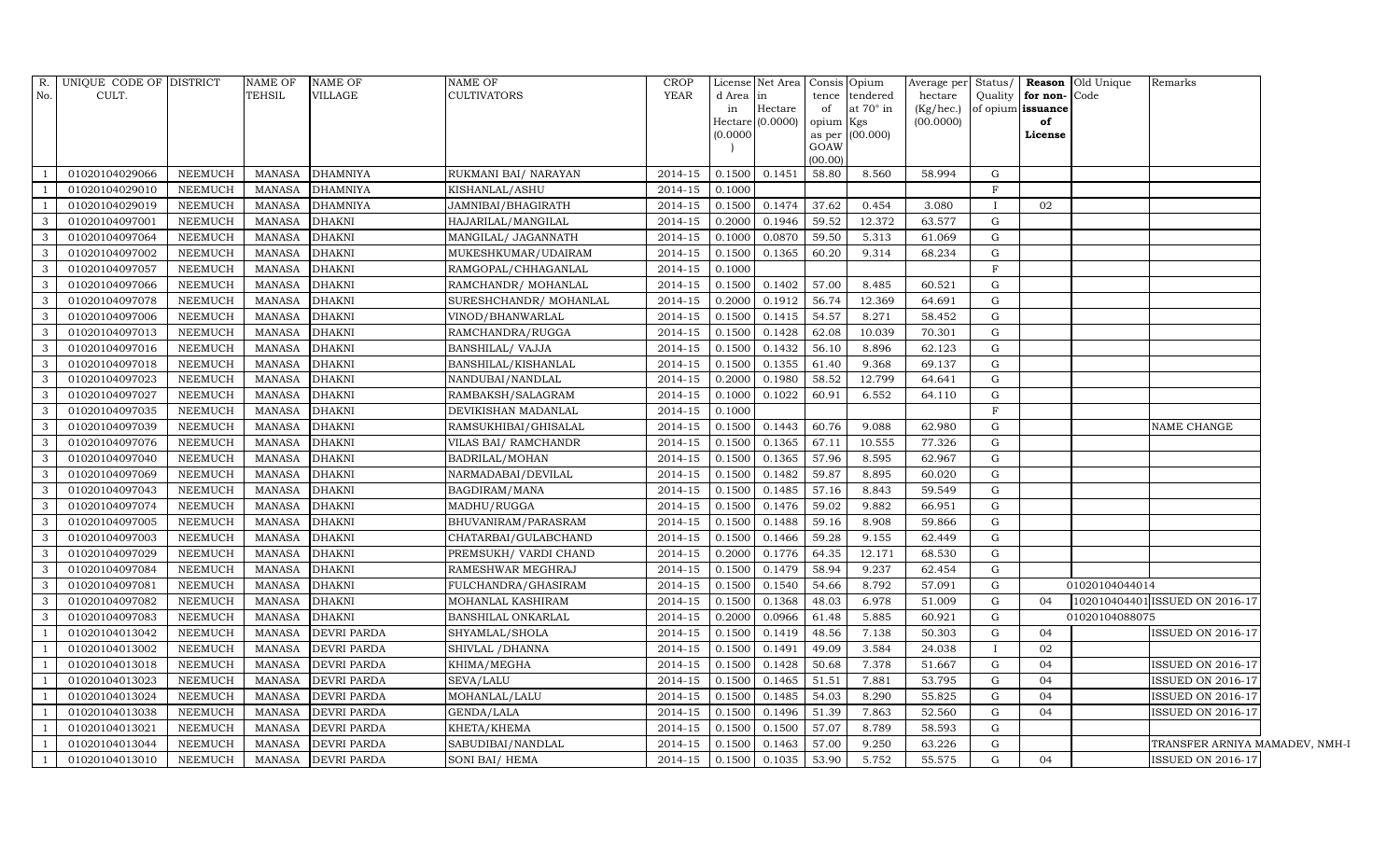| R. No. | UNIQUE CODE OF CULT. | DISTRICT | NAME OF TEHSIL | NAME OF VILLAGE | NAME OF CULTIVATORS | CROP YEAR | License d Area in Hectare (0.0000) | Net Area in Hectare (0.0000) | Consis tence of opium as per GOAW (00.00) | Opium tendered at 70° in Kgs (00.000) | Average per hectare (Kg/hec.) (00.0000) | Status/ Quality of opium | Reason for non-issuance of License | Old Unique Code | Remarks |
|---|---|---|---|---|---|---|---|---|---|---|---|---|---|---|---|
| 1 | 01020104029066 | NEEMUCH | MANASA | DHAMNIYA | RUKMANI BAI/ NARAYAN | 2014-15 | 0.1500 | 0.1451 | 58.80 | 8.560 | 58.994 | G | | | |
| 1 | 01020104029010 | NEEMUCH | MANASA | DHAMNIYA | KISHANLAL/ASHU | 2014-15 | 0.1000 | | | | | F | | | |
| 1 | 01020104029019 | NEEMUCH | MANASA | DHAMNIYA | JAMNIBAI/BHAGIRATH | 2014-15 | 0.1500 | 0.1474 | 37.62 | 0.454 | 3.080 | I | 02 | | |
| 3 | 01020104097001 | NEEMUCH | MANASA | DHAKNI | HAJARILAL/MANGILAL | 2014-15 | 0.2000 | 0.1946 | 59.52 | 12.372 | 63.577 | G | | | |
| 3 | 01020104097064 | NEEMUCH | MANASA | DHAKNI | MANGILAL/ JAGANNATH | 2014-15 | 0.1000 | 0.0870 | 59.50 | 5.313 | 61.069 | G | | | |
| 3 | 01020104097002 | NEEMUCH | MANASA | DHAKNI | MUKESHKUMAR/UDAIRAM | 2014-15 | 0.1500 | 0.1365 | 60.20 | 9.314 | 68.234 | G | | | |
| 3 | 01020104097057 | NEEMUCH | MANASA | DHAKNI | RAMGOPAL/CHHAGANLAL | 2014-15 | 0.1000 | | | | | F | | | |
| 3 | 01020104097066 | NEEMUCH | MANASA | DHAKNI | RAMCHANDR/ MOHANLAL | 2014-15 | 0.1500 | 0.1402 | 57.00 | 8.485 | 60.521 | G | | | |
| 3 | 01020104097078 | NEEMUCH | MANASA | DHAKNI | SURESHCHANDR/ MOHANLAL | 2014-15 | 0.2000 | 0.1912 | 56.74 | 12.369 | 64.691 | G | | | |
| 3 | 01020104097006 | NEEMUCH | MANASA | DHAKNI | VINOD/BHANWARLAL | 2014-15 | 0.1500 | 0.1415 | 54.57 | 8.271 | 58.452 | G | | | |
| 3 | 01020104097013 | NEEMUCH | MANASA | DHAKNI | RAMCHANDRA/RUGGA | 2014-15 | 0.1500 | 0.1428 | 62.08 | 10.039 | 70.301 | G | | | |
| 3 | 01020104097016 | NEEMUCH | MANASA | DHAKNI | BANSHILAL/ VAJJA | 2014-15 | 0.1500 | 0.1432 | 56.10 | 8.896 | 62.123 | G | | | |
| 3 | 01020104097018 | NEEMUCH | MANASA | DHAKNI | BANSHILAL/KISHANLAL | 2014-15 | 0.1500 | 0.1355 | 61.40 | 9.368 | 69.137 | G | | | |
| 3 | 01020104097023 | NEEMUCH | MANASA | DHAKNI | NANDUBAI/NANDLAL | 2014-15 | 0.2000 | 0.1980 | 58.52 | 12.799 | 64.641 | G | | | |
| 3 | 01020104097027 | NEEMUCH | MANASA | DHAKNI | RAMBAKSH/SALAGRAM | 2014-15 | 0.1000 | 0.1022 | 60.91 | 6.552 | 64.110 | G | | | |
| 3 | 01020104097035 | NEEMUCH | MANASA | DHAKNI | DEVIKISHAN MADANLAL | 2014-15 | 0.1000 | | | | | F | | | |
| 3 | 01020104097039 | NEEMUCH | MANASA | DHAKNI | RAMSUKHIBAI/GHISALAL | 2014-15 | 0.1500 | 0.1443 | 60.76 | 9.088 | 62.980 | G | | | NAME CHANGE |
| 3 | 01020104097076 | NEEMUCH | MANASA | DHAKNI | VILAS BAI/ RAMCHANDR | 2014-15 | 0.1500 | 0.1365 | 67.11 | 10.555 | 77.326 | G | | | |
| 3 | 01020104097040 | NEEMUCH | MANASA | DHAKNI | BADRILAL/MOHAN | 2014-15 | 0.1500 | 0.1365 | 57.96 | 8.595 | 62.967 | G | | | |
| 3 | 01020104097069 | NEEMUCH | MANASA | DHAKNI | NARMADABAI/DEVILAL | 2014-15 | 0.1500 | 0.1482 | 59.87 | 8.895 | 60.020 | G | | | |
| 3 | 01020104097043 | NEEMUCH | MANASA | DHAKNI | BAGDIRAM/MANA | 2014-15 | 0.1500 | 0.1485 | 57.16 | 8.843 | 59.549 | G | | | |
| 3 | 01020104097074 | NEEMUCH | MANASA | DHAKNI | MADHU/RUGGA | 2014-15 | 0.1500 | 0.1476 | 59.02 | 9.882 | 66.951 | G | | | |
| 3 | 01020104097005 | NEEMUCH | MANASA | DHAKNI | BHUVANIRAM/PARASRAM | 2014-15 | 0.1500 | 0.1488 | 59.16 | 8.908 | 59.866 | G | | | |
| 3 | 01020104097003 | NEEMUCH | MANASA | DHAKNI | CHATARBAI/GULABCHAND | 2014-15 | 0.1500 | 0.1466 | 59.28 | 9.155 | 62.449 | G | | | |
| 3 | 01020104097029 | NEEMUCH | MANASA | DHAKNI | PREMSUKH/ VARDI CHAND | 2014-15 | 0.2000 | 0.1776 | 64.35 | 12.171 | 68.530 | G | | | |
| 3 | 01020104097084 | NEEMUCH | MANASA | DHAKNI | RAMESHWAR MEGHRAJ | 2014-15 | 0.1500 | 0.1479 | 58.94 | 9.237 | 62.454 | G | | | |
| 3 | 01020104097081 | NEEMUCH | MANASA | DHAKNI | FULCHANDRA/GHASIRAM | 2014-15 | 0.1500 | 0.1540 | 54.66 | 8.792 | 57.091 | G | | 01020104044014 | |
| 3 | 01020104097082 | NEEMUCH | MANASA | DHAKNI | MOHANLAL KASHIRAM | 2014-15 | 0.1500 | 0.1368 | 48.03 | 6.978 | 51.009 | G | 04 | 1020104044014 | ISSUED ON 2016-17 |
| 3 | 01020104097083 | NEEMUCH | MANASA | DHAKNI | BANSHILAL ONKARLAL | 2014-15 | 0.2000 | 0.0966 | 61.48 | 5.885 | 60.921 | G | | 01020104088075 | |
| 1 | 01020104013042 | NEEMUCH | MANASA | DEVRI PARDA | SHYAMLAL/SHOLA | 2014-15 | 0.1500 | 0.1419 | 48.56 | 7.138 | 50.303 | G | 04 | | ISSUED ON 2016-17 |
| 1 | 01020104013002 | NEEMUCH | MANASA | DEVRI PARDA | SHIVLAL /DHANNA | 2014-15 | 0.1500 | 0.1491 | 49.09 | 3.584 | 24.038 | I | 02 | | |
| 1 | 01020104013018 | NEEMUCH | MANASA | DEVRI PARDA | KHIMA/MEGHA | 2014-15 | 0.1500 | 0.1428 | 50.68 | 7.378 | 51.667 | G | 04 | | ISSUED ON 2016-17 |
| 1 | 01020104013023 | NEEMUCH | MANASA | DEVRI PARDA | SEVA/LALU | 2014-15 | 0.1500 | 0.1465 | 51.51 | 7.881 | 53.795 | G | 04 | | ISSUED ON 2016-17 |
| 1 | 01020104013024 | NEEMUCH | MANASA | DEVRI PARDA | MOHANLAL/LALU | 2014-15 | 0.1500 | 0.1485 | 54.03 | 8.290 | 55.825 | G | 04 | | ISSUED ON 2016-17 |
| 1 | 01020104013038 | NEEMUCH | MANASA | DEVRI PARDA | GENDA/LALA | 2014-15 | 0.1500 | 0.1496 | 51.39 | 7.863 | 52.560 | G | 04 | | ISSUED ON 2016-17 |
| 1 | 01020104013021 | NEEMUCH | MANASA | DEVRI PARDA | KHETA/KHEMA | 2014-15 | 0.1500 | 0.1500 | 57.07 | 8.789 | 58.593 | G | | | |
| 1 | 01020104013044 | NEEMUCH | MANASA | DEVRI PARDA | SABUDIBAI/NANDLAL | 2014-15 | 0.1500 | 0.1463 | 57.00 | 9.250 | 63.226 | G | | | TRANSFER ARNIYA MAMADEV, NMH-I |
| 1 | 01020104013010 | NEEMUCH | MANASA | DEVRI PARDA | SONI BAI/ HEMA | 2014-15 | 0.1500 | 0.1035 | 53.90 | 5.752 | 55.575 | G | 04 | | ISSUED ON 2016-17 |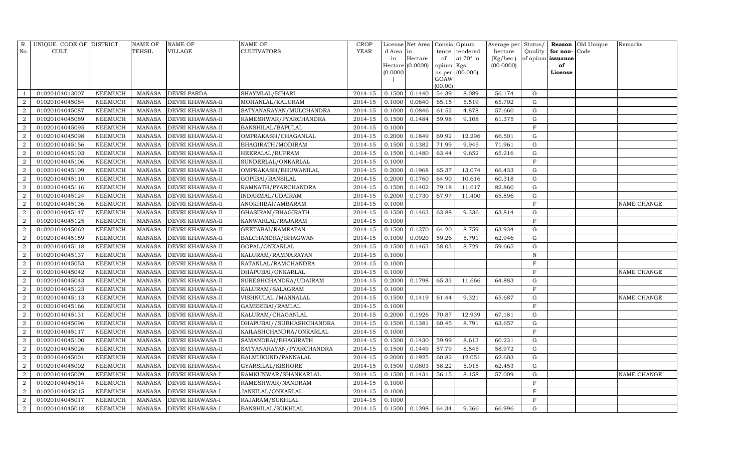| R. No. | UNIQUE CODE OF CULT. | DISTRICT | NAME OF TEHSIL | NAME OF VILLAGE | NAME OF CULTIVATORS | CROP YEAR | License d Area in Hectare (0.0000) | Net Area in Hectare (0.0000) | Consis tence of opium as per GOAW (00.00) | Opium tendered at 70° in Kgs (00.000) | Average per hectare (Kg/hec.) (00.0000) | Status/ Quality of opium | Reason for non-issuance of License | Old Unique Code | Remarks |
|---|---|---|---|---|---|---|---|---|---|---|---|---|---|---|---|
| 1 | 01020104013007 | NEEMUCH | MANASA | DEVRI PARDA | SHAYMLAL/BIHARI | 2014-15 | 0.1500 | 0.1440 | 54.39 | 8.089 | 56.174 | G | | | |
| 2 | 01020104045084 | NEEMUCH | MANASA | DEVRI KHAWASA-II | MOHANLAL/KALURAM | 2014-15 | 0.1000 | 0.0840 | 65.15 | 5.519 | 65.702 | G | | | |
| 2 | 01020104045087 | NEEMUCH | MANASA | DEVRI KHAWASA-II | SATYANARAYAN/MULCHANDRA | 2014-15 | 0.1000 | 0.0846 | 61.52 | 4.878 | 57.660 | G | | | |
| 2 | 01020104045089 | NEEMUCH | MANASA | DEVRI KHAWASA-II | RAMESHWAR/PYARCHANDRA | 2014-15 | 0.1500 | 0.1484 | 59.98 | 9.108 | 61.375 | G | | | |
| 2 | 01020104045095 | NEEMUCH | MANASA | DEVRI KHAWASA-II | BANSHILAL/BAPULAL | 2014-15 | 0.1000 | | | | | F | | | |
| 2 | 01020104045098 | NEEMUCH | MANASA | DEVRI KHAWASA-II | OMPRAKASH/CHAGANLAL | 2014-15 | 0.2000 | 0.1849 | 69.92 | 12.296 | 66.501 | G | | | |
| 2 | 01020104045156 | NEEMUCH | MANASA | DEVRI KHAWASA-II | BHAGIRATH/MODIRAM | 2014-15 | 0.1500 | 0.1382 | 71.99 | 9.945 | 71.961 | G | | | |
| 2 | 01020104045103 | NEEMUCH | MANASA | DEVRI KHAWASA-II | HEERALAL/RUPRAM | 2014-15 | 0.1500 | 0.1480 | 63.44 | 9.652 | 65.216 | G | | | |
| 2 | 01020104045106 | NEEMUCH | MANASA | DEVRI KHAWASA-II | SUNDERLAL/ONKARLAL | 2014-15 | 0.1000 | | | | | F | | | |
| 2 | 01020104045109 | NEEMUCH | MANASA | DEVRI KHAWASA-II | OMPRAKASH/BHUWANILAL | 2014-15 | 0.2000 | 0.1968 | 65.37 | 13.074 | 66.433 | G | | | |
| 2 | 01020104045110 | NEEMUCH | MANASA | DEVRI KHAWASA-II | GOPIBAI/BANSILAL | 2014-15 | 0.2000 | 0.1760 | 64.90 | 10.616 | 60.318 | G | | | |
| 2 | 01020104045116 | NEEMUCH | MANASA | DEVRI KHAWASA-II | RAMNATH/PYARCHANDRA | 2014-15 | 0.1500 | 0.1402 | 79.18 | 11.617 | 82.860 | G | | | |
| 2 | 01020104045124 | NEEMUCH | MANASA | DEVRI KHAWASA-II | INDARMAL/UDAIRAM | 2014-15 | 0.2000 | 0.1730 | 67.97 | 11.400 | 65.896 | G | | | |
| 2 | 01020104045136 | NEEMUCH | MANASA | DEVRI KHAWASA-II | ANOKHIBAI/AMBARAM | 2014-15 | 0.1000 | | | | | F | | | NAME CHANGE |
| 2 | 01020104045147 | NEEMUCH | MANASA | DEVRI KHAWASA-II | GHASIRAM/BHAGIRATH | 2014-15 | 0.1500 | 0.1463 | 63.88 | 9.336 | 63.814 | G | | | |
| 2 | 01020104045125 | NEEMUCH | MANASA | DEVRI KHAWASA-II | KANWARLAL/RAJARAM | 2014-15 | 0.1000 | | | | | F | | | |
| 2 | 01020104045062 | NEEMUCH | MANASA | DEVRI KHAWASA-II | GEETABAI/RAMRATAN | 2014-15 | 0.1500 | 0.1370 | 64.20 | 8.759 | 63.934 | G | | | |
| 2 | 01020104045159 | NEEMUCH | MANASA | DEVRI KHAWASA-II | BALCHANDRA/BHAGWAN | 2014-15 | 0.1000 | 0.0920 | 59.26 | 5.791 | 62.946 | G | | | |
| 2 | 01020104045118 | NEEMUCH | MANASA | DEVRI KHAWASA-II | GOPAL/ONKARLAL | 2014-15 | 0.1500 | 0.1463 | 58.03 | 8.729 | 59.665 | G | | | |
| 2 | 01020104045137 | NEEMUCH | MANASA | DEVRI KHAWASA-II | KALURAM/RAMNARAYAN | 2014-15 | 0.1000 | | | | | N | | | |
| 2 | 01020104045053 | NEEMUCH | MANASA | DEVRI KHAWASA-II | RATANLAL/RAMCHANDRA | 2014-15 | 0.1000 | | | | | F | | | |
| 2 | 01020104045042 | NEEMUCH | MANASA | DEVRI KHAWASA-II | DHAPUBAI/ONKARLAL | 2014-15 | 0.1000 | | | | | F | | | NAME CHANGE |
| 2 | 01020104045043 | NEEMUCH | MANASA | DEVRI KHAWASA-II | SURESHCHANDRA/UDAIRAM | 2014-15 | 0.2000 | 0.1798 | 65.33 | 11.666 | 64.883 | G | | | |
| 2 | 01020104045123 | NEEMUCH | MANASA | DEVRI KHAWASA-II | KALURAM/SALAGRAM | 2014-15 | 0.1000 | | | | | F | | | |
| 2 | 01020104045113 | NEEMUCH | MANASA | DEVRI KHAWASA-II | VISHNULAL /MANNALAL | 2014-15 | 0.1500 | 0.1419 | 61.44 | 9.321 | 65.687 | G | | | NAME CHANGE |
| 2 | 01020104045166 | NEEMUCH | MANASA | DEVRI KHAWASA-II | GAMERIBAI/RAMLAL | 2014-15 | 0.1000 | | | | | F | | | |
| 2 | 01020104045131 | NEEMUCH | MANASA | DEVRI KHAWASA-II | KALURAM/CHAGANLAL | 2014-15 | 0.2000 | 0.1926 | 70.87 | 12.939 | 67.181 | G | | | |
| 2 | 01020104045096 | NEEMUCH | MANASA | DEVRI KHAWASA-II | DHAPUBAI//SUBHASHCHANDRA | 2014-15 | 0.1500 | 0.1381 | 60.45 | 8.791 | 63.657 | G | | | |
| 2 | 01020104045117 | NEEMUCH | MANASA | DEVRI KHAWASA-II | KAILASHCHANDRA/ONKARLAL | 2014-15 | 0.1000 | | | | | F | | | |
| 2 | 01020104045100 | NEEMUCH | MANASA | DEVRI KHAWASA-II | SAMANDBAI/BHAGIRATH | 2014-15 | 0.1500 | 0.1430 | 59.99 | 8.613 | 60.231 | G | | | |
| 2 | 01020104045026 | NEEMUCH | MANASA | DEVRI KHAWASA-II | SATYANARAYAN/PYARCHANDRA | 2014-15 | 0.1500 | 0.1449 | 57.79 | 8.545 | 58.972 | G | | | |
| 2 | 01020104045001 | NEEMUCH | MANASA | DEVRI KHAWASA-I | BALMUKUND/PANNALAL | 2014-15 | 0.2000 | 0.1925 | 60.82 | 12.051 | 62.603 | G | | | |
| 2 | 01020104045002 | NEEMUCH | MANASA | DEVRI KHAWASA-I | GYARSILAL/KISHORE | 2014-15 | 0.1500 | 0.0803 | 58.22 | 5.015 | 62.453 | G | | | |
| 2 | 01020104045009 | NEEMUCH | MANASA | DEVRI KHAWASA-I | RAMKUNWAR/SHANKARLAL | 2014-15 | 0.1500 | 0.1431 | 56.15 | 8.158 | 57.009 | G | | | NAME CHANGE |
| 2 | 01020104045014 | NEEMUCH | MANASA | DEVRI KHAWASA-I | RAMESHWAR/NANDRAM | 2014-15 | 0.1000 | | | | | F | | | |
| 2 | 01020104045015 | NEEMUCH | MANASA | DEVRI KHAWASA-I | JANKILAL/ONKARLAL | 2014-15 | 0.1000 | | | | | F | | | |
| 2 | 01020104045017 | NEEMUCH | MANASA | DEVRI KHAWASA-I | RAJARAM/SUKHLAL | 2014-15 | 0.1000 | | | | | F | | | |
| 2 | 01020104045018 | NEEMUCH | MANASA | DEVRI KHAWASA-I | BANSHILAL/SUKHLAL | 2014-15 | 0.1500 | 0.1398 | 64.34 | 9.366 | 66.996 | G | | | |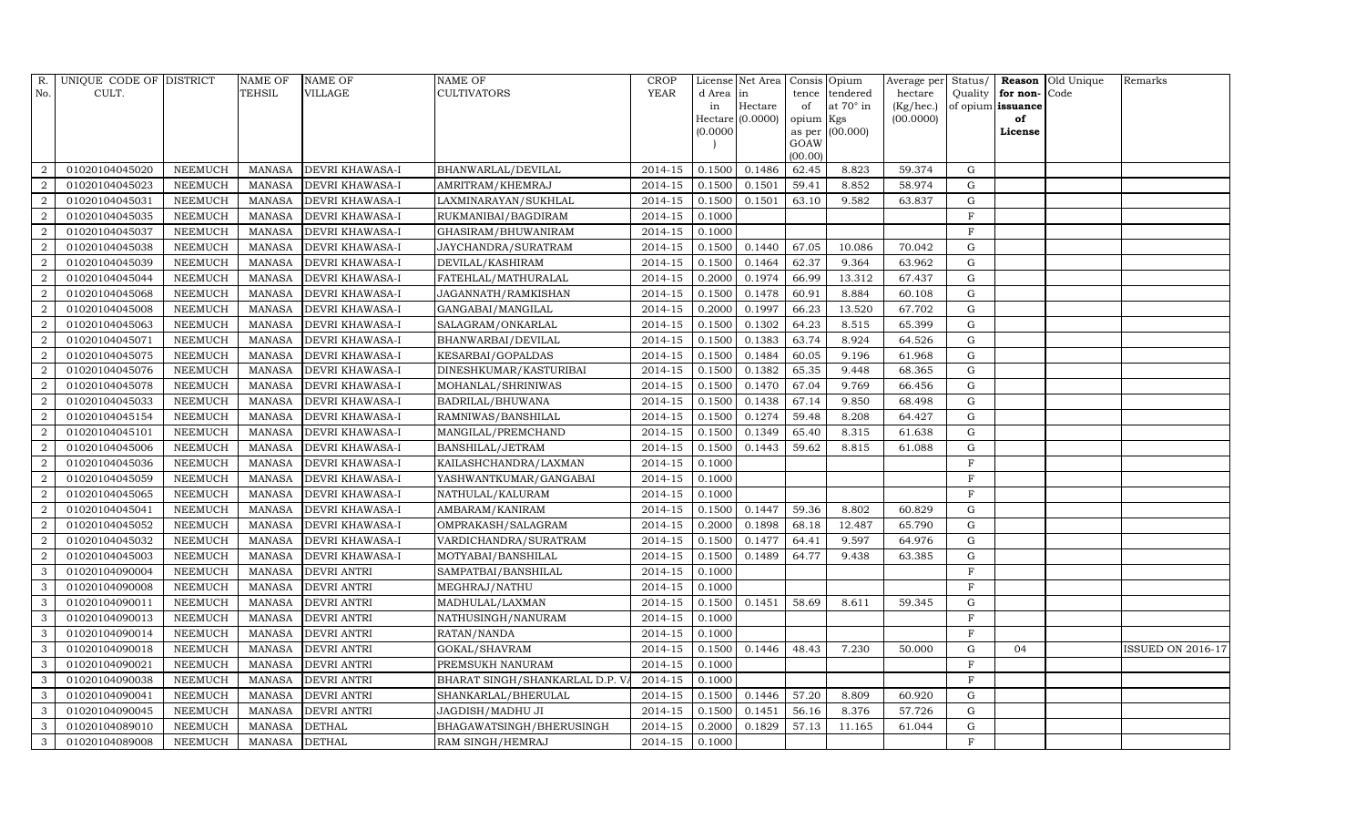| R. No. | UNIQUE CODE OF CULT. | DISTRICT | NAME OF TEHSIL | NAME OF VILLAGE | NAME OF CULTIVATORS | CROP YEAR | License d Area in Hectare (0.0000) | Net Area in Hectare (0.0000) | Consis tence of opium as per GOAW (00.00) | Opium tendered at 70° in Kgs (00.000) | Average per hectare (Kg/hec.) (00.0000) | Status/ Quality of opium | Reason for non-issuance of License | Old Unique Code | Remarks |
|---|---|---|---|---|---|---|---|---|---|---|---|---|---|---|---|
| 2 | 01020104045020 | NEEMUCH | MANASA | DEVRI KHAWASA-I | BHANWARLAL/DEVILAL | 2014-15 | 0.1500 | 0.1486 | 62.45 | 8.823 | 59.374 | G | | | |
| 2 | 01020104045023 | NEEMUCH | MANASA | DEVRI KHAWASA-I | AMRITRAM/KHEMRAJ | 2014-15 | 0.1500 | 0.1501 | 59.41 | 8.852 | 58.974 | G | | | |
| 2 | 01020104045031 | NEEMUCH | MANASA | DEVRI KHAWASA-I | LAXMINARAYAN/SUKHLAL | 2014-15 | 0.1500 | 0.1501 | 63.10 | 9.582 | 63.837 | G | | | |
| 2 | 01020104045035 | NEEMUCH | MANASA | DEVRI KHAWASA-I | RUKMANIBAI/BAGDIRAM | 2014-15 | 0.1000 | | | | | F | | | |
| 2 | 01020104045037 | NEEMUCH | MANASA | DEVRI KHAWASA-I | GHASIRAM/BHUWANIRAM | 2014-15 | 0.1000 | | | | | F | | | |
| 2 | 01020104045038 | NEEMUCH | MANASA | DEVRI KHAWASA-I | JAYCHANDRA/SURATRAM | 2014-15 | 0.1500 | 0.1440 | 67.05 | 10.086 | 70.042 | G | | | |
| 2 | 01020104045039 | NEEMUCH | MANASA | DEVRI KHAWASA-I | DEVILAL/KASHIRAM | 2014-15 | 0.1500 | 0.1464 | 62.37 | 9.364 | 63.962 | G | | | |
| 2 | 01020104045044 | NEEMUCH | MANASA | DEVRI KHAWASA-I | FATEHLAL/MATHURALAL | 2014-15 | 0.2000 | 0.1974 | 66.99 | 13.312 | 67.437 | G | | | |
| 2 | 01020104045068 | NEEMUCH | MANASA | DEVRI KHAWASA-I | JAGANNATH/RAMKISHAN | 2014-15 | 0.1500 | 0.1478 | 60.91 | 8.884 | 60.108 | G | | | |
| 2 | 01020104045008 | NEEMUCH | MANASA | DEVRI KHAWASA-I | GANGABAI/MANGILAL | 2014-15 | 0.2000 | 0.1997 | 66.23 | 13.520 | 67.702 | G | | | |
| 2 | 01020104045063 | NEEMUCH | MANASA | DEVRI KHAWASA-I | SALAGRAM/ONKARLAL | 2014-15 | 0.1500 | 0.1302 | 64.23 | 8.515 | 65.399 | G | | | |
| 2 | 01020104045071 | NEEMUCH | MANASA | DEVRI KHAWASA-I | BHANWARBAI/DEVILAL | 2014-15 | 0.1500 | 0.1383 | 63.74 | 8.924 | 64.526 | G | | | |
| 2 | 01020104045075 | NEEMUCH | MANASA | DEVRI KHAWASA-I | KESARBAI/GOPALDAS | 2014-15 | 0.1500 | 0.1484 | 60.05 | 9.196 | 61.968 | G | | | |
| 2 | 01020104045076 | NEEMUCH | MANASA | DEVRI KHAWASA-I | DINESHKUMAR/KASTURIBAI | 2014-15 | 0.1500 | 0.1382 | 65.35 | 9.448 | 68.365 | G | | | |
| 2 | 01020104045078 | NEEMUCH | MANASA | DEVRI KHAWASA-I | MOHANLAL/SHRINIWAS | 2014-15 | 0.1500 | 0.1470 | 67.04 | 9.769 | 66.456 | G | | | |
| 2 | 01020104045033 | NEEMUCH | MANASA | DEVRI KHAWASA-I | BADRILAL/BHUWANA | 2014-15 | 0.1500 | 0.1438 | 67.14 | 9.850 | 68.498 | G | | | |
| 2 | 01020104045154 | NEEMUCH | MANASA | DEVRI KHAWASA-I | RAMNIWAS/BANSHILAL | 2014-15 | 0.1500 | 0.1274 | 59.48 | 8.208 | 64.427 | G | | | |
| 2 | 01020104045101 | NEEMUCH | MANASA | DEVRI KHAWASA-I | MANGILAL/PREMCHAND | 2014-15 | 0.1500 | 0.1349 | 65.40 | 8.315 | 61.638 | G | | | |
| 2 | 01020104045006 | NEEMUCH | MANASA | DEVRI KHAWASA-I | BANSHILAL/JETRAM | 2014-15 | 0.1500 | 0.1443 | 59.62 | 8.815 | 61.088 | G | | | |
| 2 | 01020104045036 | NEEMUCH | MANASA | DEVRI KHAWASA-I | KAILASHCHANDRA/LAXMAN | 2014-15 | 0.1000 | | | | | F | | | |
| 2 | 01020104045059 | NEEMUCH | MANASA | DEVRI KHAWASA-I | YASHWANTKUMAR/GANGABAI | 2014-15 | 0.1000 | | | | | F | | | |
| 2 | 01020104045065 | NEEMUCH | MANASA | DEVRI KHAWASA-I | NATHULAL/KALURAM | 2014-15 | 0.1000 | | | | | F | | | |
| 2 | 01020104045041 | NEEMUCH | MANASA | DEVRI KHAWASA-I | AMBARAM/KANIRAM | 2014-15 | 0.1500 | 0.1447 | 59.36 | 8.802 | 60.829 | G | | | |
| 2 | 01020104045052 | NEEMUCH | MANASA | DEVRI KHAWASA-I | OMPRAKASH/SALAGRAM | 2014-15 | 0.2000 | 0.1898 | 68.18 | 12.487 | 65.790 | G | | | |
| 2 | 01020104045032 | NEEMUCH | MANASA | DEVRI KHAWASA-I | VARDICHANDRA/SURATRAM | 2014-15 | 0.1500 | 0.1477 | 64.41 | 9.597 | 64.976 | G | | | |
| 2 | 01020104045003 | NEEMUCH | MANASA | DEVRI KHAWASA-I | MOTYABAI/BANSHILAL | 2014-15 | 0.1500 | 0.1489 | 64.77 | 9.438 | 63.385 | G | | | |
| 3 | 01020104090004 | NEEMUCH | MANASA | DEVRI ANTRI | SAMPATBAI/BANSHILAL | 2014-15 | 0.1000 | | | | | F | | | |
| 3 | 01020104090008 | NEEMUCH | MANASA | DEVRI ANTRI | MEGHRAJ/NATHU | 2014-15 | 0.1000 | | | | | F | | | |
| 3 | 01020104090011 | NEEMUCH | MANASA | DEVRI ANTRI | MADHULAL/LAXMAN | 2014-15 | 0.1500 | 0.1451 | 58.69 | 8.611 | 59.345 | G | | | |
| 3 | 01020104090013 | NEEMUCH | MANASA | DEVRI ANTRI | NATHUSINGH/NANURAM | 2014-15 | 0.1000 | | | | | F | | | |
| 3 | 01020104090014 | NEEMUCH | MANASA | DEVRI ANTRI | RATAN/NANDA | 2014-15 | 0.1000 | | | | | F | | | |
| 3 | 01020104090018 | NEEMUCH | MANASA | DEVRI ANTRI | GOKAL/SHAVRAM | 2014-15 | 0.1500 | 0.1446 | 48.43 | 7.230 | 50.000 | G | 04 | | ISSUED ON 2016-17 |
| 3 | 01020104090021 | NEEMUCH | MANASA | DEVRI ANTRI | PREMSUKH NANURAM | 2014-15 | 0.1000 | | | | | F | | | |
| 3 | 01020104090038 | NEEMUCH | MANASA | DEVRI ANTRI | BHARAT SINGH/SHANKARLAL D.P. V/ | 2014-15 | 0.1000 | | | | | F | | | |
| 3 | 01020104090041 | NEEMUCH | MANASA | DEVRI ANTRI | SHANKARLAL/BHERULAL | 2014-15 | 0.1500 | 0.1446 | 57.20 | 8.809 | 60.920 | G | | | |
| 3 | 01020104090045 | NEEMUCH | MANASA | DEVRI ANTRI | JAGDISH/MADHU JI | 2014-15 | 0.1500 | 0.1451 | 56.16 | 8.376 | 57.726 | G | | | |
| 3 | 01020104089010 | NEEMUCH | MANASA | DETHAL | BHAGAWATSINGH/BHERUSINGH | 2014-15 | 0.2000 | 0.1829 | 57.13 | 11.165 | 61.044 | G | | | |
| 3 | 01020104089008 | NEEMUCH | MANASA | DETHAL | RAM SINGH/HEMRAJ | 2014-15 | 0.1000 | | | | | F | | | |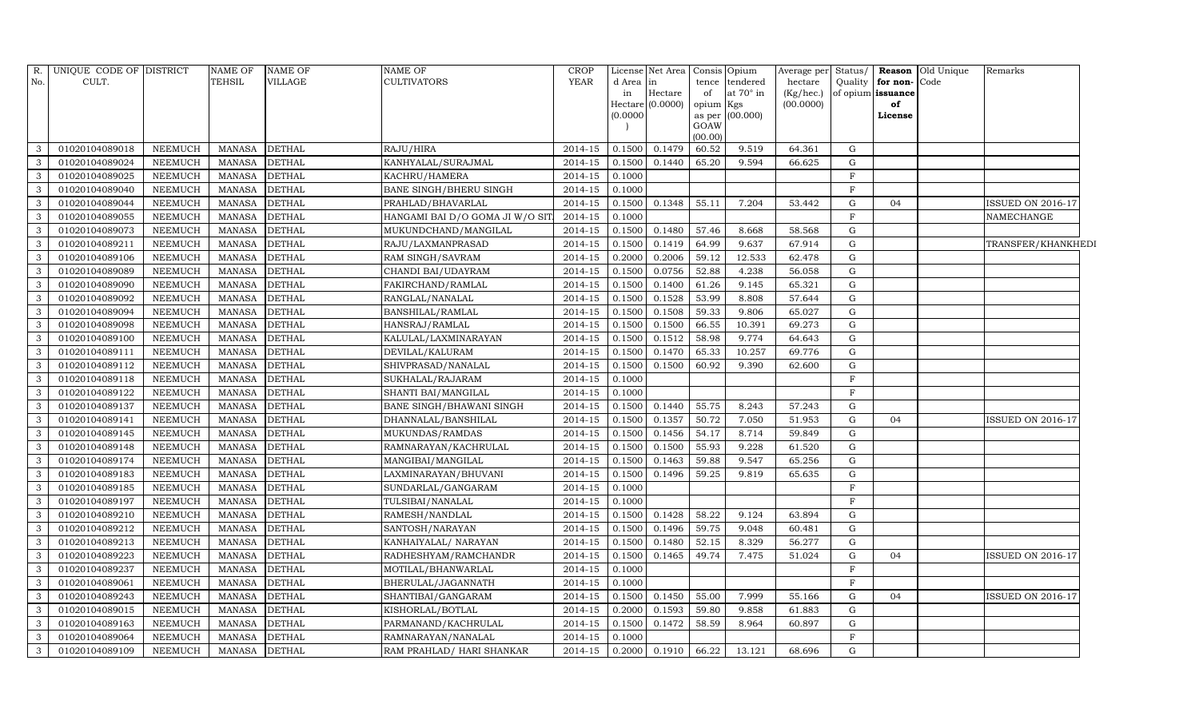| R. No. | UNIQUE CODE OF CULT. | DISTRICT | NAME OF TEHSIL | NAME OF VILLAGE | NAME OF CULTIVATORS | CROP YEAR | License d Area in Hectare (0.0000) | Net Area in Hectare (0.0000) | Consis tence of opium as per GOAW (00.00) | Opium tendered at 70° in Kgs (00.000) | Average per hectare (Kg/hec.) (00.0000) | Status/ Quality of opium | Reason for non-issuance of License | Old Unique Code | Remarks |
|---|---|---|---|---|---|---|---|---|---|---|---|---|---|---|---|
| 3 | 01020104089018 | NEEMUCH | MANASA | DETHAL | RAJU/HIRA | 2014-15 | 0.1500 | 0.1479 | 60.52 | 9.519 | 64.361 | G | | | |
| 3 | 01020104089024 | NEEMUCH | MANASA | DETHAL | KANHYALAL/SURAJMAL | 2014-15 | 0.1500 | 0.1440 | 65.20 | 9.594 | 66.625 | G | | | |
| 3 | 01020104089025 | NEEMUCH | MANASA | DETHAL | KACHRU/HAMERA | 2014-15 | 0.1000 | | | | | F | | | |
| 3 | 01020104089040 | NEEMUCH | MANASA | DETHAL | BANE SINGH/BHERU SINGH | 2014-15 | 0.1000 | | | | | F | | | |
| 3 | 01020104089044 | NEEMUCH | MANASA | DETHAL | PRAHLAD/BHAVARLAL | 2014-15 | 0.1500 | 0.1348 | 55.11 | 7.204 | 53.442 | G | 04 | | ISSUED ON 2016-17 |
| 3 | 01020104089055 | NEEMUCH | MANASA | DETHAL | HANGAMI BAI D/O GOMA JI W/O SIT | 2014-15 | 0.1000 | | | | | F | | | NAMECHANGE |
| 3 | 01020104089073 | NEEMUCH | MANASA | DETHAL | MUKUNDCHAND/MANGILAL | 2014-15 | 0.1500 | 0.1480 | 57.46 | 8.668 | 58.568 | G | | | |
| 3 | 01020104089211 | NEEMUCH | MANASA | DETHAL | RAJU/LAXMANPRASAD | 2014-15 | 0.1500 | 0.1419 | 64.99 | 9.637 | 67.914 | G | | | TRANSFER/KHANKHEDI |
| 3 | 01020104089106 | NEEMUCH | MANASA | DETHAL | RAM SINGH/SAVRAM | 2014-15 | 0.2000 | 0.2006 | 59.12 | 12.533 | 62.478 | G | | | |
| 3 | 01020104089089 | NEEMUCH | MANASA | DETHAL | CHANDI BAI/UDAYRAM | 2014-15 | 0.1500 | 0.0756 | 52.88 | 4.238 | 56.058 | G | | | |
| 3 | 01020104089090 | NEEMUCH | MANASA | DETHAL | FAKIRCHAND/RAMLAL | 2014-15 | 0.1500 | 0.1400 | 61.26 | 9.145 | 65.321 | G | | | |
| 3 | 01020104089092 | NEEMUCH | MANASA | DETHAL | RANGLAL/NANALAL | 2014-15 | 0.1500 | 0.1528 | 53.99 | 8.808 | 57.644 | G | | | |
| 3 | 01020104089094 | NEEMUCH | MANASA | DETHAL | BANSHILAL/RAMLAL | 2014-15 | 0.1500 | 0.1508 | 59.33 | 9.806 | 65.027 | G | | | |
| 3 | 01020104089098 | NEEMUCH | MANASA | DETHAL | HANSRAJ/RAMLAL | 2014-15 | 0.1500 | 0.1500 | 66.55 | 10.391 | 69.273 | G | | | |
| 3 | 01020104089100 | NEEMUCH | MANASA | DETHAL | KALULAL/LAXMINARAYAN | 2014-15 | 0.1500 | 0.1512 | 58.98 | 9.774 | 64.643 | G | | | |
| 3 | 01020104089111 | NEEMUCH | MANASA | DETHAL | DEVILAL/KALURAM | 2014-15 | 0.1500 | 0.1470 | 65.33 | 10.257 | 69.776 | G | | | |
| 3 | 01020104089112 | NEEMUCH | MANASA | DETHAL | SHIVPRASAD/NANALAL | 2014-15 | 0.1500 | 0.1500 | 60.92 | 9.390 | 62.600 | G | | | |
| 3 | 01020104089118 | NEEMUCH | MANASA | DETHAL | SUKHALAL/RAJARAM | 2014-15 | 0.1000 | | | | | F | | | |
| 3 | 01020104089122 | NEEMUCH | MANASA | DETHAL | SHANTI BAI/MANGILAL | 2014-15 | 0.1000 | | | | | F | | | |
| 3 | 01020104089137 | NEEMUCH | MANASA | DETHAL | BANE SINGH/BHAWANI SINGH | 2014-15 | 0.1500 | 0.1440 | 55.75 | 8.243 | 57.243 | G | | | |
| 3 | 01020104089141 | NEEMUCH | MANASA | DETHAL | DHANNALAL/BANSHILAL | 2014-15 | 0.1500 | 0.1357 | 50.72 | 7.050 | 51.953 | G | 04 | | ISSUED ON 2016-17 |
| 3 | 01020104089145 | NEEMUCH | MANASA | DETHAL | MUKUNDAS/RAMDAS | 2014-15 | 0.1500 | 0.1456 | 54.17 | 8.714 | 59.849 | G | | | |
| 3 | 01020104089148 | NEEMUCH | MANASA | DETHAL | RAMNARAYAN/KACHRULAL | 2014-15 | 0.1500 | 0.1500 | 55.93 | 9.228 | 61.520 | G | | | |
| 3 | 01020104089174 | NEEMUCH | MANASA | DETHAL | MANGIBAI/MANGILAL | 2014-15 | 0.1500 | 0.1463 | 59.88 | 9.547 | 65.256 | G | | | |
| 3 | 01020104089183 | NEEMUCH | MANASA | DETHAL | LAXMINARAYAN/BHUVANI | 2014-15 | 0.1500 | 0.1496 | 59.25 | 9.819 | 65.635 | G | | | |
| 3 | 01020104089185 | NEEMUCH | MANASA | DETHAL | SUNDARLAL/GANGARAM | 2014-15 | 0.1000 | | | | | F | | | |
| 3 | 01020104089197 | NEEMUCH | MANASA | DETHAL | TULSIBAI/NANALAL | 2014-15 | 0.1000 | | | | | F | | | |
| 3 | 01020104089210 | NEEMUCH | MANASA | DETHAL | RAMESH/NANDLAL | 2014-15 | 0.1500 | 0.1428 | 58.22 | 9.124 | 63.894 | G | | | |
| 3 | 01020104089212 | NEEMUCH | MANASA | DETHAL | SANTOSH/NARAYAN | 2014-15 | 0.1500 | 0.1496 | 59.75 | 9.048 | 60.481 | G | | | |
| 3 | 01020104089213 | NEEMUCH | MANASA | DETHAL | KANHAIYALAL/ NARAYAN | 2014-15 | 0.1500 | 0.1480 | 52.15 | 8.329 | 56.277 | G | | | |
| 3 | 01020104089223 | NEEMUCH | MANASA | DETHAL | RADHESHYAM/RAMCHANDR | 2014-15 | 0.1500 | 0.1465 | 49.74 | 7.475 | 51.024 | G | 04 | | ISSUED ON 2016-17 |
| 3 | 01020104089237 | NEEMUCH | MANASA | DETHAL | MOTILAL/BHANWARLAL | 2014-15 | 0.1000 | | | | | F | | | |
| 3 | 01020104089061 | NEEMUCH | MANASA | DETHAL | BHERULAL/JAGANNATH | 2014-15 | 0.1000 | | | | | F | | | |
| 3 | 01020104089243 | NEEMUCH | MANASA | DETHAL | SHANTIBAI/GANGARAM | 2014-15 | 0.1500 | 0.1450 | 55.00 | 7.999 | 55.166 | G | 04 | | ISSUED ON 2016-17 |
| 3 | 01020104089015 | NEEMUCH | MANASA | DETHAL | KISHORLAL/BOTLAL | 2014-15 | 0.2000 | 0.1593 | 59.80 | 9.858 | 61.883 | G | | | |
| 3 | 01020104089163 | NEEMUCH | MANASA | DETHAL | PARMANAND/KACHRULAL | 2014-15 | 0.1500 | 0.1472 | 58.59 | 8.964 | 60.897 | G | | | |
| 3 | 01020104089064 | NEEMUCH | MANASA | DETHAL | RAMNARAYAN/NANALAL | 2014-15 | 0.1000 | | | | | F | | | |
| 3 | 01020104089109 | NEEMUCH | MANASA | DETHAL | RAM PRAHLAD/ HARI SHANKAR | 2014-15 | 0.2000 | 0.1910 | 66.22 | 13.121 | 68.696 | G | | | |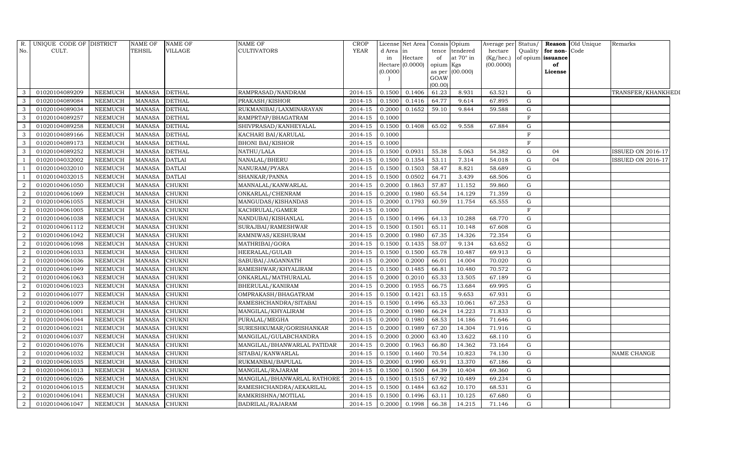| R. No. | UNIQUE CODE OF CULT. | DISTRICT | NAME OF TEHSIL | NAME OF VILLAGE | NAME OF CULTIVATORS | CROP YEAR | License d Area in Hectare (0.0000) | Net Area in Hectare (0.0000) | Consis tence of opium as per GOAW (00.00) | Opium tendered at 70° in Kgs (00.000) | Average per hectare (Kg/hec.) (00.0000) | Status/ Quality of opium | Reason for non-issuance of License | Old Unique Code | Remarks |
|---|---|---|---|---|---|---|---|---|---|---|---|---|---|---|---|
| 3 | 01020104089209 | NEEMUCH | MANASA | DETHAL | RAMPRASAD/NANDRAM | 2014-15 | 0.1500 | 0.1406 | 61.23 | 8.931 | 63.521 | G | | | TRANSFER/KHANKHEDI |
| 3 | 01020104089084 | NEEMUCH | MANASA | DETHAL | PRAKASH/KISHOR | 2014-15 | 0.1500 | 0.1416 | 64.77 | 9.614 | 67.895 | G | | | |
| 3 | 01020104089034 | NEEMUCH | MANASA | DETHAL | RUKMANIBAI/LAXMINARAYAN | 2014-15 | 0.2000 | 0.1652 | 59.10 | 9.844 | 59.588 | G | | | |
| 3 | 01020104089257 | NEEMUCH | MANASA | DETHAL | RAMPRTAP/BHAGATRAM | 2014-15 | 0.1000 | | | | | F | | | |
| 3 | 01020104089258 | NEEMUCH | MANASA | DETHAL | SHIVPRASAD/KANHEYALAL | 2014-15 | 0.1500 | 0.1408 | 65.02 | 9.558 | 67.884 | G | | | |
| 3 | 01020104089166 | NEEMUCH | MANASA | DETHAL | KACHARI BAI/KARULAL | 2014-15 | 0.1000 | | | | | F | | | |
| 3 | 01020104089173 | NEEMUCH | MANASA | DETHAL | BHONI BAI/KISHOR | 2014-15 | 0.1000 | | | | | F | | | |
| 3 | 01020104089252 | NEEMUCH | MANASA | DETHAL | NATHU/LALA | 2014-15 | 0.1500 | 0.0931 | 55.38 | 5.063 | 54.382 | G | 04 | | ISSUED ON 2016-17 |
| 1 | 01020104032002 | NEEMUCH | MANASA | DATLAI | NANALAL/BHERU | 2014-15 | 0.1500 | 0.1354 | 53.11 | 7.314 | 54.018 | G | 04 | | ISSUED ON 2016-17 |
| 1 | 01020104032010 | NEEMUCH | MANASA | DATLAI | NANURAM/PYARA | 2014-15 | 0.1500 | 0.1503 | 58.47 | 8.821 | 58.689 | G | | | |
| 1 | 01020104032015 | NEEMUCH | MANASA | DATLAI | SHANKAR/PANNA | 2014-15 | 0.1500 | 0.0502 | 64.71 | 3.439 | 68.506 | G | | | |
| 2 | 01020104061050 | NEEMUCH | MANASA | CHUKNI | MANNALAL/KANWARLAL | 2014-15 | 0.2000 | 0.1863 | 57.87 | 11.152 | 59.860 | G | | | |
| 2 | 01020104061069 | NEEMUCH | MANASA | CHUKNI | ONKARLAL/CHENRAM | 2014-15 | 0.2000 | 0.1980 | 65.54 | 14.129 | 71.359 | G | | | |
| 2 | 01020104061055 | NEEMUCH | MANASA | CHUKNI | MANGUDAS/KISHANDAS | 2014-15 | 0.2000 | 0.1793 | 60.59 | 11.754 | 65.555 | G | | | |
| 2 | 01020104061005 | NEEMUCH | MANASA | CHUKNI | KACHRULAL/GAMER | 2014-15 | 0.1000 | | | | | F | | | |
| 2 | 01020104061038 | NEEMUCH | MANASA | CHUKNI | NANDUBAI/KISHANLAL | 2014-15 | 0.1500 | 0.1496 | 64.13 | 10.288 | 68.770 | G | | | |
| 2 | 01020104061112 | NEEMUCH | MANASA | CHUKNI | SURAJBAI/RAMESHWAR | 2014-15 | 0.1500 | 0.1501 | 65.11 | 10.148 | 67.608 | G | | | |
| 2 | 01020104061042 | NEEMUCH | MANASA | CHUKNI | RAMNIWAS/KESHURAM | 2014-15 | 0.2000 | 0.1980 | 67.35 | 14.326 | 72.354 | G | | | |
| 2 | 01020104061098 | NEEMUCH | MANASA | CHUKNI | MATHRIBAI/GORA | 2014-15 | 0.1500 | 0.1435 | 58.07 | 9.134 | 63.652 | G | | | |
| 2 | 01020104061033 | NEEMUCH | MANASA | CHUKNI | HEERALAL/GULAB | 2014-15 | 0.1500 | 0.1500 | 65.78 | 10.487 | 69.913 | G | | | |
| 2 | 01020104061036 | NEEMUCH | MANASA | CHUKNI | SABUBAI/JAGANNATH | 2014-15 | 0.2000 | 0.2000 | 66.01 | 14.004 | 70.020 | G | | | |
| 2 | 01020104061049 | NEEMUCH | MANASA | CHUKNI | RAMESHWAR/KHYALIRAM | 2014-15 | 0.1500 | 0.1485 | 66.81 | 10.480 | 70.572 | G | | | |
| 2 | 01020104061063 | NEEMUCH | MANASA | CHUKNI | ONKARLAL/MATHURALAL | 2014-15 | 0.2000 | 0.2010 | 65.33 | 13.505 | 67.189 | G | | | |
| 2 | 01020104061023 | NEEMUCH | MANASA | CHUKNI | BHERULAL/KANIRAM | 2014-15 | 0.2000 | 0.1955 | 66.75 | 13.684 | 69.995 | G | | | |
| 2 | 01020104061077 | NEEMUCH | MANASA | CHUKNI | OMPRAKASH/BHAGATRAM | 2014-15 | 0.1500 | 0.1421 | 63.15 | 9.653 | 67.931 | G | | | |
| 2 | 01020104061009 | NEEMUCH | MANASA | CHUKNI | RAMESHCHANDRA/SITABAI | 2014-15 | 0.1500 | 0.1496 | 65.33 | 10.061 | 67.253 | G | | | |
| 2 | 01020104061001 | NEEMUCH | MANASA | CHUKNI | MANGILAL/KHYALIRAM | 2014-15 | 0.2000 | 0.1980 | 66.24 | 14.223 | 71.833 | G | | | |
| 2 | 01020104061044 | NEEMUCH | MANASA | CHUKNI | PURALAL/MEGHA | 2014-15 | 0.2000 | 0.1980 | 68.53 | 14.186 | 71.646 | G | | | |
| 2 | 01020104061021 | NEEMUCH | MANASA | CHUKNI | SURESHKUMAR/GORISHANKAR | 2014-15 | 0.2000 | 0.1989 | 67.20 | 14.304 | 71.916 | G | | | |
| 2 | 01020104061037 | NEEMUCH | MANASA | CHUKNI | MANGILAL/GULABCHANDRA | 2014-15 | 0.2000 | 0.2000 | 63.40 | 13.622 | 68.110 | G | | | |
| 2 | 01020104061076 | NEEMUCH | MANASA | CHUKNI | MANGILAL/BHANWARLAL PATIDAR | 2014-15 | 0.2000 | 0.1963 | 66.80 | 14.362 | 73.164 | G | | | |
| 2 | 01020104061032 | NEEMUCH | MANASA | CHUKNI | SITABAI/KANWARLAL | 2014-15 | 0.1500 | 0.1460 | 70.54 | 10.823 | 74.130 | G | | | NAME CHANGE |
| 2 | 01020104061035 | NEEMUCH | MANASA | CHUKNI | RUKMANBAI/BAPULAL | 2014-15 | 0.2000 | 0.1990 | 65.91 | 13.370 | 67.186 | G | | | |
| 2 | 01020104061013 | NEEMUCH | MANASA | CHUKNI | MANGILAL/RAJARAM | 2014-15 | 0.1500 | 0.1500 | 64.39 | 10.404 | 69.360 | G | | | |
| 2 | 01020104061026 | NEEMUCH | MANASA | CHUKNI | MANGILAL/BHANWARLAL RATHORE | 2014-15 | 0.1500 | 0.1515 | 67.92 | 10.489 | 69.234 | G | | | |
| 2 | 01020104061015 | NEEMUCH | MANASA | CHUKNI | RAMESHCHANDRA/AEKARILAL | 2014-15 | 0.1500 | 0.1484 | 63.62 | 10.170 | 68.531 | G | | | |
| 2 | 01020104061041 | NEEMUCH | MANASA | CHUKNI | RAMKRISHNA/MOTILAL | 2014-15 | 0.1500 | 0.1496 | 63.11 | 10.125 | 67.680 | G | | | |
| 2 | 01020104061047 | NEEMUCH | MANASA | CHUKNI | BADRILAL/RAJARAM | 2014-15 | 0.2000 | 0.1998 | 66.38 | 14.215 | 71.146 | G | | | |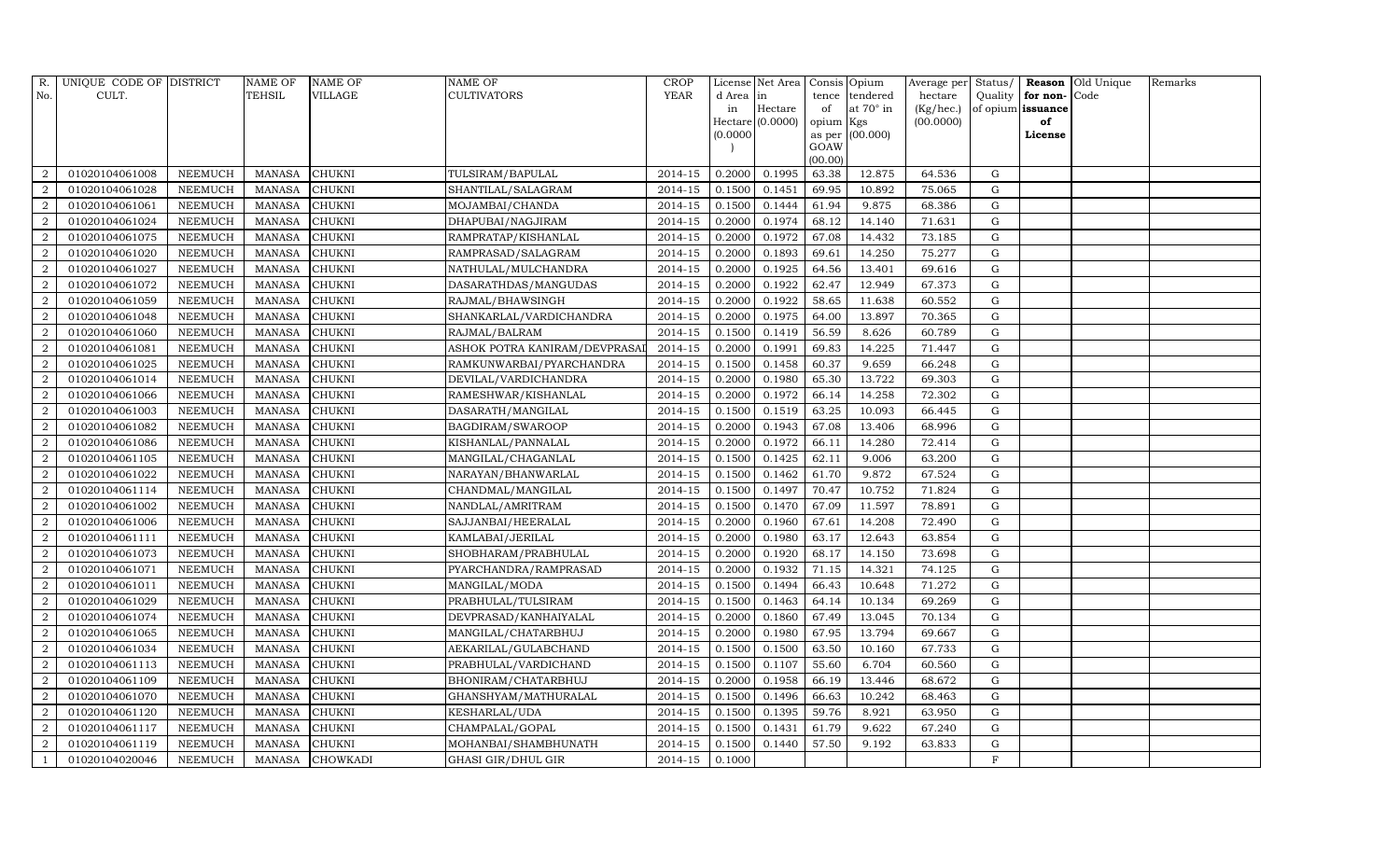| R. No. | UNIQUE CODE OF CULT. | DISTRICT | NAME OF TEHSIL | NAME OF VILLAGE | NAME OF CULTIVATORS | CROP YEAR | License d Area in Hectare (0.0000) | Net Area in Hectare (0.0000) | Consis tence of opium as per GOAW (00.00) | Opium tendered at 70° in Kgs (00.000) | Average per hectare (Kg/hec.) (00.0000) | Status/ Quality of opium | Reason for non-issuance of License | Old Unique Code | Remarks |
|---|---|---|---|---|---|---|---|---|---|---|---|---|---|---|---|
| 2 | 01020104061008 | NEEMUCH | MANASA | CHUKNI | TULSIRAM/BAPULAL | 2014-15 | 0.2000 | 0.1995 | 63.38 | 12.875 | 64.536 | G | | | |
| 2 | 01020104061028 | NEEMUCH | MANASA | CHUKNI | SHANTILAL/SALAGRAM | 2014-15 | 0.1500 | 0.1451 | 69.95 | 10.892 | 75.065 | G | | | |
| 2 | 01020104061061 | NEEMUCH | MANASA | CHUKNI | MOJAMBAI/CHANDA | 2014-15 | 0.1500 | 0.1444 | 61.94 | 9.875 | 68.386 | G | | | |
| 2 | 01020104061024 | NEEMUCH | MANASA | CHUKNI | DHAPUBAI/NAGJIRAM | 2014-15 | 0.2000 | 0.1974 | 68.12 | 14.140 | 71.631 | G | | | |
| 2 | 01020104061075 | NEEMUCH | MANASA | CHUKNI | RAMPRATAP/KISHANLAL | 2014-15 | 0.2000 | 0.1972 | 67.08 | 14.432 | 73.185 | G | | | |
| 2 | 01020104061020 | NEEMUCH | MANASA | CHUKNI | RAMPRASAD/SALAGRAM | 2014-15 | 0.2000 | 0.1893 | 69.61 | 14.250 | 75.277 | G | | | |
| 2 | 01020104061027 | NEEMUCH | MANASA | CHUKNI | NATHULAL/MULCHANDRA | 2014-15 | 0.2000 | 0.1925 | 64.56 | 13.401 | 69.616 | G | | | |
| 2 | 01020104061072 | NEEMUCH | MANASA | CHUKNI | DASARATHDAS/MANGUDAS | 2014-15 | 0.2000 | 0.1922 | 62.47 | 12.949 | 67.373 | G | | | |
| 2 | 01020104061059 | NEEMUCH | MANASA | CHUKNI | RAJMAL/BHAWSINGH | 2014-15 | 0.2000 | 0.1922 | 58.65 | 11.638 | 60.552 | G | | | |
| 2 | 01020104061048 | NEEMUCH | MANASA | CHUKNI | SHANKARLAL/VARDICHANDRA | 2014-15 | 0.2000 | 0.1975 | 64.00 | 13.897 | 70.365 | G | | | |
| 2 | 01020104061060 | NEEMUCH | MANASA | CHUKNI | RAJMAL/BALRAM | 2014-15 | 0.1500 | 0.1419 | 56.59 | 8.626 | 60.789 | G | | | |
| 2 | 01020104061081 | NEEMUCH | MANASA | CHUKNI | ASHOK POTRA KANIRAM/DEVPRASAD | 2014-15 | 0.2000 | 0.1991 | 69.83 | 14.225 | 71.447 | G | | | |
| 2 | 01020104061025 | NEEMUCH | MANASA | CHUKNI | RAMKUNWARBAI/PYARCHANDRA | 2014-15 | 0.1500 | 0.1458 | 60.37 | 9.659 | 66.248 | G | | | |
| 2 | 01020104061014 | NEEMUCH | MANASA | CHUKNI | DEVILAL/VARDICHANDRA | 2014-15 | 0.2000 | 0.1980 | 65.30 | 13.722 | 69.303 | G | | | |
| 2 | 01020104061066 | NEEMUCH | MANASA | CHUKNI | RAMESHWAR/KISHANLAL | 2014-15 | 0.2000 | 0.1972 | 66.14 | 14.258 | 72.302 | G | | | |
| 2 | 01020104061003 | NEEMUCH | MANASA | CHUKNI | DASARATH/MANGILAL | 2014-15 | 0.1500 | 0.1519 | 63.25 | 10.093 | 66.445 | G | | | |
| 2 | 01020104061082 | NEEMUCH | MANASA | CHUKNI | BAGDIRAM/SWAROOP | 2014-15 | 0.2000 | 0.1943 | 67.08 | 13.406 | 68.996 | G | | | |
| 2 | 01020104061086 | NEEMUCH | MANASA | CHUKNI | KISHANLAL/PANNALAL | 2014-15 | 0.2000 | 0.1972 | 66.11 | 14.280 | 72.414 | G | | | |
| 2 | 01020104061105 | NEEMUCH | MANASA | CHUKNI | MANGILAL/CHAGANLAL | 2014-15 | 0.1500 | 0.1425 | 62.11 | 9.006 | 63.200 | G | | | |
| 2 | 01020104061022 | NEEMUCH | MANASA | CHUKNI | NARAYAN/BHANWARLAL | 2014-15 | 0.1500 | 0.1462 | 61.70 | 9.872 | 67.524 | G | | | |
| 2 | 01020104061114 | NEEMUCH | MANASA | CHUKNI | CHANDMAL/MANGILAL | 2014-15 | 0.1500 | 0.1497 | 70.47 | 10.752 | 71.824 | G | | | |
| 2 | 01020104061002 | NEEMUCH | MANASA | CHUKNI | NANDLAL/AMRITRAM | 2014-15 | 0.1500 | 0.1470 | 67.09 | 11.597 | 78.891 | G | | | |
| 2 | 01020104061006 | NEEMUCH | MANASA | CHUKNI | SAJJANBAI/HEERALAL | 2014-15 | 0.2000 | 0.1960 | 67.61 | 14.208 | 72.490 | G | | | |
| 2 | 01020104061111 | NEEMUCH | MANASA | CHUKNI | KAMLABAI/JERILAL | 2014-15 | 0.2000 | 0.1980 | 63.17 | 12.643 | 63.854 | G | | | |
| 2 | 01020104061073 | NEEMUCH | MANASA | CHUKNI | SHOBHARAM/PRABHULAL | 2014-15 | 0.2000 | 0.1920 | 68.17 | 14.150 | 73.698 | G | | | |
| 2 | 01020104061071 | NEEMUCH | MANASA | CHUKNI | PYARCHANDRA/RAMPRASAD | 2014-15 | 0.2000 | 0.1932 | 71.15 | 14.321 | 74.125 | G | | | |
| 2 | 01020104061011 | NEEMUCH | MANASA | CHUKNI | MANGILAL/MODA | 2014-15 | 0.1500 | 0.1494 | 66.43 | 10.648 | 71.272 | G | | | |
| 2 | 01020104061029 | NEEMUCH | MANASA | CHUKNI | PRABHULAL/TULSIRAM | 2014-15 | 0.1500 | 0.1463 | 64.14 | 10.134 | 69.269 | G | | | |
| 2 | 01020104061074 | NEEMUCH | MANASA | CHUKNI | DEVPRASAD/KANHAIYALAL | 2014-15 | 0.2000 | 0.1860 | 67.49 | 13.045 | 70.134 | G | | | |
| 2 | 01020104061065 | NEEMUCH | MANASA | CHUKNI | MANGILAL/CHATARBHUJ | 2014-15 | 0.2000 | 0.1980 | 67.95 | 13.794 | 69.667 | G | | | |
| 2 | 01020104061034 | NEEMUCH | MANASA | CHUKNI | AEKARILAL/GULABCHAND | 2014-15 | 0.1500 | 0.1500 | 63.50 | 10.160 | 67.733 | G | | | |
| 2 | 01020104061113 | NEEMUCH | MANASA | CHUKNI | PRABHULAL/VARDICHAND | 2014-15 | 0.1500 | 0.1107 | 55.60 | 6.704 | 60.560 | G | | | |
| 2 | 01020104061109 | NEEMUCH | MANASA | CHUKNI | BHONIRAM/CHATARBHUJ | 2014-15 | 0.2000 | 0.1958 | 66.19 | 13.446 | 68.672 | G | | | |
| 2 | 01020104061070 | NEEMUCH | MANASA | CHUKNI | GHANSHYAM/MATHURALAL | 2014-15 | 0.1500 | 0.1496 | 66.63 | 10.242 | 68.463 | G | | | |
| 2 | 01020104061120 | NEEMUCH | MANASA | CHUKNI | KESHARLAL/UDA | 2014-15 | 0.1500 | 0.1395 | 59.76 | 8.921 | 63.950 | G | | | |
| 2 | 01020104061117 | NEEMUCH | MANASA | CHUKNI | CHAMPALAL/GOPAL | 2014-15 | 0.1500 | 0.1431 | 61.79 | 9.622 | 67.240 | G | | | |
| 2 | 01020104061119 | NEEMUCH | MANASA | CHUKNI | MOHANBAI/SHAMBHUNATH | 2014-15 | 0.1500 | 0.1440 | 57.50 | 9.192 | 63.833 | G | | | |
| 1 | 01020104020046 | NEEMUCH | MANASA | CHOWKADI | GHASI GIR/DHUL GIR | 2014-15 | 0.1000 | | | | | F | | | |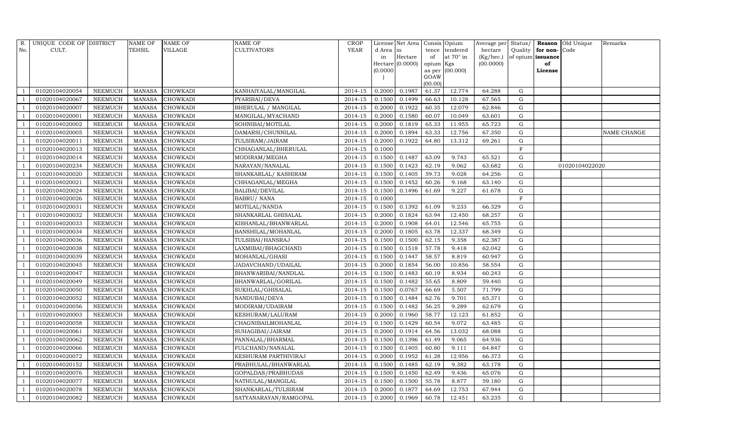| R. No. | UNIQUE CODE OF CULT. | DISTRICT | NAME OF TEHSIL | NAME OF VILLAGE | NAME OF CULTIVATORS | CROP YEAR | License d Area in Hectare (0.0000) | Net Area in Hectare (0.0000) | Consis tence of opium as per GOAW (00.00) | Opium tendered at 70° in Kgs (00.000) | Average per hectare (Kg/hec.) (00.0000) | Status/ Quality of opium | Reason for non-issuance of License | Old Unique Code | Remarks |
|---|---|---|---|---|---|---|---|---|---|---|---|---|---|---|---|
| 1 | 01020104020054 | NEEMUCH | MANASA | CHOWKADI | KANHAIYALAL/MANGILAL | 2014-15 | 0.2000 | 0.1987 | 61.37 | 12.774 | 64.288 | G | | | |
| 1 | 01020104020067 | NEEMUCH | MANASA | CHOWKADI | PYARIBAI/DEVA | 2014-15 | 0.1500 | 0.1499 | 66.63 | 10.128 | 67.565 | G | | | |
| 1 | 01020104020007 | NEEMUCH | MANASA | CHOWKADI | BHERULAL / MANGILAL | 2014-15 | 0.2000 | 0.1922 | 60.35 | 12.079 | 62.846 | G | | | |
| 1 | 01020104020001 | NEEMUCH | MANASA | CHOWKADI | MANGILAL/MYACHAND | 2014-15 | 0.2000 | 0.1580 | 60.07 | 10.049 | 63.601 | G | | | |
| 1 | 01020104020002 | NEEMUCH | MANASA | CHOWKADI | SOHNIBAI/MOTILAL | 2014-15 | 0.2000 | 0.1819 | 65.33 | 11.955 | 65.723 | G | | | |
| 1 | 01020104020005 | NEEMUCH | MANASA | CHOWKADI | DAMARSI/CHUNNILAL | 2014-15 | 0.2000 | 0.1894 | 63.33 | 12.756 | 67.350 | G | | | NAME CHANGE |
| 1 | 01020104020011 | NEEMUCH | MANASA | CHOWKADI | TULSIRAM/JAIRAM | 2014-15 | 0.2000 | 0.1922 | 64.80 | 13.312 | 69.261 | G | | | |
| 1 | 01020104020013 | NEEMUCH | MANASA | CHOWKADI | CHHAGANLAL/BHERULAL | 2014-15 | 0.1000 | | | | | F | | | |
| 1 | 01020104020014 | NEEMUCH | MANASA | CHOWKADI | MODIRAM/MEGHA | 2014-15 | 0.1500 | 0.1487 | 63.09 | 9.743 | 65.521 | G | | | |
| 1 | 01020104020234 | NEEMUCH | MANASA | CHOWKADI | NARAYAN/NANALAL | 2014-15 | 0.1500 | 0.1423 | 62.19 | 9.062 | 63.682 | G | | 01020104022020 | |
| 1 | 01020104020020 | NEEMUCH | MANASA | CHOWKADI | SHANKARLAL/ KASHIRAM | 2014-15 | 0.1500 | 0.1405 | 59.73 | 9.028 | 64.256 | G | | | |
| 1 | 01020104020021 | NEEMUCH | MANASA | CHOWKADI | CHHAGANLAL/MEGHA | 2014-15 | 0.1500 | 0.1452 | 60.26 | 9.168 | 63.140 | G | | | |
| 1 | 01020104020024 | NEEMUCH | MANASA | CHOWKADI | BALIBAI/DEVILAL | 2014-15 | 0.1500 | 0.1496 | 61.69 | 9.227 | 61.678 | G | | | |
| 1 | 01020104020026 | NEEMUCH | MANASA | CHOWKADI | BABRU/ NANA | 2014-15 | 0.1000 | | | | | F | | | |
| 1 | 01020104020031 | NEEMUCH | MANASA | CHOWKADI | MOTILAL/NANDA | 2014-15 | 0.1500 | 0.1392 | 61.09 | 9.233 | 66.329 | G | | | |
| 1 | 01020104020032 | NEEMUCH | MANASA | CHOWKADI | SHANKARLAL GHISALAL | 2014-15 | 0.2000 | 0.1824 | 63.94 | 12.450 | 68.257 | G | | | |
| 1 | 01020104020033 | NEEMUCH | MANASA | CHOWKADI | KISHANLAL/BHANWARLAL | 2014-15 | 0.2000 | 0.1908 | 64.01 | 12.546 | 65.755 | G | | | |
| 1 | 01020104020034 | NEEMUCH | MANASA | CHOWKADI | BANSHILAL/MOHANLAL | 2014-15 | 0.2000 | 0.1805 | 63.78 | 12.337 | 68.349 | G | | | |
| 1 | 01020104020036 | NEEMUCH | MANASA | CHOWKADI | TULSIBAI/HANSRAJ | 2014-15 | 0.1500 | 0.1500 | 62.15 | 9.358 | 62.387 | G | | | |
| 1 | 01020104020038 | NEEMUCH | MANASA | CHOWKADI | LAXMIBAI/BHAGCHAND | 2014-15 | 0.1500 | 0.1518 | 57.78 | 9.418 | 62.042 | G | | | |
| 1 | 01020104020039 | NEEMUCH | MANASA | CHOWKADI | MOHANLAL/GHASI | 2014-15 | 0.1500 | 0.1447 | 58.57 | 8.819 | 60.947 | G | | | |
| 1 | 01020104020045 | NEEMUCH | MANASA | CHOWKADI | JADAVCHAND/UDAILAL | 2014-15 | 0.2000 | 0.1854 | 56.00 | 10.856 | 58.554 | G | | | |
| 1 | 01020104020047 | NEEMUCH | MANASA | CHOWKADI | BHANWARIBAI/NANDLAL | 2014-15 | 0.1500 | 0.1483 | 60.19 | 8.934 | 60.243 | G | | | |
| 1 | 01020104020049 | NEEMUCH | MANASA | CHOWKADI | BHANWARLAL/GORILAL | 2014-15 | 0.1500 | 0.1482 | 55.65 | 8.809 | 59.440 | G | | | |
| 1 | 01020104020050 | NEEMUCH | MANASA | CHOWKADI | SUKHLAL/GHISALAL | 2014-15 | 0.1500 | 0.0767 | 66.69 | 5.507 | 71.799 | G | | | |
| 1 | 01020104020052 | NEEMUCH | MANASA | CHOWKADI | NANDUBAI/DEVA | 2014-15 | 0.1500 | 0.1484 | 62.76 | 9.701 | 65.371 | G | | | |
| 1 | 01020104020056 | NEEMUCH | MANASA | CHOWKADI | MODIRAM/UDAIRAM | 2014-15 | 0.1500 | 0.1482 | 56.25 | 9.289 | 62.679 | G | | | |
| 1 | 01020104020003 | NEEMUCH | MANASA | CHOWKADI | KESHURAM/LALURAM | 2014-15 | 0.2000 | 0.1960 | 58.77 | 12.123 | 61.852 | G | | | |
| 1 | 01020104020058 | NEEMUCH | MANASA | CHOWKADI | CHAGNIBAILMOHANLAL | 2014-15 | 0.1500 | 0.1429 | 60.54 | 9.072 | 63.485 | G | | | |
| 1 | 01020104020061 | NEEMUCH | MANASA | CHOWKADI | SUHAGIBAI/JAIRAM | 2014-15 | 0.2000 | 0.1914 | 64.56 | 13.032 | 68.088 | G | | | |
| 1 | 01020104020062 | NEEMUCH | MANASA | CHOWKADI | PANNALAL/BHARMAL | 2014-15 | 0.1500 | 0.1396 | 61.49 | 9.065 | 64.936 | G | | | |
| 1 | 01020104020066 | NEEMUCH | MANASA | CHOWKADI | FULCHAND/NANALAL | 2014-15 | 0.1500 | 0.1405 | 60.80 | 9.111 | 64.847 | G | | | |
| 1 | 01020104020072 | NEEMUCH | MANASA | CHOWKADI | KESHURAM PARTHIVIRAJ | 2014-15 | 0.2000 | 0.1952 | 61.28 | 12.956 | 66.373 | G | | | |
| 1 | 01020104020152 | NEEMUCH | MANASA | CHOWKADI | PRABHULAL/BHANWARLAL | 2014-15 | 0.1500 | 0.1485 | 62.19 | 9.382 | 63.178 | G | | | |
| 1 | 01020104020076 | NEEMUCH | MANASA | CHOWKADI | GOPALDAS/PRABHUDAS | 2014-15 | 0.1500 | 0.1450 | 62.49 | 9.436 | 65.076 | G | | | |
| 1 | 01020104020077 | NEEMUCH | MANASA | CHOWKADI | NATHULAL/MANGILAL | 2014-15 | 0.1500 | 0.1500 | 55.78 | 8.877 | 59.180 | G | | | |
| 1 | 01020104020078 | NEEMUCH | MANASA | CHOWKADI | SHANKARLAL/TULSIRAM | 2014-15 | 0.2000 | 0.1877 | 64.69 | 12.753 | 67.944 | G | | | |
| 1 | 01020104020082 | NEEMUCH | MANASA | CHOWKADI | SATYANARAYAN/RAMGOPAL | 2014-15 | 0.2000 | 0.1969 | 60.78 | 12.451 | 63.235 | G | | | |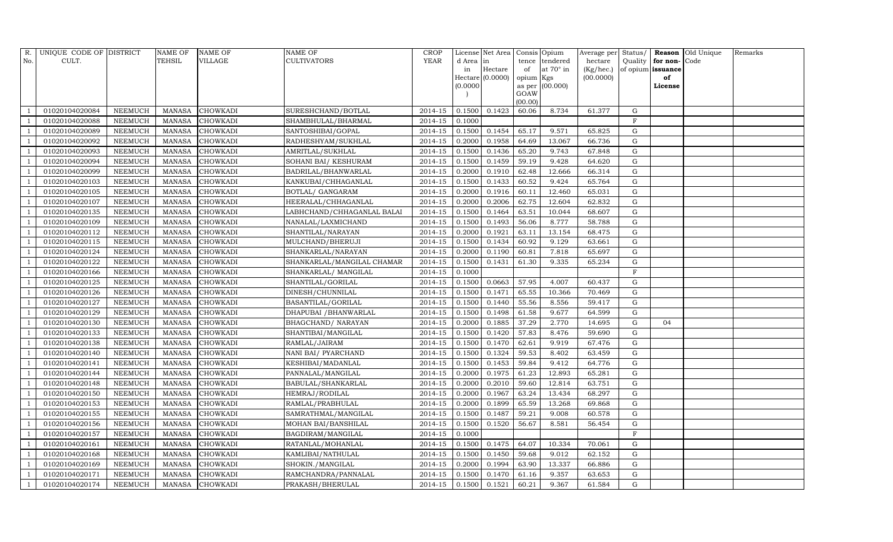| R. No. | UNIQUE CODE OF CULT. | DISTRICT | NAME OF TEHSIL | NAME OF VILLAGE | NAME OF CULTIVATORS | CROP YEAR | License d Area in Hectare (0.0000) | Net Area in Hectare (0.0000) | Consis tence of opium as per GOAW (00.00) | Opium tendered at 70° in Kgs (00.000) | Average per hectare (Kg/hec.) (00.0000) | Status/ Quality of opium | Reason for non-issuance of License | Old Unique Code | Remarks |
|---|---|---|---|---|---|---|---|---|---|---|---|---|---|---|---|
| 1 | 01020104020084 | NEEMUCH | MANASA | CHOWKADI | SURESHCHAND/BOTLAL | 2014-15 | 0.1500 | 0.1423 | 60.06 | 8.734 | 61.377 | G | | | |
| 1 | 01020104020088 | NEEMUCH | MANASA | CHOWKADI | SHAMBHULAL/BHARMAL | 2014-15 | 0.1000 | | | | | F | | | |
| 1 | 01020104020089 | NEEMUCH | MANASA | CHOWKADI | SANTOSHIBAI/GOPAL | 2014-15 | 0.1500 | 0.1454 | 65.17 | 9.571 | 65.825 | G | | | |
| 1 | 01020104020092 | NEEMUCH | MANASA | CHOWKADI | RADHESHYAM/SUKHLAL | 2014-15 | 0.2000 | 0.1958 | 64.69 | 13.067 | 66.736 | G | | | |
| 1 | 01020104020093 | NEEMUCH | MANASA | CHOWKADI | AMRITLAL/SUKHLAL | 2014-15 | 0.1500 | 0.1436 | 65.20 | 9.743 | 67.848 | G | | | |
| 1 | 01020104020094 | NEEMUCH | MANASA | CHOWKADI | SOHANI BAI/ KESHURAM | 2014-15 | 0.1500 | 0.1459 | 59.19 | 9.428 | 64.620 | G | | | |
| 1 | 01020104020099 | NEEMUCH | MANASA | CHOWKADI | BADRILAL/BHANWARLAL | 2014-15 | 0.2000 | 0.1910 | 62.48 | 12.666 | 66.314 | G | | | |
| 1 | 01020104020103 | NEEMUCH | MANASA | CHOWKADI | KANKUBAI/CHHAGANLAL | 2014-15 | 0.1500 | 0.1433 | 60.52 | 9.424 | 65.764 | G | | | |
| 1 | 01020104020105 | NEEMUCH | MANASA | CHOWKADI | BOTLAL/ GANGARAM | 2014-15 | 0.2000 | 0.1916 | 60.11 | 12.460 | 65.031 | G | | | |
| 1 | 01020104020107 | NEEMUCH | MANASA | CHOWKADI | HEERALAL/CHHAGANLAL | 2014-15 | 0.2000 | 0.2006 | 62.75 | 12.604 | 62.832 | G | | | |
| 1 | 01020104020135 | NEEMUCH | MANASA | CHOWKADI | LABHCHAND/CHHAGANLAL BALAI | 2014-15 | 0.1500 | 0.1464 | 63.51 | 10.044 | 68.607 | G | | | |
| 1 | 01020104020109 | NEEMUCH | MANASA | CHOWKADI | NANALAL/LAXMICHAND | 2014-15 | 0.1500 | 0.1493 | 56.06 | 8.777 | 58.788 | G | | | |
| 1 | 01020104020112 | NEEMUCH | MANASA | CHOWKADI | SHANTILAL/NARAYAN | 2014-15 | 0.2000 | 0.1921 | 63.11 | 13.154 | 68.475 | G | | | |
| 1 | 01020104020115 | NEEMUCH | MANASA | CHOWKADI | MULCHAND/BHERUJI | 2014-15 | 0.1500 | 0.1434 | 60.92 | 9.129 | 63.661 | G | | | |
| 1 | 01020104020124 | NEEMUCH | MANASA | CHOWKADI | SHANKARLAL/NARAYAN | 2014-15 | 0.2000 | 0.1190 | 60.81 | 7.818 | 65.697 | G | | | |
| 1 | 01020104020122 | NEEMUCH | MANASA | CHOWKADI | SHANKARLAL/MANGILAL CHAMAR | 2014-15 | 0.1500 | 0.1431 | 61.30 | 9.335 | 65.234 | G | | | |
| 1 | 01020104020166 | NEEMUCH | MANASA | CHOWKADI | SHANKARLAL/ MANGILAL | 2014-15 | 0.1000 | | | | | F | | | |
| 1 | 01020104020125 | NEEMUCH | MANASA | CHOWKADI | SHANTILAL/GORILAL | 2014-15 | 0.1500 | 0.0663 | 57.95 | 4.007 | 60.437 | G | | | |
| 1 | 01020104020126 | NEEMUCH | MANASA | CHOWKADI | DINESH/CHUNNILAL | 2014-15 | 0.1500 | 0.1471 | 65.55 | 10.366 | 70.469 | G | | | |
| 1 | 01020104020127 | NEEMUCH | MANASA | CHOWKADI | BASANTILAL/GORILAL | 2014-15 | 0.1500 | 0.1440 | 55.56 | 8.556 | 59.417 | G | | | |
| 1 | 01020104020129 | NEEMUCH | MANASA | CHOWKADI | DHAPUBAI /BHANWARLAL | 2014-15 | 0.1500 | 0.1498 | 61.58 | 9.677 | 64.599 | G | | | |
| 1 | 01020104020130 | NEEMUCH | MANASA | CHOWKADI | BHAGCHAND/ NARAYAN | 2014-15 | 0.2000 | 0.1885 | 37.29 | 2.770 | 14.695 | G | 04 | | |
| 1 | 01020104020133 | NEEMUCH | MANASA | CHOWKADI | SHANTIBAI/MANGILAL | 2014-15 | 0.1500 | 0.1420 | 57.83 | 8.476 | 59.690 | G | | | |
| 1 | 01020104020138 | NEEMUCH | MANASA | CHOWKADI | RAMLAL/JAIRAM | 2014-15 | 0.1500 | 0.1470 | 62.61 | 9.919 | 67.476 | G | | | |
| 1 | 01020104020140 | NEEMUCH | MANASA | CHOWKADI | NANI BAI/ PYARCHAND | 2014-15 | 0.1500 | 0.1324 | 59.53 | 8.402 | 63.459 | G | | | |
| 1 | 01020104020141 | NEEMUCH | MANASA | CHOWKADI | KESHIBAI/MADANLAL | 2014-15 | 0.1500 | 0.1453 | 59.84 | 9.412 | 64.776 | G | | | |
| 1 | 01020104020144 | NEEMUCH | MANASA | CHOWKADI | PANNALAL/MANGILAL | 2014-15 | 0.2000 | 0.1975 | 61.23 | 12.893 | 65.281 | G | | | |
| 1 | 01020104020148 | NEEMUCH | MANASA | CHOWKADI | BABULAL/SHANKARLAL | 2014-15 | 0.2000 | 0.2010 | 59.60 | 12.814 | 63.751 | G | | | |
| 1 | 01020104020150 | NEEMUCH | MANASA | CHOWKADI | HEMRAJ/RODILAL | 2014-15 | 0.2000 | 0.1967 | 63.24 | 13.434 | 68.297 | G | | | |
| 1 | 01020104020153 | NEEMUCH | MANASA | CHOWKADI | RAMLAL/PRABHULAL | 2014-15 | 0.2000 | 0.1899 | 65.59 | 13.268 | 69.868 | G | | | |
| 1 | 01020104020155 | NEEMUCH | MANASA | CHOWKADI | SAMRATHMAL/MANGILAL | 2014-15 | 0.1500 | 0.1487 | 59.21 | 9.008 | 60.578 | G | | | |
| 1 | 01020104020156 | NEEMUCH | MANASA | CHOWKADI | MOHAN BAI/BANSHILAL | 2014-15 | 0.1500 | 0.1520 | 56.67 | 8.581 | 56.454 | G | | | |
| 1 | 01020104020157 | NEEMUCH | MANASA | CHOWKADI | BAGDIRAM/MANGILAL | 2014-15 | 0.1000 | | | | | F | | | |
| 1 | 01020104020161 | NEEMUCH | MANASA | CHOWKADI | RATANLAL/MOHANLAL | 2014-15 | 0.1500 | 0.1475 | 64.07 | 10.334 | 70.061 | G | | | |
| 1 | 01020104020168 | NEEMUCH | MANASA | CHOWKADI | KAMLIBAI/NATHULAL | 2014-15 | 0.1500 | 0.1450 | 59.68 | 9.012 | 62.152 | G | | | |
| 1 | 01020104020169 | NEEMUCH | MANASA | CHOWKADI | SHOKIN./MANGILAL | 2014-15 | 0.2000 | 0.1994 | 63.90 | 13.337 | 66.886 | G | | | |
| 1 | 01020104020171 | NEEMUCH | MANASA | CHOWKADI | RAMCHANDRA/PANNALAL | 2014-15 | 0.1500 | 0.1470 | 61.16 | 9.357 | 63.653 | G | | | |
| 1 | 01020104020174 | NEEMUCH | MANASA | CHOWKADI | PRAKASH/BHERULAL | 2014-15 | 0.1500 | 0.1521 | 60.21 | 9.367 | 61.584 | G | | | |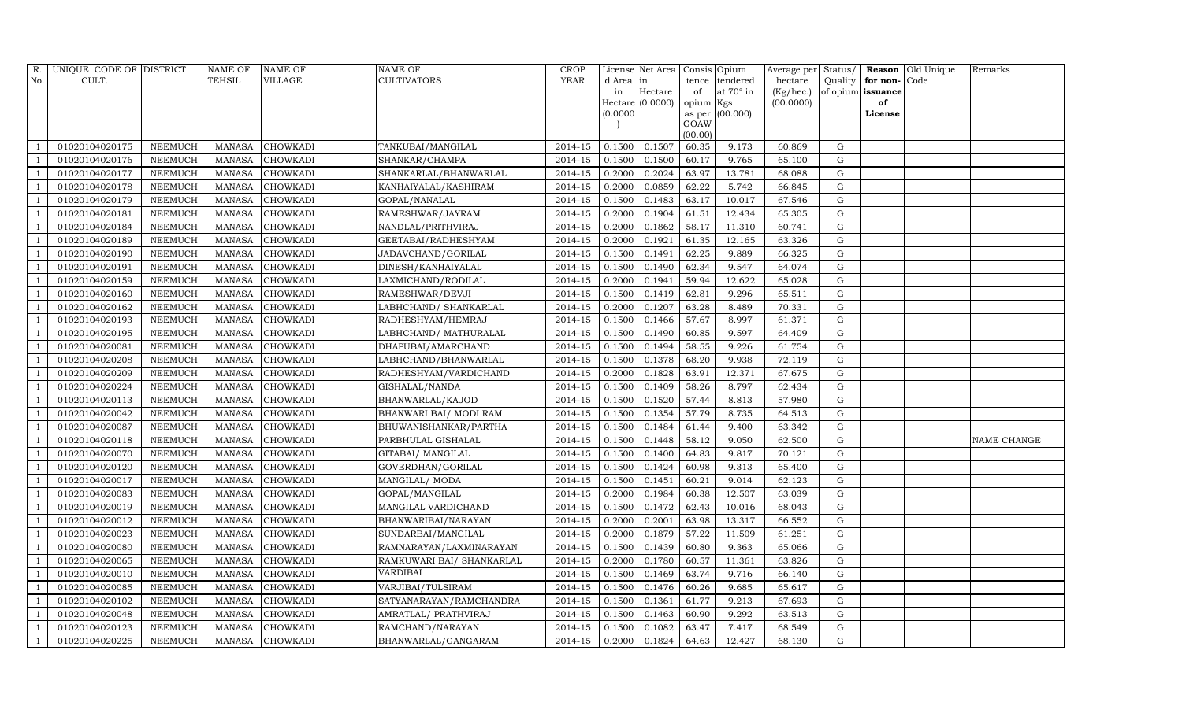| R. No. | UNIQUE CODE OF CULT. | DISTRICT | NAME OF TEHSIL | NAME OF VILLAGE | NAME OF CULTIVATORS | CROP YEAR | License d Area in Hectare (0.0000) | Net Area in Hectare (0.0000) | Consis tence of opium as per GOAW (00.00) | Opium tendered at 70° in Kgs (00.000) | Average per hectare (Kg/hec.) (00.0000) | Status/ Quality of opium | Reason for non-issuance of License | Old Unique Code | Remarks |
|---|---|---|---|---|---|---|---|---|---|---|---|---|---|---|---|
| 1 | 01020104020175 | NEEMUCH | MANASA | CHOWKADI | TANKUBAI/MANGILAL | 2014-15 | 0.1500 | 0.1507 | 60.35 | 9.173 | 60.869 | G | | | |
| 1 | 01020104020176 | NEEMUCH | MANASA | CHOWKADI | SHANKAR/CHAMPA | 2014-15 | 0.1500 | 0.1500 | 60.17 | 9.765 | 65.100 | G | | | |
| 1 | 01020104020177 | NEEMUCH | MANASA | CHOWKADI | SHANKARLAL/BHANWARLAL | 2014-15 | 0.2000 | 0.2024 | 63.97 | 13.781 | 68.088 | G | | | |
| 1 | 01020104020178 | NEEMUCH | MANASA | CHOWKADI | KANHAIYALAL/KASHIRAM | 2014-15 | 0.2000 | 0.0859 | 62.22 | 5.742 | 66.845 | G | | | |
| 1 | 01020104020179 | NEEMUCH | MANASA | CHOWKADI | GOPAL/NANALAL | 2014-15 | 0.1500 | 0.1483 | 63.17 | 10.017 | 67.546 | G | | | |
| 1 | 01020104020181 | NEEMUCH | MANASA | CHOWKADI | RAMESHWAR/JAYRAM | 2014-15 | 0.2000 | 0.1904 | 61.51 | 12.434 | 65.305 | G | | | |
| 1 | 01020104020184 | NEEMUCH | MANASA | CHOWKADI | NANDLAL/PRITHVIRAJ | 2014-15 | 0.2000 | 0.1862 | 58.17 | 11.310 | 60.741 | G | | | |
| 1 | 01020104020189 | NEEMUCH | MANASA | CHOWKADI | GEETABAI/RADHESHYAM | 2014-15 | 0.2000 | 0.1921 | 61.35 | 12.165 | 63.326 | G | | | |
| 1 | 01020104020190 | NEEMUCH | MANASA | CHOWKADI | JADAVCHAND/GORILAL | 2014-15 | 0.1500 | 0.1491 | 62.25 | 9.889 | 66.325 | G | | | |
| 1 | 01020104020191 | NEEMUCH | MANASA | CHOWKADI | DINESH/KANHAIYALAL | 2014-15 | 0.1500 | 0.1490 | 62.34 | 9.547 | 64.074 | G | | | |
| 1 | 01020104020159 | NEEMUCH | MANASA | CHOWKADI | LAXMICHAND/RODILAL | 2014-15 | 0.2000 | 0.1941 | 59.94 | 12.622 | 65.028 | G | | | |
| 1 | 01020104020160 | NEEMUCH | MANASA | CHOWKADI | RAMESHWAR/DEVJI | 2014-15 | 0.1500 | 0.1419 | 62.81 | 9.296 | 65.511 | G | | | |
| 1 | 01020104020162 | NEEMUCH | MANASA | CHOWKADI | LABHCHAND/ SHANKARLAL | 2014-15 | 0.2000 | 0.1207 | 63.28 | 8.489 | 70.331 | G | | | |
| 1 | 01020104020193 | NEEMUCH | MANASA | CHOWKADI | RADHESHYAM/HEMRAJ | 2014-15 | 0.1500 | 0.1466 | 57.67 | 8.997 | 61.371 | G | | | |
| 1 | 01020104020195 | NEEMUCH | MANASA | CHOWKADI | LABHCHAND/ MATHURALAL | 2014-15 | 0.1500 | 0.1490 | 60.85 | 9.597 | 64.409 | G | | | |
| 1 | 01020104020081 | NEEMUCH | MANASA | CHOWKADI | DHAPUBAI/AMARCHAND | 2014-15 | 0.1500 | 0.1494 | 58.55 | 9.226 | 61.754 | G | | | |
| 1 | 01020104020208 | NEEMUCH | MANASA | CHOWKADI | LABHCHAND/BHANWARLAL | 2014-15 | 0.1500 | 0.1378 | 68.20 | 9.938 | 72.119 | G | | | |
| 1 | 01020104020209 | NEEMUCH | MANASA | CHOWKADI | RADHESHYAM/VARDICHAND | 2014-15 | 0.2000 | 0.1828 | 63.91 | 12.371 | 67.675 | G | | | |
| 1 | 01020104020224 | NEEMUCH | MANASA | CHOWKADI | GISHALAL/NANDA | 2014-15 | 0.1500 | 0.1409 | 58.26 | 8.797 | 62.434 | G | | | |
| 1 | 01020104020113 | NEEMUCH | MANASA | CHOWKADI | BHANWARLAL/KAJOD | 2014-15 | 0.1500 | 0.1520 | 57.44 | 8.813 | 57.980 | G | | | |
| 1 | 01020104020042 | NEEMUCH | MANASA | CHOWKADI | BHANWARI BAI/ MODI RAM | 2014-15 | 0.1500 | 0.1354 | 57.79 | 8.735 | 64.513 | G | | | |
| 1 | 01020104020087 | NEEMUCH | MANASA | CHOWKADI | BHUWANISHANKAR/PARTHA | 2014-15 | 0.1500 | 0.1484 | 61.44 | 9.400 | 63.342 | G | | | |
| 1 | 01020104020118 | NEEMUCH | MANASA | CHOWKADI | PARBHULAL GISHALAL | 2014-15 | 0.1500 | 0.1448 | 58.12 | 9.050 | 62.500 | G | | | NAME CHANGE |
| 1 | 01020104020070 | NEEMUCH | MANASA | CHOWKADI | GITABAI/ MANGILAL | 2014-15 | 0.1500 | 0.1400 | 64.83 | 9.817 | 70.121 | G | | | |
| 1 | 01020104020120 | NEEMUCH | MANASA | CHOWKADI | GOVERDHAN/GORILAL | 2014-15 | 0.1500 | 0.1424 | 60.98 | 9.313 | 65.400 | G | | | |
| 1 | 01020104020017 | NEEMUCH | MANASA | CHOWKADI | MANGILAL/ MODA | 2014-15 | 0.1500 | 0.1451 | 60.21 | 9.014 | 62.123 | G | | | |
| 1 | 01020104020083 | NEEMUCH | MANASA | CHOWKADI | GOPAL/MANGILAL | 2014-15 | 0.2000 | 0.1984 | 60.38 | 12.507 | 63.039 | G | | | |
| 1 | 01020104020019 | NEEMUCH | MANASA | CHOWKADI | MANGILAL VARDICHAND | 2014-15 | 0.1500 | 0.1472 | 62.43 | 10.016 | 68.043 | G | | | |
| 1 | 01020104020012 | NEEMUCH | MANASA | CHOWKADI | BHANWARIBAI/NARAYAN | 2014-15 | 0.2000 | 0.2001 | 63.98 | 13.317 | 66.552 | G | | | |
| 1 | 01020104020023 | NEEMUCH | MANASA | CHOWKADI | SUNDARBAI/MANGILAL | 2014-15 | 0.2000 | 0.1879 | 57.22 | 11.509 | 61.251 | G | | | |
| 1 | 01020104020080 | NEEMUCH | MANASA | CHOWKADI | RAMNARAYAN/LAXMINARAYAN | 2014-15 | 0.1500 | 0.1439 | 60.80 | 9.363 | 65.066 | G | | | |
| 1 | 01020104020065 | NEEMUCH | MANASA | CHOWKADI | RAMKUWARI BAI/ SHANKARLAL | 2014-15 | 0.2000 | 0.1780 | 60.57 | 11.361 | 63.826 | G | | | |
| 1 | 01020104020010 | NEEMUCH | MANASA | CHOWKADI | VARDIBAI | 2014-15 | 0.1500 | 0.1469 | 63.74 | 9.716 | 66.140 | G | | | |
| 1 | 01020104020085 | NEEMUCH | MANASA | CHOWKADI | VARJIBAI/TULSIRAM | 2014-15 | 0.1500 | 0.1476 | 60.26 | 9.685 | 65.617 | G | | | |
| 1 | 01020104020102 | NEEMUCH | MANASA | CHOWKADI | SATYANARAYAN/RAMCHANDRA | 2014-15 | 0.1500 | 0.1361 | 61.77 | 9.213 | 67.693 | G | | | |
| 1 | 01020104020048 | NEEMUCH | MANASA | CHOWKADI | AMRATLAL/ PRATHVIRAJ | 2014-15 | 0.1500 | 0.1463 | 60.90 | 9.292 | 63.513 | G | | | |
| 1 | 01020104020123 | NEEMUCH | MANASA | CHOWKADI | RAMCHAND/NARAYAN | 2014-15 | 0.1500 | 0.1082 | 63.47 | 7.417 | 68.549 | G | | | |
| 1 | 01020104020225 | NEEMUCH | MANASA | CHOWKADI | BHANWARLAL/GANGARAM | 2014-15 | 0.2000 | 0.1824 | 64.63 | 12.427 | 68.130 | G | | | |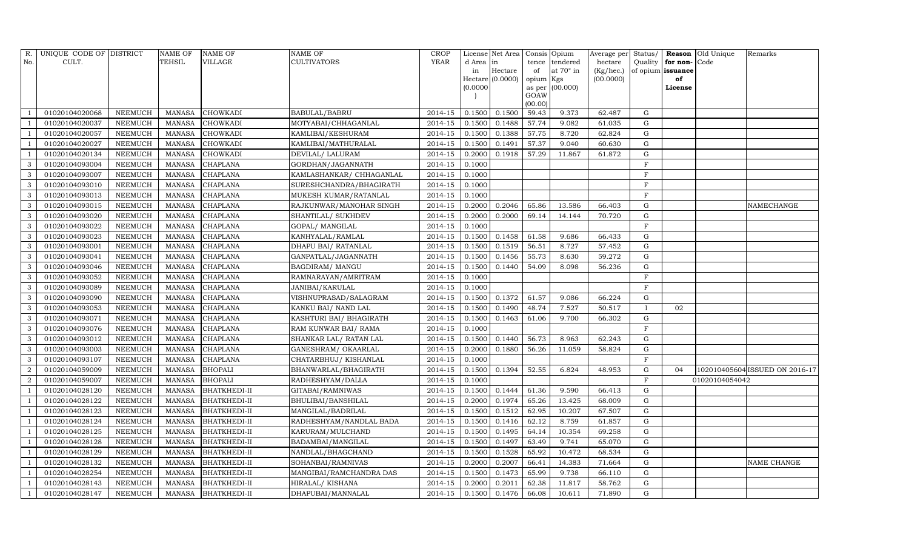| R. No. | UNIQUE CODE OF CULT. | DISTRICT | NAME OF TEHSIL | NAME OF VILLAGE | NAME OF CULTIVATORS | CROP YEAR | License d Area in Hectare (0.0000) | Net Area in Hectare (0.0000) | Consis tence of opium as per GOAW (00.00) | Opium tendered at 70° in Kgs (00.000) | Average per hectare (Kg/hec.) (00.0000) | Status/ Quality of opium | Reason for non-issuance of License | Old Unique Code | Remarks |
|---|---|---|---|---|---|---|---|---|---|---|---|---|---|---|---|
| 1 | 01020104020068 | NEEMUCH | MANASA | CHOWKADI | BABULAL/BABRU | 2014-15 | 0.1500 | 0.1500 | 59.43 | 9.373 | 62.487 | G | | | |
| 1 | 01020104020037 | NEEMUCH | MANASA | CHOWKADI | MOTYABAI/CHHAGANLAL | 2014-15 | 0.1500 | 0.1488 | 57.74 | 9.082 | 61.035 | G | | | |
| 1 | 01020104020057 | NEEMUCH | MANASA | CHOWKADI | KAMLIBAI/KESHURAM | 2014-15 | 0.1500 | 0.1388 | 57.75 | 8.720 | 62.824 | G | | | |
| 1 | 01020104020027 | NEEMUCH | MANASA | CHOWKADI | KAMLIBAI/MATHURALAL | 2014-15 | 0.1500 | 0.1491 | 57.37 | 9.040 | 60.630 | G | | | |
| 1 | 01020104020134 | NEEMUCH | MANASA | CHOWKADI | DEVILAL/ LALURAM | 2014-15 | 0.2000 | 0.1918 | 57.29 | 11.867 | 61.872 | G | | | |
| 3 | 01020104093004 | NEEMUCH | MANASA | CHAPLANA | GORDHAN/JAGANNATH | 2014-15 | 0.1000 | | | | | F | | | |
| 3 | 01020104093007 | NEEMUCH | MANASA | CHAPLANA | KAMLASHANKAR/ CHHAGANLAL | 2014-15 | 0.1000 | | | | | F | | | |
| 3 | 01020104093010 | NEEMUCH | MANASA | CHAPLANA | SURESHCHANDRA/BHAGIRATH | 2014-15 | 0.1000 | | | | | F | | | |
| 3 | 01020104093013 | NEEMUCH | MANASA | CHAPLANA | MUKESH KUMAR/RATANLAL | 2014-15 | 0.1000 | | | | | F | | | |
| 3 | 01020104093015 | NEEMUCH | MANASA | CHAPLANA | RAJKUNWAR/MANOHAR SINGH | 2014-15 | 0.2000 | 0.2046 | 65.86 | 13.586 | 66.403 | G | | | NAMECHANGE |
| 3 | 01020104093020 | NEEMUCH | MANASA | CHAPLANA | SHANTILAL/ SUKHDEV | 2014-15 | 0.2000 | 0.2000 | 69.14 | 14.144 | 70.720 | G | | | |
| 3 | 01020104093022 | NEEMUCH | MANASA | CHAPLANA | GOPAL/ MANGILAL | 2014-15 | 0.1000 | | | | | F | | | |
| 3 | 01020104093023 | NEEMUCH | MANASA | CHAPLANA | KANHYALAL/RAMLAL | 2014-15 | 0.1500 | 0.1458 | 61.58 | 9.686 | 66.433 | G | | | |
| 3 | 01020104093001 | NEEMUCH | MANASA | CHAPLANA | DHAPU BAI/ RATANLAL | 2014-15 | 0.1500 | 0.1519 | 56.51 | 8.727 | 57.452 | G | | | |
| 3 | 01020104093041 | NEEMUCH | MANASA | CHAPLANA | GANPATLAL/JAGANNATH | 2014-15 | 0.1500 | 0.1456 | 55.73 | 8.630 | 59.272 | G | | | |
| 3 | 01020104093046 | NEEMUCH | MANASA | CHAPLANA | BAGDIRAM/ MANGU | 2014-15 | 0.1500 | 0.1440 | 54.09 | 8.098 | 56.236 | G | | | |
| 3 | 01020104093052 | NEEMUCH | MANASA | CHAPLANA | RAMNARAYAN/AMRITRAM | 2014-15 | 0.1000 | | | | | F | | | |
| 3 | 01020104093089 | NEEMUCH | MANASA | CHAPLANA | JANIBAI/KARULAL | 2014-15 | 0.1000 | | | | | F | | | |
| 3 | 01020104093090 | NEEMUCH | MANASA | CHAPLANA | VISHNUPRASAD/SALAGRAM | 2014-15 | 0.1500 | 0.1372 | 61.57 | 9.086 | 66.224 | G | | | |
| 3 | 01020104093053 | NEEMUCH | MANASA | CHAPLANA | KANKU BAI/ NAND LAL | 2014-15 | 0.1500 | 0.1490 | 48.74 | 7.527 | 50.517 | I | 02 | | |
| 3 | 01020104093071 | NEEMUCH | MANASA | CHAPLANA | KASHTURI BAI/ BHAGIRATH | 2014-15 | 0.1500 | 0.1463 | 61.06 | 9.700 | 66.302 | G | | | |
| 3 | 01020104093076 | NEEMUCH | MANASA | CHAPLANA | RAM KUNWAR BAI/ RAMA | 2014-15 | 0.1000 | | | | | F | | | |
| 3 | 01020104093012 | NEEMUCH | MANASA | CHAPLANA | SHANKAR LAL/ RATAN LAL | 2014-15 | 0.1500 | 0.1440 | 56.73 | 8.963 | 62.243 | G | | | |
| 3 | 01020104093003 | NEEMUCH | MANASA | CHAPLANA | GANESHRAM/ OKAARLAL | 2014-15 | 0.2000 | 0.1880 | 56.26 | 11.059 | 58.824 | G | | | |
| 3 | 01020104093107 | NEEMUCH | MANASA | CHAPLANA | CHATARBHUJ/ KISHANLAL | 2014-15 | 0.1000 | | | | | F | | | |
| 2 | 01020104059009 | NEEMUCH | MANASA | BHOPALI | BHANWARLAL/BHAGIRATH | 2014-15 | 0.1500 | 0.1394 | 52.55 | 6.824 | 48.953 | G | 04 | | 102010405604ISSUED ON 2016-17 |
| 2 | 01020104059007 | NEEMUCH | MANASA | BHOPALI | RADHESHYAM/DALLA | 2014-15 | 0.1000 | | | | | F | | 01020104054042 | |
| 1 | 01020104028120 | NEEMUCH | MANASA | BHATKHEDI-II | GITABAI/RAMNIWAS | 2014-15 | 0.1500 | 0.1444 | 61.36 | 9.590 | 66.413 | G | | | |
| 1 | 01020104028122 | NEEMUCH | MANASA | BHATKHEDI-II | BHULIBAI/BANSHILAL | 2014-15 | 0.2000 | 0.1974 | 65.26 | 13.425 | 68.009 | G | | | |
| 1 | 01020104028123 | NEEMUCH | MANASA | BHATKHEDI-II | MANGILAL/BADRILAL | 2014-15 | 0.1500 | 0.1512 | 62.95 | 10.207 | 67.507 | G | | | |
| 1 | 01020104028124 | NEEMUCH | MANASA | BHATKHEDI-II | RADHESHYAM/NANDLAL BADA | 2014-15 | 0.1500 | 0.1416 | 62.12 | 8.759 | 61.857 | G | | | |
| 1 | 01020104028125 | NEEMUCH | MANASA | BHATKHEDI-II | KARURAM/MULCHAND | 2014-15 | 0.1500 | 0.1495 | 64.14 | 10.354 | 69.258 | G | | | |
| 1 | 01020104028128 | NEEMUCH | MANASA | BHATKHEDI-II | BADAMBAI/MANGILAL | 2014-15 | 0.1500 | 0.1497 | 63.49 | 9.741 | 65.070 | G | | | |
| 1 | 01020104028129 | NEEMUCH | MANASA | BHATKHEDI-II | NANDLAL/BHAGCHAND | 2014-15 | 0.1500 | 0.1528 | 65.92 | 10.472 | 68.534 | G | | | |
| 1 | 01020104028132 | NEEMUCH | MANASA | BHATKHEDI-II | SOHANBAI/RAMNIVAS | 2014-15 | 0.2000 | 0.2007 | 66.41 | 14.383 | 71.664 | G | | | NAME CHANGE |
| 1 | 01020104028254 | NEEMUCH | MANASA | BHATKHEDI-II | MANGIBAI/RAMCHANDRA DAS | 2014-15 | 0.1500 | 0.1473 | 65.99 | 9.738 | 66.110 | G | | | |
| 1 | 01020104028143 | NEEMUCH | MANASA | BHATKHEDI-II | HIRALAL/ KISHANA | 2014-15 | 0.2000 | 0.2011 | 62.38 | 11.817 | 58.762 | G | | | |
| 1 | 01020104028147 | NEEMUCH | MANASA | BHATKHEDI-II | DHAPUBAI/MANNALAL | 2014-15 | 0.1500 | 0.1476 | 66.08 | 10.611 | 71.890 | G | | | |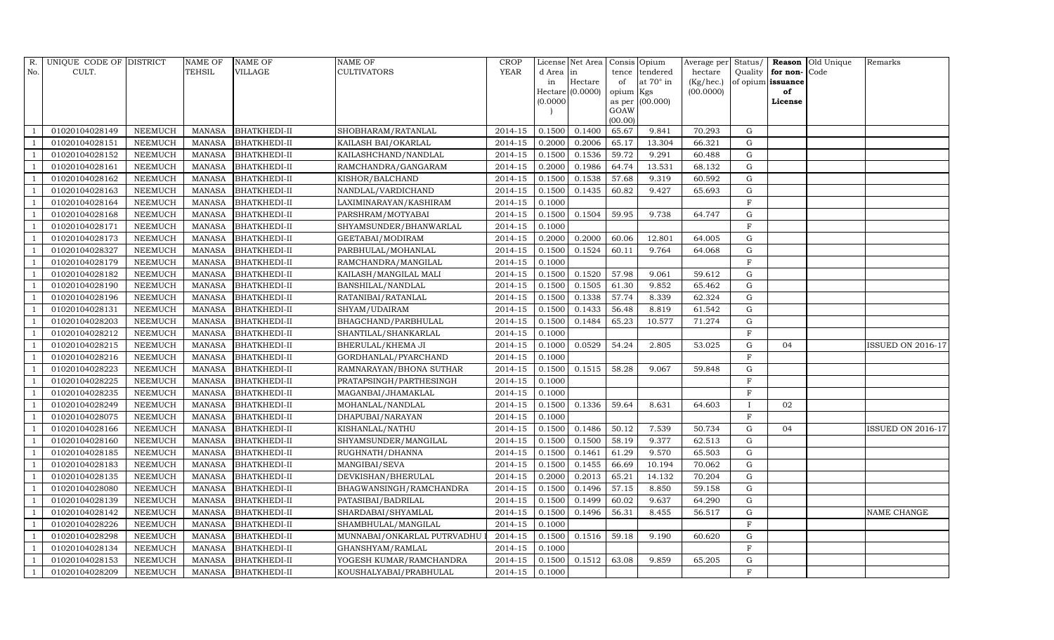| R. No. | UNIQUE CODE OF CULT. | DISTRICT | NAME OF TEHSIL | NAME OF VILLAGE | NAME OF CULTIVATORS | CROP YEAR | License d Area in Hectare (0.0000) | Net Area in Hectare (0.0000) | Consis tence of opium as per GOAW (00.00) | Opium tendered at 70° in Kgs (00.000) | Average per hectare (Kg/hec.) (00.0000) | Status/ Quality of opium | Reason for non-issuance of License | Old Unique Code | Remarks |
|---|---|---|---|---|---|---|---|---|---|---|---|---|---|---|---|
| 1 | 01020104028149 | NEEMUCH | MANASA | BHATKHEDI-II | SHOBHARAM/RATANLAL | 2014-15 | 0.1500 | 0.1400 | 65.67 | 9.841 | 70.293 | G | | | |
| 1 | 01020104028151 | NEEMUCH | MANASA | BHATKHEDI-II | KAILASH BAI/OKARLAL | 2014-15 | 0.2000 | 0.2006 | 65.17 | 13.304 | 66.321 | G | | | |
| 1 | 01020104028152 | NEEMUCH | MANASA | BHATKHEDI-II | KAILASHCHAND/NANDLAL | 2014-15 | 0.1500 | 0.1536 | 59.72 | 9.291 | 60.488 | G | | | |
| 1 | 01020104028161 | NEEMUCH | MANASA | BHATKHEDI-II | RAMCHANDRA/GANGARAM | 2014-15 | 0.2000 | 0.1986 | 64.74 | 13.531 | 68.132 | G | | | |
| 1 | 01020104028162 | NEEMUCH | MANASA | BHATKHEDI-II | KISHOR/BALCHAND | 2014-15 | 0.1500 | 0.1538 | 57.68 | 9.319 | 60.592 | G | | | |
| 1 | 01020104028163 | NEEMUCH | MANASA | BHATKHEDI-II | NANDLAL/VARDICHAND | 2014-15 | 0.1500 | 0.1435 | 60.82 | 9.427 | 65.693 | G | | | |
| 1 | 01020104028164 | NEEMUCH | MANASA | BHATKHEDI-II | LAXIMINARAYAN/KASHIRAM | 2014-15 | 0.1000 | | | | | F | | | |
| 1 | 01020104028168 | NEEMUCH | MANASA | BHATKHEDI-II | PARSHRAM/MOTYABAI | 2014-15 | 0.1500 | 0.1504 | 59.95 | 9.738 | 64.747 | G | | | |
| 1 | 01020104028171 | NEEMUCH | MANASA | BHATKHEDI-II | SHYAMSUNDER/BHANWARLAL | 2014-15 | 0.1000 | | | | | F | | | |
| 1 | 01020104028173 | NEEMUCH | MANASA | BHATKHEDI-II | GEETABAI/MODIRAM | 2014-15 | 0.2000 | 0.2000 | 60.06 | 12.801 | 64.005 | G | | | |
| 1 | 01020104028327 | NEEMUCH | MANASA | BHATKHEDI-II | PARBHULAL/MOHANLAL | 2014-15 | 0.1500 | 0.1524 | 60.11 | 9.764 | 64.068 | G | | | |
| 1 | 01020104028179 | NEEMUCH | MANASA | BHATKHEDI-II | RAMCHANDRA/MANGILAL | 2014-15 | 0.1000 | | | | | F | | | |
| 1 | 01020104028182 | NEEMUCH | MANASA | BHATKHEDI-II | KAILASH/MANGILAL MALI | 2014-15 | 0.1500 | 0.1520 | 57.98 | 9.061 | 59.612 | G | | | |
| 1 | 01020104028190 | NEEMUCH | MANASA | BHATKHEDI-II | BANSHILAL/NANDLAL | 2014-15 | 0.1500 | 0.1505 | 61.30 | 9.852 | 65.462 | G | | | |
| 1 | 01020104028196 | NEEMUCH | MANASA | BHATKHEDI-II | RATANIBAI/RATANLAL | 2014-15 | 0.1500 | 0.1338 | 57.74 | 8.339 | 62.324 | G | | | |
| 1 | 01020104028131 | NEEMUCH | MANASA | BHATKHEDI-II | SHYAM/UDAIRAM | 2014-15 | 0.1500 | 0.1433 | 56.48 | 8.819 | 61.542 | G | | | |
| 1 | 01020104028203 | NEEMUCH | MANASA | BHATKHEDI-II | BHAGCHAND/PARBHULAL | 2014-15 | 0.1500 | 0.1484 | 65.23 | 10.577 | 71.274 | G | | | |
| 1 | 01020104028212 | NEEMUCH | MANASA | BHATKHEDI-II | SHANTILAL/SHANKARLAL | 2014-15 | 0.1000 | | | | | F | | | |
| 1 | 01020104028215 | NEEMUCH | MANASA | BHATKHEDI-II | BHERULAL/KHEMA JI | 2014-15 | 0.1000 | 0.0529 | 54.24 | 2.805 | 53.025 | G | 04 | | ISSUED ON 2016-17 |
| 1 | 01020104028216 | NEEMUCH | MANASA | BHATKHEDI-II | GORDHANLAL/PYARCHAND | 2014-15 | 0.1000 | | | | | F | | | |
| 1 | 01020104028223 | NEEMUCH | MANASA | BHATKHEDI-II | RAMNARAYAN/BHONA SUTHAR | 2014-15 | 0.1500 | 0.1515 | 58.28 | 9.067 | 59.848 | G | | | |
| 1 | 01020104028225 | NEEMUCH | MANASA | BHATKHEDI-II | PRATAPSINGH/PARTHESINGH | 2014-15 | 0.1000 | | | | | F | | | |
| 1 | 01020104028235 | NEEMUCH | MANASA | BHATKHEDI-II | MAGANBAI/JHAMAKLAL | 2014-15 | 0.1000 | | | | | F | | | |
| 1 | 01020104028249 | NEEMUCH | MANASA | BHATKHEDI-II | MOHANLAL/NANDLAL | 2014-15 | 0.1500 | 0.1336 | 59.64 | 8.631 | 64.603 | I | 02 | | |
| 1 | 01020104028075 | NEEMUCH | MANASA | BHATKHEDI-II | DHAPUBAI/NARAYAN | 2014-15 | 0.1000 | | | | | F | | | |
| 1 | 01020104028166 | NEEMUCH | MANASA | BHATKHEDI-II | KISHANLAL/NATHU | 2014-15 | 0.1500 | 0.1486 | 50.12 | 7.539 | 50.734 | G | 04 | | ISSUED ON 2016-17 |
| 1 | 01020104028160 | NEEMUCH | MANASA | BHATKHEDI-II | SHYAMSUNDER/MANGILAL | 2014-15 | 0.1500 | 0.1500 | 58.19 | 9.377 | 62.513 | G | | | |
| 1 | 01020104028185 | NEEMUCH | MANASA | BHATKHEDI-II | RUGHNATH/DHANNA | 2014-15 | 0.1500 | 0.1461 | 61.29 | 9.570 | 65.503 | G | | | |
| 1 | 01020104028183 | NEEMUCH | MANASA | BHATKHEDI-II | MANGIBAI/SEVA | 2014-15 | 0.1500 | 0.1455 | 66.69 | 10.194 | 70.062 | G | | | |
| 1 | 01020104028135 | NEEMUCH | MANASA | BHATKHEDI-II | DEVKISHAN/BHERULAL | 2014-15 | 0.2000 | 0.2013 | 65.21 | 14.132 | 70.204 | G | | | |
| 1 | 01020104028080 | NEEMUCH | MANASA | BHATKHEDI-II | BHAGWANSINGH/RAMCHANDRA | 2014-15 | 0.1500 | 0.1496 | 57.15 | 8.850 | 59.158 | G | | | |
| 1 | 01020104028139 | NEEMUCH | MANASA | BHATKHEDI-II | PATASIBAI/BADRILAL | 2014-15 | 0.1500 | 0.1499 | 60.02 | 9.637 | 64.290 | G | | | |
| 1 | 01020104028142 | NEEMUCH | MANASA | BHATKHEDI-II | SHARDABAI/SHYAMLAL | 2014-15 | 0.1500 | 0.1496 | 56.31 | 8.455 | 56.517 | G | | | NAME CHANGE |
| 1 | 01020104028226 | NEEMUCH | MANASA | BHATKHEDI-II | SHAMBHULAL/MANGILAL | 2014-15 | 0.1000 | | | | | F | | | |
| 1 | 01020104028298 | NEEMUCH | MANASA | BHATKHEDI-II | MUNNABAI/ONKARLAL PUTRVADHU | 2014-15 | 0.1500 | 0.1516 | 59.18 | 9.190 | 60.620 | G | | | |
| 1 | 01020104028134 | NEEMUCH | MANASA | BHATKHEDI-II | GHANSHYAM/RAMLAL | 2014-15 | 0.1000 | | | | | F | | | |
| 1 | 01020104028153 | NEEMUCH | MANASA | BHATKHEDI-II | YOGESH KUMAR/RAMCHANDRA | 2014-15 | 0.1500 | 0.1512 | 63.08 | 9.859 | 65.205 | G | | | |
| 1 | 01020104028209 | NEEMUCH | MANASA | BHATKHEDI-II | KOUSHALYABAI/PRABHULAL | 2014-15 | 0.1000 | | | | | F | | | |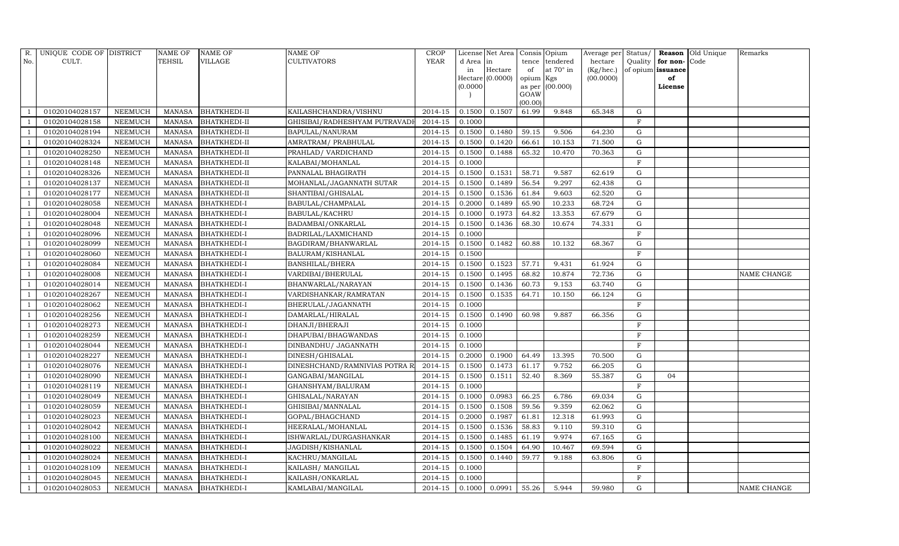| R. No. | UNIQUE CODE OF CULT. | DISTRICT | NAME OF TEHSIL | NAME OF VILLAGE | NAME OF CULTIVATORS | CROP YEAR | License d Area in Hectare (0.0000) | Net Area in Hectare (0.0000) | Consis tence of opium as per GOAW (00.00) | Opium tendered at 70° in Kgs (00.000) | Average per hectare (Kg/hec.) (00.0000) | Status/ Quality of opium | Reason for non-issuance of License | Old Unique Code | Remarks |
|---|---|---|---|---|---|---|---|---|---|---|---|---|---|---|---|
| 1 | 01020104028157 | NEEMUCH | MANASA | BHATKHEDI-II | KAILASHCHANDRA/VISHNU | 2014-15 | 0.1500 | 0.1507 | 61.99 | 9.848 | 65.348 | G | | | |
| 1 | 01020104028158 | NEEMUCH | MANASA | BHATKHEDI-II | GHISIBAI/RADHESHYAM PUTRAVADH | 2014-15 | 0.1000 | | | | | F | | | |
| 1 | 01020104028194 | NEEMUCH | MANASA | BHATKHEDI-II | BAPULAL/NANURAM | 2014-15 | 0.1500 | 0.1480 | 59.15 | 9.506 | 64.230 | G | | | |
| 1 | 01020104028324 | NEEMUCH | MANASA | BHATKHEDI-II | AMRATRAM/ PRABHULAL | 2014-15 | 0.1500 | 0.1420 | 66.61 | 10.153 | 71.500 | G | | | |
| 1 | 01020104028250 | NEEMUCH | MANASA | BHATKHEDI-II | PRAHLAD/ VARDICHAND | 2014-15 | 0.1500 | 0.1488 | 65.32 | 10.470 | 70.363 | G | | | |
| 1 | 01020104028148 | NEEMUCH | MANASA | BHATKHEDI-II | KALABAI/MOHANLAL | 2014-15 | 0.1000 | | | | | F | | | |
| 1 | 01020104028326 | NEEMUCH | MANASA | BHATKHEDI-II | PANNALAL BHAGIRATH | 2014-15 | 0.1500 | 0.1531 | 58.71 | 9.587 | 62.619 | G | | | |
| 1 | 01020104028137 | NEEMUCH | MANASA | BHATKHEDI-II | MOHANLAL/JAGANNATH SUTAR | 2014-15 | 0.1500 | 0.1489 | 56.54 | 9.297 | 62.438 | G | | | |
| 1 | 01020104028177 | NEEMUCH | MANASA | BHATKHEDI-II | SHANTIBAI/GHISALAL | 2014-15 | 0.1500 | 0.1536 | 61.84 | 9.603 | 62.520 | G | | | |
| 1 | 01020104028058 | NEEMUCH | MANASA | BHATKHEDI-I | BABULAL/CHAMPALAL | 2014-15 | 0.2000 | 0.1489 | 65.90 | 10.233 | 68.724 | G | | | |
| 1 | 01020104028004 | NEEMUCH | MANASA | BHATKHEDI-I | BABULAL/KACHRU | 2014-15 | 0.1000 | 0.1973 | 64.82 | 13.353 | 67.679 | G | | | |
| 1 | 01020104028048 | NEEMUCH | MANASA | BHATKHEDI-I | BADAMBAI/ONKARLAL | 2014-15 | 0.1500 | 0.1436 | 68.30 | 10.674 | 74.331 | G | | | |
| 1 | 01020104028096 | NEEMUCH | MANASA | BHATKHEDI-I | BADRILAL/LAXMICHAND | 2014-15 | 0.1000 | | | | | F | | | |
| 1 | 01020104028099 | NEEMUCH | MANASA | BHATKHEDI-I | BAGDIRAM/BHANWARLAL | 2014-15 | 0.1500 | 0.1482 | 60.88 | 10.132 | 68.367 | G | | | |
| 1 | 01020104028060 | NEEMUCH | MANASA | BHATKHEDI-I | BALURAM/KISHANLAL | 2014-15 | 0.1500 | | | | | F | | | |
| 1 | 01020104028084 | NEEMUCH | MANASA | BHATKHEDI-I | BANSHILAL/BHERA | 2014-15 | 0.1500 | 0.1523 | 57.71 | 9.431 | 61.924 | G | | | |
| 1 | 01020104028008 | NEEMUCH | MANASA | BHATKHEDI-I | VARDIBAI/BHERULAL | 2014-15 | 0.1500 | 0.1495 | 68.82 | 10.874 | 72.736 | G | | | NAME CHANGE |
| 1 | 01020104028014 | NEEMUCH | MANASA | BHATKHEDI-I | BHANWARLAL/NARAYAN | 2014-15 | 0.1500 | 0.1436 | 60.73 | 9.153 | 63.740 | G | | | |
| 1 | 01020104028267 | NEEMUCH | MANASA | BHATKHEDI-I | VARDISHANKAR/RAMRATAN | 2014-15 | 0.1500 | 0.1535 | 64.71 | 10.150 | 66.124 | G | | | |
| 1 | 01020104028062 | NEEMUCH | MANASA | BHATKHEDI-I | BHERULAL/JAGANNATH | 2014-15 | 0.1000 | | | | | F | | | |
| 1 | 01020104028256 | NEEMUCH | MANASA | BHATKHEDI-I | DAMARLAL/HIRALAL | 2014-15 | 0.1500 | 0.1490 | 60.98 | 9.887 | 66.356 | G | | | |
| 1 | 01020104028273 | NEEMUCH | MANASA | BHATKHEDI-I | DHANJI/BHERAJI | 2014-15 | 0.1000 | | | | | F | | | |
| 1 | 01020104028259 | NEEMUCH | MANASA | BHATKHEDI-I | DHAPUBAI/BHAGWANDAS | 2014-15 | 0.1000 | | | | | F | | | |
| 1 | 01020104028044 | NEEMUCH | MANASA | BHATKHEDI-I | DINBANDHU/ JAGANNATH | 2014-15 | 0.1000 | | | | | F | | | |
| 1 | 01020104028227 | NEEMUCH | MANASA | BHATKHEDI-I | DINESH/GHISALAL | 2014-15 | 0.2000 | 0.1900 | 64.49 | 13.395 | 70.500 | G | | | |
| 1 | 01020104028076 | NEEMUCH | MANASA | BHATKHEDI-I | DINESHCHAND/RAMNIVIAS POTRA R | 2014-15 | 0.1500 | 0.1473 | 61.17 | 9.752 | 66.205 | G | | | |
| 1 | 01020104028090 | NEEMUCH | MANASA | BHATKHEDI-I | GANGABAI/MANGILAL | 2014-15 | 0.1500 | 0.1511 | 52.40 | 8.369 | 55.387 | G | 04 | | |
| 1 | 01020104028119 | NEEMUCH | MANASA | BHATKHEDI-I | GHANSHYAM/BALURAM | 2014-15 | 0.1000 | | | | | F | | | |
| 1 | 01020104028049 | NEEMUCH | MANASA | BHATKHEDI-I | GHISALAL/NARAYAN | 2014-15 | 0.1000 | 0.0983 | 66.25 | 6.786 | 69.034 | G | | | |
| 1 | 01020104028059 | NEEMUCH | MANASA | BHATKHEDI-I | GHISIBAI/MANNALAL | 2014-15 | 0.1500 | 0.1508 | 59.56 | 9.359 | 62.062 | G | | | |
| 1 | 01020104028023 | NEEMUCH | MANASA | BHATKHEDI-I | GOPAL/BHAGCHAND | 2014-15 | 0.2000 | 0.1987 | 61.81 | 12.318 | 61.993 | G | | | |
| 1 | 01020104028042 | NEEMUCH | MANASA | BHATKHEDI-I | HEERALAL/MOHANLAL | 2014-15 | 0.1500 | 0.1536 | 58.83 | 9.110 | 59.310 | G | | | |
| 1 | 01020104028100 | NEEMUCH | MANASA | BHATKHEDI-I | ISHWARLAL/DURGASHANKAR | 2014-15 | 0.1500 | 0.1485 | 61.19 | 9.974 | 67.165 | G | | | |
| 1 | 01020104028022 | NEEMUCH | MANASA | BHATKHEDI-I | JAGDISH/KISHANLAL | 2014-15 | 0.1500 | 0.1504 | 64.90 | 10.467 | 69.594 | G | | | |
| 1 | 01020104028024 | NEEMUCH | MANASA | BHATKHEDI-I | KACHRU/MANGILAL | 2014-15 | 0.1500 | 0.1440 | 59.77 | 9.188 | 63.806 | G | | | |
| 1 | 01020104028109 | NEEMUCH | MANASA | BHATKHEDI-I | KAILASH/ MANGILAL | 2014-15 | 0.1000 | | | | | F | | | |
| 1 | 01020104028045 | NEEMUCH | MANASA | BHATKHEDI-I | KAILASH/ONKARLAL | 2014-15 | 0.1000 | | | | | F | | | |
| 1 | 01020104028053 | NEEMUCH | MANASA | BHATKHEDI-I | KAMLABAI/MANGILAL | 2014-15 | 0.1000 | 0.0991 | 55.26 | 5.944 | 59.980 | G | | | NAME CHANGE |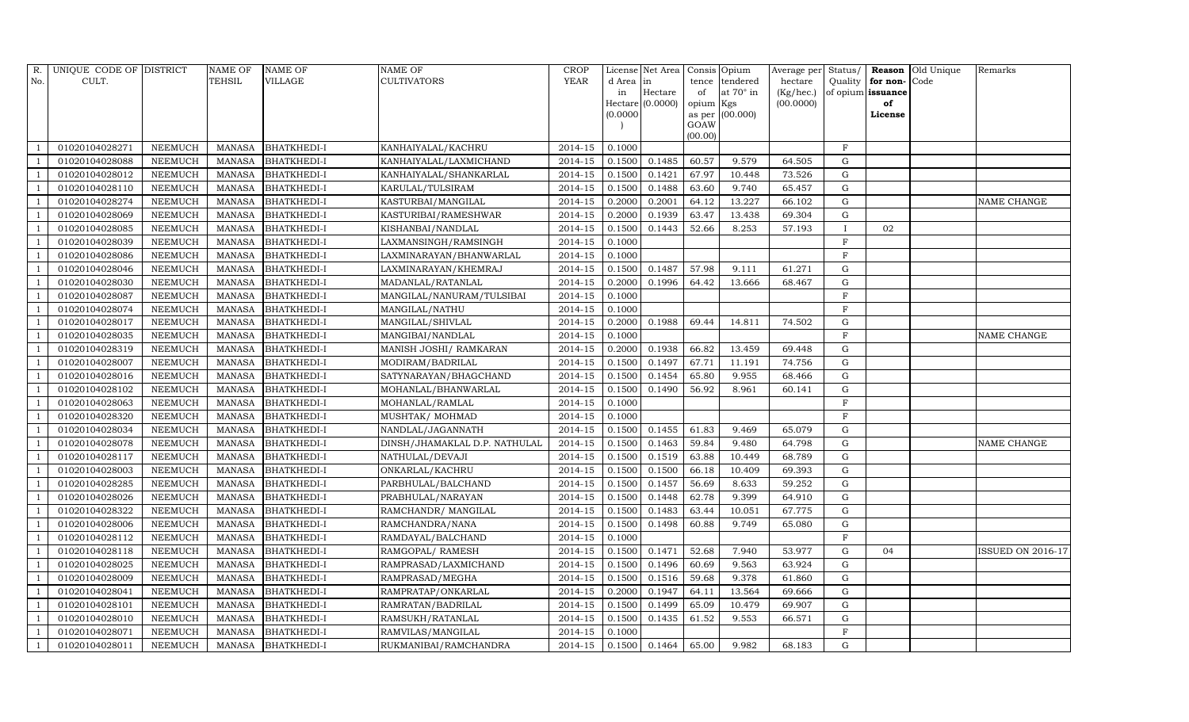| R. No. | UNIQUE CODE OF CULT. | DISTRICT | NAME OF TEHSIL | NAME OF VILLAGE | NAME OF CULTIVATORS | CROP YEAR | License d Area in Hectare (0.0000) | Net Area in Hectare (0.0000) | Consis tence of opium as per GOAW (00.00) | Opium tendered at 70° in Kgs (00.000) | Average per hectare (Kg/hec.) (00.0000) | Status/ Quality of opium | Reason for non-issuance of License | Old Unique Code | Remarks |
|---|---|---|---|---|---|---|---|---|---|---|---|---|---|---|---|
| 1 | 01020104028271 | NEEMUCH | MANASA | BHATKHEDI-I | KANHAIYALAL/KACHRU | 2014-15 | 0.1000 | | | | | F | | | |
| 1 | 01020104028088 | NEEMUCH | MANASA | BHATKHEDI-I | KANHAIYALAL/LAXMICHAND | 2014-15 | 0.1500 | 0.1485 | 60.57 | 9.579 | 64.505 | G | | | |
| 1 | 01020104028012 | NEEMUCH | MANASA | BHATKHEDI-I | KANHAIYALAL/SHANKARLAL | 2014-15 | 0.1500 | 0.1421 | 67.97 | 10.448 | 73.526 | G | | | |
| 1 | 01020104028110 | NEEMUCH | MANASA | BHATKHEDI-I | KARULAL/TULSIRAM | 2014-15 | 0.1500 | 0.1488 | 63.60 | 9.740 | 65.457 | G | | | |
| 1 | 01020104028274 | NEEMUCH | MANASA | BHATKHEDI-I | KASTURBAI/MANGILAL | 2014-15 | 0.2000 | 0.2001 | 64.12 | 13.227 | 66.102 | G | | | NAME CHANGE |
| 1 | 01020104028069 | NEEMUCH | MANASA | BHATKHEDI-I | KASTURIBAI/RAMESHWAR | 2014-15 | 0.2000 | 0.1939 | 63.47 | 13.438 | 69.304 | G | | | |
| 1 | 01020104028085 | NEEMUCH | MANASA | BHATKHEDI-I | KISHANBAI/NANDLAL | 2014-15 | 0.1500 | 0.1443 | 52.66 | 8.253 | 57.193 | I | 02 | | |
| 1 | 01020104028039 | NEEMUCH | MANASA | BHATKHEDI-I | LAXMANSINGH/RAMSINGH | 2014-15 | 0.1000 | | | | | F | | | |
| 1 | 01020104028086 | NEEMUCH | MANASA | BHATKHEDI-I | LAXMINARAYAN/BHANWARLAL | 2014-15 | 0.1000 | | | | | F | | | |
| 1 | 01020104028046 | NEEMUCH | MANASA | BHATKHEDI-I | LAXMINARAYAN/KHEMRAJ | 2014-15 | 0.1500 | 0.1487 | 57.98 | 9.111 | 61.271 | G | | | |
| 1 | 01020104028030 | NEEMUCH | MANASA | BHATKHEDI-I | MADANLAL/RATANLAL | 2014-15 | 0.2000 | 0.1996 | 64.42 | 13.666 | 68.467 | G | | | |
| 1 | 01020104028087 | NEEMUCH | MANASA | BHATKHEDI-I | MANGILAL/NANURAM/TULSIBAI | 2014-15 | 0.1000 | | | | | F | | | |
| 1 | 01020104028074 | NEEMUCH | MANASA | BHATKHEDI-I | MANGILAL/NATHU | 2014-15 | 0.1000 | | | | | F | | | |
| 1 | 01020104028017 | NEEMUCH | MANASA | BHATKHEDI-I | MANGILAL/SHIVLAL | 2014-15 | 0.2000 | 0.1988 | 69.44 | 14.811 | 74.502 | G | | | |
| 1 | 01020104028035 | NEEMUCH | MANASA | BHATKHEDI-I | MANGIBAI/NANDLAL | 2014-15 | 0.1000 | | | | | F | | | NAME CHANGE |
| 1 | 01020104028319 | NEEMUCH | MANASA | BHATKHEDI-I | MANISH JOSHI/ RAMKARAN | 2014-15 | 0.2000 | 0.1938 | 66.82 | 13.459 | 69.448 | G | | | |
| 1 | 01020104028007 | NEEMUCH | MANASA | BHATKHEDI-I | MODIRAM/BADRILAL | 2014-15 | 0.1500 | 0.1497 | 67.71 | 11.191 | 74.756 | G | | | |
| 1 | 01020104028016 | NEEMUCH | MANASA | BHATKHEDI-I | SATYNARAYAN/BHAGCHAND | 2014-15 | 0.1500 | 0.1454 | 65.80 | 9.955 | 68.466 | G | | | |
| 1 | 01020104028102 | NEEMUCH | MANASA | BHATKHEDI-I | MOHANLAL/BHANWARLAL | 2014-15 | 0.1500 | 0.1490 | 56.92 | 8.961 | 60.141 | G | | | |
| 1 | 01020104028063 | NEEMUCH | MANASA | BHATKHEDI-I | MOHANLAL/RAMLAL | 2014-15 | 0.1000 | | | | | F | | | |
| 1 | 01020104028320 | NEEMUCH | MANASA | BHATKHEDI-I | MUSHTAK/ MOHMAD | 2014-15 | 0.1000 | | | | | F | | | |
| 1 | 01020104028034 | NEEMUCH | MANASA | BHATKHEDI-I | NANDLAL/JAGANNATH | 2014-15 | 0.1500 | 0.1455 | 61.83 | 9.469 | 65.079 | G | | | |
| 1 | 01020104028078 | NEEMUCH | MANASA | BHATKHEDI-I | DINSH/JHAMAKLAL D.P. NATHULAL | 2014-15 | 0.1500 | 0.1463 | 59.84 | 9.480 | 64.798 | G | | | NAME CHANGE |
| 1 | 01020104028117 | NEEMUCH | MANASA | BHATKHEDI-I | NATHULAL/DEVAJI | 2014-15 | 0.1500 | 0.1519 | 63.88 | 10.449 | 68.789 | G | | | |
| 1 | 01020104028003 | NEEMUCH | MANASA | BHATKHEDI-I | ONKARLAL/KACHRU | 2014-15 | 0.1500 | 0.1500 | 66.18 | 10.409 | 69.393 | G | | | |
| 1 | 01020104028285 | NEEMUCH | MANASA | BHATKHEDI-I | PARBHULAL/BALCHAND | 2014-15 | 0.1500 | 0.1457 | 56.69 | 8.633 | 59.252 | G | | | |
| 1 | 01020104028026 | NEEMUCH | MANASA | BHATKHEDI-I | PRABHULAL/NARAYAN | 2014-15 | 0.1500 | 0.1448 | 62.78 | 9.399 | 64.910 | G | | | |
| 1 | 01020104028322 | NEEMUCH | MANASA | BHATKHEDI-I | RAMCHANDR/ MANGILAL | 2014-15 | 0.1500 | 0.1483 | 63.44 | 10.051 | 67.775 | G | | | |
| 1 | 01020104028006 | NEEMUCH | MANASA | BHATKHEDI-I | RAMCHANDRA/NANA | 2014-15 | 0.1500 | 0.1498 | 60.88 | 9.749 | 65.080 | G | | | |
| 1 | 01020104028112 | NEEMUCH | MANASA | BHATKHEDI-I | RAMDAYAL/BALCHAND | 2014-15 | 0.1000 | | | | | F | | | |
| 1 | 01020104028118 | NEEMUCH | MANASA | BHATKHEDI-I | RAMGOPAL/ RAMESH | 2014-15 | 0.1500 | 0.1471 | 52.68 | 7.940 | 53.977 | G | 04 | | ISSUED ON 2016-17 |
| 1 | 01020104028025 | NEEMUCH | MANASA | BHATKHEDI-I | RAMPRASAD/LAXMICHAND | 2014-15 | 0.1500 | 0.1496 | 60.69 | 9.563 | 63.924 | G | | | |
| 1 | 01020104028009 | NEEMUCH | MANASA | BHATKHEDI-I | RAMPRASAD/MEGHA | 2014-15 | 0.1500 | 0.1516 | 59.68 | 9.378 | 61.860 | G | | | |
| 1 | 01020104028041 | NEEMUCH | MANASA | BHATKHEDI-I | RAMPRATAP/ONKARLAL | 2014-15 | 0.2000 | 0.1947 | 64.11 | 13.564 | 69.666 | G | | | |
| 1 | 01020104028101 | NEEMUCH | MANASA | BHATKHEDI-I | RAMRATAN/BADRILAL | 2014-15 | 0.1500 | 0.1499 | 65.09 | 10.479 | 69.907 | G | | | |
| 1 | 01020104028010 | NEEMUCH | MANASA | BHATKHEDI-I | RAMSUKH/RATANLAL | 2014-15 | 0.1500 | 0.1435 | 61.52 | 9.553 | 66.571 | G | | | |
| 1 | 01020104028071 | NEEMUCH | MANASA | BHATKHEDI-I | RAMVILAS/MANGILAL | 2014-15 | 0.1000 | | | | | F | | | |
| 1 | 01020104028011 | NEEMUCH | MANASA | BHATKHEDI-I | RUKMANIBAI/RAMCHANDRA | 2014-15 | 0.1500 | 0.1464 | 65.00 | 9.982 | 68.183 | G | | | |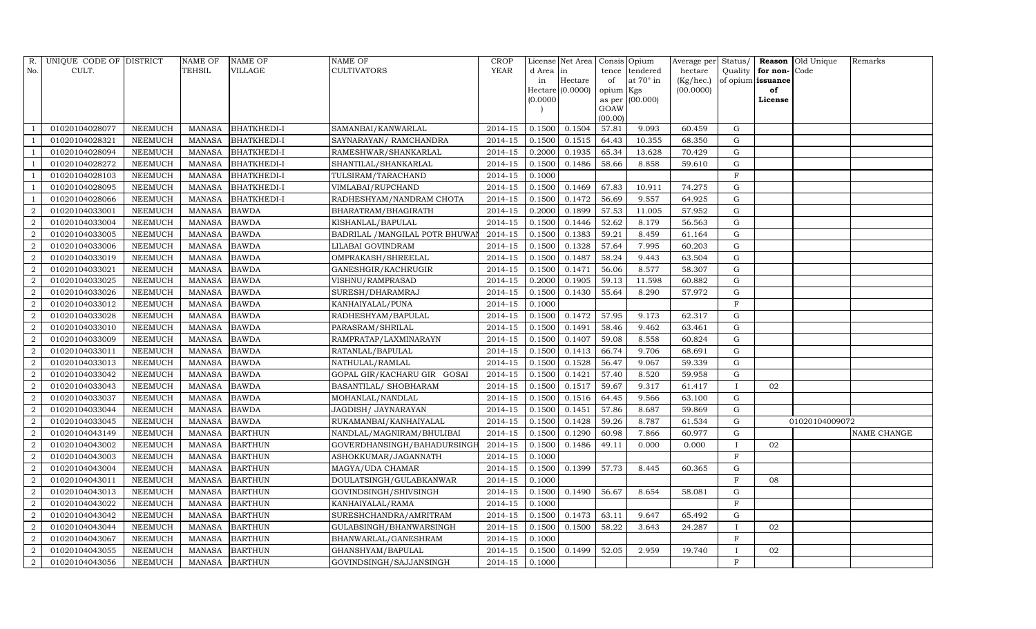| R. No. | UNIQUE CODE OF CULT. | DISTRICT | NAME OF TEHSIL | NAME OF VILLAGE | NAME OF CULTIVATORS | CROP YEAR | License d Area in Hectare (0.0000) | Net Area in Hectare (0.0000) | Consis tence of opium as per GOAW (00.00) | Opium tendered at 70° in Kgs (00.000) | Average per hectare (Kg/hec.) (00.0000) | Status/ Quality of opium | Reason for non- issuance of License | Old Unique Code | Remarks |
|---|---|---|---|---|---|---|---|---|---|---|---|---|---|---|---|
| 1 | 01020104028077 | NEEMUCH | MANASA | BHATKHEDI-I | SAMANBAI/KANWARLAL | 2014-15 | 0.1500 | 0.1504 | 57.81 | 9.093 | 60.459 | G | | | |
| 1 | 01020104028321 | NEEMUCH | MANASA | BHATKHEDI-I | SAYNARAYAN/ RAMCHANDRA | 2014-15 | 0.1500 | 0.1515 | 64.43 | 10.355 | 68.350 | G | | | |
| 1 | 01020104028094 | NEEMUCH | MANASA | BHATKHEDI-I | RAMESHWAR/SHANKARLAL | 2014-15 | 0.2000 | 0.1935 | 65.34 | 13.628 | 70.429 | G | | | |
| 1 | 01020104028272 | NEEMUCH | MANASA | BHATKHEDI-I | SHANTILAL/SHANKARLAL | 2014-15 | 0.1500 | 0.1486 | 58.66 | 8.858 | 59.610 | G | | | |
| 1 | 01020104028103 | NEEMUCH | MANASA | BHATKHEDI-I | TULSIRAM/TARACHAND | 2014-15 | 0.1000 | | | | | F | | | |
| 1 | 01020104028095 | NEEMUCH | MANASA | BHATKHEDI-I | VIMLABAI/RUPCHAND | 2014-15 | 0.1500 | 0.1469 | 67.83 | 10.911 | 74.275 | G | | | |
| 1 | 01020104028066 | NEEMUCH | MANASA | BHATKHEDI-I | RADHESHYAM/NANDRAM CHOTA | 2014-15 | 0.1500 | 0.1472 | 56.69 | 9.557 | 64.925 | G | | | |
| 2 | 01020104033001 | NEEMUCH | MANASA | BAWDA | BHARATRAM/BHAGIRATH | 2014-15 | 0.2000 | 0.1899 | 57.53 | 11.005 | 57.952 | G | | | |
| 2 | 01020104033004 | NEEMUCH | MANASA | BAWDA | KISHANLAL/BAPULAL | 2014-15 | 0.1500 | 0.1446 | 52.62 | 8.179 | 56.563 | G | | | |
| 2 | 01020104033005 | NEEMUCH | MANASA | BAWDA | BADRILAL /MANGILAL POTR BHUWAI | 2014-15 | 0.1500 | 0.1383 | 59.21 | 8.459 | 61.164 | G | | | |
| 2 | 01020104033006 | NEEMUCH | MANASA | BAWDA | LILABAI GOVINDRAM | 2014-15 | 0.1500 | 0.1328 | 57.64 | 7.995 | 60.203 | G | | | |
| 2 | 01020104033019 | NEEMUCH | MANASA | BAWDA | OMPRAKASH/SHREELAL | 2014-15 | 0.1500 | 0.1487 | 58.24 | 9.443 | 63.504 | G | | | |
| 2 | 01020104033021 | NEEMUCH | MANASA | BAWDA | GANESHGIR/KACHRUGIR | 2014-15 | 0.1500 | 0.1471 | 56.06 | 8.577 | 58.307 | G | | | |
| 2 | 01020104033025 | NEEMUCH | MANASA | BAWDA | VISHNU/RAMPRASAD | 2014-15 | 0.2000 | 0.1905 | 59.13 | 11.598 | 60.882 | G | | | |
| 2 | 01020104033026 | NEEMUCH | MANASA | BAWDA | SURESH/DHARAMRAJ | 2014-15 | 0.1500 | 0.1430 | 55.64 | 8.290 | 57.972 | G | | | |
| 2 | 01020104033012 | NEEMUCH | MANASA | BAWDA | KANHAIYALAL/PUNA | 2014-15 | 0.1000 | | | | | F | | | |
| 2 | 01020104033028 | NEEMUCH | MANASA | BAWDA | RADHESHYAM/BAPULAL | 2014-15 | 0.1500 | 0.1472 | 57.95 | 9.173 | 62.317 | G | | | |
| 2 | 01020104033010 | NEEMUCH | MANASA | BAWDA | PARASRAM/SHRILAL | 2014-15 | 0.1500 | 0.1491 | 58.46 | 9.462 | 63.461 | G | | | |
| 2 | 01020104033009 | NEEMUCH | MANASA | BAWDA | RAMPRATAP/LAXMINARAYN | 2014-15 | 0.1500 | 0.1407 | 59.08 | 8.558 | 60.824 | G | | | |
| 2 | 01020104033011 | NEEMUCH | MANASA | BAWDA | RATANLAL/BAPULAL | 2014-15 | 0.1500 | 0.1413 | 66.74 | 9.706 | 68.691 | G | | | |
| 2 | 01020104033013 | NEEMUCH | MANASA | BAWDA | NATHULAL/RAMLAL | 2014-15 | 0.1500 | 0.1528 | 56.47 | 9.067 | 59.339 | G | | | |
| 2 | 01020104033042 | NEEMUCH | MANASA | BAWDA | GOPAL GIR/KACHARU GIR GOSAI | 2014-15 | 0.1500 | 0.1421 | 57.40 | 8.520 | 59.958 | G | | | |
| 2 | 01020104033043 | NEEMUCH | MANASA | BAWDA | BASANTILAL/ SHOBHARAM | 2014-15 | 0.1500 | 0.1517 | 59.67 | 9.317 | 61.417 | I | 02 | | |
| 2 | 01020104033037 | NEEMUCH | MANASA | BAWDA | MOHANLAL/NANDLAL | 2014-15 | 0.1500 | 0.1516 | 64.45 | 9.566 | 63.100 | G | | | |
| 2 | 01020104033044 | NEEMUCH | MANASA | BAWDA | JAGDISH/ JAYNARAYAN | 2014-15 | 0.1500 | 0.1451 | 57.86 | 8.687 | 59.869 | G | | | |
| 2 | 01020104033045 | NEEMUCH | MANASA | BAWDA | RUKAMANBAI/KANHAIYALAL | 2014-15 | 0.1500 | 0.1428 | 59.26 | 8.787 | 61.534 | G | | 01020104009072 | |
| 2 | 01020104043149 | NEEMUCH | MANASA | BARTHUN | NANDLAL/MAGNIRAM/BHULIBAI | 2014-15 | 0.1500 | 0.1290 | 60.98 | 7.866 | 60.977 | G | | | NAME CHANGE |
| 2 | 01020104043002 | NEEMUCH | MANASA | BARTHUN | GOVERDHANSINGH/BAHADURSINGH | 2014-15 | 0.1500 | 0.1486 | 49.11 | 0.000 | 0.000 | I | 02 | | |
| 2 | 01020104043003 | NEEMUCH | MANASA | BARTHUN | ASHOKKUMAR/JAGANNATH | 2014-15 | 0.1000 | | | | | F | | | |
| 2 | 01020104043004 | NEEMUCH | MANASA | BARTHUN | MAGYA/UDA CHAMAR | 2014-15 | 0.1500 | 0.1399 | 57.73 | 8.445 | 60.365 | G | | | |
| 2 | 01020104043011 | NEEMUCH | MANASA | BARTHUN | DOULATSINGH/GULABKANWAR | 2014-15 | 0.1000 | | | | | F | 08 | | |
| 2 | 01020104043013 | NEEMUCH | MANASA | BARTHUN | GOVINDSINGH/SHIVSINGH | 2014-15 | 0.1500 | 0.1490 | 56.67 | 8.654 | 58.081 | G | | | |
| 2 | 01020104043022 | NEEMUCH | MANASA | BARTHUN | KANHAIYALAL/RAMA | 2014-15 | 0.1000 | | | | | F | | | |
| 2 | 01020104043042 | NEEMUCH | MANASA | BARTHUN | SURESHCHANDRA/AMRITRAM | 2014-15 | 0.1500 | 0.1473 | 63.11 | 9.647 | 65.492 | G | | | |
| 2 | 01020104043044 | NEEMUCH | MANASA | BARTHUN | GULABSINGH/BHANWARSINGH | 2014-15 | 0.1500 | 0.1500 | 58.22 | 3.643 | 24.287 | I | 02 | | |
| 2 | 01020104043067 | NEEMUCH | MANASA | BARTHUN | BHANWARLAL/GANESHRAM | 2014-15 | 0.1000 | | | | | F | | | |
| 2 | 01020104043055 | NEEMUCH | MANASA | BARTHUN | GHANSHYAM/BAPULAL | 2014-15 | 0.1500 | 0.1499 | 52.05 | 2.959 | 19.740 | I | 02 | | |
| 2 | 01020104043056 | NEEMUCH | MANASA | BARTHUN | GOVINDSINGH/SAJJANSINGH | 2014-15 | 0.1000 | | | | | F | | | |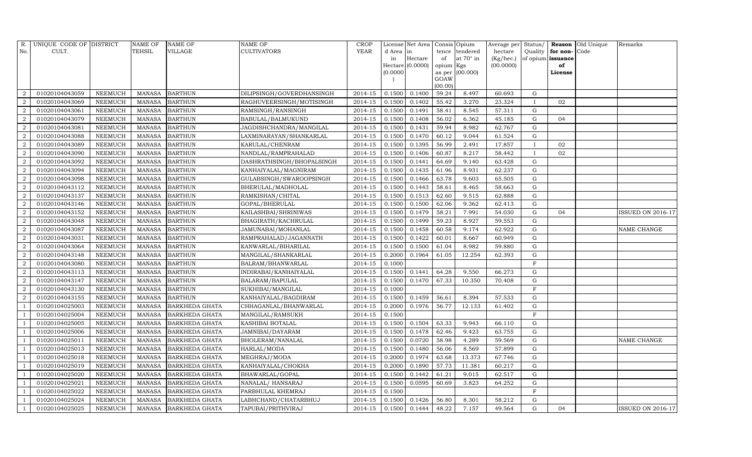| R. No. | UNIQUE CODE OF CULT. | DISTRICT | NAME OF TEHSIL | NAME OF VILLAGE | NAME OF CULTIVATORS | CROP YEAR | License d Area in Hectare (0.0000) | Net Area in Hectare (0.0000) | Consis tence of opium as per GOAW (00.00) | Opium tendered at 70° in Kgs (00.000) | Average per hectare (Kg/hec.) (00.0000) | Status/ Quality of opium | Reason for non-issuance of License | Old Unique Code | Remarks |
|---|---|---|---|---|---|---|---|---|---|---|---|---|---|---|---|
| 2 | 01020104043059 | NEEMUCH | MANASA | BARTHUN | DILIPSINGH/GOVERDHANSINGH | 2014-15 | 0.1500 | 0.1400 | 59.24 | 8.497 | 60.693 | G | | | |
| 2 | 01020104043069 | NEEMUCH | MANASA | BARTHUN | RAGHUVEERSINGH/MOTISINGH | 2014-15 | 0.1500 | 0.1402 | 55.42 | 3.270 | 23.324 | I | 02 | | |
| 2 | 01020104043061 | NEEMUCH | MANASA | BARTHUN | RAMSINGH/RANSINGH | 2014-15 | 0.1500 | 0.1491 | 58.41 | 8.545 | 57.311 | G | | | |
| 2 | 01020104043079 | NEEMUCH | MANASA | BARTHUN | BABULAL/BALMUKUND | 2014-15 | 0.1500 | 0.1408 | 56.02 | 6.362 | 45.185 | G | 04 | | |
| 2 | 01020104043081 | NEEMUCH | MANASA | BARTHUN | JAGDISHCHANDRA/MANGILAL | 2014-15 | 0.1500 | 0.1431 | 59.94 | 8.982 | 62.767 | G | | | |
| 2 | 01020104043088 | NEEMUCH | MANASA | BARTHUN | LAXMINARAYAN/SHANKARLAL | 2014-15 | 0.1500 | 0.1470 | 60.12 | 9.044 | 61.524 | G | | | |
| 2 | 01020104043089 | NEEMUCH | MANASA | BARTHUN | KARULAL/CHENRAM | 2014-15 | 0.1500 | 0.1395 | 56.99 | 2.491 | 17.857 | I | 02 | | |
| 2 | 01020104043090 | NEEMUCH | MANASA | BARTHUN | NANDLAL/RAMPRAHALAD | 2014-15 | 0.1500 | 0.1406 | 60.87 | 8.217 | 58.442 | I | 02 | | |
| 2 | 01020104043092 | NEEMUCH | MANASA | BARTHUN | DASHRATHSINGH/BHOPALSINGH | 2014-15 | 0.1500 | 0.1441 | 64.69 | 9.140 | 63.428 | G | | | |
| 2 | 01020104043094 | NEEMUCH | MANASA | BARTHUN | KANHAIYALAL/MAGNIRAM | 2014-15 | 0.1500 | 0.1435 | 61.96 | 8.931 | 62.237 | G | | | |
| 2 | 01020104043098 | NEEMUCH | MANASA | BARTHUN | GULABSINGH/SWAROOPSINGH | 2014-15 | 0.1500 | 0.1466 | 63.78 | 9.603 | 65.505 | G | | | |
| 2 | 01020104043112 | NEEMUCH | MANASA | BARTHUN | BHERULAL/MADHOLAL | 2014-15 | 0.1500 | 0.1443 | 58.61 | 8.465 | 58.663 | G | | | |
| 2 | 01020104043137 | NEEMUCH | MANASA | BARTHUN | RAMKISHAN/CHITAL | 2014-15 | 0.1500 | 0.1513 | 62.60 | 9.515 | 62.888 | G | | | |
| 2 | 01020104043146 | NEEMUCH | MANASA | BARTHUN | GOPAL/BHERULAL | 2014-15 | 0.1500 | 0.1500 | 62.06 | 9.362 | 62.413 | G | | | |
| 2 | 01020104043152 | NEEMUCH | MANASA | BARTHUN | KAILASHBAI/SHRINIWAS | 2014-15 | 0.1500 | 0.1479 | 58.21 | 7.991 | 54.030 | G | 04 | | ISSUED ON 2016-17 |
| 2 | 01020104043048 | NEEMUCH | MANASA | BARTHUN | BHAGIRATH/KACHRULAL | 2014-15 | 0.1500 | 0.1499 | 59.23 | 8.927 | 59.553 | G | | | |
| 2 | 01020104043087 | NEEMUCH | MANASA | BARTHUN | JAMUNABAI/MOHANLAL | 2014-15 | 0.1500 | 0.1458 | 60.58 | 9.174 | 62.922 | G | | | NAME CHANGE |
| 2 | 01020104043031 | NEEMUCH | MANASA | BARTHUN | RAMPRAHALAD/JAGANNATH | 2014-15 | 0.1500 | 0.1422 | 60.01 | 8.667 | 60.949 | G | | | |
| 2 | 01020104043064 | NEEMUCH | MANASA | BARTHUN | KANWARLAL/BIHARILAL | 2014-15 | 0.1500 | 0.1500 | 61.04 | 8.982 | 59.880 | G | | | |
| 2 | 01020104043148 | NEEMUCH | MANASA | BARTHUN | MANGILAL/SHANKARLAL | 2014-15 | 0.2000 | 0.1964 | 61.05 | 12.254 | 62.393 | G | | | |
| 2 | 01020104043080 | NEEMUCH | MANASA | BARTHUN | BALRAM/BHANWARLAL | 2014-15 | 0.1000 | | | | | F | | | |
| 2 | 01020104043113 | NEEMUCH | MANASA | BARTHUN | INDIRABAI/KANHAIYALAL | 2014-15 | 0.1500 | 0.1441 | 64.28 | 9.550 | 66.273 | G | | | |
| 2 | 01020104043147 | NEEMUCH | MANASA | BARTHUN | BALARAM/BAPULAL | 2014-15 | 0.1500 | 0.1470 | 67.33 | 10.350 | 70.408 | G | | | |
| 2 | 01020104043130 | NEEMUCH | MANASA | BARTHUN | SUKHIBAI/MANGILAL | 2014-15 | 0.1000 | | | | | F | | | |
| 2 | 01020104043155 | NEEMUCH | MANASA | BARTHUN | KANHAIYALAL/BAGDIRAM | 2014-15 | 0.1500 | 0.1459 | 56.61 | 8.394 | 57.533 | G | | | |
| 1 | 01020104025003 | NEEMUCH | MANASA | BARKHEDA GHATA | CHHAGANLAL/BHANWARLAL | 2014-15 | 0.2000 | 0.1976 | 56.77 | 12.133 | 61.402 | G | | | |
| 1 | 01020104025004 | NEEMUCH | MANASA | BARKHEDA GHATA | MANGILAL/RAMSUKH | 2014-15 | 0.1500 | | | | | F | | | |
| 1 | 01020104025005 | NEEMUCH | MANASA | BARKHEDA GHATA | KASHIBAI BOTALAL | 2014-15 | 0.1500 | 0.1504 | 63.33 | 9.943 | 66.110 | G | | | |
| 1 | 01020104025006 | NEEMUCH | MANASA | BARKHEDA GHATA | JAMNIBAI/DAYARAM | 2014-15 | 0.1500 | 0.1478 | 62.46 | 9.423 | 63.755 | G | | | |
| 1 | 01020104025011 | NEEMUCH | MANASA | BARKHEDA GHATA | BHOLERAM/NANALAL | 2014-15 | 0.1500 | 0.0720 | 58.98 | 4.289 | 59.569 | G | | | NAME CHANGE |
| 1 | 01020104025013 | NEEMUCH | MANASA | BARKHEDA GHATA | HARLAL/MODA | 2014-15 | 0.1500 | 0.1480 | 56.06 | 8.569 | 57.899 | G | | | |
| 1 | 01020104025018 | NEEMUCH | MANASA | BARKHEDA GHATA | MEGHRAJ/MODA | 2014-15 | 0.2000 | 0.1974 | 63.68 | 13.373 | 67.746 | G | | | |
| 1 | 01020104025019 | NEEMUCH | MANASA | BARKHEDA GHATA | KANHAIYALAL/CHOKHA | 2014-15 | 0.2000 | 0.1890 | 57.73 | 11.381 | 60.217 | G | | | |
| 1 | 01020104025020 | NEEMUCH | MANASA | BARKHEDA GHATA | BHAWARLAL/GOPAL | 2014-15 | 0.1500 | 0.1442 | 61.21 | 9.015 | 62.517 | G | | | |
| 1 | 01020104025021 | NEEMUCH | MANASA | BARKHEDA GHATA | NANALAL/ HANSARAJ | 2014-15 | 0.1500 | 0.0595 | 60.69 | 3.823 | 64.252 | G | | | |
| 1 | 01020104025022 | NEEMUCH | MANASA | BARKHEDA GHATA | PARBHULAL KHEMRAJ | 2014-15 | 0.1500 | | | | | F | | | |
| 1 | 01020104025024 | NEEMUCH | MANASA | BARKHEDA GHATA | LABHCHAND/CHATARBHUJ | 2014-15 | 0.1500 | 0.1426 | 56.80 | 8.301 | 58.212 | G | | | |
| 1 | 01020104025025 | NEEMUCH | MANASA | BARKHEDA GHATA | TAPUBAI/PRITHVIRAJ | 2014-15 | 0.1500 | 0.1444 | 48.22 | 7.157 | 49.564 | G | 04 | | ISSUED ON 2016-17 |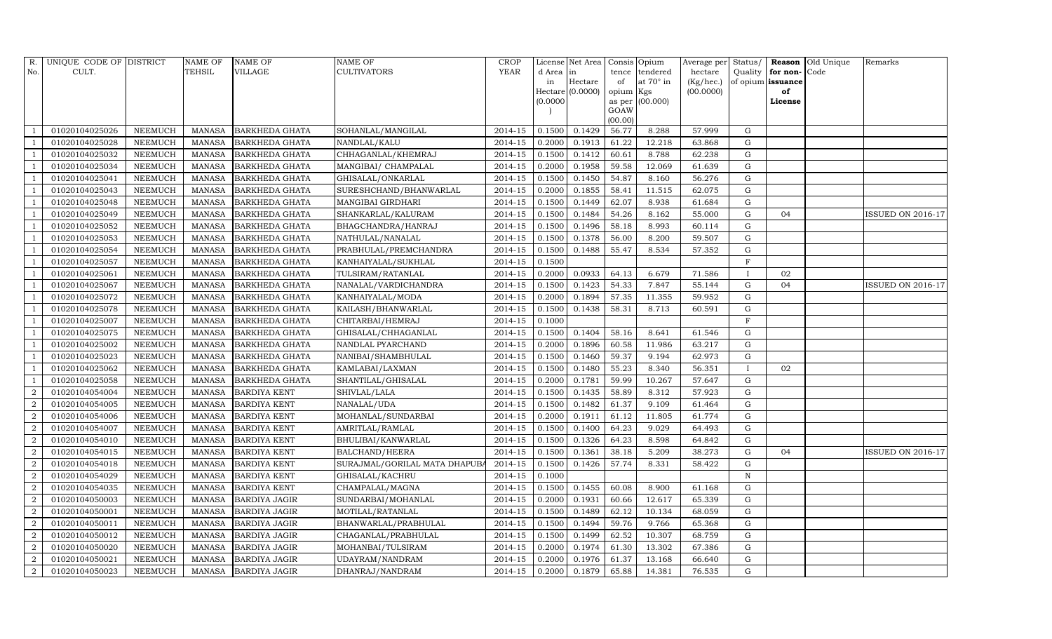| R. No. | UNIQUE CODE OF CULT. | DISTRICT | NAME OF TEHSIL | NAME OF VILLAGE | NAME OF CULTIVATORS | CROP YEAR | License d Area in Hectare (0.0000) | Net Area in Hectare (0.0000) | Consis tence of opium as per GOAW (00.00) | Opium tendered at 70° in Kgs (00.000) | Average per hectare (Kg/hec.) (00.0000) | Status/ Quality of opium | Reason for non-issuance of License | Old Unique Code | Remarks |
|---|---|---|---|---|---|---|---|---|---|---|---|---|---|---|---|
| 1 | 01020104025026 | NEEMUCH | MANASA | BARKHEDA GHATA | SOHANLAL/MANGILAL | 2014-15 | 0.1500 | 0.1429 | 56.77 | 8.288 | 57.999 | G | | | |
| 1 | 01020104025028 | NEEMUCH | MANASA | BARKHEDA GHATA | NANDLAL/KALU | 2014-15 | 0.2000 | 0.1913 | 61.22 | 12.218 | 63.868 | G | | | |
| 1 | 01020104025032 | NEEMUCH | MANASA | BARKHEDA GHATA | CHHAGANLAL/KHEMRAJ | 2014-15 | 0.1500 | 0.1412 | 60.61 | 8.788 | 62.238 | G | | | |
| 1 | 01020104025034 | NEEMUCH | MANASA | BARKHEDA GHATA | MANGIBAI/ CHAMPALAL | 2014-15 | 0.2000 | 0.1958 | 59.58 | 12.069 | 61.639 | G | | | |
| 1 | 01020104025041 | NEEMUCH | MANASA | BARKHEDA GHATA | GHISALAL/ONKARLAL | 2014-15 | 0.1500 | 0.1450 | 54.87 | 8.160 | 56.276 | G | | | |
| 1 | 01020104025043 | NEEMUCH | MANASA | BARKHEDA GHATA | SURESHCHAND/BHANWARLAL | 2014-15 | 0.2000 | 0.1855 | 58.41 | 11.515 | 62.075 | G | | | |
| 1 | 01020104025048 | NEEMUCH | MANASA | BARKHEDA GHATA | MANGIBAI GIRDHARI | 2014-15 | 0.1500 | 0.1449 | 62.07 | 8.938 | 61.684 | G | | | |
| 1 | 01020104025049 | NEEMUCH | MANASA | BARKHEDA GHATA | SHANKARLAL/KALURAM | 2014-15 | 0.1500 | 0.1484 | 54.26 | 8.162 | 55.000 | G | 04 | | ISSUED ON 2016-17 |
| 1 | 01020104025052 | NEEMUCH | MANASA | BARKHEDA GHATA | BHAGCHANDRA/HANRAJ | 2014-15 | 0.1500 | 0.1496 | 58.18 | 8.993 | 60.114 | G | | | |
| 1 | 01020104025053 | NEEMUCH | MANASA | BARKHEDA GHATA | NATHULAL/NANALAL | 2014-15 | 0.1500 | 0.1378 | 56.00 | 8.200 | 59.507 | G | | | |
| 1 | 01020104025054 | NEEMUCH | MANASA | BARKHEDA GHATA | PRABHULAL/PREMCHANDRA | 2014-15 | 0.1500 | 0.1488 | 55.47 | 8.534 | 57.352 | G | | | |
| 1 | 01020104025057 | NEEMUCH | MANASA | BARKHEDA GHATA | KANHAIYALAL/SUKHLAL | 2014-15 | 0.1500 | | | | | F | | | |
| 1 | 01020104025061 | NEEMUCH | MANASA | BARKHEDA GHATA | TULSIRAM/RATANLAL | 2014-15 | 0.2000 | 0.0933 | 64.13 | 6.679 | 71.586 | I | 02 | | |
| 1 | 01020104025067 | NEEMUCH | MANASA | BARKHEDA GHATA | NANALAL/VARDICHANDRA | 2014-15 | 0.1500 | 0.1423 | 54.33 | 7.847 | 55.144 | G | 04 | | ISSUED ON 2016-17 |
| 1 | 01020104025072 | NEEMUCH | MANASA | BARKHEDA GHATA | KANHAIYALAL/MODA | 2014-15 | 0.2000 | 0.1894 | 57.35 | 11.355 | 59.952 | G | | | |
| 1 | 01020104025078 | NEEMUCH | MANASA | BARKHEDA GHATA | KAILASH/BHANWARLAL | 2014-15 | 0.1500 | 0.1438 | 58.31 | 8.713 | 60.591 | G | | | |
| 1 | 01020104025007 | NEEMUCH | MANASA | BARKHEDA GHATA | CHITARBAI/HEMRAJ | 2014-15 | 0.1000 | | | | | F | | | |
| 1 | 01020104025075 | NEEMUCH | MANASA | BARKHEDA GHATA | GHISALAL/CHHAGANLAL | 2014-15 | 0.1500 | 0.1404 | 58.16 | 8.641 | 61.546 | G | | | |
| 1 | 01020104025002 | NEEMUCH | MANASA | BARKHEDA GHATA | NANDLAL PYARCHAND | 2014-15 | 0.2000 | 0.1896 | 60.58 | 11.986 | 63.217 | G | | | |
| 1 | 01020104025023 | NEEMUCH | MANASA | BARKHEDA GHATA | NANIBAI/SHAMBHULAL | 2014-15 | 0.1500 | 0.1460 | 59.37 | 9.194 | 62.973 | G | | | |
| 1 | 01020104025062 | NEEMUCH | MANASA | BARKHEDA GHATA | KAMLABAI/LAXMAN | 2014-15 | 0.1500 | 0.1480 | 55.23 | 8.340 | 56.351 | I | 02 | | |
| 1 | 01020104025058 | NEEMUCH | MANASA | BARKHEDA GHATA | SHANTILAL/GHISALAL | 2014-15 | 0.2000 | 0.1781 | 59.99 | 10.267 | 57.647 | G | | | |
| 2 | 01020104054004 | NEEMUCH | MANASA | BARDIYA KENT | SHIVLAL/LALA | 2014-15 | 0.1500 | 0.1435 | 58.89 | 8.312 | 57.923 | G | | | |
| 2 | 01020104054005 | NEEMUCH | MANASA | BARDIYA KENT | NANALAL/UDA | 2014-15 | 0.1500 | 0.1482 | 61.37 | 9.109 | 61.464 | G | | | |
| 2 | 01020104054006 | NEEMUCH | MANASA | BARDIYA KENT | MOHANLAL/SUNDARBAI | 2014-15 | 0.2000 | 0.1911 | 61.12 | 11.805 | 61.774 | G | | | |
| 2 | 01020104054007 | NEEMUCH | MANASA | BARDIYA KENT | AMRITLAL/RAMLAL | 2014-15 | 0.1500 | 0.1400 | 64.23 | 9.029 | 64.493 | G | | | |
| 2 | 01020104054010 | NEEMUCH | MANASA | BARDIYA KENT | BHULIBAI/KANWARLAL | 2014-15 | 0.1500 | 0.1326 | 64.23 | 8.598 | 64.842 | G | | | |
| 2 | 01020104054015 | NEEMUCH | MANASA | BARDIYA KENT | BALCHAND/HEERA | 2014-15 | 0.1500 | 0.1361 | 38.18 | 5.209 | 38.273 | G | 04 | | ISSUED ON 2016-17 |
| 2 | 01020104054018 | NEEMUCH | MANASA | BARDIYA KENT | SURAJMAL/GORILAL MATA DHAPUBA | 2014-15 | 0.1500 | 0.1426 | 57.74 | 8.331 | 58.422 | G | | | |
| 2 | 01020104054029 | NEEMUCH | MANASA | BARDIYA KENT | GHISALAL/KACHRU | 2014-15 | 0.1000 | | | | | N | | | |
| 2 | 01020104054035 | NEEMUCH | MANASA | BARDIYA KENT | CHAMPALAL/MAGNA | 2014-15 | 0.1500 | 0.1455 | 60.08 | 8.900 | 61.168 | G | | | |
| 2 | 01020104050003 | NEEMUCH | MANASA | BARDIYA JAGIR | SUNDARBAI/MOHANLAL | 2014-15 | 0.2000 | 0.1931 | 60.66 | 12.617 | 65.339 | G | | | |
| 2 | 01020104050001 | NEEMUCH | MANASA | BARDIYA JAGIR | MOTILAL/RATANLAL | 2014-15 | 0.1500 | 0.1489 | 62.12 | 10.134 | 68.059 | G | | | |
| 2 | 01020104050011 | NEEMUCH | MANASA | BARDIYA JAGIR | BHANWARLAL/PRABHULAL | 2014-15 | 0.1500 | 0.1494 | 59.76 | 9.766 | 65.368 | G | | | |
| 2 | 01020104050012 | NEEMUCH | MANASA | BARDIYA JAGIR | CHAGANLAL/PRABHULAL | 2014-15 | 0.1500 | 0.1499 | 62.52 | 10.307 | 68.759 | G | | | |
| 2 | 01020104050020 | NEEMUCH | MANASA | BARDIYA JAGIR | MOHANBAI/TULSIRAM | 2014-15 | 0.2000 | 0.1974 | 61.30 | 13.302 | 67.386 | G | | | |
| 2 | 01020104050021 | NEEMUCH | MANASA | BARDIYA JAGIR | UDAYRAM/NANDRAM | 2014-15 | 0.2000 | 0.1976 | 61.37 | 13.168 | 66.640 | G | | | |
| 2 | 01020104050023 | NEEMUCH | MANASA | BARDIYA JAGIR | DHANRAJ/NANDRAM | 2014-15 | 0.2000 | 0.1879 | 65.88 | 14.381 | 76.535 | G | | | |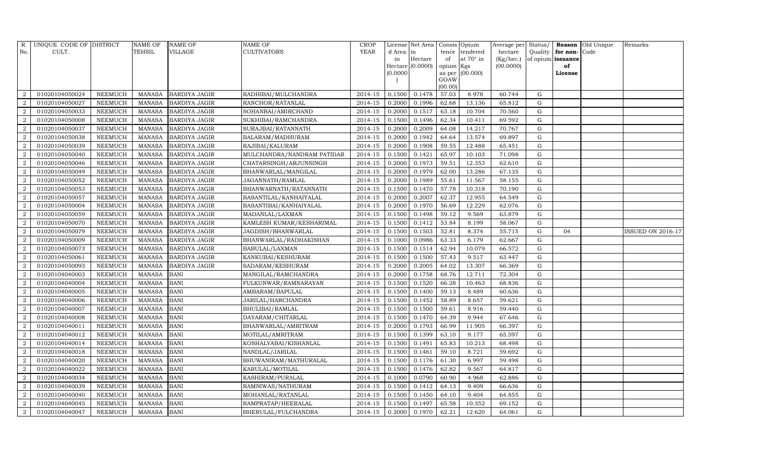| R. No. | UNIQUE CODE OF CULT. | DISTRICT | NAME OF TEHSIL | NAME OF VILLAGE | NAME OF CULTIVATORS | CROP YEAR | License d Area in Hectare (0.0000) | Net Area in Hectare (0.0000) | Consis tence of opium as per GOAW (00.00) | Opium tendered at 70° in Kgs (00.000) | Average per hectare (Kg/hec.) (00.0000) | Status/ Quality of opium | Reason for non-issuance of License | Old Unique Code | Remarks |
|---|---|---|---|---|---|---|---|---|---|---|---|---|---|---|---|
| 2 | 01020104050024 | NEEMUCH | MANASA | BARDIYA JAGIR | RADHIBAI/MULCHANDRA | 2014-15 | 0.1500 | 0.1478 | 57.03 | 8.978 | 60.744 | G | | | |
| 2 | 01020104050027 | NEEMUCH | MANASA | BARDIYA JAGIR | RANCHOR/RATANLAL | 2014-15 | 0.2000 | 0.1996 | 62.68 | 13.136 | 65.812 | G | | | |
| 2 | 01020104050033 | NEEMUCH | MANASA | BARDIYA JAGIR | SOHANBAI/AMIRCHAND | 2014-15 | 0.2000 | 0.1517 | 63.18 | 10.704 | 70.560 | G | | | |
| 2 | 01020104050008 | NEEMUCH | MANASA | BARDIYA JAGIR | SUKHIBAI/RAMCHANDRA | 2014-15 | 0.1500 | 0.1496 | 62.34 | 10.411 | 69.592 | G | | | |
| 2 | 01020104050037 | NEEMUCH | MANASA | BARDIYA JAGIR | SURAJBAI/RATANNATH | 2014-15 | 0.2000 | 0.2009 | 64.08 | 14.217 | 70.767 | G | | | |
| 2 | 01020104050038 | NEEMUCH | MANASA | BARDIYA JAGIR | BALARAM/MADHURAM | 2014-15 | 0.2000 | 0.1942 | 64.64 | 13.574 | 69.897 | G | | | |
| 2 | 01020104050039 | NEEMUCH | MANASA | BARDIYA JAGIR | RAJIBAI/KALURAM | 2014-15 | 0.2000 | 0.1908 | 59.55 | 12.488 | 65.451 | G | | | |
| 2 | 01020104050040 | NEEMUCH | MANASA | BARDIYA JAGIR | MULCHANDRA/NANDRAM PATIDAR | 2014-15 | 0.1500 | 0.1421 | 65.97 | 10.103 | 71.098 | G | | | |
| 2 | 01020104050046 | NEEMUCH | MANASA | BARDIYA JAGIR | CHATARSINGH/ARJUNSINGH | 2014-15 | 0.2000 | 0.1973 | 59.51 | 12.353 | 62.610 | G | | | |
| 2 | 01020104050049 | NEEMUCH | MANASA | BARDIYA JAGIR | BHANWARLAL/MANGILAL | 2014-15 | 0.2000 | 0.1979 | 62.00 | 13.286 | 67.135 | G | | | |
| 2 | 01020104050052 | NEEMUCH | MANASA | BARDIYA JAGIR | JAGANNATH/RAMLAL | 2014-15 | 0.2000 | 0.1989 | 55.61 | 11.567 | 58.155 | G | | | |
| 2 | 01020104050053 | NEEMUCH | MANASA | BARDIYA JAGIR | BHANWARNATH/RATANNATH | 2014-15 | 0.1500 | 0.1470 | 57.78 | 10.318 | 70.190 | G | | | |
| 2 | 01020104050057 | NEEMUCH | MANASA | BARDIYA JAGIR | BASANTILAL/KANHAIYALAL | 2014-15 | 0.2000 | 0.2007 | 62.37 | 12.955 | 64.549 | G | | | |
| 2 | 01020104050004 | NEEMUCH | MANASA | BARDIYA JAGIR | BASANTIBAI/KANHAIYALAL | 2014-15 | 0.2000 | 0.1970 | 56.69 | 12.229 | 62.076 | G | | | |
| 2 | 01020104050059 | NEEMUCH | MANASA | BARDIYA JAGIR | MADANLAL/LAXMAN | 2014-15 | 0.1500 | 0.1498 | 59.12 | 9.569 | 63.879 | G | | | |
| 2 | 01020104050070 | NEEMUCH | MANASA | BARDIYA JAGIR | KAMLESH KUMAR/KESHARIMAL | 2014-15 | 0.1500 | 0.1412 | 53.84 | 8.199 | 58.067 | G | | | |
| 2 | 01020104050079 | NEEMUCH | MANASA | BARDIYA JAGIR | JAGDISH/BHANWARLAL | 2014-15 | 0.1500 | 0.1503 | 52.81 | 8.374 | 55.715 | G | 04 | | ISSUED ON 2016-17 |
| 2 | 01020104050009 | NEEMUCH | MANASA | BARDIYA JAGIR | BHANWARLAL/RADHAKISHAN | 2014-15 | 0.1000 | 0.0986 | 63.33 | 6.179 | 62.667 | G | | | |
| 2 | 01020104050073 | NEEMUCH | MANASA | BARDIYA JAGIR | BABULAL/LAXMAN | 2014-15 | 0.1500 | 0.1514 | 62.94 | 10.079 | 66.572 | G | | | |
| 2 | 01020104050061 | NEEMUCH | MANASA | BARDIYA JAGIR | KANKUBAI/KESHURAM | 2014-15 | 0.1500 | 0.1500 | 57.43 | 9.517 | 63.447 | G | | | |
| 2 | 01020104050093 | NEEMUCH | MANASA | BARDIYA JAGIR | SADARAM/KESHURAM | 2014-15 | 0.2000 | 0.2005 | 64.02 | 13.307 | 66.369 | G | | | |
| 2 | 01020104040003 | NEEMUCH | MANASA | BANI | MANGILAL/RAMCHANDRA | 2014-15 | 0.2000 | 0.1758 | 68.76 | 12.711 | 72.304 | G | | | |
| 2 | 01020104040004 | NEEMUCH | MANASA | BANI | FULKUNWAR/RAMNARAYAN | 2014-15 | 0.1500 | 0.1520 | 66.28 | 10.463 | 68.836 | G | | | |
| 2 | 01020104040005 | NEEMUCH | MANASA | BANI | AMBARAM/BAPULAL | 2014-15 | 0.1500 | 0.1400 | 59.13 | 8.489 | 60.636 | G | | | |
| 2 | 01020104040006 | NEEMUCH | MANASA | BANI | JARILAL/HARCHANDRA | 2014-15 | 0.1500 | 0.1452 | 58.89 | 8.657 | 59.621 | G | | | |
| 2 | 01020104040007 | NEEMUCH | MANASA | BANI | BHULIBAI/RAMLAL | 2014-15 | 0.1500 | 0.1500 | 59.61 | 8.916 | 59.440 | G | | | |
| 2 | 01020104040008 | NEEMUCH | MANASA | BANI | DAYARAM/CHITARLAL | 2014-15 | 0.1500 | 0.1470 | 64.39 | 9.944 | 67.646 | G | | | |
| 2 | 01020104040011 | NEEMUCH | MANASA | BANI | BHANWARLAL/AMRITRAM | 2014-15 | 0.2000 | 0.1793 | 66.99 | 11.905 | 66.397 | G | | | |
| 2 | 01020104040012 | NEEMUCH | MANASA | BANI | MOTILAL/AMRITRAM | 2014-15 | 0.1500 | 0.1399 | 63.10 | 9.177 | 65.597 | G | | | |
| 2 | 01020104040014 | NEEMUCH | MANASA | BANI | KOSHALYABAI/KISHANLAL | 2014-15 | 0.1500 | 0.1491 | 65.83 | 10.213 | 68.498 | G | | | |
| 2 | 01020104040018 | NEEMUCH | MANASA | BANI | NANDLAL/JARILAL | 2014-15 | 0.1500 | 0.1461 | 59.10 | 8.721 | 59.692 | G | | | |
| 2 | 01020104040020 | NEEMUCH | MANASA | BANI | BHUWANIRAM/MATHURALAL | 2014-15 | 0.1500 | 0.1176 | 61.30 | 6.997 | 59.498 | G | | | |
| 2 | 01020104040022 | NEEMUCH | MANASA | BANI | KARULAL/MOTILAL | 2014-15 | 0.1500 | 0.1476 | 62.82 | 9.567 | 64.817 | G | | | |
| 2 | 01020104040034 | NEEMUCH | MANASA | BANI | KASHIRAM/PURALAL | 2014-15 | 0.1000 | 0.0790 | 60.90 | 4.968 | 62.886 | G | | | |
| 2 | 01020104040039 | NEEMUCH | MANASA | BANI | RAMNIWAS/NATHURAM | 2014-15 | 0.1500 | 0.1412 | 64.13 | 9.409 | 66.636 | G | | | |
| 2 | 01020104040040 | NEEMUCH | MANASA | BANI | MOHANLAL/RATANLAL | 2014-15 | 0.1500 | 0.1450 | 64.10 | 9.404 | 64.855 | G | | | |
| 2 | 01020104040045 | NEEMUCH | MANASA | BANI | RAMPRATAP/HEERALAL | 2014-15 | 0.1500 | 0.1497 | 65.58 | 10.352 | 69.152 | G | | | |
| 2 | 01020104040047 | NEEMUCH | MANASA | BANI | BHERULAL/FULCHANDRA | 2014-15 | 0.2000 | 0.1970 | 62.21 | 12.620 | 64.061 | G | | | |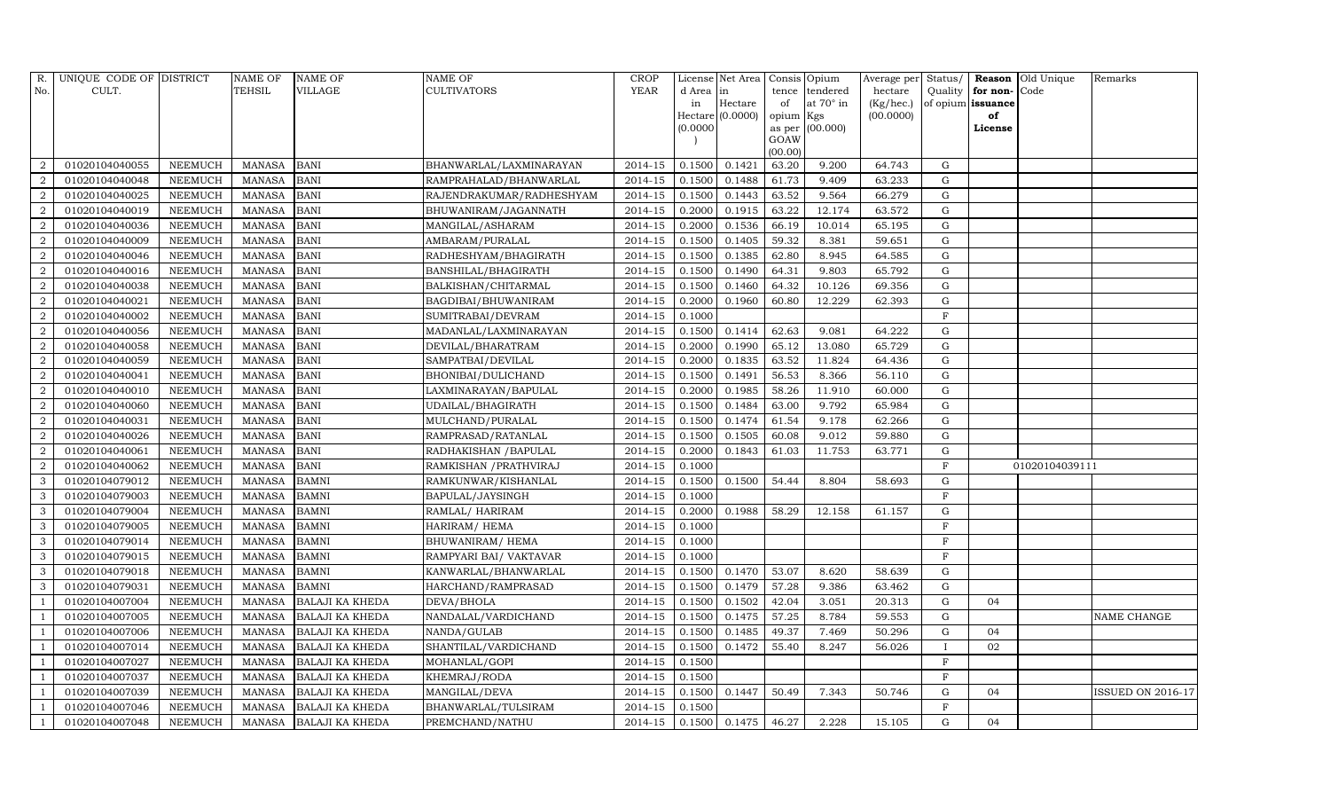| R. No. | UNIQUE CODE OF CULT. | DISTRICT | NAME OF TEHSIL | NAME OF VILLAGE | NAME OF CULTIVATORS | CROP YEAR | License d Area in Hectare (0.0000) | Net Area in Hectare (0.0000) | Consis tence of opium as per GOAW (00.00) | Opium tendered at 70° in Kgs (00.000) | Average per hectare (Kg/hec.) (00.0000) | Status/ Quality of opium | Reason for non-issuance of License | Old Unique Code | Remarks |
|---|---|---|---|---|---|---|---|---|---|---|---|---|---|---|---|
| 2 | 01020104040055 | NEEMUCH | MANASA | BANI | BHANWARLAL/LAXMINARAYAN | 2014-15 | 0.1500 | 0.1421 | 63.20 | 9.200 | 64.743 | G | | | |
| 2 | 01020104040048 | NEEMUCH | MANASA | BANI | RAMPRAHALAD/BHANWARLAL | 2014-15 | 0.1500 | 0.1488 | 61.73 | 9.409 | 63.233 | G | | | |
| 2 | 01020104040025 | NEEMUCH | MANASA | BANI | RAJENDRAKUMAR/RADHESHYAM | 2014-15 | 0.1500 | 0.1443 | 63.52 | 9.564 | 66.279 | G | | | |
| 2 | 01020104040019 | NEEMUCH | MANASA | BANI | BHUWANIRAM/JAGANNATH | 2014-15 | 0.2000 | 0.1915 | 63.22 | 12.174 | 63.572 | G | | | |
| 2 | 01020104040036 | NEEMUCH | MANASA | BANI | MANGILAL/ASHARAM | 2014-15 | 0.2000 | 0.1536 | 66.19 | 10.014 | 65.195 | G | | | |
| 2 | 01020104040009 | NEEMUCH | MANASA | BANI | AMBARAM/PURALAL | 2014-15 | 0.1500 | 0.1405 | 59.32 | 8.381 | 59.651 | G | | | |
| 2 | 01020104040046 | NEEMUCH | MANASA | BANI | RADHESHYAM/BHAGIRATH | 2014-15 | 0.1500 | 0.1385 | 62.80 | 8.945 | 64.585 | G | | | |
| 2 | 01020104040016 | NEEMUCH | MANASA | BANI | BANSHILAL/BHAGIRATH | 2014-15 | 0.1500 | 0.1490 | 64.31 | 9.803 | 65.792 | G | | | |
| 2 | 01020104040038 | NEEMUCH | MANASA | BANI | BALKISHAN/CHITARMAL | 2014-15 | 0.1500 | 0.1460 | 64.32 | 10.126 | 69.356 | G | | | |
| 2 | 01020104040021 | NEEMUCH | MANASA | BANI | BAGDIBAI/BHUWANIRAM | 2014-15 | 0.2000 | 0.1960 | 60.80 | 12.229 | 62.393 | G | | | |
| 2 | 01020104040002 | NEEMUCH | MANASA | BANI | SUMITRABAI/DEVRAM | 2014-15 | 0.1000 | | | | | F | | | |
| 2 | 01020104040056 | NEEMUCH | MANASA | BANI | MADANLAL/LAXMINARAYAN | 2014-15 | 0.1500 | 0.1414 | 62.63 | 9.081 | 64.222 | G | | | |
| 2 | 01020104040058 | NEEMUCH | MANASA | BANI | DEVILAL/BHARATRAM | 2014-15 | 0.2000 | 0.1990 | 65.12 | 13.080 | 65.729 | G | | | |
| 2 | 01020104040059 | NEEMUCH | MANASA | BANI | SAMPATBAI/DEVILAL | 2014-15 | 0.2000 | 0.1835 | 63.52 | 11.824 | 64.436 | G | | | |
| 2 | 01020104040041 | NEEMUCH | MANASA | BANI | BHONIBAI/DULICHAND | 2014-15 | 0.1500 | 0.1491 | 56.53 | 8.366 | 56.110 | G | | | |
| 2 | 01020104040010 | NEEMUCH | MANASA | BANI | LAXMINARAYAN/BAPULAL | 2014-15 | 0.2000 | 0.1985 | 58.26 | 11.910 | 60.000 | G | | | |
| 2 | 01020104040060 | NEEMUCH | MANASA | BANI | UDAILAL/BHAGIRATH | 2014-15 | 0.1500 | 0.1484 | 63.00 | 9.792 | 65.984 | G | | | |
| 2 | 01020104040031 | NEEMUCH | MANASA | BANI | MULCHAND/PURALAL | 2014-15 | 0.1500 | 0.1474 | 61.54 | 9.178 | 62.266 | G | | | |
| 2 | 01020104040026 | NEEMUCH | MANASA | BANI | RAMPRASAD/RATANLAL | 2014-15 | 0.1500 | 0.1505 | 60.08 | 9.012 | 59.880 | G | | | |
| 2 | 01020104040061 | NEEMUCH | MANASA | BANI | RADHAKISHAN /BAPULAL | 2014-15 | 0.2000 | 0.1843 | 61.03 | 11.753 | 63.771 | G | | | |
| 2 | 01020104040062 | NEEMUCH | MANASA | BANI | RAMKISHAN /PRATHVIRAJ | 2014-15 | 0.1000 | | | | | F | | 01020104039111 | |
| 3 | 01020104079012 | NEEMUCH | MANASA | BAMNI | RAMKUNWAR/KISHANLAL | 2014-15 | 0.1500 | 0.1500 | 54.44 | 8.804 | 58.693 | G | | | |
| 3 | 01020104079003 | NEEMUCH | MANASA | BAMNI | BAPULAL/JAYSINGH | 2014-15 | 0.1000 | | | | | F | | | |
| 3 | 01020104079004 | NEEMUCH | MANASA | BAMNI | RAMLAL/ HARIRAM | 2014-15 | 0.2000 | 0.1988 | 58.29 | 12.158 | 61.157 | G | | | |
| 3 | 01020104079005 | NEEMUCH | MANASA | BAMNI | HARIRAM/ HEMA | 2014-15 | 0.1000 | | | | | F | | | |
| 3 | 01020104079014 | NEEMUCH | MANASA | BAMNI | BHUWANIRAM/ HEMA | 2014-15 | 0.1000 | | | | | F | | | |
| 3 | 01020104079015 | NEEMUCH | MANASA | BAMNI | RAMPYARI BAI/ VAKTAVAR | 2014-15 | 0.1000 | | | | | F | | | |
| 3 | 01020104079018 | NEEMUCH | MANASA | BAMNI | KANWARLAL/BHANWARLAL | 2014-15 | 0.1500 | 0.1470 | 53.07 | 8.620 | 58.639 | G | | | |
| 3 | 01020104079031 | NEEMUCH | MANASA | BAMNI | HARCHAND/RAMPRASAD | 2014-15 | 0.1500 | 0.1479 | 57.28 | 9.386 | 63.462 | G | | | |
| 1 | 01020104007004 | NEEMUCH | MANASA | BALAJI KA KHEDA | DEVA/BHOLA | 2014-15 | 0.1500 | 0.1502 | 42.04 | 3.051 | 20.313 | G | 04 | | |
| 1 | 01020104007005 | NEEMUCH | MANASA | BALAJI KA KHEDA | NANDALAL/VARDICHAND | 2014-15 | 0.1500 | 0.1475 | 57.25 | 8.784 | 59.553 | G | | | NAME CHANGE |
| 1 | 01020104007006 | NEEMUCH | MANASA | BALAJI KA KHEDA | NANDA/GULAB | 2014-15 | 0.1500 | 0.1485 | 49.37 | 7.469 | 50.296 | G | 04 | | |
| 1 | 01020104007014 | NEEMUCH | MANASA | BALAJI KA KHEDA | SHANTILAL/VARDICHAND | 2014-15 | 0.1500 | 0.1472 | 55.40 | 8.247 | 56.026 | I | 02 | | |
| 1 | 01020104007027 | NEEMUCH | MANASA | BALAJI KA KHEDA | MOHANLAL/GOPI | 2014-15 | 0.1500 | | | | | F | | | |
| 1 | 01020104007037 | NEEMUCH | MANASA | BALAJI KA KHEDA | KHEMRAJ/RODA | 2014-15 | 0.1500 | | | | | F | | | |
| 1 | 01020104007039 | NEEMUCH | MANASA | BALAJI KA KHEDA | MANGILAL/DEVA | 2014-15 | 0.1500 | 0.1447 | 50.49 | 7.343 | 50.746 | G | 04 | | ISSUED ON 2016-17 |
| 1 | 01020104007046 | NEEMUCH | MANASA | BALAJI KA KHEDA | BHANWARLAL/TULSIRAM | 2014-15 | 0.1500 | | | | | F | | | |
| 1 | 01020104007048 | NEEMUCH | MANASA | BALAJI KA KHEDA | PREMCHAND/NATHU | 2014-15 | 0.1500 | 0.1475 | 46.27 | 2.228 | 15.105 | G | 04 | | |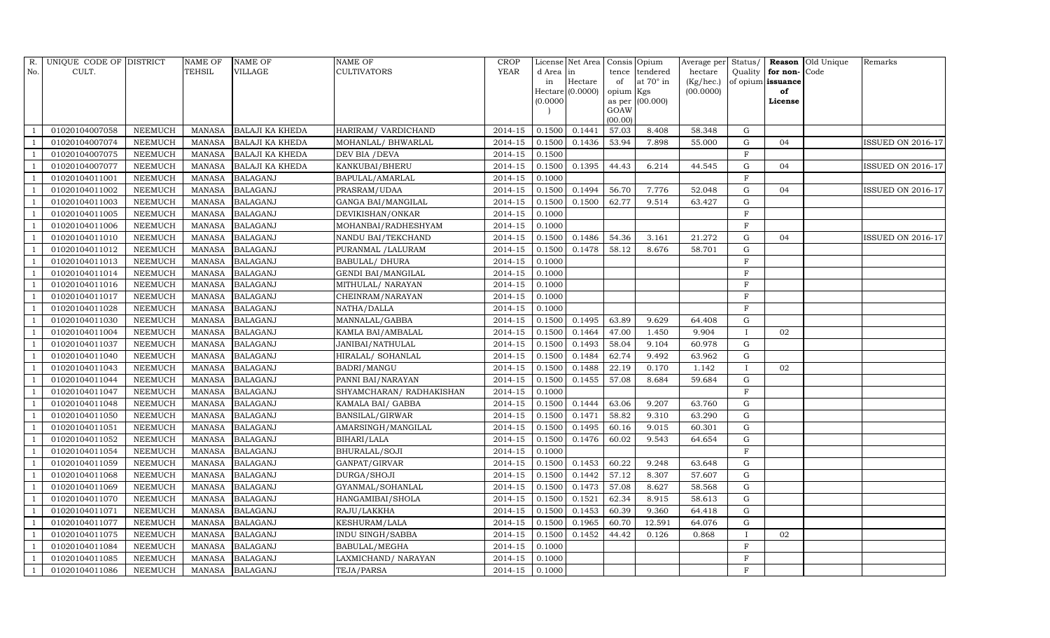| R. No. | UNIQUE CODE OF CULT. | DISTRICT | NAME OF TEHSIL | NAME OF VILLAGE | NAME OF CULTIVATORS | CROP YEAR | License d Area in Hectare (0.0000) | Net Area in Hectare (0.0000) | Consistence of opium as per GOAW (00.00) | Opium tendered at 70° in Kgs (00.000) | Average per hectare (Kg/hec.) (00.0000) | Status/ Quality of opium | Reason for non-issuance of License | Old Unique Code | Remarks |
|---|---|---|---|---|---|---|---|---|---|---|---|---|---|---|---|
| 1 | 01020104007058 | NEEMUCH | MANASA | BALAJI KA KHEDA | HARIRAM/ VARDICHAND | 2014-15 | 0.1500 | 0.1441 | 57.03 | 8.408 | 58.348 | G | | | |
| 1 | 01020104007074 | NEEMUCH | MANASA | BALAJI KA KHEDA | MOHANLAL/ BHWARLAL | 2014-15 | 0.1500 | 0.1436 | 53.94 | 7.898 | 55.000 | G | 04 | | ISSUED ON 2016-17 |
| 1 | 01020104007075 | NEEMUCH | MANASA | BALAJI KA KHEDA | DEV BIA /DEVA | 2014-15 | 0.1500 | | | | | F | | | |
| 1 | 01020104007077 | NEEMUCH | MANASA | BALAJI KA KHEDA | KANKUBAI/BHERU | 2014-15 | 0.1500 | 0.1395 | 44.43 | 6.214 | 44.545 | G | 04 | | ISSUED ON 2016-17 |
| 1 | 01020104011001 | NEEMUCH | MANASA | BALAGANJ | BAPULAL/AMARLAL | 2014-15 | 0.1000 | | | | | F | | | |
| 1 | 01020104011002 | NEEMUCH | MANASA | BALAGANJ | PRASRAM/UDAA | 2014-15 | 0.1500 | 0.1494 | 56.70 | 7.776 | 52.048 | G | 04 | | ISSUED ON 2016-17 |
| 1 | 01020104011003 | NEEMUCH | MANASA | BALAGANJ | GANGA BAI/MANGILAL | 2014-15 | 0.1500 | 0.1500 | 62.77 | 9.514 | 63.427 | G | | | |
| 1 | 01020104011005 | NEEMUCH | MANASA | BALAGANJ | DEVIKISHAN/ONKAR | 2014-15 | 0.1000 | | | | | F | | | |
| 1 | 01020104011006 | NEEMUCH | MANASA | BALAGANJ | MOHANBAI/RADHESHYAM | 2014-15 | 0.1000 | | | | | F | | | |
| 1 | 01020104011010 | NEEMUCH | MANASA | BALAGANJ | NANDU BAI/TEKCHAND | 2014-15 | 0.1500 | 0.1486 | 54.36 | 3.161 | 21.272 | G | 04 | | ISSUED ON 2016-17 |
| 1 | 01020104011012 | NEEMUCH | MANASA | BALAGANJ | PURANMAL /LALURAM | 2014-15 | 0.1500 | 0.1478 | 58.12 | 8.676 | 58.701 | G | | | |
| 1 | 01020104011013 | NEEMUCH | MANASA | BALAGANJ | BABULAL/ DHURA | 2014-15 | 0.1000 | | | | | F | | | |
| 1 | 01020104011014 | NEEMUCH | MANASA | BALAGANJ | GENDI BAI/MANGILAL | 2014-15 | 0.1000 | | | | | F | | | |
| 1 | 01020104011016 | NEEMUCH | MANASA | BALAGANJ | MITHULAL/ NARAYAN | 2014-15 | 0.1000 | | | | | F | | | |
| 1 | 01020104011017 | NEEMUCH | MANASA | BALAGANJ | CHEINRAM/NARAYAN | 2014-15 | 0.1000 | | | | | F | | | |
| 1 | 01020104011028 | NEEMUCH | MANASA | BALAGANJ | NATHA/DALLA | 2014-15 | 0.1000 | | | | | F | | | |
| 1 | 01020104011030 | NEEMUCH | MANASA | BALAGANJ | MANNALAL/GABBA | 2014-15 | 0.1500 | 0.1495 | 63.89 | 9.629 | 64.408 | G | | | |
| 1 | 01020104011004 | NEEMUCH | MANASA | BALAGANJ | KAMLA BAI/AMBALAL | 2014-15 | 0.1500 | 0.1464 | 47.00 | 1.450 | 9.904 | I | 02 | | |
| 1 | 01020104011037 | NEEMUCH | MANASA | BALAGANJ | JANIBAI/NATHULAL | 2014-15 | 0.1500 | 0.1493 | 58.04 | 9.104 | 60.978 | G | | | |
| 1 | 01020104011040 | NEEMUCH | MANASA | BALAGANJ | HIRALAL/ SOHANLAL | 2014-15 | 0.1500 | 0.1484 | 62.74 | 9.492 | 63.962 | G | | | |
| 1 | 01020104011043 | NEEMUCH | MANASA | BALAGANJ | BADRI/MANGU | 2014-15 | 0.1500 | 0.1488 | 22.19 | 0.170 | 1.142 | I | 02 | | |
| 1 | 01020104011044 | NEEMUCH | MANASA | BALAGANJ | PANNI BAI/NARAYAN | 2014-15 | 0.1500 | 0.1455 | 57.08 | 8.684 | 59.684 | G | | | |
| 1 | 01020104011047 | NEEMUCH | MANASA | BALAGANJ | SHYAMCHARAN/ RADHAKISHAN | 2014-15 | 0.1000 | | | | | F | | | |
| 1 | 01020104011048 | NEEMUCH | MANASA | BALAGANJ | KAMALA BAI/ GABBA | 2014-15 | 0.1500 | 0.1444 | 63.06 | 9.207 | 63.760 | G | | | |
| 1 | 01020104011050 | NEEMUCH | MANASA | BALAGANJ | BANSILAL/GIRWAR | 2014-15 | 0.1500 | 0.1471 | 58.82 | 9.310 | 63.290 | G | | | |
| 1 | 01020104011051 | NEEMUCH | MANASA | BALAGANJ | AMARSINGH/MANGILAL | 2014-15 | 0.1500 | 0.1495 | 60.16 | 9.015 | 60.301 | G | | | |
| 1 | 01020104011052 | NEEMUCH | MANASA | BALAGANJ | BIHARI/LALA | 2014-15 | 0.1500 | 0.1476 | 60.02 | 9.543 | 64.654 | G | | | |
| 1 | 01020104011054 | NEEMUCH | MANASA | BALAGANJ | BHURALAL/SOJI | 2014-15 | 0.1000 | | | | | F | | | |
| 1 | 01020104011059 | NEEMUCH | MANASA | BALAGANJ | GANPAT/GIRVAR | 2014-15 | 0.1500 | 0.1453 | 60.22 | 9.248 | 63.648 | G | | | |
| 1 | 01020104011068 | NEEMUCH | MANASA | BALAGANJ | DURGA/SHOJI | 2014-15 | 0.1500 | 0.1442 | 57.12 | 8.307 | 57.607 | G | | | |
| 1 | 01020104011069 | NEEMUCH | MANASA | BALAGANJ | GYANMAL/SOHANLAL | 2014-15 | 0.1500 | 0.1473 | 57.08 | 8.627 | 58.568 | G | | | |
| 1 | 01020104011070 | NEEMUCH | MANASA | BALAGANJ | HANGAMIBAI/SHOLA | 2014-15 | 0.1500 | 0.1521 | 62.34 | 8.915 | 58.613 | G | | | |
| 1 | 01020104011071 | NEEMUCH | MANASA | BALAGANJ | RAJU/LAKKHA | 2014-15 | 0.1500 | 0.1453 | 60.39 | 9.360 | 64.418 | G | | | |
| 1 | 01020104011077 | NEEMUCH | MANASA | BALAGANJ | KESHURAM/LALA | 2014-15 | 0.1500 | 0.1965 | 60.70 | 12.591 | 64.076 | G | | | |
| 1 | 01020104011075 | NEEMUCH | MANASA | BALAGANJ | INDU SINGH/SABBA | 2014-15 | 0.1500 | 0.1452 | 44.42 | 0.126 | 0.868 | I | 02 | | |
| 1 | 01020104011084 | NEEMUCH | MANASA | BALAGANJ | BABULAL/MEGHA | 2014-15 | 0.1000 | | | | | F | | | |
| 1 | 01020104011085 | NEEMUCH | MANASA | BALAGANJ | LAXMICHAND/ NARAYAN | 2014-15 | 0.1000 | | | | | F | | | |
| 1 | 01020104011086 | NEEMUCH | MANASA | BALAGANJ | TEJA/PARSA | 2014-15 | 0.1000 | | | | | F | | | |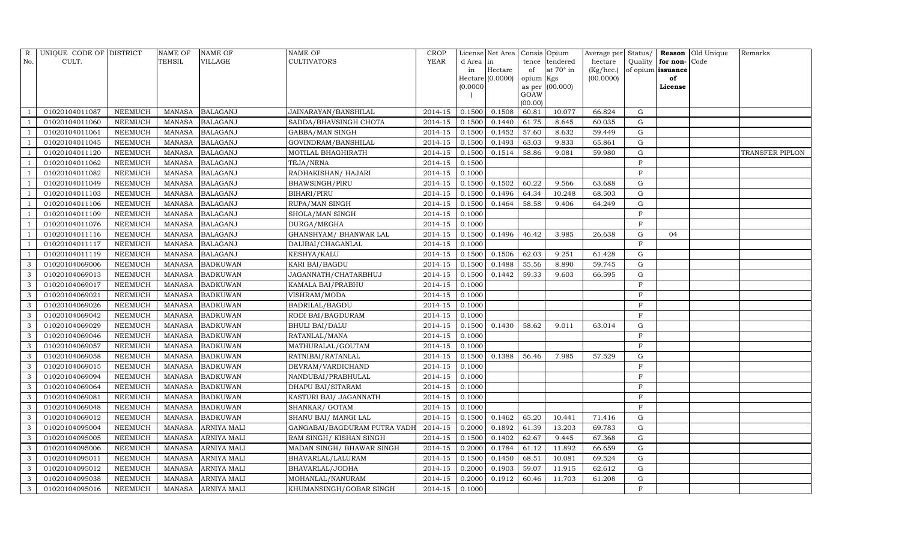| R. No. | UNIQUE CODE OF CULT. | DISTRICT | NAME OF TEHSIL | NAME OF VILLAGE | NAME OF CULTIVATORS | CROP YEAR | License d Area in Hectare (0.0000) | Net Area in Hectare (0.0000) | Consis tence of opium as per GOAW (00.00) | Opium tendered at 70° in Kgs (00.000) | Average per hectare (Kg/hec.) (00.0000) | Status/ Quality of opium | Reason for non-issuance of License | Old Unique Code | Remarks |
|---|---|---|---|---|---|---|---|---|---|---|---|---|---|---|---|
| 1 | 01020104011087 | NEEMUCH | MANASA | BALAGANJ | JAINARAYAN/BANSHILAL | 2014-15 | 0.1500 | 0.1508 | 60.81 | 10.077 | 66.824 | G | | | |
| 1 | 01020104011060 | NEEMUCH | MANASA | BALAGANJ | SADDA/BHAVSINGH CHOTA | 2014-15 | 0.1500 | 0.1440 | 61.75 | 8.645 | 60.035 | G | | | |
| 1 | 01020104011061 | NEEMUCH | MANASA | BALAGANJ | GABBA/MAN SINGH | 2014-15 | 0.1500 | 0.1452 | 57.60 | 8.632 | 59.449 | G | | | |
| 1 | 01020104011045 | NEEMUCH | MANASA | BALAGANJ | GOVINDRAM/BANSHILAL | 2014-15 | 0.1500 | 0.1493 | 63.03 | 9.833 | 65.861 | G | | | |
| 1 | 01020104011120 | NEEMUCH | MANASA | BALAGANJ | MOTILAL BHAGHIRATH | 2014-15 | 0.1500 | 0.1514 | 58.86 | 9.081 | 59.980 | G | | | TRANSFER PIPLON |
| 1 | 01020104011062 | NEEMUCH | MANASA | BALAGANJ | TEJA/NENA | 2014-15 | 0.1500 | | | | | F | | | |
| 1 | 01020104011082 | NEEMUCH | MANASA | BALAGANJ | RADHAKISHAN/ HAJARI | 2014-15 | 0.1000 | | | | | F | | | |
| 1 | 01020104011049 | NEEMUCH | MANASA | BALAGANJ | BHAWSINGH/PIRU | 2014-15 | 0.1500 | 0.1502 | 60.22 | 9.566 | 63.688 | G | | | |
| 1 | 01020104011103 | NEEMUCH | MANASA | BALAGANJ | BIHARI/PIRU | 2014-15 | 0.1500 | 0.1496 | 64.34 | 10.248 | 68.503 | G | | | |
| 1 | 01020104011106 | NEEMUCH | MANASA | BALAGANJ | RUPA/MAN SINGH | 2014-15 | 0.1500 | 0.1464 | 58.58 | 9.406 | 64.249 | G | | | |
| 1 | 01020104011109 | NEEMUCH | MANASA | BALAGANJ | SHOLA/MAN SINGH | 2014-15 | 0.1000 | | | | | F | | | |
| 1 | 01020104011076 | NEEMUCH | MANASA | BALAGANJ | DURGA/MEGHA | 2014-15 | 0.1000 | | | | | F | | | |
| 1 | 01020104011116 | NEEMUCH | MANASA | BALAGANJ | GHANSHYAM/ BHANWAR LAL | 2014-15 | 0.1500 | 0.1496 | 46.42 | 3.985 | 26.638 | G | 04 | | |
| 1 | 01020104011117 | NEEMUCH | MANASA | BALAGANJ | DALIBAI/CHAGANLAL | 2014-15 | 0.1000 | | | | | F | | | |
| 1 | 01020104011119 | NEEMUCH | MANASA | BALAGANJ | KESHYA/KALU | 2014-15 | 0.1500 | 0.1506 | 62.03 | 9.251 | 61.428 | G | | | |
| 3 | 01020104069006 | NEEMUCH | MANASA | BADKUWAN | KARI BAI/BAGDU | 2014-15 | 0.1500 | 0.1488 | 55.56 | 8.890 | 59.745 | G | | | |
| 3 | 01020104069013 | NEEMUCH | MANASA | BADKUWAN | JAGANNATH/CHATARBHUJ | 2014-15 | 0.1500 | 0.1442 | 59.33 | 9.603 | 66.595 | G | | | |
| 3 | 01020104069017 | NEEMUCH | MANASA | BADKUWAN | KAMALA BAI/PRABHU | 2014-15 | 0.1000 | | | | | F | | | |
| 3 | 01020104069021 | NEEMUCH | MANASA | BADKUWAN | VISHRAM/MODA | 2014-15 | 0.1000 | | | | | F | | | |
| 3 | 01020104069026 | NEEMUCH | MANASA | BADKUWAN | BADRILAL/BAGDU | 2014-15 | 0.1000 | | | | | F | | | |
| 3 | 01020104069042 | NEEMUCH | MANASA | BADKUWAN | RODI BAI/BAGDURAM | 2014-15 | 0.1000 | | | | | F | | | |
| 3 | 01020104069029 | NEEMUCH | MANASA | BADKUWAN | BHULI BAI/DALU | 2014-15 | 0.1500 | 0.1430 | 58.62 | 9.011 | 63.014 | G | | | |
| 3 | 01020104069046 | NEEMUCH | MANASA | BADKUWAN | RATANLAL/MANA | 2014-15 | 0.1000 | | | | | F | | | |
| 3 | 01020104069057 | NEEMUCH | MANASA | BADKUWAN | MATHURALAL/GOUTAM | 2014-15 | 0.1000 | | | | | F | | | |
| 3 | 01020104069058 | NEEMUCH | MANASA | BADKUWAN | RATNIBAI/RATANLAL | 2014-15 | 0.1500 | 0.1388 | 56.46 | 7.985 | 57.529 | G | | | |
| 3 | 01020104069015 | NEEMUCH | MANASA | BADKUWAN | DEVRAM/VARDICHAND | 2014-15 | 0.1000 | | | | | F | | | |
| 3 | 01020104069094 | NEEMUCH | MANASA | BADKUWAN | NANDUBAI/PRABHULAL | 2014-15 | 0.1000 | | | | | F | | | |
| 3 | 01020104069064 | NEEMUCH | MANASA | BADKUWAN | DHAPU BAI/SITARAM | 2014-15 | 0.1000 | | | | | F | | | |
| 3 | 01020104069081 | NEEMUCH | MANASA | BADKUWAN | KASTURI BAI/ JAGANNATH | 2014-15 | 0.1000 | | | | | F | | | |
| 3 | 01020104069048 | NEEMUCH | MANASA | BADKUWAN | SHANKAR/ GOTAM | 2014-15 | 0.1000 | | | | | F | | | |
| 3 | 01020104069012 | NEEMUCH | MANASA | BADKUWAN | SHANU BAI/ MANGI LAL | 2014-15 | 0.1500 | 0.1462 | 65.20 | 10.441 | 71.416 | G | | | |
| 3 | 01020104095004 | NEEMUCH | MANASA | ARNIYA MALI | GANGABAI/BAGDURAM PUTRA VADH | 2014-15 | 0.2000 | 0.1892 | 61.39 | 13.203 | 69.783 | G | | | |
| 3 | 01020104095005 | NEEMUCH | MANASA | ARNIYA MALI | RAM SINGH/ KISHAN SINGH | 2014-15 | 0.1500 | 0.1402 | 62.67 | 9.445 | 67.368 | G | | | |
| 3 | 01020104095006 | NEEMUCH | MANASA | ARNIYA MALI | MADAN SINGH/ BHAWAR SINGH | 2014-15 | 0.2000 | 0.1784 | 61.12 | 11.892 | 66.659 | G | | | |
| 3 | 01020104095011 | NEEMUCH | MANASA | ARNIYA MALI | BHAVARLAL/LALURAM | 2014-15 | 0.1500 | 0.1450 | 68.51 | 10.081 | 69.524 | G | | | |
| 3 | 01020104095012 | NEEMUCH | MANASA | ARNIYA MALI | BHAVARLAL/JODHA | 2014-15 | 0.2000 | 0.1903 | 59.07 | 11.915 | 62.612 | G | | | |
| 3 | 01020104095038 | NEEMUCH | MANASA | ARNIYA MALI | MOHANLAL/NANURAM | 2014-15 | 0.2000 | 0.1912 | 60.46 | 11.703 | 61.208 | G | | | |
| 3 | 01020104095016 | NEEMUCH | MANASA | ARNIYA MALI | KHUMANSINGH/GOBAR SINGH | 2014-15 | 0.1000 | | | | | F | | | |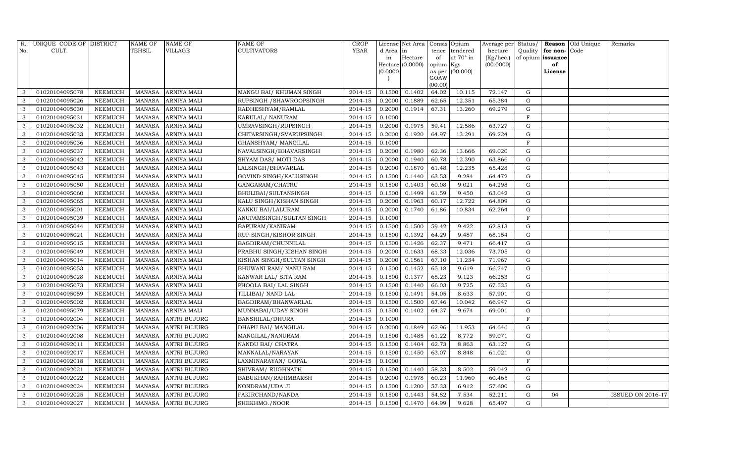| R. No. | UNIQUE CODE OF CULT. | DISTRICT | NAME OF TEHSIL | NAME OF VILLAGE | NAME OF CULTIVATORS | CROP YEAR | License d Area in Hectare (0.0000) | Net Area in Hectare (0.0000) | Consis tence of opium as per GOAW (00.00) | Opium tendered at 70° in Kgs (00.000) | Average per hectare (Kg/hec.) (00.0000) | Status/ Quality of opium | Reason for non-issuance of License | Old Unique Code | Remarks |
|---|---|---|---|---|---|---|---|---|---|---|---|---|---|---|---|
| 3 | 01020104095078 | NEEMUCH | MANASA | ARNIYA MALI | MANGU BAI/ KHUMAN SINGH | 2014-15 | 0.1500 | 0.1402 | 64.02 | 10.115 | 72.147 | G | | | |
| 3 | 01020104095026 | NEEMUCH | MANASA | ARNIYA MALI | RUPSINGH /SHAWROOPSINGH | 2014-15 | 0.2000 | 0.1889 | 62.65 | 12.351 | 65.384 | G | | | |
| 3 | 01020104095030 | NEEMUCH | MANASA | ARNIYA MALI | RADHESHYAM/RAMLAL | 2014-15 | 0.2000 | 0.1914 | 67.31 | 13.260 | 69.279 | G | | | |
| 3 | 01020104095031 | NEEMUCH | MANASA | ARNIYA MALI | KARULAL/ NANURAM | 2014-15 | 0.1000 | | | | | F | | | |
| 3 | 01020104095032 | NEEMUCH | MANASA | ARNIYA MALI | UMRAVSINGH/RUPSINGH | 2014-15 | 0.2000 | 0.1975 | 59.41 | 12.586 | 63.727 | G | | | |
| 3 | 01020104095033 | NEEMUCH | MANASA | ARNIYA MALI | CHITARSINGH/SVARUPSINGH | 2014-15 | 0.2000 | 0.1920 | 64.97 | 13.291 | 69.224 | G | | | |
| 3 | 01020104095036 | NEEMUCH | MANASA | ARNIYA MALI | GHANSHYAM/ MANGILAL | 2014-15 | 0.1000 | | | | | F | | | |
| 3 | 01020104095037 | NEEMUCH | MANASA | ARNIYA MALI | NAVALSINGH/BHAVARSINGH | 2014-15 | 0.2000 | 0.1980 | 62.36 | 13.666 | 69.020 | G | | | |
| 3 | 01020104095042 | NEEMUCH | MANASA | ARNIYA MALI | SHYAM DAS/ MOTI DAS | 2014-15 | 0.2000 | 0.1940 | 60.78 | 12.390 | 63.866 | G | | | |
| 3 | 01020104095043 | NEEMUCH | MANASA | ARNIYA MALI | LALSINGH/BHAVARLAL | 2014-15 | 0.2000 | 0.1870 | 61.48 | 12.235 | 65.428 | G | | | |
| 3 | 01020104095045 | NEEMUCH | MANASA | ARNIYA MALI | GOVIND SINGH/KALUSINGH | 2014-15 | 0.1500 | 0.1440 | 63.53 | 9.284 | 64.472 | G | | | |
| 3 | 01020104095050 | NEEMUCH | MANASA | ARNIYA MALI | GANGARAM/CHATRU | 2014-15 | 0.1500 | 0.1403 | 60.08 | 9.021 | 64.298 | G | | | |
| 3 | 01020104095060 | NEEMUCH | MANASA | ARNIYA MALI | BHULIBAI/SULTANSINGH | 2014-15 | 0.1500 | 0.1499 | 61.59 | 9.450 | 63.042 | G | | | |
| 3 | 01020104095065 | NEEMUCH | MANASA | ARNIYA MALI | KALU SINGH/KISHAN SINGH | 2014-15 | 0.2000 | 0.1963 | 60.17 | 12.722 | 64.809 | G | | | |
| 3 | 01020104095001 | NEEMUCH | MANASA | ARNIYA MALI | KANKU BAI/LALURAM | 2014-15 | 0.2000 | 0.1740 | 61.86 | 10.834 | 62.264 | G | | | |
| 3 | 01020104095039 | NEEMUCH | MANASA | ARNIYA MALI | ANUPAMSINGH/SULTAN SINGH | 2014-15 | 0.1000 | | | | | F | | | |
| 3 | 01020104095044 | NEEMUCH | MANASA | ARNIYA MALI | BAPURAM/KANIRAM | 2014-15 | 0.1500 | 0.1500 | 59.42 | 9.422 | 62.813 | G | | | |
| 3 | 01020104095021 | NEEMUCH | MANASA | ARNIYA MALI | RUP SINGH/KISHOR SINGH | 2014-15 | 0.1500 | 0.1392 | 64.29 | 9.487 | 68.154 | G | | | |
| 3 | 01020104095015 | NEEMUCH | MANASA | ARNIYA MALI | BAGDIRAM/CHUNNILAL | 2014-15 | 0.1500 | 0.1426 | 62.37 | 9.471 | 66.417 | G | | | |
| 3 | 01020104095049 | NEEMUCH | MANASA | ARNIYA MALI | PRABHU SINGH/KISHAN SINGH | 2014-15 | 0.2000 | 0.1633 | 68.33 | 12.036 | 73.705 | G | | | |
| 3 | 01020104095014 | NEEMUCH | MANASA | ARNIYA MALI | KISHAN SINGH/SULTAN SINGH | 2014-15 | 0.2000 | 0.1561 | 67.10 | 11.234 | 71.967 | G | | | |
| 3 | 01020104095053 | NEEMUCH | MANASA | ARNIYA MALI | BHUWANI RAM/ NANU RAM | 2014-15 | 0.1500 | 0.1452 | 65.18 | 9.619 | 66.247 | G | | | |
| 3 | 01020104095028 | NEEMUCH | MANASA | ARNIYA MALI | KANWAR LAL/ SITA RAM | 2014-15 | 0.1500 | 0.1377 | 65.23 | 9.123 | 66.253 | G | | | |
| 3 | 01020104095073 | NEEMUCH | MANASA | ARNIYA MALI | PHOOLA BAI/ LAL SINGH | 2014-15 | 0.1500 | 0.1440 | 66.03 | 9.725 | 67.535 | G | | | |
| 3 | 01020104095059 | NEEMUCH | MANASA | ARNIYA MALI | TILLIBAI/ NAND LAL | 2014-15 | 0.1500 | 0.1491 | 54.05 | 8.633 | 57.901 | G | | | |
| 3 | 01020104095002 | NEEMUCH | MANASA | ARNIYA MALI | BAGDIRAM/BHANWARLAL | 2014-15 | 0.1500 | 0.1500 | 67.46 | 10.042 | 66.947 | G | | | |
| 3 | 01020104095079 | NEEMUCH | MANASA | ARNIYA MALI | MUNNABAI/UDAY SINGH | 2014-15 | 0.1500 | 0.1402 | 64.37 | 9.674 | 69.001 | G | | | |
| 3 | 01020104092004 | NEEMUCH | MANASA | ANTRI BUJURG | BANSHILAL/DHURA | 2014-15 | 0.1000 | | | | | F | | | |
| 3 | 01020104092006 | NEEMUCH | MANASA | ANTRI BUJURG | DHAPU BAI/ MANGILAL | 2014-15 | 0.2000 | 0.1849 | 62.96 | 11.953 | 64.646 | G | | | |
| 3 | 01020104092008 | NEEMUCH | MANASA | ANTRI BUJURG | MANGILAL/NANURAM | 2014-15 | 0.1500 | 0.1485 | 61.22 | 8.772 | 59.071 | G | | | |
| 3 | 01020104092011 | NEEMUCH | MANASA | ANTRI BUJURG | NANDU BAI/ CHATRA | 2014-15 | 0.1500 | 0.1404 | 62.73 | 8.863 | 63.127 | G | | | |
| 3 | 01020104092017 | NEEMUCH | MANASA | ANTRI BUJURG | MANNALAL/NARAYAN | 2014-15 | 0.1500 | 0.1450 | 63.07 | 8.848 | 61.021 | G | | | |
| 3 | 01020104092018 | NEEMUCH | MANASA | ANTRI BUJURG | LAXMINARAYAN/ GOPAL | 2014-15 | 0.1000 | | | | | F | | | |
| 3 | 01020104092021 | NEEMUCH | MANASA | ANTRI BUJURG | SHIVRAM/ RUGHNATH | 2014-15 | 0.1500 | 0.1440 | 58.23 | 8.502 | 59.042 | G | | | |
| 3 | 01020104092022 | NEEMUCH | MANASA | ANTRI BUJURG | BABUKHAN/RAHIMBAKSH | 2014-15 | 0.2000 | 0.1978 | 60.23 | 11.960 | 60.465 | G | | | |
| 3 | 01020104092024 | NEEMUCH | MANASA | ANTRI BUJURG | NONDRAM/UDA JI | 2014-15 | 0.1500 | 0.1200 | 57.33 | 6.912 | 57.600 | G | | | |
| 3 | 01020104092025 | NEEMUCH | MANASA | ANTRI BUJURG | FAKIRCHAND/NANDA | 2014-15 | 0.1500 | 0.1443 | 54.82 | 7.534 | 52.211 | G | 04 | | ISSUED ON 2016-17 |
| 3 | 01020104092027 | NEEMUCH | MANASA | ANTRI BUJURG | SHEKHMO./NOOR | 2014-15 | 0.1500 | 0.1470 | 64.99 | 9.628 | 65.497 | G | | | |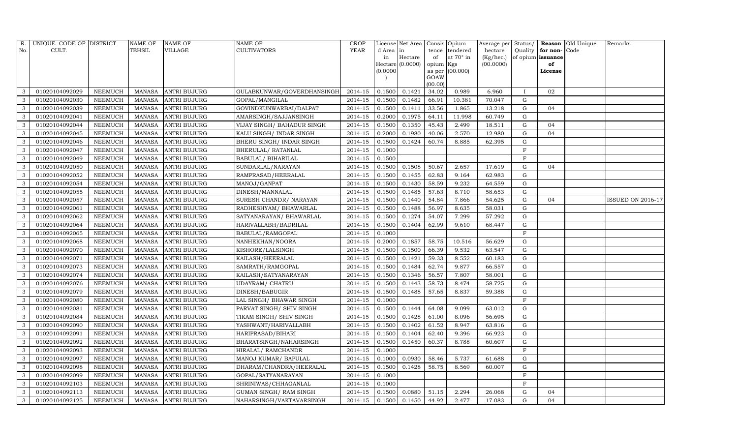| R. No. | UNIQUE CODE OF CULT. | DISTRICT | NAME OF TEHSIL | NAME OF VILLAGE | NAME OF CULTIVATORS | CROP YEAR | License d Area in Hectare (0.0000) | Net Area in Hectare (0.0000) | Consis tence of opium as per GOAW (00.00) | Opium tendered at 70° in Kgs (00.000) | Average per hectare (Kg/hec.) (00.0000) | Status/ Quality of opium | Reason for non-issuance of License | Old Unique Code | Remarks |
|---|---|---|---|---|---|---|---|---|---|---|---|---|---|---|---|
| 3 | 01020104092029 | NEEMUCH | MANASA | ANTRI BUJURG | GULABKUNWAR/GOVERDHANSINGH | 2014-15 | 0.1500 | 0.1421 | 34.02 | 0.989 | 6.960 | I | 02 | | |
| 3 | 01020104092030 | NEEMUCH | MANASA | ANTRI BUJURG | GOPAL/MANGILAL | 2014-15 | 0.1500 | 0.1482 | 66.91 | 10.381 | 70.047 | G | | | |
| 3 | 01020104092039 | NEEMUCH | MANASA | ANTRI BUJURG | GOVINDKUNWARBAI/DALPAT | 2014-15 | 0.1500 | 0.1411 | 33.56 | 1.865 | 13.218 | G | 04 | | |
| 3 | 01020104092041 | NEEMUCH | MANASA | ANTRI BUJURG | AMARSINGH/SAJJANSINGH | 2014-15 | 0.2000 | 0.1975 | 64.11 | 11.998 | 60.749 | G | | | |
| 3 | 01020104092044 | NEEMUCH | MANASA | ANTRI BUJURG | VIJAY SINGH/ BAHADUR SINGH | 2014-15 | 0.1500 | 0.1350 | 45.43 | 2.499 | 18.511 | G | 04 | | |
| 3 | 01020104092045 | NEEMUCH | MANASA | ANTRI BUJURG | KALU SINGH/ INDAR SINGH | 2014-15 | 0.2000 | 0.1980 | 40.06 | 2.570 | 12.980 | G | 04 | | |
| 3 | 01020104092046 | NEEMUCH | MANASA | ANTRI BUJURG | BHERU SINGH/ INDAR SINGH | 2014-15 | 0.1500 | 0.1424 | 60.74 | 8.885 | 62.395 | G | | | |
| 3 | 01020104092047 | NEEMUCH | MANASA | ANTRI BUJURG | BHERULAL/ RATANLAL | 2014-15 | 0.1000 | | | | | F | | | |
| 3 | 01020104092049 | NEEMUCH | MANASA | ANTRI BUJURG | BABULAL/ BIHARILAL | 2014-15 | 0.1500 | | | | | F | | | |
| 3 | 01020104092050 | NEEMUCH | MANASA | ANTRI BUJURG | SUNDARLAL/NARAYAN | 2014-15 | 0.1500 | 0.1508 | 50.67 | 2.657 | 17.619 | G | 04 | | |
| 3 | 01020104092052 | NEEMUCH | MANASA | ANTRI BUJURG | RAMPRASAD/HEERALAL | 2014-15 | 0.1500 | 0.1455 | 62.83 | 9.164 | 62.983 | G | | | |
| 3 | 01020104092054 | NEEMUCH | MANASA | ANTRI BUJURG | MANOJ/GANPAT | 2014-15 | 0.1500 | 0.1430 | 58.59 | 9.232 | 64.559 | G | | | |
| 3 | 01020104092055 | NEEMUCH | MANASA | ANTRI BUJURG | DINESH/MANNALAL | 2014-15 | 0.1500 | 0.1485 | 57.63 | 8.710 | 58.653 | G | | | |
| 3 | 01020104092057 | NEEMUCH | MANASA | ANTRI BUJURG | SURESH CHANDR/ NARAYAN | 2014-15 | 0.1500 | 0.1440 | 54.84 | 7.866 | 54.625 | G | 04 | | ISSUED ON 2016-17 |
| 3 | 01020104092061 | NEEMUCH | MANASA | ANTRI BUJURG | RADHESHYAM/ BHAWARLAL | 2014-15 | 0.1500 | 0.1488 | 56.97 | 8.635 | 58.031 | G | | | |
| 3 | 01020104092062 | NEEMUCH | MANASA | ANTRI BUJURG | SATYANARAYAN/ BHAWARLAL | 2014-15 | 0.1500 | 0.1274 | 54.07 | 7.299 | 57.292 | G | | | |
| 3 | 01020104092064 | NEEMUCH | MANASA | ANTRI BUJURG | HARIVALLABH/BADRILAL | 2014-15 | 0.1500 | 0.1404 | 62.99 | 9.610 | 68.447 | G | | | |
| 3 | 01020104092065 | NEEMUCH | MANASA | ANTRI BUJURG | BABULAL/RAMGOPAL | 2014-15 | 0.1000 | | | | | F | | | |
| 3 | 01020104092068 | NEEMUCH | MANASA | ANTRI BUJURG | NANHEKHAN/NOORA | 2014-15 | 0.2000 | 0.1857 | 58.75 | 10.516 | 56.629 | G | | | |
| 3 | 01020104092070 | NEEMUCH | MANASA | ANTRI BUJURG | KISHORE/LALSINGH | 2014-15 | 0.1500 | 0.1500 | 66.39 | 9.532 | 63.547 | G | | | |
| 3 | 01020104092071 | NEEMUCH | MANASA | ANTRI BUJURG | KAILASH/HEERALAL | 2014-15 | 0.1500 | 0.1421 | 59.33 | 8.552 | 60.183 | G | | | |
| 3 | 01020104092073 | NEEMUCH | MANASA | ANTRI BUJURG | SAMRATH/RAMGOPAL | 2014-15 | 0.1500 | 0.1484 | 62.74 | 9.877 | 66.557 | G | | | |
| 3 | 01020104092074 | NEEMUCH | MANASA | ANTRI BUJURG | KAILASH/SATYANARAYAN | 2014-15 | 0.1500 | 0.1346 | 56.57 | 7.807 | 58.001 | G | | | |
| 3 | 01020104092076 | NEEMUCH | MANASA | ANTRI BUJURG | UDAYRAM/ CHATRU | 2014-15 | 0.1500 | 0.1443 | 58.73 | 8.474 | 58.725 | G | | | |
| 3 | 01020104092079 | NEEMUCH | MANASA | ANTRI BUJURG | DINESH/BABUGIR | 2014-15 | 0.1500 | 0.1488 | 57.65 | 8.837 | 59.388 | G | | | |
| 3 | 01020104092080 | NEEMUCH | MANASA | ANTRI BUJURG | LAL SINGH/ BHAWAR SINGH | 2014-15 | 0.1000 | | | | | F | | | |
| 3 | 01020104092081 | NEEMUCH | MANASA | ANTRI BUJURG | PARVAT SINGH/ SHIV SINGH | 2014-15 | 0.1500 | 0.1444 | 64.08 | 9.099 | 63.012 | G | | | |
| 3 | 01020104092084 | NEEMUCH | MANASA | ANTRI BUJURG | TIKAM SINGH/ SHIV SINGH | 2014-15 | 0.1500 | 0.1428 | 61.00 | 8.096 | 56.695 | G | | | |
| 3 | 01020104092090 | NEEMUCH | MANASA | ANTRI BUJURG | YASHWANT/HARIVALLABH | 2014-15 | 0.1500 | 0.1402 | 61.52 | 8.947 | 63.816 | G | | | |
| 3 | 01020104092091 | NEEMUCH | MANASA | ANTRI BUJURG | HARIPRASAD/BIHARI | 2014-15 | 0.1500 | 0.1404 | 62.40 | 9.396 | 66.923 | G | | | |
| 3 | 01020104092092 | NEEMUCH | MANASA | ANTRI BUJURG | BHARATSINGH/NAHARSINGH | 2014-15 | 0.1500 | 0.1450 | 60.37 | 8.788 | 60.607 | G | | | |
| 3 | 01020104092093 | NEEMUCH | MANASA | ANTRI BUJURG | HIRALAL/ RAMCHANDR | 2014-15 | 0.1000 | | | | | F | | | |
| 3 | 01020104092097 | NEEMUCH | MANASA | ANTRI BUJURG | MANOJ KUMAR/ BAPULAL | 2014-15 | 0.1000 | 0.0930 | 58.46 | 5.737 | 61.688 | G | | | |
| 3 | 01020104092098 | NEEMUCH | MANASA | ANTRI BUJURG | DHARAM/CHANDRA/HEERALAL | 2014-15 | 0.1500 | 0.1428 | 58.75 | 8.569 | 60.007 | G | | | |
| 3 | 01020104092099 | NEEMUCH | MANASA | ANTRI BUJURG | GOPAL/SATYANARAYAN | 2014-15 | 0.1000 | | | | | F | | | |
| 3 | 01020104092103 | NEEMUCH | MANASA | ANTRI BUJURG | SHRINIWAS/CHHAGANLAL | 2014-15 | 0.1000 | | | | | F | | | |
| 3 | 01020104092113 | NEEMUCH | MANASA | ANTRI BUJURG | GUMAN SINGH/ RAM SINGH | 2014-15 | 0.1500 | 0.0880 | 51.15 | 2.294 | 26.068 | G | 04 | | |
| 3 | 01020104092125 | NEEMUCH | MANASA | ANTRI BUJURG | NAHARSINGH/VAKTAVARSINGH | 2014-15 | 0.1500 | 0.1450 | 44.92 | 2.477 | 17.083 | G | 04 | | |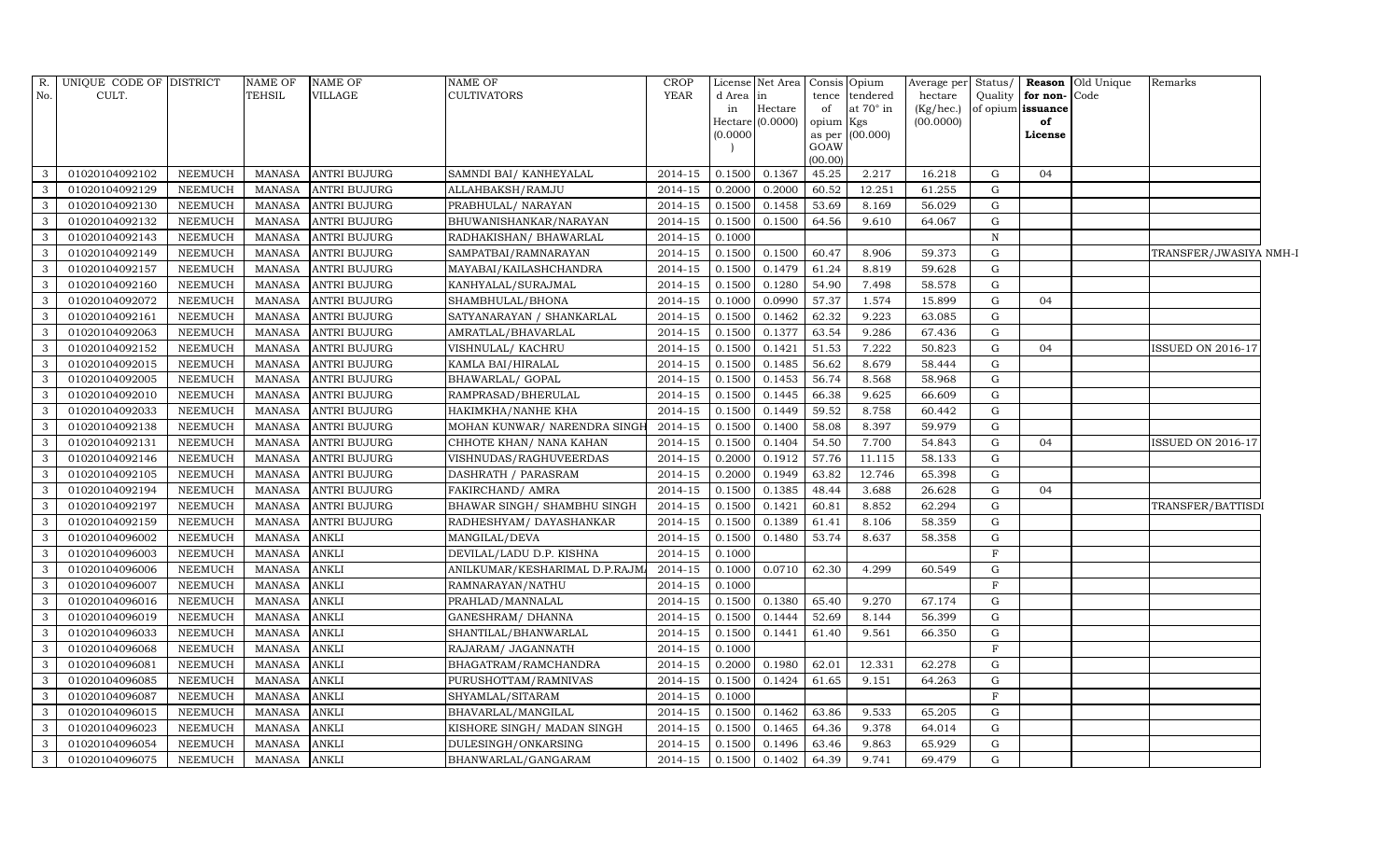| R. No. | UNIQUE CODE OF CULT. | DISTRICT | NAME OF TEHSIL | NAME OF VILLAGE | NAME OF CULTIVATORS | CROP YEAR | License d Area in Hectare (0.0000) | Net Area in Hectare (0.0000) | Consis tence of opium as per GOAW (00.00) | Opium tendered at 70° in Kgs (00.000) | Average per hectare (Kg/hec.) (00.0000) | Status/ Quality of opium | Reason for non-issuance of License | Old Unique Code | Remarks |
|---|---|---|---|---|---|---|---|---|---|---|---|---|---|---|---|
| 3 | 01020104092102 | NEEMUCH | MANASA | ANTRI BUJURG | SAMNDI BAI/ KANHEYALAL | 2014-15 | 0.1500 | 0.1367 | 45.25 | 2.217 | 16.218 | G | 04 | | |
| 3 | 01020104092129 | NEEMUCH | MANASA | ANTRI BUJURG | ALLAHBAKSH/RAMJU | 2014-15 | 0.2000 | 0.2000 | 60.52 | 12.251 | 61.255 | G | | | |
| 3 | 01020104092130 | NEEMUCH | MANASA | ANTRI BUJURG | PRABHULAL/ NARAYAN | 2014-15 | 0.1500 | 0.1458 | 53.69 | 8.169 | 56.029 | G | | | |
| 3 | 01020104092132 | NEEMUCH | MANASA | ANTRI BUJURG | BHUWANISHANKAR/NARAYAN | 2014-15 | 0.1500 | 0.1500 | 64.56 | 9.610 | 64.067 | G | | | |
| 3 | 01020104092143 | NEEMUCH | MANASA | ANTRI BUJURG | RADHAKISHAN/ BHAWARLAL | 2014-15 | 0.1000 | | | | | N | | | |
| 3 | 01020104092149 | NEEMUCH | MANASA | ANTRI BUJURG | SAMPATBAI/RAMNARAYAN | 2014-15 | 0.1500 | 0.1500 | 60.47 | 8.906 | 59.373 | G | | | TRANSFER/JWASIYA NMH-I |
| 3 | 01020104092157 | NEEMUCH | MANASA | ANTRI BUJURG | MAYABAI/KAILASHCHANDRA | 2014-15 | 0.1500 | 0.1479 | 61.24 | 8.819 | 59.628 | G | | | |
| 3 | 01020104092160 | NEEMUCH | MANASA | ANTRI BUJURG | KANHYALAL/SURAJMAL | 2014-15 | 0.1500 | 0.1280 | 54.90 | 7.498 | 58.578 | G | | | |
| 3 | 01020104092072 | NEEMUCH | MANASA | ANTRI BUJURG | SHAMBHULAL/BHONA | 2014-15 | 0.1000 | 0.0990 | 57.37 | 1.574 | 15.899 | G | 04 | | |
| 3 | 01020104092161 | NEEMUCH | MANASA | ANTRI BUJURG | SATYANARAYAN / SHANKARLAL | 2014-15 | 0.1500 | 0.1462 | 62.32 | 9.223 | 63.085 | G | | | |
| 3 | 01020104092063 | NEEMUCH | MANASA | ANTRI BUJURG | AMRATLAL/BHAVARLAL | 2014-15 | 0.1500 | 0.1377 | 63.54 | 9.286 | 67.436 | G | | | |
| 3 | 01020104092152 | NEEMUCH | MANASA | ANTRI BUJURG | VISHNULAL/ KACHRU | 2014-15 | 0.1500 | 0.1421 | 51.53 | 7.222 | 50.823 | G | 04 | | ISSUED ON 2016-17 |
| 3 | 01020104092015 | NEEMUCH | MANASA | ANTRI BUJURG | KAMLA BAI/HIRALAL | 2014-15 | 0.1500 | 0.1485 | 56.62 | 8.679 | 58.444 | G | | | |
| 3 | 01020104092005 | NEEMUCH | MANASA | ANTRI BUJURG | BHAWARLAL/ GOPAL | 2014-15 | 0.1500 | 0.1453 | 56.74 | 8.568 | 58.968 | G | | | |
| 3 | 01020104092010 | NEEMUCH | MANASA | ANTRI BUJURG | RAMPRASAD/BHERULAL | 2014-15 | 0.1500 | 0.1445 | 66.38 | 9.625 | 66.609 | G | | | |
| 3 | 01020104092033 | NEEMUCH | MANASA | ANTRI BUJURG | HAKIMKHA/NANHE KHA | 2014-15 | 0.1500 | 0.1449 | 59.52 | 8.758 | 60.442 | G | | | |
| 3 | 01020104092138 | NEEMUCH | MANASA | ANTRI BUJURG | MOHAN KUNWAR/ NARENDRA SINGH | 2014-15 | 0.1500 | 0.1400 | 58.08 | 8.397 | 59.979 | G | | | |
| 3 | 01020104092131 | NEEMUCH | MANASA | ANTRI BUJURG | CHHOTE KHAN/ NANA KAHAN | 2014-15 | 0.1500 | 0.1404 | 54.50 | 7.700 | 54.843 | G | 04 | | ISSUED ON 2016-17 |
| 3 | 01020104092146 | NEEMUCH | MANASA | ANTRI BUJURG | VISHNUDAS/RAGHUVEERDAS | 2014-15 | 0.2000 | 0.1912 | 57.76 | 11.115 | 58.133 | G | | | |
| 3 | 01020104092105 | NEEMUCH | MANASA | ANTRI BUJURG | DASHRATH / PARASRAM | 2014-15 | 0.2000 | 0.1949 | 63.82 | 12.746 | 65.398 | G | | | |
| 3 | 01020104092194 | NEEMUCH | MANASA | ANTRI BUJURG | FAKIRCHAND/ AMRA | 2014-15 | 0.1500 | 0.1385 | 48.44 | 3.688 | 26.628 | G | 04 | | |
| 3 | 01020104092197 | NEEMUCH | MANASA | ANTRI BUJURG | BHAWAR SINGH/ SHAMBHU SINGH | 2014-15 | 0.1500 | 0.1421 | 60.81 | 8.852 | 62.294 | G | | | TRANSFER/BATTISDI |
| 3 | 01020104092159 | NEEMUCH | MANASA | ANTRI BUJURG | RADHESHYAM/ DAYASHANKAR | 2014-15 | 0.1500 | 0.1389 | 61.41 | 8.106 | 58.359 | G | | | |
| 3 | 01020104096002 | NEEMUCH | MANASA | ANKLI | MANGILAL/DEVA | 2014-15 | 0.1500 | 0.1480 | 53.74 | 8.637 | 58.358 | G | | | |
| 3 | 01020104096003 | NEEMUCH | MANASA | ANKLI | DEVILAL/LADU D.P. KISHNA | 2014-15 | 0.1000 | | | | | F | | | |
| 3 | 01020104096006 | NEEMUCH | MANASA | ANKLI | ANILKUMAR/KESHARIMAL D.P.RAJMA | 2014-15 | 0.1000 | 0.0710 | 62.30 | 4.299 | 60.549 | G | | | |
| 3 | 01020104096007 | NEEMUCH | MANASA | ANKLI | RAMNARAYAN/NATHU | 2014-15 | 0.1000 | | | | | F | | | |
| 3 | 01020104096016 | NEEMUCH | MANASA | ANKLI | PRAHLAD/MANNALAL | 2014-15 | 0.1500 | 0.1380 | 65.40 | 9.270 | 67.174 | G | | | |
| 3 | 01020104096019 | NEEMUCH | MANASA | ANKLI | GANESHRAM/ DHANNA | 2014-15 | 0.1500 | 0.1444 | 52.69 | 8.144 | 56.399 | G | | | |
| 3 | 01020104096033 | NEEMUCH | MANASA | ANKLI | SHANTILAL/BHANWARLAL | 2014-15 | 0.1500 | 0.1441 | 61.40 | 9.561 | 66.350 | G | | | |
| 3 | 01020104096068 | NEEMUCH | MANASA | ANKLI | RAJARAM/ JAGANNATH | 2014-15 | 0.1000 | | | | | F | | | |
| 3 | 01020104096081 | NEEMUCH | MANASA | ANKLI | BHAGATRAM/RAMCHANDRA | 2014-15 | 0.2000 | 0.1980 | 62.01 | 12.331 | 62.278 | G | | | |
| 3 | 01020104096085 | NEEMUCH | MANASA | ANKLI | PURUSHOTTAM/RAMNIVAS | 2014-15 | 0.1500 | 0.1424 | 61.65 | 9.151 | 64.263 | G | | | |
| 3 | 01020104096087 | NEEMUCH | MANASA | ANKLI | SHYAMLAL/SITARAM | 2014-15 | 0.1000 | | | | | F | | | |
| 3 | 01020104096015 | NEEMUCH | MANASA | ANKLI | BHAVARLAL/MANGILAL | 2014-15 | 0.1500 | 0.1462 | 63.86 | 9.533 | 65.205 | G | | | |
| 3 | 01020104096023 | NEEMUCH | MANASA | ANKLI | KISHORE SINGH/ MADAN SINGH | 2014-15 | 0.1500 | 0.1465 | 64.36 | 9.378 | 64.014 | G | | | |
| 3 | 01020104096054 | NEEMUCH | MANASA | ANKLI | DULESINGH/ONKARSING | 2014-15 | 0.1500 | 0.1496 | 63.46 | 9.863 | 65.929 | G | | | |
| 3 | 01020104096075 | NEEMUCH | MANASA | ANKLI | BHANWARLAL/GANGARAM | 2014-15 | 0.1500 | 0.1402 | 64.39 | 9.741 | 69.479 | G | | | |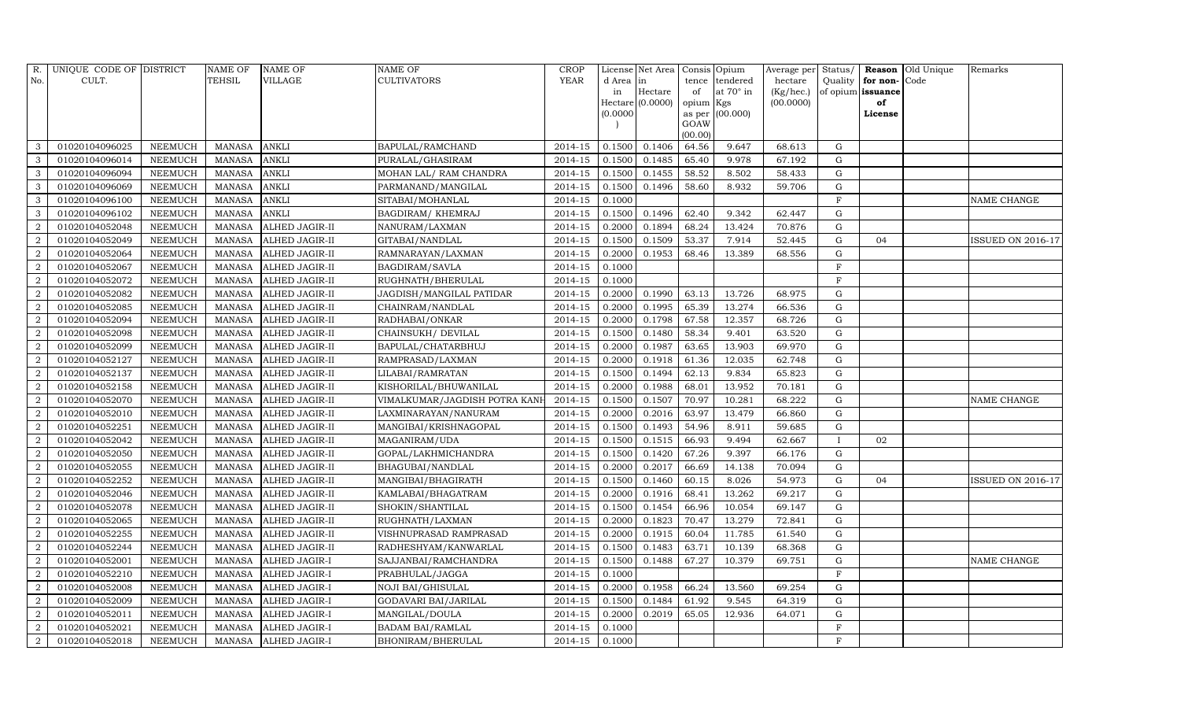| R. No. | UNIQUE CODE OF CULT. | DISTRICT | NAME OF TEHSIL | NAME OF VILLAGE | NAME OF CULTIVATORS | CROP YEAR | License d Area in Hectare (0.0000) | Net Area in Hectare (0.0000) | Consis tence of opium as per GOAW (00.00) | Opium tendered at 70° in Kgs (00.000) | Average per hectare (Kg/hec.) (00.0000) | Status/ Quality of opium | Reason for non-issuance of License | Old Unique Code | Remarks |
|---|---|---|---|---|---|---|---|---|---|---|---|---|---|---|---|
| 3 | 01020104096025 | NEEMUCH | MANASA | ANKLI | BAPULAL/RAMCHAND | 2014-15 | 0.1500 | 0.1406 | 64.56 | 9.647 | 68.613 | G | | | |
| 3 | 01020104096014 | NEEMUCH | MANASA | ANKLI | PURALAL/GHASIRAM | 2014-15 | 0.1500 | 0.1485 | 65.40 | 9.978 | 67.192 | G | | | |
| 3 | 01020104096094 | NEEMUCH | MANASA | ANKLI | MOHAN LAL/ RAM CHANDRA | 2014-15 | 0.1500 | 0.1455 | 58.52 | 8.502 | 58.433 | G | | | |
| 3 | 01020104096069 | NEEMUCH | MANASA | ANKLI | PARMANAND/MANGILAL | 2014-15 | 0.1500 | 0.1496 | 58.60 | 8.932 | 59.706 | G | | | |
| 3 | 01020104096100 | NEEMUCH | MANASA | ANKLI | SITABAI/MOHANLAL | 2014-15 | 0.1000 | | | | | F | | | NAME CHANGE |
| 3 | 01020104096102 | NEEMUCH | MANASA | ANKLI | BAGDIRAM/ KHEMRAJ | 2014-15 | 0.1500 | 0.1496 | 62.40 | 9.342 | 62.447 | G | | | |
| 2 | 01020104052048 | NEEMUCH | MANASA | ALHED JAGIR-II | NANURAM/LAXMAN | 2014-15 | 0.2000 | 0.1894 | 68.24 | 13.424 | 70.876 | G | | | |
| 2 | 01020104052049 | NEEMUCH | MANASA | ALHED JAGIR-II | GITABAI/NANDLAL | 2014-15 | 0.1500 | 0.1509 | 53.37 | 7.914 | 52.445 | G | 04 | | ISSUED ON 2016-17 |
| 2 | 01020104052064 | NEEMUCH | MANASA | ALHED JAGIR-II | RAMNARAYAN/LAXMAN | 2014-15 | 0.2000 | 0.1953 | 68.46 | 13.389 | 68.556 | G | | | |
| 2 | 01020104052067 | NEEMUCH | MANASA | ALHED JAGIR-II | BAGDIRAM/SAVLA | 2014-15 | 0.1000 | | | | | F | | | |
| 2 | 01020104052072 | NEEMUCH | MANASA | ALHED JAGIR-II | RUGHNATH/BHERULAL | 2014-15 | 0.1000 | | | | | F | | | |
| 2 | 01020104052082 | NEEMUCH | MANASA | ALHED JAGIR-II | JAGDISH/MANGILAL PATIDAR | 2014-15 | 0.2000 | 0.1990 | 63.13 | 13.726 | 68.975 | G | | | |
| 2 | 01020104052085 | NEEMUCH | MANASA | ALHED JAGIR-II | CHAINRAM/NANDLAL | 2014-15 | 0.2000 | 0.1995 | 65.39 | 13.274 | 66.536 | G | | | |
| 2 | 01020104052094 | NEEMUCH | MANASA | ALHED JAGIR-II | RADHABAI/ONKAR | 2014-15 | 0.2000 | 0.1798 | 67.58 | 12.357 | 68.726 | G | | | |
| 2 | 01020104052098 | NEEMUCH | MANASA | ALHED JAGIR-II | CHAINSUKH/ DEVILAL | 2014-15 | 0.1500 | 0.1480 | 58.34 | 9.401 | 63.520 | G | | | |
| 2 | 01020104052099 | NEEMUCH | MANASA | ALHED JAGIR-II | BAPULAL/CHATARBHUJ | 2014-15 | 0.2000 | 0.1987 | 63.65 | 13.903 | 69.970 | G | | | |
| 2 | 01020104052127 | NEEMUCH | MANASA | ALHED JAGIR-II | RAMPRASAD/LAXMAN | 2014-15 | 0.2000 | 0.1918 | 61.36 | 12.035 | 62.748 | G | | | |
| 2 | 01020104052137 | NEEMUCH | MANASA | ALHED JAGIR-II | LILABAI/RAMRATAN | 2014-15 | 0.1500 | 0.1494 | 62.13 | 9.834 | 65.823 | G | | | |
| 2 | 01020104052158 | NEEMUCH | MANASA | ALHED JAGIR-II | KISHORILAL/BHUWANILAL | 2014-15 | 0.2000 | 0.1988 | 68.01 | 13.952 | 70.181 | G | | | |
| 2 | 01020104052070 | NEEMUCH | MANASA | ALHED JAGIR-II | VIMALKUMAR/JAGDISH POTRA KANH | 2014-15 | 0.1500 | 0.1507 | 70.97 | 10.281 | 68.222 | G | | | NAME CHANGE |
| 2 | 01020104052010 | NEEMUCH | MANASA | ALHED JAGIR-II | LAXMINARAYAN/NANURAM | 2014-15 | 0.2000 | 0.2016 | 63.97 | 13.479 | 66.860 | G | | | |
| 2 | 01020104052251 | NEEMUCH | MANASA | ALHED JAGIR-II | MANGIBAI/KRISHNAGOPAL | 2014-15 | 0.1500 | 0.1493 | 54.96 | 8.911 | 59.685 | G | | | |
| 2 | 01020104052042 | NEEMUCH | MANASA | ALHED JAGIR-II | MAGANIRAM/UDA | 2014-15 | 0.1500 | 0.1515 | 66.93 | 9.494 | 62.667 | I | 02 | | |
| 2 | 01020104052050 | NEEMUCH | MANASA | ALHED JAGIR-II | GOPAL/LAKHMICHANDRA | 2014-15 | 0.1500 | 0.1420 | 67.26 | 9.397 | 66.176 | G | | | |
| 2 | 01020104052055 | NEEMUCH | MANASA | ALHED JAGIR-II | BHAGUBAI/NANDLAL | 2014-15 | 0.2000 | 0.2017 | 66.69 | 14.138 | 70.094 | G | | | |
| 2 | 01020104052252 | NEEMUCH | MANASA | ALHED JAGIR-II | MANGIBAI/BHAGIRATH | 2014-15 | 0.1500 | 0.1460 | 60.15 | 8.026 | 54.973 | G | 04 | | ISSUED ON 2016-17 |
| 2 | 01020104052046 | NEEMUCH | MANASA | ALHED JAGIR-II | KAMLABAI/BHAGATRAM | 2014-15 | 0.2000 | 0.1916 | 68.41 | 13.262 | 69.217 | G | | | |
| 2 | 01020104052078 | NEEMUCH | MANASA | ALHED JAGIR-II | SHOKIN/SHANTILAL | 2014-15 | 0.1500 | 0.1454 | 66.96 | 10.054 | 69.147 | G | | | |
| 2 | 01020104052065 | NEEMUCH | MANASA | ALHED JAGIR-II | RUGHNATH/LAXMAN | 2014-15 | 0.2000 | 0.1823 | 70.47 | 13.279 | 72.841 | G | | | |
| 2 | 01020104052255 | NEEMUCH | MANASA | ALHED JAGIR-II | VISHNUPRASAD RAMPRASAD | 2014-15 | 0.2000 | 0.1915 | 60.04 | 11.785 | 61.540 | G | | | |
| 2 | 01020104052244 | NEEMUCH | MANASA | ALHED JAGIR-II | RADHESHYAM/KANWARLAL | 2014-15 | 0.1500 | 0.1483 | 63.71 | 10.139 | 68.368 | G | | | |
| 2 | 01020104052001 | NEEMUCH | MANASA | ALHED JAGIR-I | SAJJANBAI/RAMCHANDRA | 2014-15 | 0.1500 | 0.1488 | 67.27 | 10.379 | 69.751 | G | | | NAME CHANGE |
| 2 | 01020104052210 | NEEMUCH | MANASA | ALHED JAGIR-I | PRABHULAL/JAGGA | 2014-15 | 0.1000 | | | | | F | | | |
| 2 | 01020104052008 | NEEMUCH | MANASA | ALHED JAGIR-I | NOJI BAI/GHISULAL | 2014-15 | 0.2000 | 0.1958 | 66.24 | 13.560 | 69.254 | G | | | |
| 2 | 01020104052009 | NEEMUCH | MANASA | ALHED JAGIR-I | GODAVARI BAI/JARILAL | 2014-15 | 0.1500 | 0.1484 | 61.92 | 9.545 | 64.319 | G | | | |
| 2 | 01020104052011 | NEEMUCH | MANASA | ALHED JAGIR-I | MANGILAL/DOULA | 2014-15 | 0.2000 | 0.2019 | 65.05 | 12.936 | 64.071 | G | | | |
| 2 | 01020104052021 | NEEMUCH | MANASA | ALHED JAGIR-I | BADAM BAI/RAMLAL | 2014-15 | 0.1000 | | | | | F | | | |
| 2 | 01020104052018 | NEEMUCH | MANASA | ALHED JAGIR-I | BHONIRAM/BHERULAL | 2014-15 | 0.1000 | | | | | F | | | |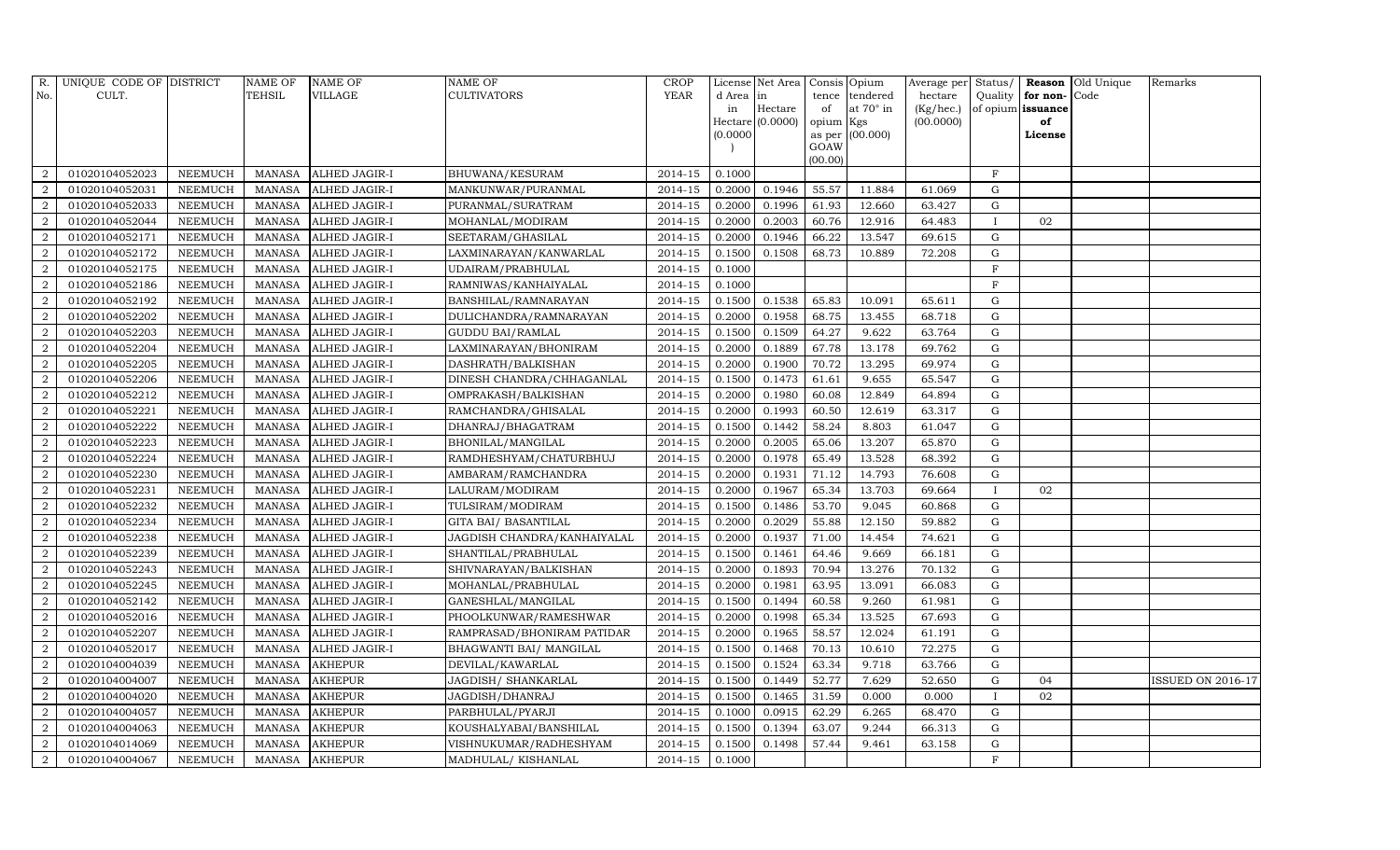| R. No. | UNIQUE CODE OF CULT. | DISTRICT | NAME OF TEHSIL | NAME OF VILLAGE | NAME OF CULTIVATORS | CROP YEAR | License d Area in Hectare (0.0000) | Net Area in Hectare (0.0000) | Consis tence of opium as per GOAW (00.00) | Opium tendered at 70° in Kgs (00.000) | Average per hectare (Kg/hec.) (00.0000) | Status/ Quality of opium | Reason for non-issuance of License | Old Unique Code | Remarks |
|---|---|---|---|---|---|---|---|---|---|---|---|---|---|---|---|
| 2 | 01020104052023 | NEEMUCH | MANASA | ALHED JAGIR-I | BHUWANA/KESURAM | 2014-15 | 0.1000 | | | | | F | | | |
| 2 | 01020104052031 | NEEMUCH | MANASA | ALHED JAGIR-I | MANKUNWAR/PURANMAL | 2014-15 | 0.2000 | 0.1946 | 55.57 | 11.884 | 61.069 | G | | | |
| 2 | 01020104052033 | NEEMUCH | MANASA | ALHED JAGIR-I | PURANMAL/SURATRAM | 2014-15 | 0.2000 | 0.1996 | 61.93 | 12.660 | 63.427 | G | | | |
| 2 | 01020104052044 | NEEMUCH | MANASA | ALHED JAGIR-I | MOHANLAL/MODIRAM | 2014-15 | 0.2000 | 0.2003 | 60.76 | 12.916 | 64.483 | I | 02 | | |
| 2 | 01020104052171 | NEEMUCH | MANASA | ALHED JAGIR-I | SEETARAM/GHASILAL | 2014-15 | 0.2000 | 0.1946 | 66.22 | 13.547 | 69.615 | G | | | |
| 2 | 01020104052172 | NEEMUCH | MANASA | ALHED JAGIR-I | LAXMINARAYAN/KANWARLAL | 2014-15 | 0.1500 | 0.1508 | 68.73 | 10.889 | 72.208 | G | | | |
| 2 | 01020104052175 | NEEMUCH | MANASA | ALHED JAGIR-I | UDAIRAM/PRABHULAL | 2014-15 | 0.1000 | | | | | F | | | |
| 2 | 01020104052186 | NEEMUCH | MANASA | ALHED JAGIR-I | RAMNIWAS/KANHAIYALAL | 2014-15 | 0.1000 | | | | | F | | | |
| 2 | 01020104052192 | NEEMUCH | MANASA | ALHED JAGIR-I | BANSHILAL/RAMNARAYAN | 2014-15 | 0.1500 | 0.1538 | 65.83 | 10.091 | 65.611 | G | | | |
| 2 | 01020104052202 | NEEMUCH | MANASA | ALHED JAGIR-I | DULICHANDRA/RAMNARAYAN | 2014-15 | 0.2000 | 0.1958 | 68.75 | 13.455 | 68.718 | G | | | |
| 2 | 01020104052203 | NEEMUCH | MANASA | ALHED JAGIR-I | GUDDU BAI/RAMLAL | 2014-15 | 0.1500 | 0.1509 | 64.27 | 9.622 | 63.764 | G | | | |
| 2 | 01020104052204 | NEEMUCH | MANASA | ALHED JAGIR-I | LAXMINARAYAN/BHONIRAM | 2014-15 | 0.2000 | 0.1889 | 67.78 | 13.178 | 69.762 | G | | | |
| 2 | 01020104052205 | NEEMUCH | MANASA | ALHED JAGIR-I | DASHRATH/BALKISHAN | 2014-15 | 0.2000 | 0.1900 | 70.72 | 13.295 | 69.974 | G | | | |
| 2 | 01020104052206 | NEEMUCH | MANASA | ALHED JAGIR-I | DINESH CHANDRA/CHHAGANLAL | 2014-15 | 0.1500 | 0.1473 | 61.61 | 9.655 | 65.547 | G | | | |
| 2 | 01020104052212 | NEEMUCH | MANASA | ALHED JAGIR-I | OMPRAKASH/BALKISHAN | 2014-15 | 0.2000 | 0.1980 | 60.08 | 12.849 | 64.894 | G | | | |
| 2 | 01020104052221 | NEEMUCH | MANASA | ALHED JAGIR-I | RAMCHANDRA/GHISALAL | 2014-15 | 0.2000 | 0.1993 | 60.50 | 12.619 | 63.317 | G | | | |
| 2 | 01020104052222 | NEEMUCH | MANASA | ALHED JAGIR-I | DHANRAJ/BHAGATRAM | 2014-15 | 0.1500 | 0.1442 | 58.24 | 8.803 | 61.047 | G | | | |
| 2 | 01020104052223 | NEEMUCH | MANASA | ALHED JAGIR-I | BHONILAL/MANGILAL | 2014-15 | 0.2000 | 0.2005 | 65.06 | 13.207 | 65.870 | G | | | |
| 2 | 01020104052224 | NEEMUCH | MANASA | ALHED JAGIR-I | RAMDHESHYAM/CHATURBHUJ | 2014-15 | 0.2000 | 0.1978 | 65.49 | 13.528 | 68.392 | G | | | |
| 2 | 01020104052230 | NEEMUCH | MANASA | ALHED JAGIR-I | AMBARAM/RAMCHANDRA | 2014-15 | 0.2000 | 0.1931 | 71.12 | 14.793 | 76.608 | G | | | |
| 2 | 01020104052231 | NEEMUCH | MANASA | ALHED JAGIR-I | LALURAM/MODIRAM | 2014-15 | 0.2000 | 0.1967 | 65.34 | 13.703 | 69.664 | I | 02 | | |
| 2 | 01020104052232 | NEEMUCH | MANASA | ALHED JAGIR-I | TULSIRAM/MODIRAM | 2014-15 | 0.1500 | 0.1486 | 53.70 | 9.045 | 60.868 | G | | | |
| 2 | 01020104052234 | NEEMUCH | MANASA | ALHED JAGIR-I | GITA BAI/ BASANTILAL | 2014-15 | 0.2000 | 0.2029 | 55.88 | 12.150 | 59.882 | G | | | |
| 2 | 01020104052238 | NEEMUCH | MANASA | ALHED JAGIR-I | JAGDISH CHANDRA/KANHAIYALAL | 2014-15 | 0.2000 | 0.1937 | 71.00 | 14.454 | 74.621 | G | | | |
| 2 | 01020104052239 | NEEMUCH | MANASA | ALHED JAGIR-I | SHANTILAL/PRABHULAL | 2014-15 | 0.1500 | 0.1461 | 64.46 | 9.669 | 66.181 | G | | | |
| 2 | 01020104052243 | NEEMUCH | MANASA | ALHED JAGIR-I | SHIVNARAYAN/BALKISHAN | 2014-15 | 0.2000 | 0.1893 | 70.94 | 13.276 | 70.132 | G | | | |
| 2 | 01020104052245 | NEEMUCH | MANASA | ALHED JAGIR-I | MOHANLAL/PRABHULAL | 2014-15 | 0.2000 | 0.1981 | 63.95 | 13.091 | 66.083 | G | | | |
| 2 | 01020104052142 | NEEMUCH | MANASA | ALHED JAGIR-I | GANESHLAL/MANGILAL | 2014-15 | 0.1500 | 0.1494 | 60.58 | 9.260 | 61.981 | G | | | |
| 2 | 01020104052016 | NEEMUCH | MANASA | ALHED JAGIR-I | PHOOLKUNWAR/RAMESHWAR | 2014-15 | 0.2000 | 0.1998 | 65.34 | 13.525 | 67.693 | G | | | |
| 2 | 01020104052207 | NEEMUCH | MANASA | ALHED JAGIR-I | RAMPRASAD/BHONIRAM PATIDAR | 2014-15 | 0.2000 | 0.1965 | 58.57 | 12.024 | 61.191 | G | | | |
| 2 | 01020104052017 | NEEMUCH | MANASA | ALHED JAGIR-I | BHAGWANTI BAI/ MANGILAL | 2014-15 | 0.1500 | 0.1468 | 70.13 | 10.610 | 72.275 | G | | | |
| 2 | 01020104004039 | NEEMUCH | MANASA | AKHEPUR | DEVILAL/KAWARLAL | 2014-15 | 0.1500 | 0.1524 | 63.34 | 9.718 | 63.766 | G | | | |
| 2 | 01020104004007 | NEEMUCH | MANASA | AKHEPUR | JAGDISH/ SHANKARLAL | 2014-15 | 0.1500 | 0.1449 | 52.77 | 7.629 | 52.650 | G | 04 | | ISSUED ON 2016-17 |
| 2 | 01020104004020 | NEEMUCH | MANASA | AKHEPUR | JAGDISH/DHANRAJ | 2014-15 | 0.1500 | 0.1465 | 31.59 | 0.000 | 0.000 | I | 02 | | |
| 2 | 01020104004057 | NEEMUCH | MANASA | AKHEPUR | PARBHULAL/PYARJI | 2014-15 | 0.1000 | 0.0915 | 62.29 | 6.265 | 68.470 | G | | | |
| 2 | 01020104004063 | NEEMUCH | MANASA | AKHEPUR | KOUSHALYABAI/BANSHILAL | 2014-15 | 0.1500 | 0.1394 | 63.07 | 9.244 | 66.313 | G | | | |
| 2 | 01020104014069 | NEEMUCH | MANASA | AKHEPUR | VISHNUKUMAR/RADHESHYAM | 2014-15 | 0.1500 | 0.1498 | 57.44 | 9.461 | 63.158 | G | | | |
| 2 | 01020104004067 | NEEMUCH | MANASA | AKHEPUR | MADHULAL/ KISHANLAL | 2014-15 | 0.1000 | | | | | F | | | |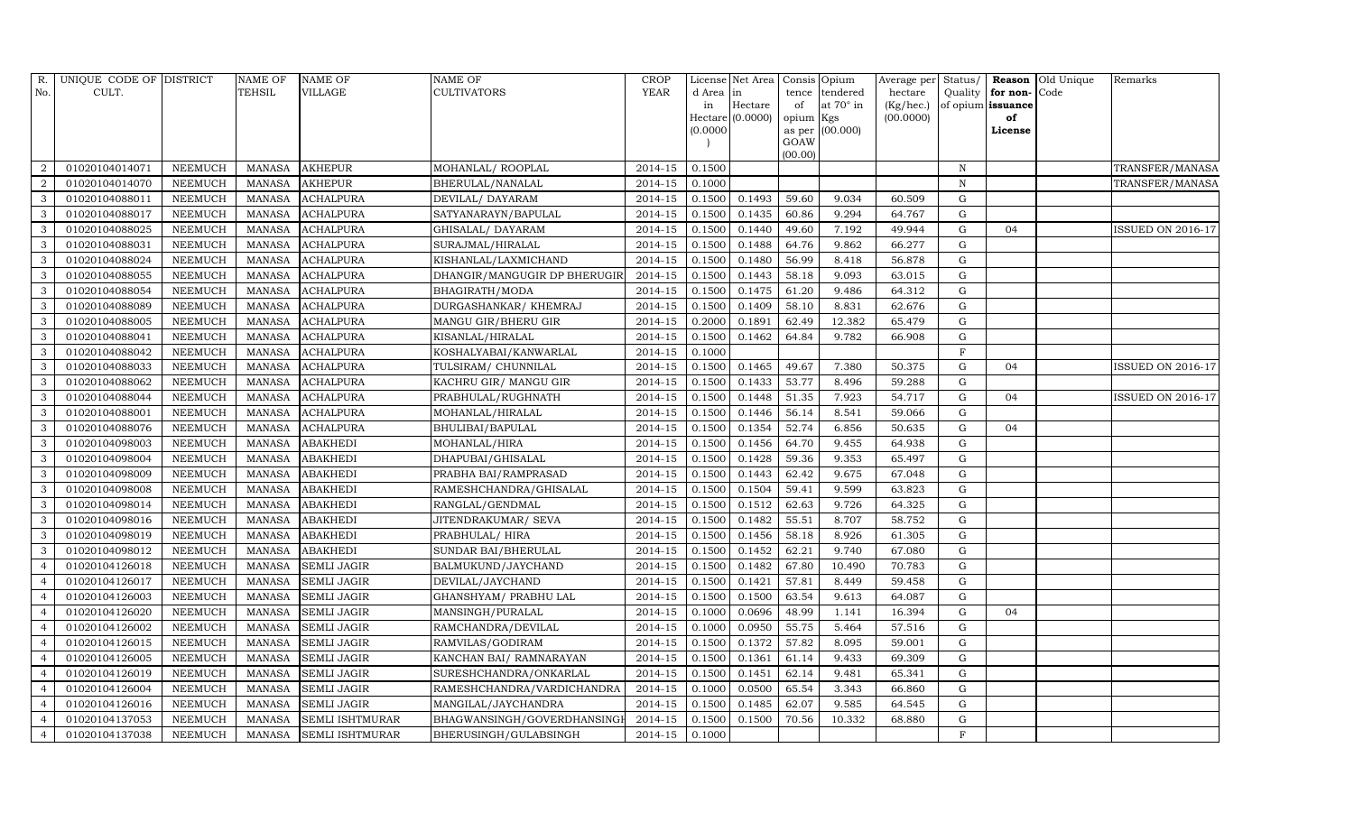| R. No. | UNIQUE CODE OF CULT. | DISTRICT | NAME OF TEHSIL | NAME OF VILLAGE | NAME OF CULTIVATORS | CROP YEAR | License d Area in Hectare (0.0000) | Net Area in Hectare (0.0000) | Consis tence of opium as per GOAW (00.00) | Opium tendered at 70° in Kgs (00.000) | Average per hectare (Kg/hec.) (00.0000) | Status/ Quality of opium | Reason for non- issuance of License | Old Unique Code | Remarks |
|---|---|---|---|---|---|---|---|---|---|---|---|---|---|---|---|
| 2 | 01020104014071 | NEEMUCH | MANASA | AKHEPUR | MOHANLAL/ ROOPLAL | 2014-15 | 0.1500 | | | | | N | | | TRANSFER/MANASA |
| 2 | 01020104014070 | NEEMUCH | MANASA | AKHEPUR | BHERULAL/NANALAL | 2014-15 | 0.1000 | | | | | N | | | TRANSFER/MANASA |
| 3 | 01020104088011 | NEEMUCH | MANASA | ACHALPURA | DEVILAL/ DAYARAM | 2014-15 | 0.1500 | 0.1493 | 59.60 | 9.034 | 60.509 | G | | | |
| 3 | 01020104088017 | NEEMUCH | MANASA | ACHALPURA | SATYANARAYN/BAPULAL | 2014-15 | 0.1500 | 0.1435 | 60.86 | 9.294 | 64.767 | G | | | |
| 3 | 01020104088025 | NEEMUCH | MANASA | ACHALPURA | GHISALAL/ DAYARAM | 2014-15 | 0.1500 | 0.1440 | 49.60 | 7.192 | 49.944 | G | 04 | | ISSUED ON 2016-17 |
| 3 | 01020104088031 | NEEMUCH | MANASA | ACHALPURA | SURAJMAL/HIRALAL | 2014-15 | 0.1500 | 0.1488 | 64.76 | 9.862 | 66.277 | G | | | |
| 3 | 01020104088024 | NEEMUCH | MANASA | ACHALPURA | KISHANLAL/LAXMICHAND | 2014-15 | 0.1500 | 0.1480 | 56.99 | 8.418 | 56.878 | G | | | |
| 3 | 01020104088055 | NEEMUCH | MANASA | ACHALPURA | DHANGIR/MANGUGIR DP BHERUGIR | 2014-15 | 0.1500 | 0.1443 | 58.18 | 9.093 | 63.015 | G | | | |
| 3 | 01020104088054 | NEEMUCH | MANASA | ACHALPURA | BHAGIRATH/MODA | 2014-15 | 0.1500 | 0.1475 | 61.20 | 9.486 | 64.312 | G | | | |
| 3 | 01020104088089 | NEEMUCH | MANASA | ACHALPURA | DURGASHANKAR/ KHEMRAJ | 2014-15 | 0.1500 | 0.1409 | 58.10 | 8.831 | 62.676 | G | | | |
| 3 | 01020104088005 | NEEMUCH | MANASA | ACHALPURA | MANGU GIR/BHERU GIR | 2014-15 | 0.2000 | 0.1891 | 62.49 | 12.382 | 65.479 | G | | | |
| 3 | 01020104088041 | NEEMUCH | MANASA | ACHALPURA | KISANLAL/HIRALAL | 2014-15 | 0.1500 | 0.1462 | 64.84 | 9.782 | 66.908 | G | | | |
| 3 | 01020104088042 | NEEMUCH | MANASA | ACHALPURA | KOSHALYABAI/KANWARLAL | 2014-15 | 0.1000 | | | | | F | | | |
| 3 | 01020104088033 | NEEMUCH | MANASA | ACHALPURA | TULSIRAM/ CHUNNILAL | 2014-15 | 0.1500 | 0.1465 | 49.67 | 7.380 | 50.375 | G | 04 | | ISSUED ON 2016-17 |
| 3 | 01020104088062 | NEEMUCH | MANASA | ACHALPURA | KACHRU GIR/ MANGU GIR | 2014-15 | 0.1500 | 0.1433 | 53.77 | 8.496 | 59.288 | G | | | |
| 3 | 01020104088044 | NEEMUCH | MANASA | ACHALPURA | PRABHULAL/RUGHNATH | 2014-15 | 0.1500 | 0.1448 | 51.35 | 7.923 | 54.717 | G | 04 | | ISSUED ON 2016-17 |
| 3 | 01020104088001 | NEEMUCH | MANASA | ACHALPURA | MOHANLAL/HIRALAL | 2014-15 | 0.1500 | 0.1446 | 56.14 | 8.541 | 59.066 | G | | | |
| 3 | 01020104088076 | NEEMUCH | MANASA | ACHALPURA | BHULIBAI/BAPULAL | 2014-15 | 0.1500 | 0.1354 | 52.74 | 6.856 | 50.635 | G | 04 | | |
| 3 | 01020104098003 | NEEMUCH | MANASA | ABAKHEDI | MOHANLAL/HIRA | 2014-15 | 0.1500 | 0.1456 | 64.70 | 9.455 | 64.938 | G | | | |
| 3 | 01020104098004 | NEEMUCH | MANASA | ABAKHEDI | DHAPUBAI/GHISALAL | 2014-15 | 0.1500 | 0.1428 | 59.36 | 9.353 | 65.497 | G | | | |
| 3 | 01020104098009 | NEEMUCH | MANASA | ABAKHEDI | PRABHA BAI/RAMPRASAD | 2014-15 | 0.1500 | 0.1443 | 62.42 | 9.675 | 67.048 | G | | | |
| 3 | 01020104098008 | NEEMUCH | MANASA | ABAKHEDI | RAMESHCHANDRA/GHISALAL | 2014-15 | 0.1500 | 0.1504 | 59.41 | 9.599 | 63.823 | G | | | |
| 3 | 01020104098014 | NEEMUCH | MANASA | ABAKHEDI | RANGLAL/GENDMAL | 2014-15 | 0.1500 | 0.1512 | 62.63 | 9.726 | 64.325 | G | | | |
| 3 | 01020104098016 | NEEMUCH | MANASA | ABAKHEDI | JITENDRAKUMAR/ SEVA | 2014-15 | 0.1500 | 0.1482 | 55.51 | 8.707 | 58.752 | G | | | |
| 3 | 01020104098019 | NEEMUCH | MANASA | ABAKHEDI | PRABHULAL/ HIRA | 2014-15 | 0.1500 | 0.1456 | 58.18 | 8.926 | 61.305 | G | | | |
| 3 | 01020104098012 | NEEMUCH | MANASA | ABAKHEDI | SUNDAR BAI/BHERULAL | 2014-15 | 0.1500 | 0.1452 | 62.21 | 9.740 | 67.080 | G | | | |
| 4 | 01020104126018 | NEEMUCH | MANASA | SEMLI JAGIR | BALMUKUND/JAYCHAND | 2014-15 | 0.1500 | 0.1482 | 67.80 | 10.490 | 70.783 | G | | | |
| 4 | 01020104126017 | NEEMUCH | MANASA | SEMLI JAGIR | DEVILAL/JAYCHAND | 2014-15 | 0.1500 | 0.1421 | 57.81 | 8.449 | 59.458 | G | | | |
| 4 | 01020104126003 | NEEMUCH | MANASA | SEMLI JAGIR | GHANSHYAM/ PRABHU LAL | 2014-15 | 0.1500 | 0.1500 | 63.54 | 9.613 | 64.087 | G | | | |
| 4 | 01020104126020 | NEEMUCH | MANASA | SEMLI JAGIR | MANSINGH/PURALAL | 2014-15 | 0.1000 | 0.0696 | 48.99 | 1.141 | 16.394 | G | 04 | | |
| 4 | 01020104126002 | NEEMUCH | MANASA | SEMLI JAGIR | RAMCHANDRA/DEVILAL | 2014-15 | 0.1000 | 0.0950 | 55.75 | 5.464 | 57.516 | G | | | |
| 4 | 01020104126015 | NEEMUCH | MANASA | SEMLI JAGIR | RAMVILAS/GODIRAM | 2014-15 | 0.1500 | 0.1372 | 57.82 | 8.095 | 59.001 | G | | | |
| 4 | 01020104126005 | NEEMUCH | MANASA | SEMLI JAGIR | KANCHAN BAI/ RAMNARAYAN | 2014-15 | 0.1500 | 0.1361 | 61.14 | 9.433 | 69.309 | G | | | |
| 4 | 01020104126019 | NEEMUCH | MANASA | SEMLI JAGIR | SURESHCHANDRA/ONKARLAL | 2014-15 | 0.1500 | 0.1451 | 62.14 | 9.481 | 65.341 | G | | | |
| 4 | 01020104126004 | NEEMUCH | MANASA | SEMLI JAGIR | RAMESHCHANDRA/VARDICHANDRA | 2014-15 | 0.1000 | 0.0500 | 65.54 | 3.343 | 66.860 | G | | | |
| 4 | 01020104126016 | NEEMUCH | MANASA | SEMLI JAGIR | MANGILAL/JAYCHANDRA | 2014-15 | 0.1500 | 0.1485 | 62.07 | 9.585 | 64.545 | G | | | |
| 4 | 01020104137053 | NEEMUCH | MANASA | SEMLI ISHTMURAR | BHAGWANSINGH/GOVERDHANSINGH | 2014-15 | 0.1500 | 0.1500 | 70.56 | 10.332 | 68.880 | G | | | |
| 4 | 01020104137038 | NEEMUCH | MANASA | SEMLI ISHTMURAR | BHERUSINGH/GULABSINGH | 2014-15 | 0.1000 | | | | | F | | | |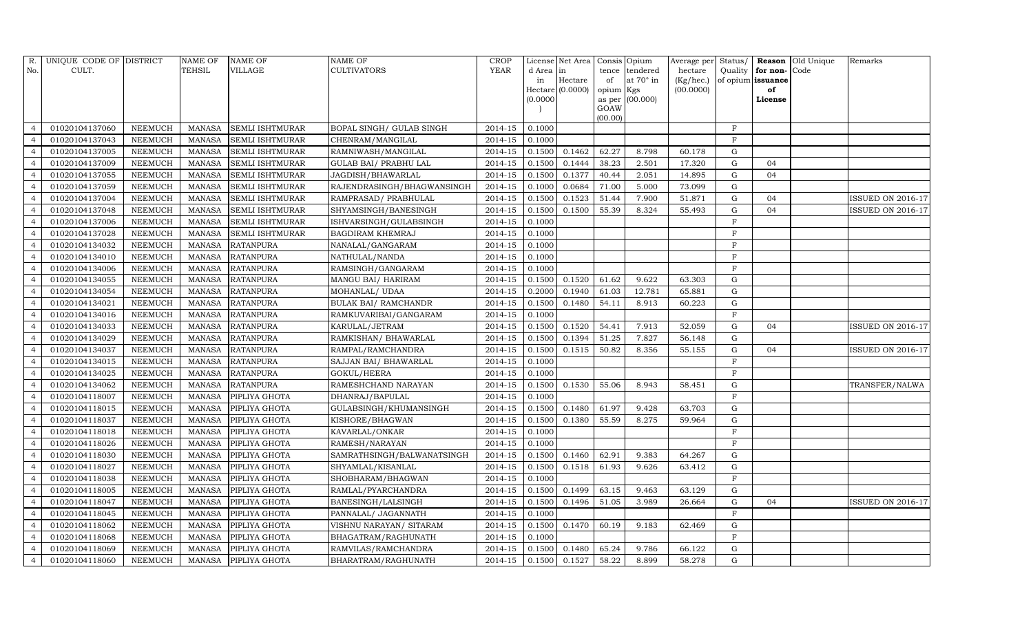| R. No. | UNIQUE CODE OF CULT. | DISTRICT | NAME OF TEHSIL | NAME OF VILLAGE | NAME OF CULTIVATORS | CROP YEAR | License d Area in Hectare (0.0000) | Net Area in Hectare (0.0000) | Consis tence of opium as per GOAW (00.00) | Opium tendered at 70° in Kgs (00.000) | Average per hectare (Kg/hec.) (00.0000) | Status/ Quality of opium | Reason for non-issuance of License | Old Unique Code | Remarks |
|---|---|---|---|---|---|---|---|---|---|---|---|---|---|---|---|
| 4 | 01020104137060 | NEEMUCH | MANASA | SEMLI ISHTMURAR | BOPAL SINGH/ GULAB SINGH | 2014-15 | 0.1000 | | | | | F | | | |
| 4 | 01020104137043 | NEEMUCH | MANASA | SEMLI ISHTMURAR | CHENRAM/MANGILAL | 2014-15 | 0.1000 | | | | | F | | | |
| 4 | 01020104137005 | NEEMUCH | MANASA | SEMLI ISHTMURAR | RAMNIWASH/MANGILAL | 2014-15 | 0.1500 | 0.1462 | 62.27 | 8.798 | 60.178 | G | | | |
| 4 | 01020104137009 | NEEMUCH | MANASA | SEMLI ISHTMURAR | GULAB BAI/ PRABHU LAL | 2014-15 | 0.1500 | 0.1444 | 38.23 | 2.501 | 17.320 | G | 04 | | |
| 4 | 01020104137055 | NEEMUCH | MANASA | SEMLI ISHTMURAR | JAGDISH/BHAWARLAL | 2014-15 | 0.1500 | 0.1377 | 40.44 | 2.051 | 14.895 | G | 04 | | |
| 4 | 01020104137059 | NEEMUCH | MANASA | SEMLI ISHTMURAR | RAJENDRASINGH/BHAGWANSINGH | 2014-15 | 0.1000 | 0.0684 | 71.00 | 5.000 | 73.099 | G | | | |
| 4 | 01020104137004 | NEEMUCH | MANASA | SEMLI ISHTMURAR | RAMPRASAD/ PRABHULAL | 2014-15 | 0.1500 | 0.1523 | 51.44 | 7.900 | 51.871 | G | 04 | | ISSUED ON 2016-17 |
| 4 | 01020104137048 | NEEMUCH | MANASA | SEMLI ISHTMURAR | SHYAMSINGH/BANESINGH | 2014-15 | 0.1500 | 0.1500 | 55.39 | 8.324 | 55.493 | G | 04 | | ISSUED ON 2016-17 |
| 4 | 01020104137006 | NEEMUCH | MANASA | SEMLI ISHTMURAR | ISHVARSINGH/GULABSINGH | 2014-15 | 0.1000 | | | | | F | | | |
| 4 | 01020104137028 | NEEMUCH | MANASA | SEMLI ISHTMURAR | BAGDIRAM KHEMRAJ | 2014-15 | 0.1000 | | | | | F | | | |
| 4 | 01020104134032 | NEEMUCH | MANASA | RATANPURA | NANALAL/GANGARAM | 2014-15 | 0.1000 | | | | | F | | | |
| 4 | 01020104134010 | NEEMUCH | MANASA | RATANPURA | NATHULAL/NANDA | 2014-15 | 0.1000 | | | | | F | | | |
| 4 | 01020104134006 | NEEMUCH | MANASA | RATANPURA | RAMSINGH/GANGARAM | 2014-15 | 0.1000 | | | | | F | | | |
| 4 | 01020104134055 | NEEMUCH | MANASA | RATANPURA | MANGU BAI/ HARIRAM | 2014-15 | 0.1500 | 0.1520 | 61.62 | 9.622 | 63.303 | G | | | |
| 4 | 01020104134054 | NEEMUCH | MANASA | RATANPURA | MOHANLAL/ UDAA | 2014-15 | 0.2000 | 0.1940 | 61.03 | 12.781 | 65.881 | G | | | |
| 4 | 01020104134021 | NEEMUCH | MANASA | RATANPURA | BULAK BAI/ RAMCHANDR | 2014-15 | 0.1500 | 0.1480 | 54.11 | 8.913 | 60.223 | G | | | |
| 4 | 01020104134016 | NEEMUCH | MANASA | RATANPURA | RAMKUVARIBAI/GANGARAM | 2014-15 | 0.1000 | | | | | F | | | |
| 4 | 01020104134033 | NEEMUCH | MANASA | RATANPURA | KARULAL/JETRAM | 2014-15 | 0.1500 | 0.1520 | 54.41 | 7.913 | 52.059 | G | 04 | | ISSUED ON 2016-17 |
| 4 | 01020104134029 | NEEMUCH | MANASA | RATANPURA | RAMKISHAN/ BHAWARLAL | 2014-15 | 0.1500 | 0.1394 | 51.25 | 7.827 | 56.148 | G | | | |
| 4 | 01020104134037 | NEEMUCH | MANASA | RATANPURA | RAMPAL/RAMCHANDRA | 2014-15 | 0.1500 | 0.1515 | 50.82 | 8.356 | 55.155 | G | 04 | | ISSUED ON 2016-17 |
| 4 | 01020104134015 | NEEMUCH | MANASA | RATANPURA | SAJJAN BAI/ BHAWARLAL | 2014-15 | 0.1000 | | | | | F | | | |
| 4 | 01020104134025 | NEEMUCH | MANASA | RATANPURA | GOKUL/HEERA | 2014-15 | 0.1000 | | | | | F | | | |
| 4 | 01020104134062 | NEEMUCH | MANASA | RATANPURA | RAMESHCHAND NARAYAN | 2014-15 | 0.1500 | 0.1530 | 55.06 | 8.943 | 58.451 | G | | | TRANSFER/NALWA |
| 4 | 01020104118007 | NEEMUCH | MANASA | PIPLIYA GHOTA | DHANRAJ/BAPULAL | 2014-15 | 0.1000 | | | | | F | | | |
| 4 | 01020104118015 | NEEMUCH | MANASA | PIPLIYA GHOTA | GULABSINGH/KHUMANSINGH | 2014-15 | 0.1500 | 0.1480 | 61.97 | 9.428 | 63.703 | G | | | |
| 4 | 01020104118037 | NEEMUCH | MANASA | PIPLIYA GHOTA | KISHORE/BHAGWAN | 2014-15 | 0.1500 | 0.1380 | 55.59 | 8.275 | 59.964 | G | | | |
| 4 | 01020104118018 | NEEMUCH | MANASA | PIPLIYA GHOTA | KAVARLAL/ONKAR | 2014-15 | 0.1000 | | | | | F | | | |
| 4 | 01020104118026 | NEEMUCH | MANASA | PIPLIYA GHOTA | RAMESH/NARAYAN | 2014-15 | 0.1000 | | | | | F | | | |
| 4 | 01020104118030 | NEEMUCH | MANASA | PIPLIYA GHOTA | SAMRATHSINGH/BALWANATSINGH | 2014-15 | 0.1500 | 0.1460 | 62.91 | 9.383 | 64.267 | G | | | |
| 4 | 01020104118027 | NEEMUCH | MANASA | PIPLIYA GHOTA | SHYAMLAL/KISANLAL | 2014-15 | 0.1500 | 0.1518 | 61.93 | 9.626 | 63.412 | G | | | |
| 4 | 01020104118038 | NEEMUCH | MANASA | PIPLIYA GHOTA | SHOBHARAM/BHAGWAN | 2014-15 | 0.1000 | | | | | F | | | |
| 4 | 01020104118005 | NEEMUCH | MANASA | PIPLIYA GHOTA | RAMLAL/PYARCHANDRA | 2014-15 | 0.1500 | 0.1499 | 63.15 | 9.463 | 63.129 | G | | | |
| 4 | 01020104118047 | NEEMUCH | MANASA | PIPLIYA GHOTA | BANESINGH/LALSINGH | 2014-15 | 0.1500 | 0.1496 | 51.05 | 3.989 | 26.664 | G | 04 | | ISSUED ON 2016-17 |
| 4 | 01020104118045 | NEEMUCH | MANASA | PIPLIYA GHOTA | PANNALAL/ JAGANNATH | 2014-15 | 0.1000 | | | | | F | | | |
| 4 | 01020104118062 | NEEMUCH | MANASA | PIPLIYA GHOTA | VISHNU NARAYAN/ SITARAM | 2014-15 | 0.1500 | 0.1470 | 60.19 | 9.183 | 62.469 | G | | | |
| 4 | 01020104118068 | NEEMUCH | MANASA | PIPLIYA GHOTA | BHAGATRAM/RAGHUNATH | 2014-15 | 0.1000 | | | | | F | | | |
| 4 | 01020104118069 | NEEMUCH | MANASA | PIPLIYA GHOTA | RAMVILAS/RAMCHANDRA | 2014-15 | 0.1500 | 0.1480 | 65.24 | 9.786 | 66.122 | G | | | |
| 4 | 01020104118060 | NEEMUCH | MANASA | PIPLIYA GHOTA | BHARATRAM/RAGHUNATH | 2014-15 | 0.1500 | 0.1527 | 58.22 | 8.899 | 58.278 | G | | | |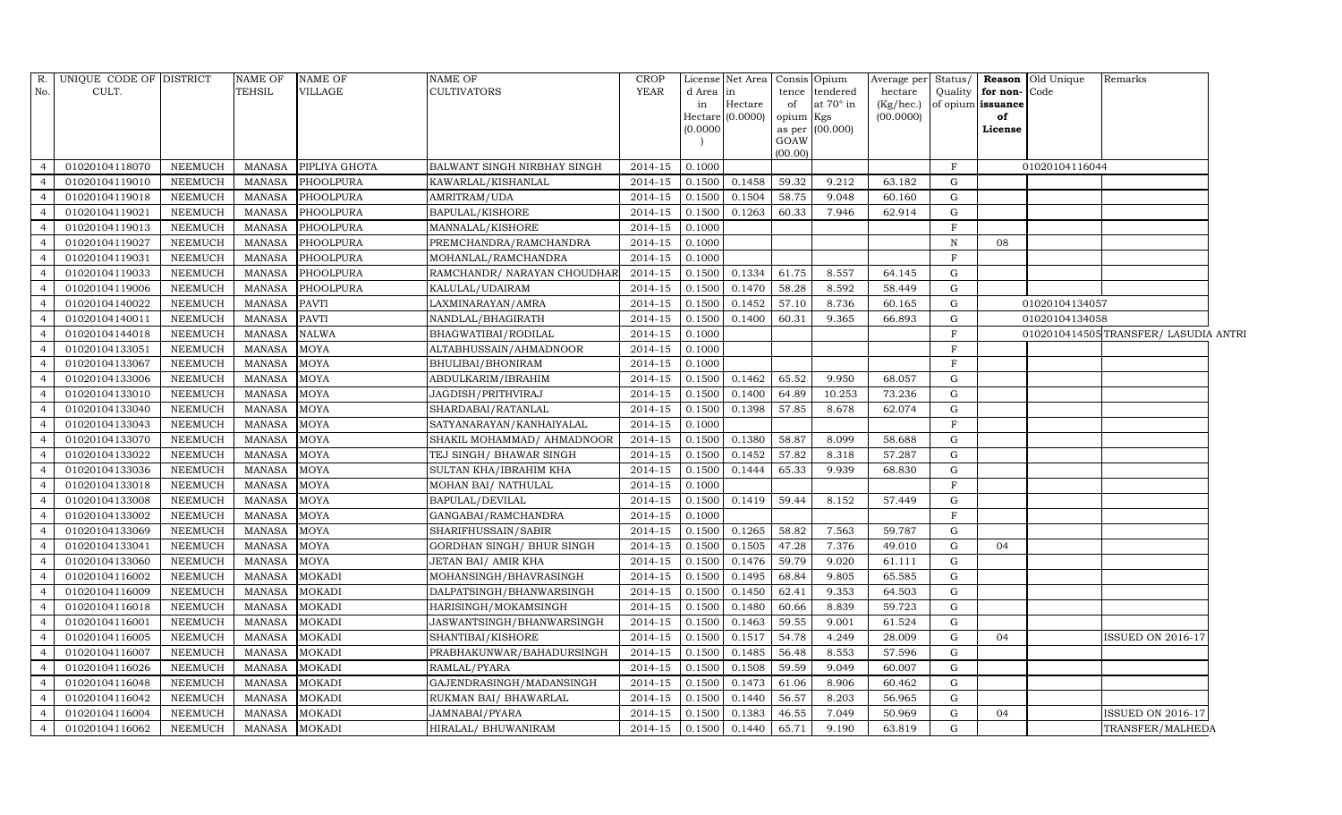| R. No. | UNIQUE CODE OF CULT. | DISTRICT | NAME OF TEHSIL | NAME OF VILLAGE | NAME OF CULTIVATORS | CROP YEAR | License d Area in Hectare (0.0000) | Net Area in Hectare (0.0000) | Consis tence of opium as per GOAW (00.00) | Opium tendered at 70° in Kgs (00.000) | Average per hectare (Kg/hec.) (00.0000) | Status/ Quality of opium | Reason for non-issuance of License | Old Unique Code | Remarks |
|---|---|---|---|---|---|---|---|---|---|---|---|---|---|---|---|
| 4 | 01020104118070 | NEEMUCH | MANASA | PIPLIYA GHOTA | BALWANT SINGH NIRBHAY SINGH | 2014-15 | 0.1000 | | | | | F | | 01020104116044 | |
| 4 | 01020104119010 | NEEMUCH | MANASA | PHOOLPURA | KAWARLAL/KISHANLAL | 2014-15 | 0.1500 | 0.1458 | 59.32 | 9.212 | 63.182 | G | | | |
| 4 | 01020104119018 | NEEMUCH | MANASA | PHOOLPURA | AMRITRAM/UDA | 2014-15 | 0.1500 | 0.1504 | 58.75 | 9.048 | 60.160 | G | | | |
| 4 | 01020104119021 | NEEMUCH | MANASA | PHOOLPURA | BAPULAL/KISHORE | 2014-15 | 0.1500 | 0.1263 | 60.33 | 7.946 | 62.914 | G | | | |
| 4 | 01020104119013 | NEEMUCH | MANASA | PHOOLPURA | MANNALAL/KISHORE | 2014-15 | 0.1000 | | | | | F | | | |
| 4 | 01020104119027 | NEEMUCH | MANASA | PHOOLPURA | PREMCHANDRA/RAMCHANDRA | 2014-15 | 0.1000 | | | | | N | 08 | | |
| 4 | 01020104119031 | NEEMUCH | MANASA | PHOOLPURA | MOHANLAL/RAMCHANDRA | 2014-15 | 0.1000 | | | | | F | | | |
| 4 | 01020104119033 | NEEMUCH | MANASA | PHOOLPURA | RAMCHANDR/ NARAYAN CHOUDHAR | 2014-15 | 0.1500 | 0.1334 | 61.75 | 8.557 | 64.145 | G | | | |
| 4 | 01020104119006 | NEEMUCH | MANASA | PHOOLPURA | KALULAL/UDAIRAM | 2014-15 | 0.1500 | 0.1470 | 58.28 | 8.592 | 58.449 | G | | | |
| 4 | 01020104140022 | NEEMUCH | MANASA | PAVTI | LAXMINARAYAN/AMRA | 2014-15 | 0.1500 | 0.1452 | 57.10 | 8.736 | 60.165 | G | | 01020104134057 | |
| 4 | 01020104140011 | NEEMUCH | MANASA | PAVTI | NANDLAL/BHAGIRATH | 2014-15 | 0.1500 | 0.1400 | 60.31 | 9.365 | 66.893 | G | | 01020104134058 | |
| 4 | 01020104144018 | NEEMUCH | MANASA | NALWA | BHAGWATIBAI/RODILAL | 2014-15 | 0.1000 | | | | | F | | 01020104145056 | TRANSFER/ LASUDIA ANTRI |
| 4 | 01020104133051 | NEEMUCH | MANASA | MOYA | ALTABHUSSAIN/AHMADNOOR | 2014-15 | 0.1000 | | | | | F | | | |
| 4 | 01020104133067 | NEEMUCH | MANASA | MOYA | BHULIBAI/BHONIRAM | 2014-15 | 0.1000 | | | | | F | | | |
| 4 | 01020104133006 | NEEMUCH | MANASA | MOYA | ABDULKARIM/IBRAHIM | 2014-15 | 0.1500 | 0.1462 | 65.52 | 9.950 | 68.057 | G | | | |
| 4 | 01020104133010 | NEEMUCH | MANASA | MOYA | JAGDISH/PRITHVIRAJ | 2014-15 | 0.1500 | 0.1400 | 64.89 | 10.253 | 73.236 | G | | | |
| 4 | 01020104133040 | NEEMUCH | MANASA | MOYA | SHARDABAI/RATANLAL | 2014-15 | 0.1500 | 0.1398 | 57.85 | 8.678 | 62.074 | G | | | |
| 4 | 01020104133043 | NEEMUCH | MANASA | MOYA | SATYANARAYAN/KANHAIYALAL | 2014-15 | 0.1000 | | | | | F | | | |
| 4 | 01020104133070 | NEEMUCH | MANASA | MOYA | SHAKIL MOHAMMAD/ AHMADNOOR | 2014-15 | 0.1500 | 0.1380 | 58.87 | 8.099 | 58.688 | G | | | |
| 4 | 01020104133022 | NEEMUCH | MANASA | MOYA | TEJ SINGH/ BHAWAR SINGH | 2014-15 | 0.1500 | 0.1452 | 57.82 | 8.318 | 57.287 | G | | | |
| 4 | 01020104133036 | NEEMUCH | MANASA | MOYA | SULTAN KHA/IBRAHIM KHA | 2014-15 | 0.1500 | 0.1444 | 65.33 | 9.939 | 68.830 | G | | | |
| 4 | 01020104133018 | NEEMUCH | MANASA | MOYA | MOHAN BAI/ NATHULAL | 2014-15 | 0.1000 | | | | | F | | | |
| 4 | 01020104133008 | NEEMUCH | MANASA | MOYA | BAPULAL/DEVILAL | 2014-15 | 0.1500 | 0.1419 | 59.44 | 8.152 | 57.449 | G | | | |
| 4 | 01020104133002 | NEEMUCH | MANASA | MOYA | GANGABAI/RAMCHANDRA | 2014-15 | 0.1000 | | | | | F | | | |
| 4 | 01020104133069 | NEEMUCH | MANASA | MOYA | SHARIFHUSSAIN/SABIR | 2014-15 | 0.1500 | 0.1265 | 58.82 | 7.563 | 59.787 | G | | | |
| 4 | 01020104133041 | NEEMUCH | MANASA | MOYA | GORDHAN SINGH/ BHUR SINGH | 2014-15 | 0.1500 | 0.1505 | 47.28 | 7.376 | 49.010 | G | 04 | | |
| 4 | 01020104133060 | NEEMUCH | MANASA | MOYA | JETAN BAI/ AMIR KHA | 2014-15 | 0.1500 | 0.1476 | 59.79 | 9.020 | 61.111 | G | | | |
| 4 | 01020104116002 | NEEMUCH | MANASA | MOKADI | MOHANSINGH/BHAVRASINGH | 2014-15 | 0.1500 | 0.1495 | 68.84 | 9.805 | 65.585 | G | | | |
| 4 | 01020104116009 | NEEMUCH | MANASA | MOKADI | DALPATSINGH/BHANWARSINGH | 2014-15 | 0.1500 | 0.1450 | 62.41 | 9.353 | 64.503 | G | | | |
| 4 | 01020104116018 | NEEMUCH | MANASA | MOKADI | HARISINGH/MOKAMSINGH | 2014-15 | 0.1500 | 0.1480 | 60.66 | 8.839 | 59.723 | G | | | |
| 4 | 01020104116001 | NEEMUCH | MANASA | MOKADI | JASWANTSINGH/BHANWARSINGH | 2014-15 | 0.1500 | 0.1463 | 59.55 | 9.001 | 61.524 | G | | | |
| 4 | 01020104116005 | NEEMUCH | MANASA | MOKADI | SHANTIBAI/KISHORE | 2014-15 | 0.1500 | 0.1517 | 54.78 | 4.249 | 28.009 | G | 04 | | ISSUED ON 2016-17 |
| 4 | 01020104116007 | NEEMUCH | MANASA | MOKADI | PRABHAKUNWAR/BAHADURSINGH | 2014-15 | 0.1500 | 0.1485 | 56.48 | 8.553 | 57.596 | G | | | |
| 4 | 01020104116026 | NEEMUCH | MANASA | MOKADI | RAMLAL/PYARA | 2014-15 | 0.1500 | 0.1508 | 59.59 | 9.049 | 60.007 | G | | | |
| 4 | 01020104116048 | NEEMUCH | MANASA | MOKADI | GAJENDRASINGH/MADANSINGH | 2014-15 | 0.1500 | 0.1473 | 61.06 | 8.906 | 60.462 | G | | | |
| 4 | 01020104116042 | NEEMUCH | MANASA | MOKADI | RUKMAN BAI/ BHAWARLAL | 2014-15 | 0.1500 | 0.1440 | 56.57 | 8.203 | 56.965 | G | | | |
| 4 | 01020104116004 | NEEMUCH | MANASA | MOKADI | JAMNABAI/PYARA | 2014-15 | 0.1500 | 0.1383 | 46.55 | 7.049 | 50.969 | G | 04 | | ISSUED ON 2016-17 |
| 4 | 01020104116062 | NEEMUCH | MANASA | MOKADI | HIRALAL/ BHUWANIRAM | 2014-15 | 0.1500 | 0.1440 | 65.71 | 9.190 | 63.819 | G | | | TRANSFER/MALHEDA |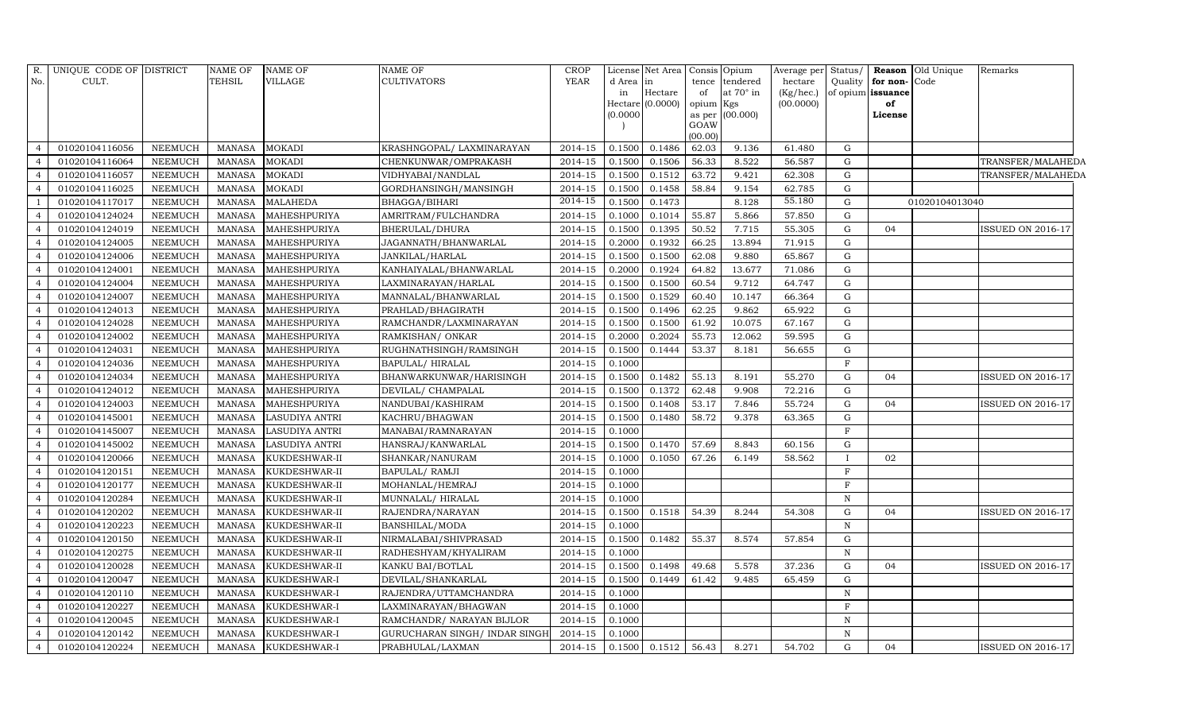| R. No. | UNIQUE CODE OF CULT. | DISTRICT | NAME OF TEHSIL | NAME OF VILLAGE | NAME OF CULTIVATORS | CROP YEAR | License d Area in Hectare (0.0000) | Net Area in Hectare (0.0000) | Consis tence of opium as per GOAW (00.00) | Opium tendered at 70° in Kgs (00.000) | Average per hectare (Kg/hec.) (00.0000) | Status/ Quality of opium | Reason for non-issuance of License | Old Unique Code | Remarks |
|---|---|---|---|---|---|---|---|---|---|---|---|---|---|---|---|
| 4 | 01020104116056 | NEEMUCH | MANASA | MOKADI | KRASHNGOPAL/ LAXMINARAYAN | 2014-15 | 0.1500 | 0.1486 | 62.03 | 9.136 | 61.480 | G | | | |
| 4 | 01020104116064 | NEEMUCH | MANASA | MOKADI | CHENKUNWAR/OMPRAKASH | 2014-15 | 0.1500 | 0.1506 | 56.33 | 8.522 | 56.587 | G | | | TRANSFER/MALAHEDA |
| 4 | 01020104116057 | NEEMUCH | MANASA | MOKADI | VIDHYABAI/NANDLAL | 2014-15 | 0.1500 | 0.1512 | 63.72 | 9.421 | 62.308 | G | | | TRANSFER/MALAHEDA |
| 4 | 01020104116025 | NEEMUCH | MANASA | MOKADI | GORDHANSINGH/MANSINGH | 2014-15 | 0.1500 | 0.1458 | 58.84 | 9.154 | 62.785 | G | | | |
| 1 | 01020104117017 | NEEMUCH | MANASA | MALAHEDA | BHAGGA/BIHARI | 2014-15 | 0.1500 | 0.1473 | | 8.128 | 55.180 | G | | 01020104013040 | |
| 4 | 01020104124024 | NEEMUCH | MANASA | MAHESHPURIYA | AMRITRAM/FULCHANDRA | 2014-15 | 0.1000 | 0.1014 | 55.87 | 5.866 | 57.850 | G | | | |
| 4 | 01020104124019 | NEEMUCH | MANASA | MAHESHPURIYA | BHERULAL/DHURA | 2014-15 | 0.1500 | 0.1395 | 50.52 | 7.715 | 55.305 | G | 04 | | ISSUED ON 2016-17 |
| 4 | 01020104124005 | NEEMUCH | MANASA | MAHESHPURIYA | JAGANNATH/BHANWARLAL | 2014-15 | 0.2000 | 0.1932 | 66.25 | 13.894 | 71.915 | G | | | |
| 4 | 01020104124006 | NEEMUCH | MANASA | MAHESHPURIYA | JANKILAL/HARLAL | 2014-15 | 0.1500 | 0.1500 | 62.08 | 9.880 | 65.867 | G | | | |
| 4 | 01020104124001 | NEEMUCH | MANASA | MAHESHPURIYA | KANHAIYALAL/BHANWARLAL | 2014-15 | 0.2000 | 0.1924 | 64.82 | 13.677 | 71.086 | G | | | |
| 4 | 01020104124004 | NEEMUCH | MANASA | MAHESHPURIYA | LAXMINARAYAN/HARLAL | 2014-15 | 0.1500 | 0.1500 | 60.54 | 9.712 | 64.747 | G | | | |
| 4 | 01020104124007 | NEEMUCH | MANASA | MAHESHPURIYA | MANNALAL/BHANWARLAL | 2014-15 | 0.1500 | 0.1529 | 60.40 | 10.147 | 66.364 | G | | | |
| 4 | 01020104124013 | NEEMUCH | MANASA | MAHESHPURIYA | PRAHLAD/BHAGIRATH | 2014-15 | 0.1500 | 0.1496 | 62.25 | 9.862 | 65.922 | G | | | |
| 4 | 01020104124028 | NEEMUCH | MANASA | MAHESHPURIYA | RAMCHANDR/LAXMINARAYAN | 2014-15 | 0.1500 | 0.1500 | 61.92 | 10.075 | 67.167 | G | | | |
| 4 | 01020104124002 | NEEMUCH | MANASA | MAHESHPURIYA | RAMKISHAN/ ONKAR | 2014-15 | 0.2000 | 0.2024 | 55.73 | 12.062 | 59.595 | G | | | |
| 4 | 01020104124031 | NEEMUCH | MANASA | MAHESHPURIYA | RUGHNATHSINGH/RAMSINGH | 2014-15 | 0.1500 | 0.1444 | 53.37 | 8.181 | 56.655 | G | | | |
| 4 | 01020104124036 | NEEMUCH | MANASA | MAHESHPURIYA | BAPULAL/ HIRALAL | 2014-15 | 0.1000 | | | | | F | | | |
| 4 | 01020104124034 | NEEMUCH | MANASA | MAHESHPURIYA | BHANWARKUNWAR/HARISINGH | 2014-15 | 0.1500 | 0.1482 | 55.13 | 8.191 | 55.270 | G | 04 | | ISSUED ON 2016-17 |
| 4 | 01020104124012 | NEEMUCH | MANASA | MAHESHPURIYA | DEVILAL/ CHAMPALAL | 2014-15 | 0.1500 | 0.1372 | 62.48 | 9.908 | 72.216 | G | | | |
| 4 | 01020104124003 | NEEMUCH | MANASA | MAHESHPURIYA | NANDUBAI/KASHIRAM | 2014-15 | 0.1500 | 0.1408 | 53.17 | 7.846 | 55.724 | G | 04 | | ISSUED ON 2016-17 |
| 4 | 01020104145001 | NEEMUCH | MANASA | LASUDIYA ANTRI | KACHRU/BHAGWAN | 2014-15 | 0.1500 | 0.1480 | 58.72 | 9.378 | 63.365 | G | | | |
| 4 | 01020104145007 | NEEMUCH | MANASA | LASUDIYA ANTRI | MANABAI/RAMNARAYAN | 2014-15 | 0.1000 | | | | | F | | | |
| 4 | 01020104145002 | NEEMUCH | MANASA | LASUDIYA ANTRI | HANSRAJ/KANWARLAL | 2014-15 | 0.1500 | 0.1470 | 57.69 | 8.843 | 60.156 | G | | | |
| 4 | 01020104120066 | NEEMUCH | MANASA | KUKDESHWAR-II | SHANKAR/NANURAM | 2014-15 | 0.1000 | 0.1050 | 67.26 | 6.149 | 58.562 | I | 02 | | |
| 4 | 01020104120151 | NEEMUCH | MANASA | KUKDESHWAR-II | BAPULAL/ RAMJI | 2014-15 | 0.1000 | | | | | F | | | |
| 4 | 01020104120177 | NEEMUCH | MANASA | KUKDESHWAR-II | MOHANLAL/HEMRAJ | 2014-15 | 0.1000 | | | | | F | | | |
| 4 | 01020104120284 | NEEMUCH | MANASA | KUKDESHWAR-II | MUNNALAL/ HIRALAL | 2014-15 | 0.1000 | | | | | N | | | |
| 4 | 01020104120202 | NEEMUCH | MANASA | KUKDESHWAR-II | RAJENDRA/NARAYAN | 2014-15 | 0.1500 | 0.1518 | 54.39 | 8.244 | 54.308 | G | 04 | | ISSUED ON 2016-17 |
| 4 | 01020104120223 | NEEMUCH | MANASA | KUKDESHWAR-II | BANSHILAL/MODA | 2014-15 | 0.1000 | | | | | N | | | |
| 4 | 01020104120150 | NEEMUCH | MANASA | KUKDESHWAR-II | NIRMALABAI/SHIVPRASAD | 2014-15 | 0.1500 | 0.1482 | 55.37 | 8.574 | 57.854 | G | | | |
| 4 | 01020104120275 | NEEMUCH | MANASA | KUKDESHWAR-II | RADHESHYAM/KHYALIRAM | 2014-15 | 0.1000 | | | | | N | | | |
| 4 | 01020104120028 | NEEMUCH | MANASA | KUKDESHWAR-II | KANKU BAI/BOTLAL | 2014-15 | 0.1500 | 0.1498 | 49.68 | 5.578 | 37.236 | G | 04 | | ISSUED ON 2016-17 |
| 4 | 01020104120047 | NEEMUCH | MANASA | KUKDESHWAR-I | DEVILAL/SHANKARLAL | 2014-15 | 0.1500 | 0.1449 | 61.42 | 9.485 | 65.459 | G | | | |
| 4 | 01020104120110 | NEEMUCH | MANASA | KUKDESHWAR-I | RAJENDRA/UTTAMCHANDRA | 2014-15 | 0.1000 | | | | | N | | | |
| 4 | 01020104120227 | NEEMUCH | MANASA | KUKDESHWAR-I | LAXMINARAYAN/BHAGWAN | 2014-15 | 0.1000 | | | | | F | | | |
| 4 | 01020104120045 | NEEMUCH | MANASA | KUKDESHWAR-I | RAMCHANDR/ NARAYAN BIJLOR | 2014-15 | 0.1000 | | | | | N | | | |
| 4 | 01020104120142 | NEEMUCH | MANASA | KUKDESHWAR-I | GURUCHARAN SINGH/ INDAR SINGH | 2014-15 | 0.1000 | | | | | N | | | |
| 4 | 01020104120224 | NEEMUCH | MANASA | KUKDESHWAR-I | PRABHULAL/LAXMAN | 2014-15 | 0.1500 | 0.1512 | 56.43 | 8.271 | 54.702 | G | 04 | | ISSUED ON 2016-17 |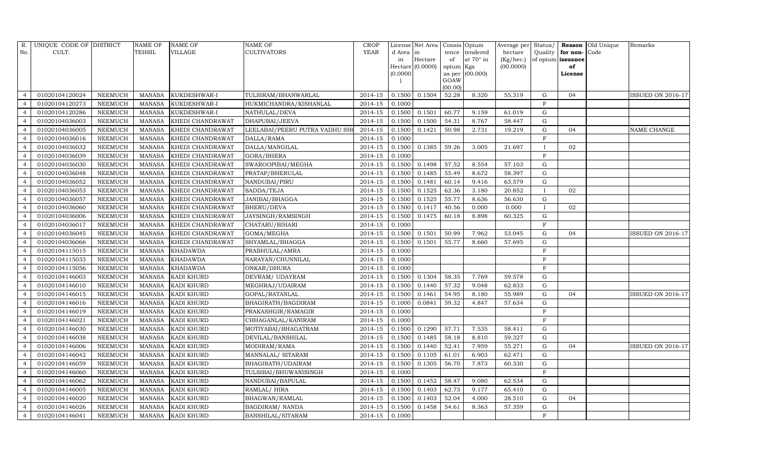| R. No. | UNIQUE CODE OF CULT. | DISTRICT | NAME OF TEHSIL | NAME OF VILLAGE | NAME OF CULTIVATORS | CROP YEAR | License d Area in Hectare (0.0000) | Net Area in Hectare (0.0000) | Consis tence of opium as per GOAW (00.00) | Opium tendered at 70° in Kgs (00.000) | Average per hectare (Kg/hec.) (00.0000) | Status/ Quality of opium | Reason for non-issuance of License | Old Unique Code | Remarks |
|---|---|---|---|---|---|---|---|---|---|---|---|---|---|---|---|
| 4 | 01020104120024 | NEEMUCH | MANASA | KUKDESHWAR-I | TULSIRAM/BHANWARLAL | 2014-15 | 0.1500 | 0.1504 | 52.28 | 8.320 | 55.319 | G | 04 | | ISSUED ON 2016-17 |
| 4 | 01020104120273 | NEEMUCH | MANASA | KUKDESHWAR-I | HUKMICHANDRA/KISHANLAL | 2014-15 | 0.1000 | | | | | F | | | |
| 4 | 01020104120286 | NEEMUCH | MANASA | KUKDESHWAR-I | NATHULAL/DEVA | 2014-15 | 0.1500 | 0.1501 | 60.77 | 9.159 | 61.019 | G | | | |
| 4 | 01020104036003 | NEEMUCH | MANASA | KHEDI CHANDRAWAT | DHAPUBAI/JEEVA | 2014-15 | 0.1500 | 0.1500 | 54.31 | 8.767 | 58.447 | G | | | |
| 4 | 01020104036005 | NEEMUCH | MANASA | KHEDI CHANDRAWAT | LEELABAI/PEERU PUTRA VADHU SH( | 2014-15 | 0.1500 | 0.1421 | 50.98 | 2.731 | 19.219 | G | 04 | | NAME CHANGE |
| 4 | 01020104036016 | NEEMUCH | MANASA | KHEDI CHANDRAWAT | DALLA/RAMA | 2014-15 | 0.1000 | | | | | F | | | |
| 4 | 01020104036032 | NEEMUCH | MANASA | KHEDI CHANDRAWAT | DALLA/MANGILAL | 2014-15 | 0.1500 | 0.1385 | 59.26 | 3.005 | 21.697 | I | 02 | | |
| 4 | 01020104036039 | NEEMUCH | MANASA | KHEDI CHANDRAWAT | GORA/BHERA | 2014-15 | 0.1000 | | | | | F | | | |
| 4 | 01020104036030 | NEEMUCH | MANASA | KHEDI CHANDRAWAT | SWAROOPIBAI/MEGHA | 2014-15 | 0.1500 | 0.1498 | 57.52 | 8.554 | 57.103 | G | | | |
| 4 | 01020104036048 | NEEMUCH | MANASA | KHEDI CHANDRAWAT | PRATAP/BHERULAL | 2014-15 | 0.1500 | 0.1485 | 55.49 | 8.672 | 58.397 | G | | | |
| 4 | 01020104036052 | NEEMUCH | MANASA | KHEDI CHANDRAWAT | NANDUBAI/PIRU | 2014-15 | 0.1500 | 0.1481 | 60.14 | 9.416 | 63.579 | G | | | |
| 4 | 01020104036053 | NEEMUCH | MANASA | KHEDI CHANDRAWAT | SADDA/TEJA | 2014-15 | 0.1500 | 0.1525 | 62.36 | 3.180 | 20.852 | I | 02 | | |
| 4 | 01020104036057 | NEEMUCH | MANASA | KHEDI CHANDRAWAT | JANIBAI/BHAGGA | 2014-15 | 0.1500 | 0.1525 | 55.77 | 8.636 | 56.630 | G | | | |
| 4 | 01020104036060 | NEEMUCH | MANASA | KHEDI CHANDRAWAT | BHERU/DEVA | 2014-15 | 0.1500 | 0.1417 | 40.56 | 0.000 | 0.000 | I | 02 | | |
| 4 | 01020104036006 | NEEMUCH | MANASA | KHEDI CHANDRAWAT | JAYSINGH/RAMSINGH | 2014-15 | 0.1500 | 0.1475 | 60.18 | 8.898 | 60.325 | G | | | |
| 4 | 01020104036017 | NEEMUCH | MANASA | KHEDI CHANDRAWAT | CHATARU/BIHARI | 2014-15 | 0.1000 | | | | | F | | | |
| 4 | 01020104036045 | NEEMUCH | MANASA | KHEDI CHANDRAWAT | GOMA/MEGHA | 2014-15 | 0.1500 | 0.1501 | 50.99 | 7.962 | 53.045 | G | 04 | | ISSUED ON 2016-17 |
| 4 | 01020104036066 | NEEMUCH | MANASA | KHEDI CHANDRAWAT | SHYAMLAL/BHAGGA | 2014-15 | 0.1500 | 0.1501 | 55.77 | 8.660 | 57.695 | G | | | |
| 4 | 01020104115015 | NEEMUCH | MANASA | KHADAWDA | PRABHULAL/AMRA | 2014-15 | 0.1000 | | | | | F | | | |
| 4 | 01020104115033 | NEEMUCH | MANASA | KHADAWDA | NARAYAN/CHUNNILAL | 2014-15 | 0.1000 | | | | | F | | | |
| 4 | 01020104115056 | NEEMUCH | MANASA | KHADAWDA | ONKAR/DHURA | 2014-15 | 0.1000 | | | | | F | | | |
| 4 | 01020104146003 | NEEMUCH | MANASA | KADI KHURD | DEVRAM/ UDAYRAM | 2014-15 | 0.1500 | 0.1304 | 58.35 | 7.769 | 59.578 | G | | | |
| 4 | 01020104146010 | NEEMUCH | MANASA | KADI KHURD | MEGHRAJ/UDAIRAM | 2014-15 | 0.1500 | 0.1440 | 57.32 | 9.048 | 62.833 | G | | | |
| 4 | 01020104146015 | NEEMUCH | MANASA | KADI KHURD | GOPAL/RATANLAL | 2014-15 | 0.1500 | 0.1461 | 54.95 | 8.180 | 55.989 | G | 04 | | ISSUED ON 2016-17 |
| 4 | 01020104146016 | NEEMUCH | MANASA | KADI KHURD | BHAGIRATH/BAGDIRAM | 2014-15 | 0.1000 | 0.0841 | 59.32 | 4.847 | 57.634 | G | | | |
| 4 | 01020104146019 | NEEMUCH | MANASA | KADI KHURD | PRAKASHGIR/RAMAGIR | 2014-15 | 0.1000 | | | | | F | | | |
| 4 | 01020104146021 | NEEMUCH | MANASA | KADI KHURD | CHHAGANLAL/KANIRAM | 2014-15 | 0.1000 | | | | | F | | | |
| 4 | 01020104146030 | NEEMUCH | MANASA | KADI KHURD | MOTIYABAI/BHAGATRAM | 2014-15 | 0.1500 | 0.1290 | 57.71 | 7.535 | 58.411 | G | | | |
| 4 | 01020104146038 | NEEMUCH | MANASA | KADI KHURD | DEVILAL/BANSHILAL | 2014-15 | 0.1500 | 0.1485 | 58.18 | 8.810 | 59.327 | G | | | |
| 4 | 01020104146006 | NEEMUCH | MANASA | KADI KHURD | MODIRAM/RAMA | 2014-15 | 0.1500 | 0.1440 | 52.41 | 7.959 | 55.271 | G | 04 | | ISSUED ON 2016-17 |
| 4 | 01020104146042 | NEEMUCH | MANASA | KADI KHURD | MANNALAL/ SITARAM | 2014-15 | 0.1500 | 0.1105 | 61.01 | 6.903 | 62.471 | G | | | |
| 4 | 01020104146059 | NEEMUCH | MANASA | KADI KHURD | BHAGIRATH/UDAIRAM | 2014-15 | 0.1500 | 0.1305 | 56.70 | 7.873 | 60.330 | G | | | |
| 4 | 01020104146060 | NEEMUCH | MANASA | KADI KHURD | TULSIBAI/BHUWANISINGH | 2014-15 | 0.1000 | | | | | F | | | |
| 4 | 01020104146062 | NEEMUCH | MANASA | KADI KHURD | NANDUBAI/BAPULAL | 2014-15 | 0.1500 | 0.1452 | 58.47 | 9.080 | 62.534 | G | | | |
| 4 | 01020104146005 | NEEMUCH | MANASA | KADI KHURD | RAMLAL/ HIRA | 2014-15 | 0.1500 | 0.1403 | 62.73 | 9.177 | 65.410 | G | | | |
| 4 | 01020104146020 | NEEMUCH | MANASA | KADI KHURD | BHAGWAN/RAMLAL | 2014-15 | 0.1500 | 0.1403 | 52.04 | 4.000 | 28.510 | G | 04 | | |
| 4 | 01020104146026 | NEEMUCH | MANASA | KADI KHURD | BAGDIRAM/ NANDA | 2014-15 | 0.1500 | 0.1458 | 54.61 | 8.363 | 57.359 | G | | | |
| 4 | 01020104146041 | NEEMUCH | MANASA | KADI KHURD | BANSHILAL/SITARAM | 2014-15 | 0.1000 | | | | | F | | | |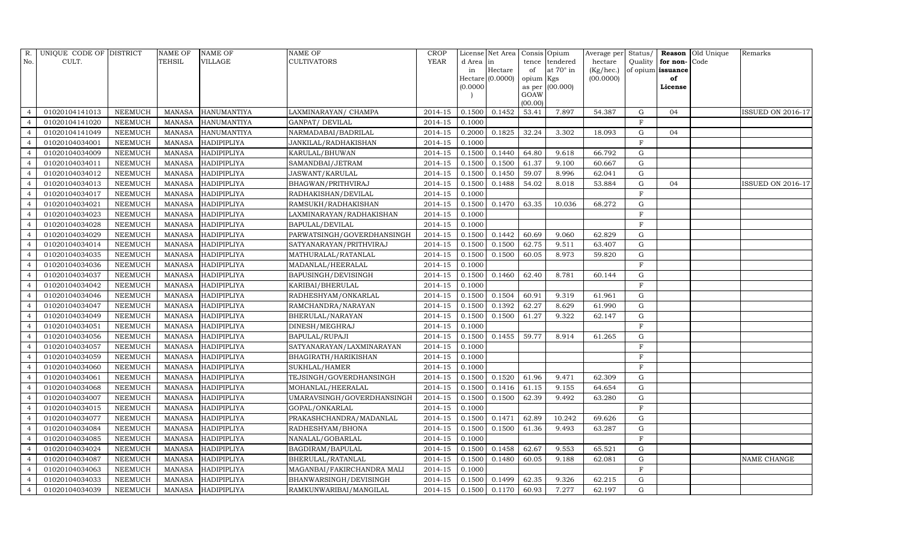| R. No. | UNIQUE CODE OF CULT. | DISTRICT | NAME OF TEHSIL | NAME OF VILLAGE | NAME OF CULTIVATORS | CROP YEAR | License d Area in Hectare (0.0000) | Net Area in Hectare (0.0000) | Consis tence of opium as per GOAW (00.00) | Opium tendered at 70° in Kgs (00.000) | Average per hectare (Kg/hec.) (00.0000) | Status/ Quality of opium | Reason for non-issuance of License | Old Unique Code | Remarks |
|---|---|---|---|---|---|---|---|---|---|---|---|---|---|---|---|
| 4 | 01020104141013 | NEEMUCH | MANASA | HANUMANTIYA | LAXMINARAYAN/ CHAMPA | 2014-15 | 0.1500 | 0.1452 | 53.41 | 7.897 | 54.387 | G | 04 | | ISSUED ON 2016-17 |
| 4 | 01020104141020 | NEEMUCH | MANASA | HANUMANTIYA | GANPAT/ DEVILAL | 2014-15 | 0.1000 | | | | | F | | | |
| 4 | 01020104141049 | NEEMUCH | MANASA | HANUMANTIYA | NARMADABAI/BADRILAL | 2014-15 | 0.2000 | 0.1825 | 32.24 | 3.302 | 18.093 | G | 04 | | |
| 4 | 01020104034001 | NEEMUCH | MANASA | HADIPIPLIYA | JANKILAL/RADHAKISHAN | 2014-15 | 0.1000 | | | | | F | | | |
| 4 | 01020104034009 | NEEMUCH | MANASA | HADIPIPLIYA | KARULAL/BHUWAN | 2014-15 | 0.1500 | 0.1440 | 64.80 | 9.618 | 66.792 | G | | | |
| 4 | 01020104034011 | NEEMUCH | MANASA | HADIPIPLIYA | SAMANDBAI/JETRAM | 2014-15 | 0.1500 | 0.1500 | 61.37 | 9.100 | 60.667 | G | | | |
| 4 | 01020104034012 | NEEMUCH | MANASA | HADIPIPLIYA | JASWANT/KARULAL | 2014-15 | 0.1500 | 0.1450 | 59.07 | 8.996 | 62.041 | G | | | |
| 4 | 01020104034013 | NEEMUCH | MANASA | HADIPIPLIYA | BHAGWAN/PRITHVIRAJ | 2014-15 | 0.1500 | 0.1488 | 54.02 | 8.018 | 53.884 | G | 04 | | ISSUED ON 2016-17 |
| 4 | 01020104034017 | NEEMUCH | MANASA | HADIPIPLIYA | RADHAKISHAN/DEVILAL | 2014-15 | 0.1000 | | | | | F | | | |
| 4 | 01020104034021 | NEEMUCH | MANASA | HADIPIPLIYA | RAMSUKH/RADHAKISHAN | 2014-15 | 0.1500 | 0.1470 | 63.35 | 10.036 | 68.272 | G | | | |
| 4 | 01020104034023 | NEEMUCH | MANASA | HADIPIPLIYA | LAXMINARAYAN/RADHAKISHAN | 2014-15 | 0.1000 | | | | | F | | | |
| 4 | 01020104034028 | NEEMUCH | MANASA | HADIPIPLIYA | BAPULAL/DEVILAL | 2014-15 | 0.1000 | | | | | F | | | |
| 4 | 01020104034029 | NEEMUCH | MANASA | HADIPIPLIYA | PARWATSINGH/GOVERDHANSINGH | 2014-15 | 0.1500 | 0.1442 | 60.69 | 9.060 | 62.829 | G | | | |
| 4 | 01020104034014 | NEEMUCH | MANASA | HADIPIPLIYA | SATYANARAYAN/PRITHVIRAJ | 2014-15 | 0.1500 | 0.1500 | 62.75 | 9.511 | 63.407 | G | | | |
| 4 | 01020104034035 | NEEMUCH | MANASA | HADIPIPLIYA | MATHURALAL/RATANLAL | 2014-15 | 0.1500 | 0.1500 | 60.05 | 8.973 | 59.820 | G | | | |
| 4 | 01020104034036 | NEEMUCH | MANASA | HADIPIPLIYA | MADANLAL/HEERALAL | 2014-15 | 0.1000 | | | | | F | | | |
| 4 | 01020104034037 | NEEMUCH | MANASA | HADIPIPLIYA | BAPUSINGH/DEVISINGH | 2014-15 | 0.1500 | 0.1460 | 62.40 | 8.781 | 60.144 | G | | | |
| 4 | 01020104034042 | NEEMUCH | MANASA | HADIPIPLIYA | KARIBAI/BHERULAL | 2014-15 | 0.1000 | | | | | F | | | |
| 4 | 01020104034046 | NEEMUCH | MANASA | HADIPIPLIYA | RADHESHYAM/ONKARLAL | 2014-15 | 0.1500 | 0.1504 | 60.91 | 9.319 | 61.961 | G | | | |
| 4 | 01020104034047 | NEEMUCH | MANASA | HADIPIPLIYA | RAMCHANDRA/NARAYAN | 2014-15 | 0.1500 | 0.1392 | 62.27 | 8.629 | 61.990 | G | | | |
| 4 | 01020104034049 | NEEMUCH | MANASA | HADIPIPLIYA | BHERULAL/NARAYAN | 2014-15 | 0.1500 | 0.1500 | 61.27 | 9.322 | 62.147 | G | | | |
| 4 | 01020104034051 | NEEMUCH | MANASA | HADIPIPLIYA | DINESH/MEGHRAJ | 2014-15 | 0.1000 | | | | | F | | | |
| 4 | 01020104034056 | NEEMUCH | MANASA | HADIPIPLIYA | BAPULAL/RUPAJI | 2014-15 | 0.1500 | 0.1455 | 59.77 | 8.914 | 61.265 | G | | | |
| 4 | 01020104034057 | NEEMUCH | MANASA | HADIPIPLIYA | SATYANARAYAN/LAXMINARAYAN | 2014-15 | 0.1000 | | | | | F | | | |
| 4 | 01020104034059 | NEEMUCH | MANASA | HADIPIPLIYA | BHAGIRATH/HARIKISHAN | 2014-15 | 0.1000 | | | | | F | | | |
| 4 | 01020104034060 | NEEMUCH | MANASA | HADIPIPLIYA | SUKHLAL/HAMER | 2014-15 | 0.1000 | | | | | F | | | |
| 4 | 01020104034061 | NEEMUCH | MANASA | HADIPIPLIYA | TEJSINGH/GOVERDHANSINGH | 2014-15 | 0.1500 | 0.1520 | 61.96 | 9.471 | 62.309 | G | | | |
| 4 | 01020104034068 | NEEMUCH | MANASA | HADIPIPLIYA | MOHANLAL/HEERALAL | 2014-15 | 0.1500 | 0.1416 | 61.15 | 9.155 | 64.654 | G | | | |
| 4 | 01020104034007 | NEEMUCH | MANASA | HADIPIPLIYA | UMARAVSINGH/GOVERDHANSINGH | 2014-15 | 0.1500 | 0.1500 | 62.39 | 9.492 | 63.280 | G | | | |
| 4 | 01020104034015 | NEEMUCH | MANASA | HADIPIPLIYA | GOPAL/ONKARLAL | 2014-15 | 0.1000 | | | | | F | | | |
| 4 | 01020104034077 | NEEMUCH | MANASA | HADIPIPLIYA | PRAKASHCHANDRA/MADANLAL | 2014-15 | 0.1500 | 0.1471 | 62.89 | 10.242 | 69.626 | G | | | |
| 4 | 01020104034084 | NEEMUCH | MANASA | HADIPIPLIYA | RADHESHYAM/BHONA | 2014-15 | 0.1500 | 0.1500 | 61.36 | 9.493 | 63.287 | G | | | |
| 4 | 01020104034085 | NEEMUCH | MANASA | HADIPIPLIYA | NANALAL/GOBARLAL | 2014-15 | 0.1000 | | | | | F | | | |
| 4 | 01020104034024 | NEEMUCH | MANASA | HADIPIPLIYA | BAGDIRAM/BAPULAL | 2014-15 | 0.1500 | 0.1458 | 62.67 | 9.553 | 65.521 | G | | | |
| 4 | 01020104034087 | NEEMUCH | MANASA | HADIPIPLIYA | BHERULAL/RATANLAL | 2014-15 | 0.1500 | 0.1480 | 60.05 | 9.188 | 62.081 | G | | | NAME CHANGE |
| 4 | 01020104034063 | NEEMUCH | MANASA | HADIPIPLIYA | MAGANBAI/FAKIRCHANDRA MALI | 2014-15 | 0.1000 | | | | | F | | | |
| 4 | 01020104034033 | NEEMUCH | MANASA | HADIPIPLIYA | BHANWARSINGH/DEVISINGH | 2014-15 | 0.1500 | 0.1499 | 62.35 | 9.326 | 62.215 | G | | | |
| 4 | 01020104034039 | NEEMUCH | MANASA | HADIPIPLIYA | RAMKUNWARIBAI/MANGILAL | 2014-15 | 0.1500 | 0.1170 | 60.93 | 7.277 | 62.197 | G | | | |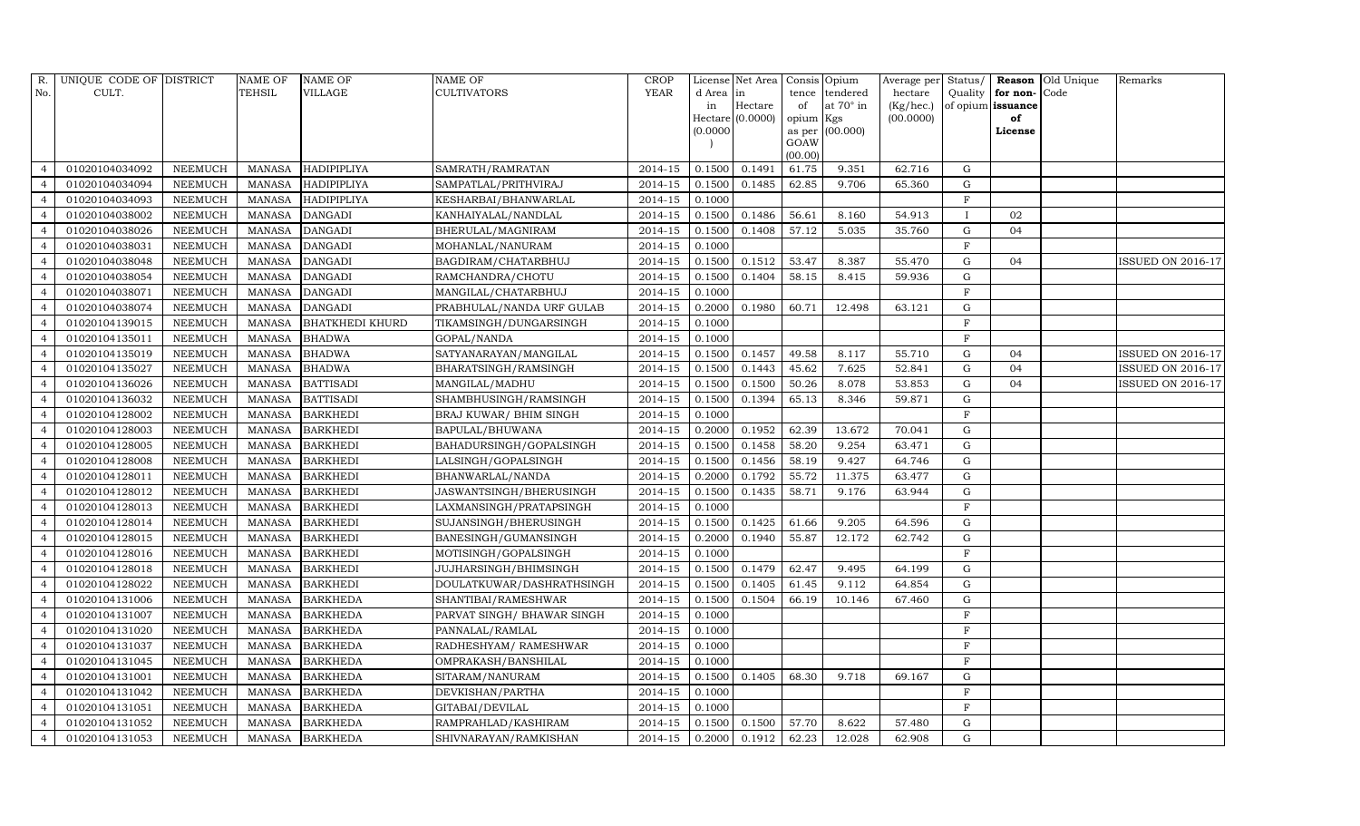| R. No. | UNIQUE CODE OF CULT. | DISTRICT | NAME OF TEHSIL | NAME OF VILLAGE | NAME OF CULTIVATORS | CROP YEAR | License d Area in Hectare (0.0000) | Net Area in Hectare (0.0000) | Consis tence of opium as per GOAW (00.00) | Opium tendered at 70° in Kgs (00.000) | Average per hectare (Kg/hec.) (00.0000) | Status/ Quality of opium | Reason for non- issuance of License | Old Unique Code | Remarks |
|---|---|---|---|---|---|---|---|---|---|---|---|---|---|---|---|
| 4 | 01020104034092 | NEEMUCH | MANASA | HADIPIPLIYA | SAMRATH/RAMRATAN | 2014-15 | 0.1500 | 0.1491 | 61.75 | 9.351 | 62.716 | G | | | |
| 4 | 01020104034094 | NEEMUCH | MANASA | HADIPIPLIYA | SAMPATLAL/PRITHVIRAJ | 2014-15 | 0.1500 | 0.1485 | 62.85 | 9.706 | 65.360 | G | | | |
| 4 | 01020104034093 | NEEMUCH | MANASA | HADIPIPLIYA | KESHARBAI/BHANWARLAL | 2014-15 | 0.1000 | | | | | F | | | |
| 4 | 01020104038002 | NEEMUCH | MANASA | DANGADI | KANHAIYALAL/NANDLAL | 2014-15 | 0.1500 | 0.1486 | 56.61 | 8.160 | 54.913 | I | 02 | | |
| 4 | 01020104038026 | NEEMUCH | MANASA | DANGADI | BHERULAL/MAGNIRAM | 2014-15 | 0.1500 | 0.1408 | 57.12 | 5.035 | 35.760 | G | 04 | | |
| 4 | 01020104038031 | NEEMUCH | MANASA | DANGADI | MOHANLAL/NANURAM | 2014-15 | 0.1000 | | | | | F | | | |
| 4 | 01020104038048 | NEEMUCH | MANASA | DANGADI | BAGDIRAM/CHATARBHUJ | 2014-15 | 0.1500 | 0.1512 | 53.47 | 8.387 | 55.470 | G | 04 | | ISSUED ON 2016-17 |
| 4 | 01020104038054 | NEEMUCH | MANASA | DANGADI | RAMCHANDRA/CHOTU | 2014-15 | 0.1500 | 0.1404 | 58.15 | 8.415 | 59.936 | G | | | |
| 4 | 01020104038071 | NEEMUCH | MANASA | DANGADI | MANGILAL/CHATARBHUJ | 2014-15 | 0.1000 | | | | | F | | | |
| 4 | 01020104038074 | NEEMUCH | MANASA | DANGADI | PRABHULAL/NANDA URF GULAB | 2014-15 | 0.2000 | 0.1980 | 60.71 | 12.498 | 63.121 | G | | | |
| 4 | 01020104139015 | NEEMUCH | MANASA | BHATKHEDI KHURD | TIKAMSINGH/DUNGARSINGH | 2014-15 | 0.1000 | | | | | F | | | |
| 4 | 01020104135011 | NEEMUCH | MANASA | BHADWA | GOPAL/NANDA | 2014-15 | 0.1000 | | | | | F | | | |
| 4 | 01020104135019 | NEEMUCH | MANASA | BHADWA | SATYANARAYAN/MANGILAL | 2014-15 | 0.1500 | 0.1457 | 49.58 | 8.117 | 55.710 | G | 04 | | ISSUED ON 2016-17 |
| 4 | 01020104135027 | NEEMUCH | MANASA | BHADWA | BHARATSINGH/RAMSINGH | 2014-15 | 0.1500 | 0.1443 | 45.62 | 7.625 | 52.841 | G | 04 | | ISSUED ON 2016-17 |
| 4 | 01020104136026 | NEEMUCH | MANASA | BATTISADI | MANGILAL/MADHU | 2014-15 | 0.1500 | 0.1500 | 50.26 | 8.078 | 53.853 | G | 04 | | ISSUED ON 2016-17 |
| 4 | 01020104136032 | NEEMUCH | MANASA | BATTISADI | SHAMBHUSINGH/RAMSINGH | 2014-15 | 0.1500 | 0.1394 | 65.13 | 8.346 | 59.871 | G | | | |
| 4 | 01020104128002 | NEEMUCH | MANASA | BARKHEDI | BRAJ KUWAR/ BHIM SINGH | 2014-15 | 0.1000 | | | | | F | | | |
| 4 | 01020104128003 | NEEMUCH | MANASA | BARKHEDI | BAPULAL/BHUWANA | 2014-15 | 0.2000 | 0.1952 | 62.39 | 13.672 | 70.041 | G | | | |
| 4 | 01020104128005 | NEEMUCH | MANASA | BARKHEDI | BAHADURSINGH/GOPALSINGH | 2014-15 | 0.1500 | 0.1458 | 58.20 | 9.254 | 63.471 | G | | | |
| 4 | 01020104128008 | NEEMUCH | MANASA | BARKHEDI | LALSINGH/GOPALSINGH | 2014-15 | 0.1500 | 0.1456 | 58.19 | 9.427 | 64.746 | G | | | |
| 4 | 01020104128011 | NEEMUCH | MANASA | BARKHEDI | BHANWARLAL/NANDA | 2014-15 | 0.2000 | 0.1792 | 55.72 | 11.375 | 63.477 | G | | | |
| 4 | 01020104128012 | NEEMUCH | MANASA | BARKHEDI | JASWANTSINGH/BHERUSINGH | 2014-15 | 0.1500 | 0.1435 | 58.71 | 9.176 | 63.944 | G | | | |
| 4 | 01020104128013 | NEEMUCH | MANASA | BARKHEDI | LAXMANSINGH/PRATAPSINGH | 2014-15 | 0.1000 | | | | | F | | | |
| 4 | 01020104128014 | NEEMUCH | MANASA | BARKHEDI | SUJANSINGH/BHERUSINGH | 2014-15 | 0.1500 | 0.1425 | 61.66 | 9.205 | 64.596 | G | | | |
| 4 | 01020104128015 | NEEMUCH | MANASA | BARKHEDI | BANESINGH/GUMANSINGH | 2014-15 | 0.2000 | 0.1940 | 55.87 | 12.172 | 62.742 | G | | | |
| 4 | 01020104128016 | NEEMUCH | MANASA | BARKHEDI | MOTISINGH/GOPALSINGH | 2014-15 | 0.1000 | | | | | F | | | |
| 4 | 01020104128018 | NEEMUCH | MANASA | BARKHEDI | JUJHARSINGH/BHIMSINGH | 2014-15 | 0.1500 | 0.1479 | 62.47 | 9.495 | 64.199 | G | | | |
| 4 | 01020104128022 | NEEMUCH | MANASA | BARKHEDI | DOULATKUWAR/DASHRATHSINGH | 2014-15 | 0.1500 | 0.1405 | 61.45 | 9.112 | 64.854 | G | | | |
| 4 | 01020104131006 | NEEMUCH | MANASA | BARKHEDA | SHANTIBAI/RAMESHWAR | 2014-15 | 0.1500 | 0.1504 | 66.19 | 10.146 | 67.460 | G | | | |
| 4 | 01020104131007 | NEEMUCH | MANASA | BARKHEDA | PARVAT SINGH/ BHAWAR SINGH | 2014-15 | 0.1000 | | | | | F | | | |
| 4 | 01020104131020 | NEEMUCH | MANASA | BARKHEDA | PANNALAL/RAMLAL | 2014-15 | 0.1000 | | | | | F | | | |
| 4 | 01020104131037 | NEEMUCH | MANASA | BARKHEDA | RADHESHYAM/ RAMESHWAR | 2014-15 | 0.1000 | | | | | F | | | |
| 4 | 01020104131045 | NEEMUCH | MANASA | BARKHEDA | OMPRAKASH/BANSHILAL | 2014-15 | 0.1000 | | | | | F | | | |
| 4 | 01020104131001 | NEEMUCH | MANASA | BARKHEDA | SITARAM/NANURAM | 2014-15 | 0.1500 | 0.1405 | 68.30 | 9.718 | 69.167 | G | | | |
| 4 | 01020104131042 | NEEMUCH | MANASA | BARKHEDA | DEVKISHAN/PARTHA | 2014-15 | 0.1000 | | | | | F | | | |
| 4 | 01020104131051 | NEEMUCH | MANASA | BARKHEDA | GITABAI/DEVILAL | 2014-15 | 0.1000 | | | | | F | | | |
| 4 | 01020104131052 | NEEMUCH | MANASA | BARKHEDA | RAMPRAHLAD/KASHIRAM | 2014-15 | 0.1500 | 0.1500 | 57.70 | 8.622 | 57.480 | G | | | |
| 4 | 01020104131053 | NEEMUCH | MANASA | BARKHEDA | SHIVNARAYAN/RAMKISHAN | 2014-15 | 0.2000 | 0.1912 | 62.23 | 12.028 | 62.908 | G | | | |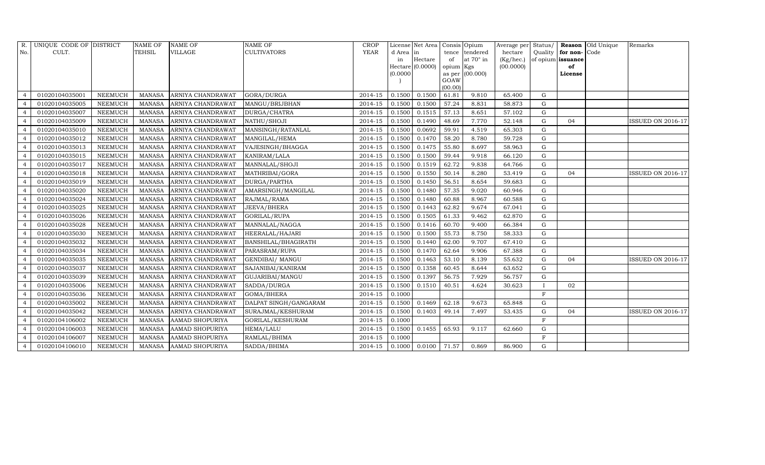| R. No. | UNIQUE CODE OF CULT. | DISTRICT | NAME OF TEHSIL | NAME OF VILLAGE | NAME OF CULTIVATORS | CROP YEAR | License d Area in Hectare (0.0000) | Net Area in Hectare (0.0000) | Consis tence of opium as per GOAW (00.00) | Opium tendered at 70° in Kgs (00.000) | Average per hectare (Kg/hec.) (00.0000) | Status/ Quality of opium | Reason for non- issuance of License | Old Unique Code | Remarks |
|---|---|---|---|---|---|---|---|---|---|---|---|---|---|---|---|
| 4 | 01020104035001 | NEEMUCH | MANASA | ARNIYA CHANDRAWAT | GORA/DURGA | 2014-15 | 0.1500 | 0.1500 | 61.81 | 9.810 | 65.400 | G | | | |
| 4 | 01020104035005 | NEEMUCH | MANASA | ARNIYA CHANDRAWAT | MANGU/BRIJBHAN | 2014-15 | 0.1500 | 0.1500 | 57.24 | 8.831 | 58.873 | G | | | |
| 4 | 01020104035007 | NEEMUCH | MANASA | ARNIYA CHANDRAWAT | DURGA/CHATRA | 2014-15 | 0.1500 | 0.1515 | 57.13 | 8.651 | 57.102 | G | | | |
| 4 | 01020104035009 | NEEMUCH | MANASA | ARNIYA CHANDRAWAT | NATHU/SHOJI | 2014-15 | 0.1500 | 0.1490 | 48.69 | 7.770 | 52.148 | G | 04 | | ISSUED ON 2016-17 |
| 4 | 01020104035010 | NEEMUCH | MANASA | ARNIYA CHANDRAWAT | MANSINGH/RATANLAL | 2014-15 | 0.1500 | 0.0692 | 59.91 | 4.519 | 65.303 | G | | | |
| 4 | 01020104035012 | NEEMUCH | MANASA | ARNIYA CHANDRAWAT | MANGILAL/HEMA | 2014-15 | 0.1500 | 0.1470 | 58.20 | 8.780 | 59.728 | G | | | |
| 4 | 01020104035013 | NEEMUCH | MANASA | ARNIYA CHANDRAWAT | VAJESINGH/BHAGGA | 2014-15 | 0.1500 | 0.1475 | 55.80 | 8.697 | 58.963 | G | | | |
| 4 | 01020104035015 | NEEMUCH | MANASA | ARNIYA CHANDRAWAT | KANIRAM/LALA | 2014-15 | 0.1500 | 0.1500 | 59.44 | 9.918 | 66.120 | G | | | |
| 4 | 01020104035017 | NEEMUCH | MANASA | ARNIYA CHANDRAWAT | MANNALAL/SHOJI | 2014-15 | 0.1500 | 0.1519 | 62.72 | 9.838 | 64.766 | G | | | |
| 4 | 01020104035018 | NEEMUCH | MANASA | ARNIYA CHANDRAWAT | MATHRIBAI/GORA | 2014-15 | 0.1500 | 0.1550 | 50.14 | 8.280 | 53.419 | G | 04 | | ISSUED ON 2016-17 |
| 4 | 01020104035019 | NEEMUCH | MANASA | ARNIYA CHANDRAWAT | DURGA/PARTHA | 2014-15 | 0.1500 | 0.1450 | 56.51 | 8.654 | 59.683 | G | | | |
| 4 | 01020104035020 | NEEMUCH | MANASA | ARNIYA CHANDRAWAT | AMARSINGH/MANGILAL | 2014-15 | 0.1500 | 0.1480 | 57.35 | 9.020 | 60.946 | G | | | |
| 4 | 01020104035024 | NEEMUCH | MANASA | ARNIYA CHANDRAWAT | RAJMAL/RAMA | 2014-15 | 0.1500 | 0.1480 | 60.88 | 8.967 | 60.588 | G | | | |
| 4 | 01020104035025 | NEEMUCH | MANASA | ARNIYA CHANDRAWAT | JEEVA/BHERA | 2014-15 | 0.1500 | 0.1443 | 62.82 | 9.674 | 67.041 | G | | | |
| 4 | 01020104035026 | NEEMUCH | MANASA | ARNIYA CHANDRAWAT | GORILAL/RUPA | 2014-15 | 0.1500 | 0.1505 | 61.33 | 9.462 | 62.870 | G | | | |
| 4 | 01020104035028 | NEEMUCH | MANASA | ARNIYA CHANDRAWAT | MANNALAL/NAGGA | 2014-15 | 0.1500 | 0.1416 | 60.70 | 9.400 | 66.384 | G | | | |
| 4 | 01020104035030 | NEEMUCH | MANASA | ARNIYA CHANDRAWAT | HEERALAL/HAJARI | 2014-15 | 0.1500 | 0.1500 | 55.73 | 8.750 | 58.333 | G | | | |
| 4 | 01020104035032 | NEEMUCH | MANASA | ARNIYA CHANDRAWAT | BANSHILAL/BHAGIRATH | 2014-15 | 0.1500 | 0.1440 | 62.00 | 9.707 | 67.410 | G | | | |
| 4 | 01020104035034 | NEEMUCH | MANASA | ARNIYA CHANDRAWAT | PARASRAM/RUPA | 2014-15 | 0.1500 | 0.1470 | 62.64 | 9.906 | 67.388 | G | | | |
| 4 | 01020104035035 | NEEMUCH | MANASA | ARNIYA CHANDRAWAT | GENDIBAI/ MANGU | 2014-15 | 0.1500 | 0.1463 | 53.10 | 8.139 | 55.632 | G | 04 | | ISSUED ON 2016-17 |
| 4 | 01020104035037 | NEEMUCH | MANASA | ARNIYA CHANDRAWAT | SAJANIBAI/KANIRAM | 2014-15 | 0.1500 | 0.1358 | 60.45 | 8.644 | 63.652 | G | | | |
| 4 | 01020104035039 | NEEMUCH | MANASA | ARNIYA CHANDRAWAT | GUJARIBAI/MANGU | 2014-15 | 0.1500 | 0.1397 | 56.75 | 7.929 | 56.757 | G | | | |
| 4 | 01020104035006 | NEEMUCH | MANASA | ARNIYA CHANDRAWAT | SADDA/DURGA | 2014-15 | 0.1500 | 0.1510 | 40.51 | 4.624 | 30.623 | I | 02 | | |
| 4 | 01020104035036 | NEEMUCH | MANASA | ARNIYA CHANDRAWAT | GOMA/BHERA | 2014-15 | 0.1000 | | | | | F | | | |
| 4 | 01020104035002 | NEEMUCH | MANASA | ARNIYA CHANDRAWAT | DALPAT SINGH/GANGARAM | 2014-15 | 0.1500 | 0.1469 | 62.18 | 9.673 | 65.848 | G | | | |
| 4 | 01020104035042 | NEEMUCH | MANASA | ARNIYA CHANDRAWAT | SURAJMAL/KESHURAM | 2014-15 | 0.1500 | 0.1403 | 49.14 | 7.497 | 53.435 | G | 04 | | ISSUED ON 2016-17 |
| 4 | 01020104106002 | NEEMUCH | MANASA | AAMAD SHOPURIYA | GORILAL/KESHURAM | 2014-15 | 0.1000 | | | | | F | | | |
| 4 | 01020104106003 | NEEMUCH | MANASA | AAMAD SHOPURIYA | HEMA/LALU | 2014-15 | 0.1500 | 0.1455 | 65.93 | 9.117 | 62.660 | G | | | |
| 4 | 01020104106007 | NEEMUCH | MANASA | AAMAD SHOPURIYA | RAMLAL/BHIMA | 2014-15 | 0.1000 | | | | | F | | | |
| 4 | 01020104106010 | NEEMUCH | MANASA | AAMAD SHOPURIYA | SADDA/BHIMA | 2014-15 | 0.1000 | 0.0100 | 71.57 | 0.869 | 86.900 | G | | | |